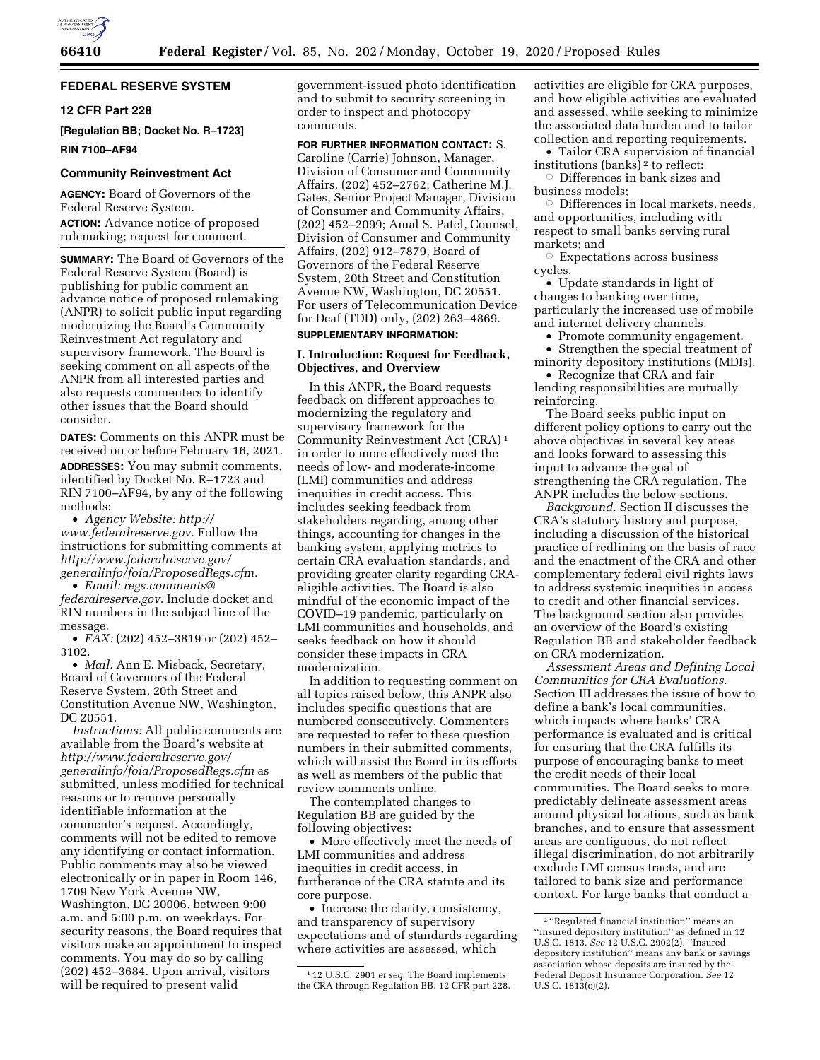## FEDERAL RESERVE SYSTEM

### 12 CFR Part 228

**[Regulation BB; Docket No. R–1723]**

**RIN 7100–AF94**

### Community Reinvestment Act

**AGENCY:** Board of Governors of the Federal Reserve System.

**ACTION:** Advance notice of proposed rulemaking; request for comment.

**SUMMARY:** The Board of Governors of the Federal Reserve System (Board) is publishing for public comment an advance notice of proposed rulemaking (ANPR) to solicit public input regarding modernizing the Board's Community Reinvestment Act regulatory and supervisory framework. The Board is seeking comment on all aspects of the ANPR from all interested parties and also requests commenters to identify other issues that the Board should consider.

**DATES:** Comments on this ANPR must be received on or before February 16, 2021.

**ADDRESSES:** You may submit comments, identified by Docket No. R–1723 and RIN 7100–AF94, by any of the following methods:

- *Agency Website: http://www.federalreserve.gov.* Follow the instructions for submitting comments at *http://www.federalreserve.gov/generalinfo/foia/ProposedRegs.cfm.*
- *Email: regs.comments@federalreserve.gov.* Include docket and RIN numbers in the subject line of the message.
- *FAX:* (202) 452–3819 or (202) 452–3102.
- *Mail:* Ann E. Misback, Secretary, Board of Governors of the Federal Reserve System, 20th Street and Constitution Avenue NW, Washington, DC 20551.

*Instructions:* All public comments are available from the Board's website at *http://www.federalreserve.gov/generalinfo/foia/ProposedRegs.cfm* as submitted, unless modified for technical reasons or to remove personally identifiable information at the commenter's request. Accordingly, comments will not be edited to remove any identifying or contact information. Public comments may also be viewed electronically or in paper in Room 146, 1709 New York Avenue NW, Washington, DC 20006, between 9:00 a.m. and 5:00 p.m. on weekdays. For security reasons, the Board requires that visitors make an appointment to inspect comments. You may do so by calling (202) 452–3684. Upon arrival, visitors will be required to present valid government-issued photo identification and to submit to security screening in order to inspect and photocopy comments.

**FOR FURTHER INFORMATION CONTACT:** S. Caroline (Carrie) Johnson, Manager, Division of Consumer and Community Affairs, (202) 452–2762; Catherine M.J. Gates, Senior Project Manager, Division of Consumer and Community Affairs, (202) 452–2099; Amal S. Patel, Counsel, Division of Consumer and Community Affairs, (202) 912–7879, Board of Governors of the Federal Reserve System, 20th Street and Constitution Avenue NW, Washington, DC 20551. For users of Telecommunication Device for Deaf (TDD) only, (202) 263–4869.

**SUPPLEMENTARY INFORMATION:**

### I. Introduction: Request for Feedback, Objectives, and Overview

In this ANPR, the Board requests feedback on different approaches to modernizing the regulatory and supervisory framework for the Community Reinvestment Act (CRA) [1] in order to more effectively meet the needs of low- and moderate-income (LMI) communities and address inequities in credit access. This includes seeking feedback from stakeholders regarding, among other things, accounting for changes in the banking system, applying metrics to certain CRA evaluation standards, and providing greater clarity regarding CRA-eligible activities. The Board is also mindful of the economic impact of the COVID–19 pandemic, particularly on LMI communities and households, and seeks feedback on how it should consider these impacts in CRA modernization.

In addition to requesting comment on all topics raised below, this ANPR also includes specific questions that are numbered consecutively. Commenters are requested to refer to these question numbers in their submitted comments, which will assist the Board in its efforts as well as members of the public that review comments online.

The contemplated changes to Regulation BB are guided by the following objectives:

- More effectively meet the needs of LMI communities and address inequities in credit access, in furtherance of the CRA statute and its core purpose.
- Increase the clarity, consistency, and transparency of supervisory expectations and of standards regarding where activities are assessed, which activities are eligible for CRA purposes, and how eligible activities are evaluated and assessed, while seeking to minimize the associated data burden and to tailor collection and reporting requirements.
- Tailor CRA supervision of financial institutions (banks) [2] to reflect:
  - Differences in bank sizes and business models;
  - Differences in local markets, needs, and opportunities, including with respect to small banks serving rural markets; and
  - Expectations across business cycles.
- Update standards in light of changes to banking over time, particularly the increased use of mobile and internet delivery channels.
- Promote community engagement.
- Strengthen the special treatment of minority depository institutions (MDIs).
- Recognize that CRA and fair lending responsibilities are mutually reinforcing.

The Board seeks public input on different policy options to carry out the above objectives in several key areas and looks forward to assessing this input to advance the goal of strengthening the CRA regulation. The ANPR includes the below sections.

*Background.* Section II discusses the CRA's statutory history and purpose, including a discussion of the historical practice of redlining on the basis of race and the enactment of the CRA and other complementary federal civil rights laws to address systemic inequities in access to credit and other financial services. The background section also provides an overview of the Board's existing Regulation BB and stakeholder feedback on CRA modernization.

*Assessment Areas and Defining Local Communities for CRA Evaluations.* Section III addresses the issue of how to define a bank's local communities, which impacts where banks' CRA performance is evaluated and is critical for ensuring that the CRA fulfills its purpose of encouraging banks to meet the credit needs of their local communities. The Board seeks to more predictably delineate assessment areas around physical locations, such as bank branches, and to ensure that assessment areas are contiguous, do not reflect illegal discrimination, do not arbitrarily exclude LMI census tracts, and are tailored to bank size and performance context. For large banks that conduct a

[1] 12 U.S.C. 2901 *et seq.* The Board implements the CRA through Regulation BB. 12 CFR part 228.

[2] "Regulated financial institution" means an "insured depository institution" as defined in 12 U.S.C. 1813. *See* 12 U.S.C. 2902(2). "Insured depository institution" means any bank or savings association whose deposits are insured by the Federal Deposit Insurance Corporation. *See* 12 U.S.C. 1813(c)(2).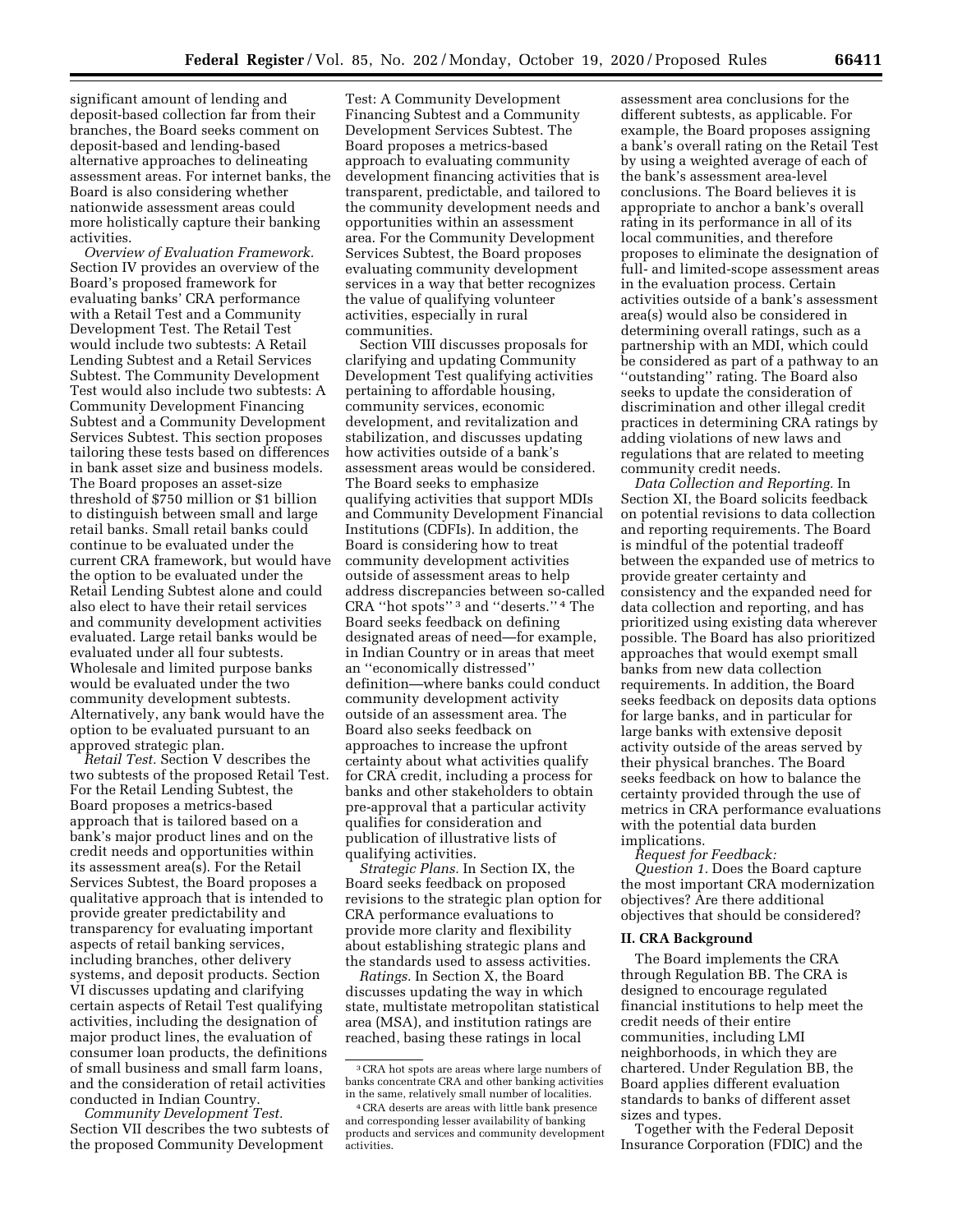significant amount of lending and deposit-based collection far from their branches, the Board seeks comment on deposit-based and lending-based alternative approaches to delineating assessment areas. For internet banks, the Board is also considering whether nationwide assessment areas could more holistically capture their banking activities.

*Overview of Evaluation Framework.* Section IV provides an overview of the Board's proposed framework for evaluating banks' CRA performance with a Retail Test and a Community Development Test. The Retail Test would include two subtests: A Retail Lending Subtest and a Retail Services Subtest. The Community Development Test would also include two subtests: A Community Development Financing Subtest and a Community Development Services Subtest. This section proposes tailoring these tests based on differences in bank asset size and business models. The Board proposes an asset-size threshold of $750 million or $1 billion to distinguish between small and large retail banks. Small retail banks could continue to be evaluated under the current CRA framework, but would have the option to be evaluated under the Retail Lending Subtest alone and could also elect to have their retail services and community development activities evaluated. Large retail banks would be evaluated under all four subtests. Wholesale and limited purpose banks would be evaluated under the two community development subtests. Alternatively, any bank would have the option to be evaluated pursuant to an approved strategic plan.

*Retail Test.* Section V describes the two subtests of the proposed Retail Test. For the Retail Lending Subtest, the Board proposes a metrics-based approach that is tailored based on a bank's major product lines and on the credit needs and opportunities within its assessment area(s). For the Retail Services Subtest, the Board proposes a qualitative approach that is intended to provide greater predictability and transparency for evaluating important aspects of retail banking services, including branches, other delivery systems, and deposit products. Section VI discusses updating and clarifying certain aspects of Retail Test qualifying activities, including the designation of major product lines, the evaluation of consumer loan products, the definitions of small business and small farm loans, and the consideration of retail activities conducted in Indian Country.

*Community Development Test.* Section VII describes the two subtests of the proposed Community Development Test: A Community Development Financing Subtest and a Community Development Services Subtest. The Board proposes a metrics-based approach to evaluating community development financing activities that is transparent, predictable, and tailored to the community development needs and opportunities within an assessment area. For the Community Development Services Subtest, the Board proposes evaluating community development services in a way that better recognizes the value of qualifying volunteer activities, especially in rural communities.

Section VIII discusses proposals for clarifying and updating Community Development Test qualifying activities pertaining to affordable housing, community services, economic development, and revitalization and stabilization, and discusses updating how activities outside of a bank's assessment areas would be considered. The Board seeks to emphasize qualifying activities that support MDIs and Community Development Financial Institutions (CDFIs). In addition, the Board is considering how to treat community development activities outside of assessment areas to help address discrepancies between so-called CRA "hot spots" [3] and "deserts." [4] The Board seeks feedback on defining designated areas of need—for example, in Indian Country or in areas that meet an "economically distressed" definition—where banks could conduct community development activity outside of an assessment area. The Board also seeks feedback on approaches to increase the upfront certainty about what activities qualify for CRA credit, including a process for banks and other stakeholders to obtain pre-approval that a particular activity qualifies for consideration and publication of illustrative lists of qualifying activities.

*Strategic Plans.* In Section IX, the Board seeks feedback on proposed revisions to the strategic plan option for CRA performance evaluations to provide more clarity and flexibility about establishing strategic plans and the standards used to assess activities.

*Ratings.* In Section X, the Board discusses updating the way in which state, multistate metropolitan statistical area (MSA), and institution ratings are reached, basing these ratings in local assessment area conclusions for the different subtests, as applicable. For example, the Board proposes assigning a bank's overall rating on the Retail Test by using a weighted average of each of the bank's assessment area-level conclusions. The Board believes it is appropriate to anchor a bank's overall rating in its performance in all of its local communities, and therefore proposes to eliminate the designation of full- and limited-scope assessment areas in the evaluation process. Certain activities outside of a bank's assessment area(s) would also be considered in determining overall ratings, such as a partnership with an MDI, which could be considered as part of a pathway to an "outstanding" rating. The Board also seeks to update the consideration of discrimination and other illegal credit practices in determining CRA ratings by adding violations of new laws and regulations that are related to meeting community credit needs.

*Data Collection and Reporting.* In Section XI, the Board solicits feedback on potential revisions to data collection and reporting requirements. The Board is mindful of the potential tradeoff between the expanded use of metrics to provide greater certainty and consistency and the expanded need for data collection and reporting, and has prioritized using existing data wherever possible. The Board has also prioritized approaches that would exempt small banks from new data collection requirements. In addition, the Board seeks feedback on deposits data options for large banks, and in particular for large banks with extensive deposit activity outside of the areas served by their physical branches. The Board seeks feedback on how to balance the certainty provided through the use of metrics in CRA performance evaluations with the potential data burden implications.

*Request for Feedback:*

*Question 1.* Does the Board capture the most important CRA modernization objectives? Are there additional objectives that should be considered?

## II. CRA Background

The Board implements the CRA through Regulation BB. The CRA is designed to encourage regulated financial institutions to help meet the credit needs of their entire communities, including LMI neighborhoods, in which they are chartered. Under Regulation BB, the Board applies different evaluation standards to banks of different asset sizes and types.

Together with the Federal Deposit Insurance Corporation (FDIC) and the

---

[3] CRA hot spots are areas where large numbers of banks concentrate CRA and other banking activities in the same, relatively small number of localities.

[4] CRA deserts are areas with little bank presence and corresponding lesser availability of banking products and services and community development activities.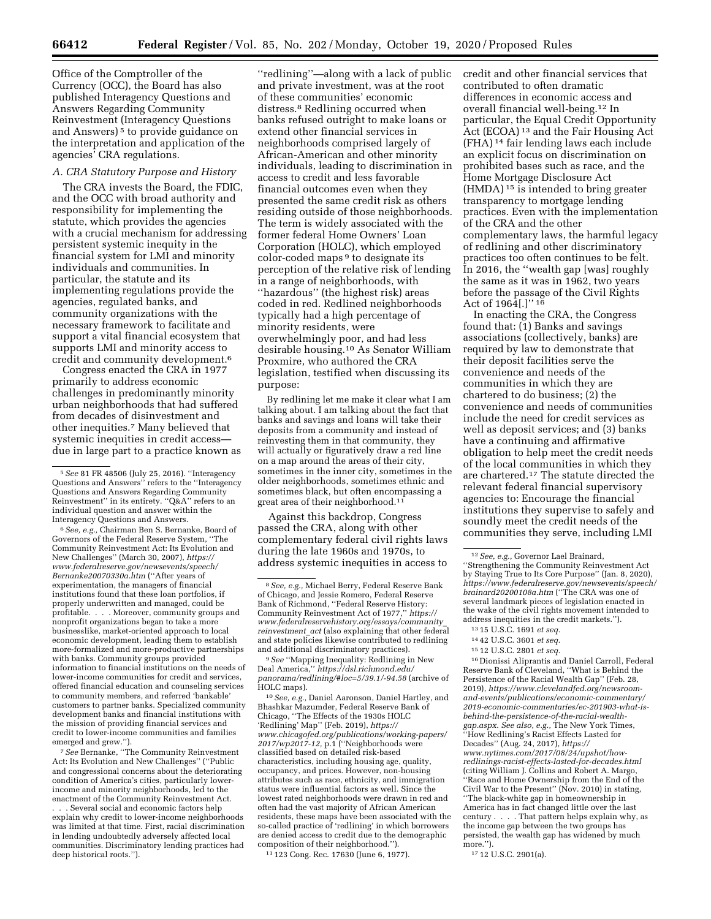Office of the Comptroller of the Currency (OCC), the Board has also published Interagency Questions and Answers Regarding Community Reinvestment (Interagency Questions and Answers)[5] to provide guidance on the interpretation and application of the agencies' CRA regulations.

### A. CRA Statutory Purpose and History

The CRA invests the Board, the FDIC, and the OCC with broad authority and responsibility for implementing the statute, which provides the agencies with a crucial mechanism for addressing persistent systemic inequity in the financial system for LMI and minority individuals and communities. In particular, the statute and its implementing regulations provide the agencies, regulated banks, and community organizations with the necessary framework to facilitate and support a vital financial ecosystem that supports LMI and minority access to credit and community development.[6]

Congress enacted the CRA in 1977 primarily to address economic challenges in predominantly minority urban neighborhoods that had suffered from decades of disinvestment and other inequities.[7] Many believed that systemic inequities in credit access—due in large part to a practice known as ''redlining''—along with a lack of public and private investment, was at the root of these communities' economic distress.[8] Redlining occurred when banks refused outright to make loans or extend other financial services in neighborhoods comprised largely of African-American and other minority individuals, leading to discrimination in access to credit and less favorable financial outcomes even when they presented the same credit risk as others residing outside of those neighborhoods. The term is widely associated with the former federal Home Owners' Loan Corporation (HOLC), which employed color-coded maps[9] to designate its perception of the relative risk of lending in a range of neighborhoods, with ''hazardous'' (the highest risk) areas coded in red. Redlined neighborhoods typically had a high percentage of minority residents, were overwhelmingly poor, and had less desirable housing.[10] As Senator William Proxmire, who authored the CRA legislation, testified when discussing its purpose:

> By redlining let me make it clear what I am talking about. I am talking about the fact that banks and savings and loans will take their deposits from a community and instead of reinvesting them in that community, they will actually or figuratively draw a red line on a map around the areas of their city, sometimes in the inner city, sometimes in the older neighborhoods, sometimes ethnic and sometimes black, but often encompassing a great area of their neighborhood.[11]

Against this backdrop, Congress passed the CRA, along with other complementary federal civil rights laws during the late 1960s and 1970s, to address systemic inequities in access to credit and other financial services that contributed to often dramatic differences in economic access and overall financial well-being.[12] In particular, the Equal Credit Opportunity Act (ECOA)[13] and the Fair Housing Act (FHA)[14] fair lending laws each include an explicit focus on discrimination on prohibited bases such as race, and the Home Mortgage Disclosure Act (HMDA)[15] is intended to bring greater transparency to mortgage lending practices. Even with the implementation of the CRA and the other complementary laws, the harmful legacy of redlining and other discriminatory practices too often continues to be felt. In 2016, the ''wealth gap [was] roughly the same as it was in 1962, two years before the passage of the Civil Rights Act of 1964[.]''[16]

In enacting the CRA, the Congress found that: (1) Banks and savings associations (collectively, banks) are required by law to demonstrate that their deposit facilities serve the convenience and needs of the communities in which they are chartered to do business; (2) the convenience and needs of communities include the need for credit services as well as deposit services; and (3) banks have a continuing and affirmative obligation to help meet the credit needs of the local communities in which they are chartered.[17] The statute directed the relevant federal financial supervisory agencies to: Encourage the financial institutions they supervise to safely and soundly meet the credit needs of the communities they serve, including LMI

---

[5] *See* 81 FR 48506 (July 25, 2016). ''Interagency Questions and Answers'' refers to the ''Interagency Questions and Answers Regarding Community Reinvestment'' in its entirety. ''Q&A'' refers to an individual question and answer within the Interagency Questions and Answers.

[6] *See, e.g.,* Chairman Ben S. Bernanke, Board of Governors of the Federal Reserve System, ''The Community Reinvestment Act: Its Evolution and New Challenges'' (March 30, 2007), *https://www.federalreserve.gov/newsevents/speech/Bernanke20070330a.htm* (''After years of experimentation, the managers of financial institutions found that these loan portfolios, if properly underwritten and managed, could be profitable. . . . Moreover, community groups and nonprofit organizations began to take a more businesslike, market-oriented approach to local economic development, leading them to establish more-formalized and more-productive partnerships with banks. Community groups provided information to financial institutions on the needs of lower-income communities for credit and services, offered financial education and counseling services to community members, and referred 'bankable' customers to partner banks. Specialized community development banks and financial institutions with the mission of providing financial services and credit to lower-income communities and families emerged and grew.'').

[7] *See* Bernanke, ''The Community Reinvestment Act: Its Evolution and New Challenges'' (''Public and congressional concerns about the deteriorating condition of America's cities, particularly lower-income and minority neighborhoods, led to the enactment of the Community Reinvestment Act. . . . Several social and economic factors help explain why credit to lower-income neighborhoods was limited at that time. First, racial discrimination in lending undoubtedly adversely affected local communities. Discriminatory lending practices had deep historical roots.'').

[8] *See, e.g.,* Michael Berry, Federal Reserve Bank of Chicago, and Jessie Romero, Federal Reserve Bank of Richmond, ''Federal Reserve History: Community Reinvestment Act of 1977,'' *https://www.federalreservehistory.org/essays/community_reinvestment_act* (also explaining that other federal and state policies likewise contributed to redlining and additional discriminatory practices).

[9] *See* ''Mapping Inequality: Redlining in New Deal America,'' *https://dsl.richmond.edu/panorama/redlining/#loc=5/39.1/-94.58* (archive of HOLC maps).

[10] *See, e.g.,* Daniel Aaronson, Daniel Hartley, and Bhashkar Mazumder, Federal Reserve Bank of Chicago, ''The Effects of the 1930s HOLC 'Redlining' Map'' (Feb. 2019), *https://www.chicagofed.org/publications/working-papers/2017/wp2017-12*, p.1 (''Neighborhoods were classified based on detailed risk-based characteristics, including housing age, quality, occupancy, and prices. However, non-housing attributes such as race, ethnicity, and immigration status were influential factors as well. Since the lowest rated neighborhoods were drawn in red and often had the vast majority of African American residents, these maps have been associated with the so-called practice of 'redlining' in which borrowers are denied access to credit due to the demographic composition of their neighborhood.'').

[11] 123 Cong. Rec. 17630 (June 6, 1977).

[12] *See, e.g.,* Governor Lael Brainard, ''Strengthening the Community Reinvestment Act by Staying True to Its Core Purpose'' (Jan. 8, 2020), *https://www.federalreserve.gov/newsevents/speech/brainard20200108a.htm* (''The CRA was one of several landmark pieces of legislation enacted in the wake of the civil rights movement intended to address inequities in the credit markets.'').

[13] 15 U.S.C. 1691 *et seq.*

[14] 42 U.S.C. 3601 *et seq.*

[15] 12 U.S.C. 2801 *et seq.*

[16] Dionissi Aliprantis and Daniel Carroll, Federal Reserve Bank of Cleveland, ''What is Behind the Persistence of the Racial Wealth Gap'' (Feb. 28, 2019), *https://www.clevelandfed.org/newsroom-and-events/publications/economic-commentary/2019-economic-commentaries/ec-201903-what-is-behind-the-persistence-of-the-racial-wealth-gap.aspx. See also, e.g.,* The New York Times, ''How Redlining's Racist Effects Lasted for Decades'' (Aug. 24, 2017), *https://www.nytimes.com/2017/08/24/upshot/how-redlinings-racist-effects-lasted-for-decades.html* (citing William J. Collins and Robert A. Margo, ''Race and Home Ownership from the End of the Civil War to the Present'' (Nov. 2010) in stating, ''The black-white gap in homeownership in America has in fact changed little over the last century . . . . That pattern helps explain why, as the income gap between the two groups has persisted, the wealth gap has widened by much more.'').

[17] 12 U.S.C. 2901(a).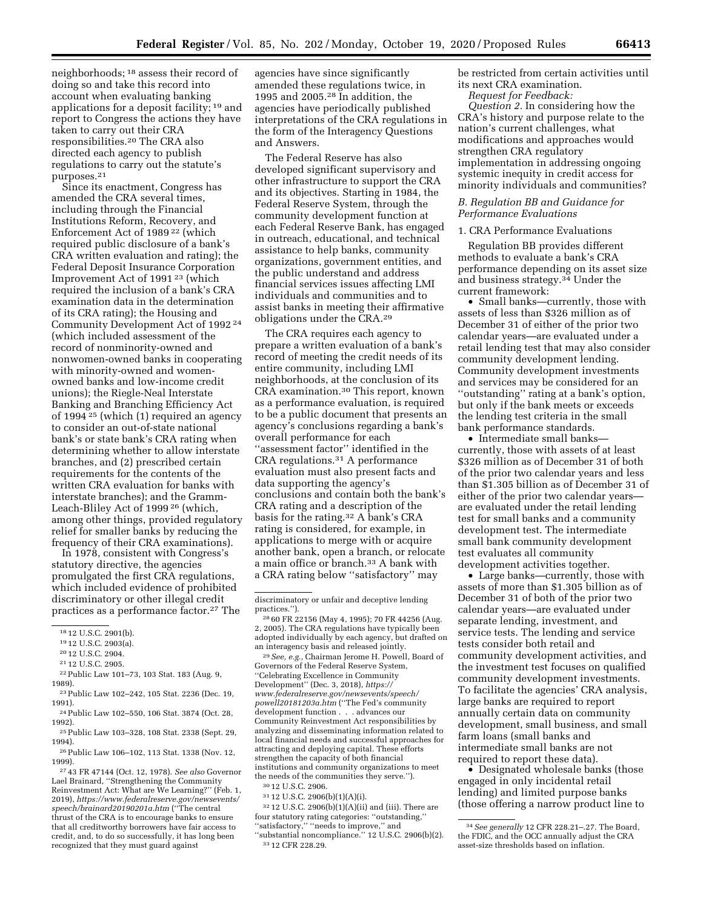neighborhoods;[18] assess their record of doing so and take this record into account when evaluating banking applications for a deposit facility;[19] and report to Congress the actions they have taken to carry out their CRA responsibilities.[20] The CRA also directed each agency to publish regulations to carry out the statute's purposes.[21]

Since its enactment, Congress has amended the CRA several times, including through the Financial Institutions Reform, Recovery, and Enforcement Act of 1989[22] (which required public disclosure of a bank's CRA written evaluation and rating); the Federal Deposit Insurance Corporation Improvement Act of 1991[23] (which required the inclusion of a bank's CRA examination data in the determination of its CRA rating); the Housing and Community Development Act of 1992[24] (which included assessment of the record of nonminority-owned and nonwomen-owned banks in cooperating with minority-owned and women-owned banks and low-income credit unions); the Riegle-Neal Interstate Banking and Branching Efficiency Act of 1994[25] (which (1) required an agency to consider an out-of-state national bank's or state bank's CRA rating when determining whether to allow interstate branches, and (2) prescribed certain requirements for the contents of the written CRA evaluation for banks with interstate branches); and the Gramm-Leach-Bliley Act of 1999[26] (which, among other things, provided regulatory relief for smaller banks by reducing the frequency of their CRA examinations).

In 1978, consistent with Congress's statutory directive, the agencies promulgated the first CRA regulations, which included evidence of prohibited discriminatory or other illegal credit practices as a performance factor.[27] The agencies have since significantly amended these regulations twice, in 1995 and 2005.[28] In addition, the agencies have periodically published interpretations of the CRA regulations in the form of the Interagency Questions and Answers.

The Federal Reserve has also developed significant supervisory and other infrastructure to support the CRA and its objectives. Starting in 1984, the Federal Reserve System, through the community development function at each Federal Reserve Bank, has engaged in outreach, educational, and technical assistance to help banks, community organizations, government entities, and the public understand and address financial services issues affecting LMI individuals and communities and to assist banks in meeting their affirmative obligations under the CRA.[29]

The CRA requires each agency to prepare a written evaluation of a bank's record of meeting the credit needs of its entire community, including LMI neighborhoods, at the conclusion of its CRA examination.[30] This report, known as a performance evaluation, is required to be a public document that presents an agency's conclusions regarding a bank's overall performance for each "assessment factor" identified in the CRA regulations.[31] A performance evaluation must also present facts and data supporting the agency's conclusions and contain both the bank's CRA rating and a description of the basis for the rating.[32] A bank's CRA rating is considered, for example, in applications to merge with or acquire another bank, open a branch, or relocate a main office or branch.[33] A bank with a CRA rating below "satisfactory" may be restricted from certain activities until its next CRA examination.

*Request for Feedback:*

*Question 2.* In considering how the CRA's history and purpose relate to the nation's current challenges, what modifications and approaches would strengthen CRA regulatory implementation in addressing ongoing systemic inequity in credit access for minority individuals and communities?

### *B. Regulation BB and Guidance for Performance Evaluations*

#### 1. CRA Performance Evaluations

Regulation BB provides different methods to evaluate a bank's CRA performance depending on its asset size and business strategy.[34] Under the current framework:

- Small banks—currently, those with assets of less than $326 million as of December 31 of either of the prior two calendar years—are evaluated under a retail lending test that may also consider community development lending. Community development investments and services may be considered for an "outstanding" rating at a bank's option, but only if the bank meets or exceeds the lending test criteria in the small bank performance standards.
- Intermediate small banks—currently, those with assets of at least $326 million as of December 31 of both of the prior two calendar years and less than $1.305 billion as of December 31 of either of the prior two calendar years—are evaluated under the retail lending test for small banks and a community development test. The intermediate small bank community development test evaluates all community development activities together.
- Large banks—currently, those with assets of more than $1.305 billion as of December 31 of both of the prior two calendar years—are evaluated under separate lending, investment, and service tests. The lending and service tests consider both retail and community development activities, and the investment test focuses on qualified community development investments. To facilitate the agencies' CRA analysis, large banks are required to report annually certain data on community development, small business, and small farm loans (small banks and intermediate small banks are not required to report these data).
- Designated wholesale banks (those engaged in only incidental retail lending) and limited purpose banks (those offering a narrow product line to

---

[18] 12 U.S.C. 2901(b).

[19] 12 U.S.C. 2903(a).

[20] 12 U.S.C. 2904.

[21] 12 U.S.C. 2905.

[22] Public Law 101–73, 103 Stat. 183 (Aug. 9, 1989).

[23] Public Law 102–242, 105 Stat. 2236 (Dec. 19, 1991).

[24] Public Law 102–550, 106 Stat. 3874 (Oct. 28, 1992).

[25] Public Law 103–328, 108 Stat. 2338 (Sept. 29, 1994).

[26] Public Law 106–102, 113 Stat. 1338 (Nov. 12, 1999).

[27] 43 FR 47144 (Oct. 12, 1978). *See also* Governor Lael Brainard, "Strengthening the Community Reinvestment Act: What are We Learning?" (Feb. 1, 2019), *https://www.federalreserve.gov/newsevents/speech/brainard20190201a.htm* ("The central thrust of the CRA is to encourage banks to ensure that all creditworthy borrowers have fair access to credit, and, to do so successfully, it has long been recognized that they must guard against discriminatory or unfair and deceptive lending practices.").

[28] 60 FR 22156 (May 4, 1995); 70 FR 44256 (Aug. 2, 2005). The CRA regulations have typically been adopted individually by each agency, but drafted on an interagency basis and released jointly.

[29] *See, e.g.,* Chairman Jerome H. Powell, Board of Governors of the Federal Reserve System, "Celebrating Excellence in Community Development" (Dec. 3, 2018), *https://www.federalreserve.gov/newsevents/speech/powell20181203a.htm* ("The Fed's community development function . . . advances our Community Reinvestment Act responsibilities by analyzing and disseminating information related to local financial needs and successful approaches for attracting and deploying capital. These efforts strengthen the capacity of both financial institutions and community organizations to meet the needs of the communities they serve.").

[30] 12 U.S.C. 2906.

[31] 12 U.S.C. 2906(b)(1)(A)(i).

[32] 12 U.S.C. 2906(b)(1)(A)(ii) and (iii). There are four statutory rating categories: "outstanding," "satisfactory," "needs to improve," and "substantial noncompliance." 12 U.S.C. 2906(b)(2).

[33] 12 CFR 228.29.

[34] *See generally* 12 CFR 228.21–.27. The Board, the FDIC, and the OCC annually adjust the CRA asset-size thresholds based on inflation.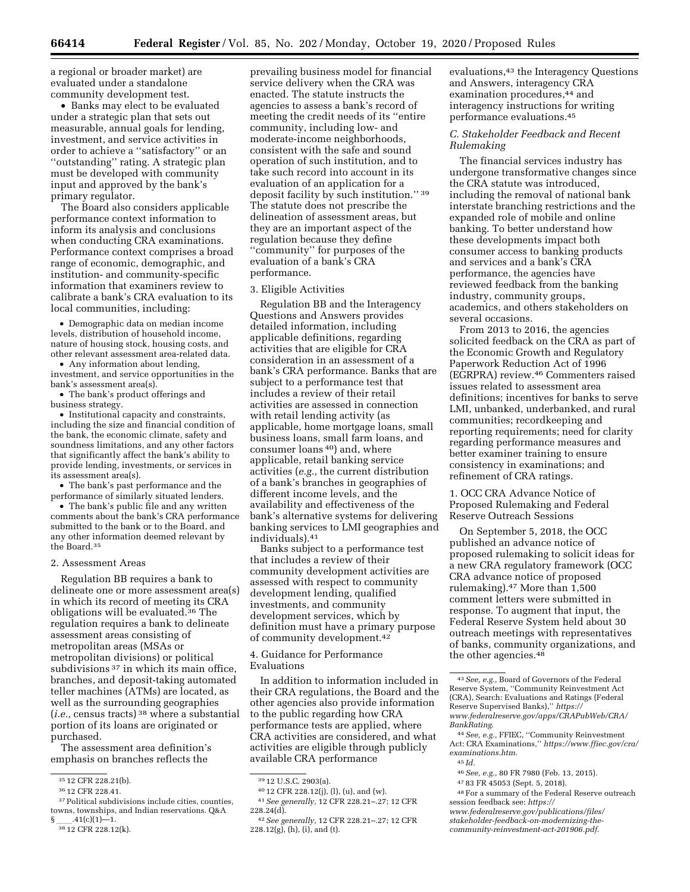a regional or broader market) are evaluated under a standalone community development test.

- Banks may elect to be evaluated under a strategic plan that sets out measurable, annual goals for lending, investment, and service activities in order to achieve a ''satisfactory'' or an ''outstanding'' rating. A strategic plan must be developed with community input and approved by the bank's primary regulator.

The Board also considers applicable performance context information to inform its analysis and conclusions when conducting CRA examinations. Performance context comprises a broad range of economic, demographic, and institution- and community-specific information that examiners review to calibrate a bank's CRA evaluation to its local communities, including:

- Demographic data on median income levels, distribution of household income, nature of housing stock, housing costs, and other relevant assessment area-related data.
- Any information about lending, investment, and service opportunities in the bank's assessment area(s).
- The bank's product offerings and business strategy.
- Institutional capacity and constraints, including the size and financial condition of the bank, the economic climate, safety and soundness limitations, and any other factors that significantly affect the bank's ability to provide lending, investments, or services in its assessment area(s).
- The bank's past performance and the performance of similarly situated lenders.
- The bank's public file and any written comments about the bank's CRA performance submitted to the bank or to the Board, and any other information deemed relevant by the Board.[35]

#### 2. Assessment Areas

Regulation BB requires a bank to delineate one or more assessment area(s) in which its record of meeting its CRA obligations will be evaluated.[36] The regulation requires a bank to delineate assessment areas consisting of metropolitan areas (MSAs or metropolitan divisions) or political subdivisions[37] in which its main office, branches, and deposit-taking automated teller machines (ATMs) are located, as well as the surrounding geographies (*i.e.,* census tracts)[38] where a substantial portion of its loans are originated or purchased.

The assessment area definition's emphasis on branches reflects the prevailing business model for financial service delivery when the CRA was enacted. The statute instructs the agencies to assess a bank's record of meeting the credit needs of its ''entire community, including low- and moderate-income neighborhoods, consistent with the safe and sound operation of such institution, and to take such record into account in its evaluation of an application for a deposit facility by such institution.''[39] The statute does not prescribe the delineation of assessment areas, but they are an important aspect of the regulation because they define ''community'' for purposes of the evaluation of a bank's CRA performance.

#### 3. Eligible Activities

Regulation BB and the Interagency Questions and Answers provides detailed information, including applicable definitions, regarding activities that are eligible for CRA consideration in an assessment of a bank's CRA performance. Banks that are subject to a performance test that includes a review of their retail activities are assessed in connection with retail lending activity (as applicable, home mortgage loans, small business loans, small farm loans, and consumer loans[40]) and, where applicable, retail banking service activities (*e.g.,* the current distribution of a bank's branches in geographies of different income levels, and the availability and effectiveness of the bank's alternative systems for delivering banking services to LMI geographies and individuals).[41]

Banks subject to a performance test that includes a review of their community development activities are assessed with respect to community development lending, qualified investments, and community development services, which by definition must have a primary purpose of community development.[42]

#### 4. Guidance for Performance Evaluations

In addition to information included in their CRA regulations, the Board and the other agencies also provide information to the public regarding how CRA performance tests are applied, where CRA activities are considered, and what activities are eligible through publicly available CRA performance evaluations,[43] the Interagency Questions and Answers, interagency CRA examination procedures,[44] and interagency instructions for writing performance evaluations.[45]

### C. Stakeholder Feedback and Recent Rulemaking

The financial services industry has undergone transformative changes since the CRA statute was introduced, including the removal of national bank interstate branching restrictions and the expanded role of mobile and online banking. To better understand how these developments impact both consumer access to banking products and services and a bank's CRA performance, the agencies have reviewed feedback from the banking industry, community groups, academics, and others stakeholders on several occasions.

From 2013 to 2016, the agencies solicited feedback on the CRA as part of the Economic Growth and Regulatory Paperwork Reduction Act of 1996 (EGRPRA) review.[46] Commenters raised issues related to assessment area definitions; incentives for banks to serve LMI, unbanked, underbanked, and rural communities; recordkeeping and reporting requirements; need for clarity regarding performance measures and better examiner training to ensure consistency in examinations; and refinement of CRA ratings.

#### 1. OCC CRA Advance Notice of Proposed Rulemaking and Federal Reserve Outreach Sessions

On September 5, 2018, the OCC published an advance notice of proposed rulemaking to solicit ideas for a new CRA regulatory framework (OCC CRA advance notice of proposed rulemaking).[47] More than 1,500 comment letters were submitted in response. To augment that input, the Federal Reserve System held about 30 outreach meetings with representatives of banks, community organizations, and the other agencies.[48]

---

[35] 12 CFR 228.21(b).

[36] 12 CFR 228.41.

[37] Political subdivisions include cities, counties, towns, townships, and Indian reservations. Q&A § ___.41(c)(1)—1.

[38] 12 CFR 228.12(k).

[39] 12 U.S.C. 2903(a).

[40] 12 CFR 228.12(j), (l), (u), and (w).

[41] *See generally,* 12 CFR 228.21–.27; 12 CFR 228.24(d).

[42] *See generally,* 12 CFR 228.21–.27; 12 CFR 228.12(g), (h), (i), and (t).

[43] *See, e.g.,* Board of Governors of the Federal Reserve System, ''Community Reinvestment Act (CRA), Search: Evaluations and Ratings (Federal Reserve Supervised Banks),'' *https://www.federalreserve.gov/apps/CRAPubWeb/CRA/BankRating.*

[44] *See, e.g.,* FFIEC, ''Community Reinvestment Act: CRA Examinations,'' *https://www.ffiec.gov/cra/examinations.htm.*

[45] *Id.*

[46] *See, e.g.,* 80 FR 7980 (Feb. 13, 2015).

[47] 83 FR 45053 (Sept. 5, 2018).

[48] For a summary of the Federal Reserve outreach session feedback see: *https://www.federalreserve.gov/publications/files/stakeholder-feedback-on-modernizing-the-community-reinvestment-act-201906.pdf.*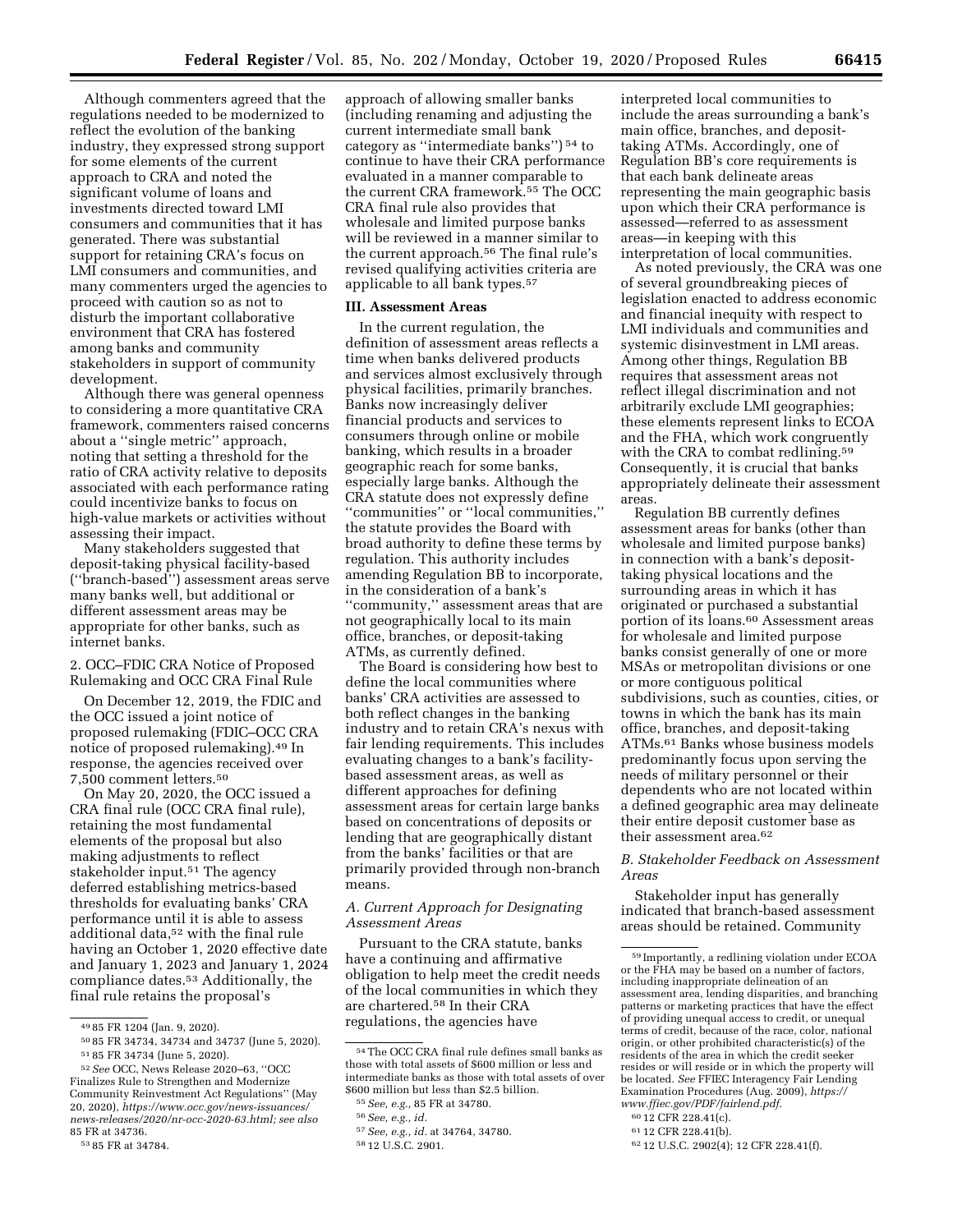Although commenters agreed that the regulations needed to be modernized to reflect the evolution of the banking industry, they expressed strong support for some elements of the current approach to CRA and noted the significant volume of loans and investments directed toward LMI consumers and communities that it has generated. There was substantial support for retaining CRA's focus on LMI consumers and communities, and many commenters urged the agencies to proceed with caution so as not to disturb the important collaborative environment that CRA has fostered among banks and community stakeholders in support of community development.

Although there was general openness to considering a more quantitative CRA framework, commenters raised concerns about a ''single metric'' approach, noting that setting a threshold for the ratio of CRA activity relative to deposits associated with each performance rating could incentivize banks to focus on high-value markets or activities without assessing their impact.

Many stakeholders suggested that deposit-taking physical facility-based (''branch-based'') assessment areas serve many banks well, but additional or different assessment areas may be appropriate for other banks, such as internet banks.

2. OCC–FDIC CRA Notice of Proposed Rulemaking and OCC CRA Final Rule

On December 12, 2019, the FDIC and the OCC issued a joint notice of proposed rulemaking (FDIC–OCC CRA notice of proposed rulemaking).[49] In response, the agencies received over 7,500 comment letters.[50]

On May 20, 2020, the OCC issued a CRA final rule (OCC CRA final rule), retaining the most fundamental elements of the proposal but also making adjustments to reflect stakeholder input.[51] The agency deferred establishing metrics-based thresholds for evaluating banks' CRA performance until it is able to assess additional data,[52] with the final rule having an October 1, 2020 effective date and January 1, 2023 and January 1, 2024 compliance dates.[53] Additionally, the final rule retains the proposal's approach of allowing smaller banks (including renaming and adjusting the current intermediate small bank category as ''intermediate banks'')[54] to continue to have their CRA performance evaluated in a manner comparable to the current CRA framework.[55] The OCC CRA final rule also provides that wholesale and limited purpose banks will be reviewed in a manner similar to the current approach.[56] The final rule's revised qualifying activities criteria are applicable to all bank types.[57]

## III. Assessment Areas

In the current regulation, the definition of assessment areas reflects a time when banks delivered products and services almost exclusively through physical facilities, primarily branches. Banks now increasingly deliver financial products and services to consumers through online or mobile banking, which results in a broader geographic reach for some banks, especially large banks. Although the CRA statute does not expressly define ''communities'' or ''local communities,'' the statute provides the Board with broad authority to define these terms by regulation. This authority includes amending Regulation BB to incorporate, in the consideration of a bank's ''community,'' assessment areas that are not geographically local to its main office, branches, or deposit-taking ATMs, as currently defined.

The Board is considering how best to define the local communities where banks' CRA activities are assessed to both reflect changes in the banking industry and to retain CRA's nexus with fair lending requirements. This includes evaluating changes to a bank's facility-based assessment areas, as well as different approaches for defining assessment areas for certain large banks based on concentrations of deposits or lending that are geographically distant from the banks' facilities or that are primarily provided through non-branch means.

### *A. Current Approach for Designating Assessment Areas*

Pursuant to the CRA statute, banks have a continuing and affirmative obligation to help meet the credit needs of the local communities in which they are chartered.[58] In their CRA regulations, the agencies have interpreted local communities to include the areas surrounding a bank's main office, branches, and deposit-taking ATMs. Accordingly, one of Regulation BB's core requirements is that each bank delineate areas representing the main geographic basis upon which their CRA performance is assessed—referred to as assessment areas—in keeping with this interpretation of local communities.

As noted previously, the CRA was one of several groundbreaking pieces of legislation enacted to address economic and financial inequity with respect to LMI individuals and communities and systemic disinvestment in LMI areas. Among other things, Regulation BB requires that assessment areas not reflect illegal discrimination and not arbitrarily exclude LMI geographies; these elements represent links to ECOA and the FHA, which work congruently with the CRA to combat redlining.[59] Consequently, it is crucial that banks appropriately delineate their assessment areas.

Regulation BB currently defines assessment areas for banks (other than wholesale and limited purpose banks) in connection with a bank's deposit-taking physical locations and the surrounding areas in which it has originated or purchased a substantial portion of its loans.[60] Assessment areas for wholesale and limited purpose banks consist generally of one or more MSAs or metropolitan divisions or one or more contiguous political subdivisions, such as counties, cities, or towns in which the bank has its main office, branches, and deposit-taking ATMs.[61] Banks whose business models predominantly focus upon serving the needs of military personnel or their dependents who are not located within a defined geographic area may delineate their entire deposit customer base as their assessment area.[62]

### *B. Stakeholder Feedback on Assessment Areas*

Stakeholder input has generally indicated that branch-based assessment areas should be retained. Community

---

[49] 85 FR 1204 (Jan. 9, 2020).

[50] 85 FR 34734, 34734 and 34737 (June 5, 2020).

[51] 85 FR 34734 (June 5, 2020).

[52] *See* OCC, News Release 2020–63, ''OCC Finalizes Rule to Strengthen and Modernize Community Reinvestment Act Regulations'' (May 20, 2020), *https://www.occ.gov/news-issuances/news-releases/2020/nr-occ-2020-63.html; see also* 85 FR at 34736.

[53] 85 FR at 34784.

[54] The OCC CRA final rule defines small banks as those with total assets of $600 million or less and intermediate banks as those with total assets of over $600 million but less than $2.5 billion.

[55] *See, e.g.,* 85 FR at 34780.

[56] *See, e.g., id.*

[57] *See, e.g., id.* at 34764, 34780.

[58] 12 U.S.C. 2901.

[59] Importantly, a redlining violation under ECOA or the FHA may be based on a number of factors, including inappropriate delineation of an assessment area, lending disparities, and branching patterns or marketing practices that have the effect of providing unequal access to credit, or unequal terms of credit, because of the race, color, national origin, or other prohibited characteristic(s) of the residents of the area in which the credit seeker resides or will reside or in which the property will be located. *See* FFIEC Interagency Fair Lending Examination Procedures (Aug. 2009), *https://www.ffiec.gov/PDF/fairlend.pdf.*

[60] 12 CFR 228.41(c).

[61] 12 CFR 228.41(b).

[62] 12 U.S.C. 2902(4); 12 CFR 228.41(f).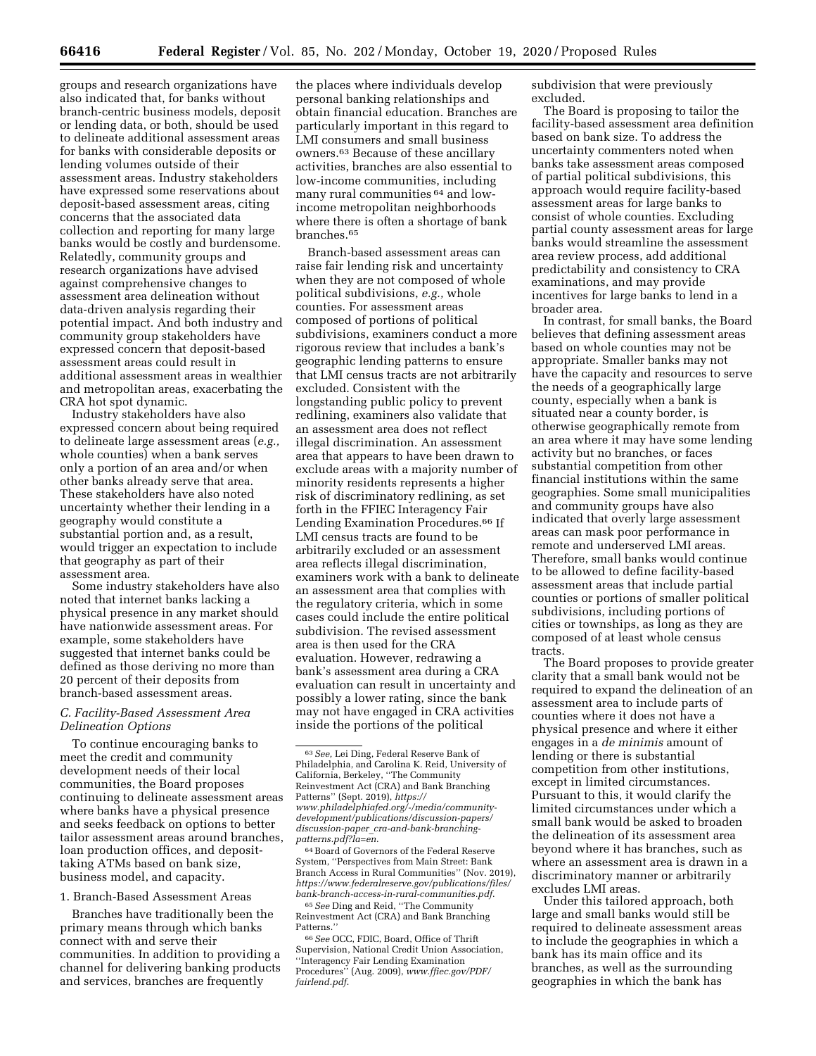groups and research organizations have also indicated that, for banks without branch-centric business models, deposit or lending data, or both, should be used to delineate additional assessment areas for banks with considerable deposits or lending volumes outside of their assessment areas. Industry stakeholders have expressed some reservations about deposit-based assessment areas, citing concerns that the associated data collection and reporting for many large banks would be costly and burdensome. Relatedly, community groups and research organizations have advised against comprehensive changes to assessment area delineation without data-driven analysis regarding their potential impact. And both industry and community group stakeholders have expressed concern that deposit-based assessment areas could result in additional assessment areas in wealthier and metropolitan areas, exacerbating the CRA hot spot dynamic.

Industry stakeholders have also expressed concern about being required to delineate large assessment areas (*e.g.,* whole counties) when a bank serves only a portion of an area and/or when other banks already serve that area. These stakeholders have also noted uncertainty whether their lending in a geography would constitute a substantial portion and, as a result, would trigger an expectation to include that geography as part of their assessment area.

Some industry stakeholders have also noted that internet banks lacking a physical presence in any market should have nationwide assessment areas. For example, some stakeholders have suggested that internet banks could be defined as those deriving no more than 20 percent of their deposits from branch-based assessment areas.

### C. Facility-Based Assessment Area Delineation Options

To continue encouraging banks to meet the credit and community development needs of their local communities, the Board proposes continuing to delineate assessment areas where banks have a physical presence and seeks feedback on options to better tailor assessment areas around branches, loan production offices, and deposit-taking ATMs based on bank size, business model, and capacity.

#### 1. Branch-Based Assessment Areas

Branches have traditionally been the primary means through which banks connect with and serve their communities. In addition to providing a channel for delivering banking products and services, branches are frequently the places where individuals develop personal banking relationships and obtain financial education. Branches are particularly important in this regard to LMI consumers and small business owners.[63] Because of these ancillary activities, branches are also essential to low-income communities, including many rural communities [64] and low-income metropolitan neighborhoods where there is often a shortage of bank branches.[65]

Branch-based assessment areas can raise fair lending risk and uncertainty when they are not composed of whole political subdivisions, *e.g.,* whole counties. For assessment areas composed of portions of political subdivisions, examiners conduct a more rigorous review that includes a bank's geographic lending patterns to ensure that LMI census tracts are not arbitrarily excluded. Consistent with the longstanding public policy to prevent redlining, examiners also validate that an assessment area does not reflect illegal discrimination. An assessment area that appears to have been drawn to exclude areas with a majority number of minority residents represents a higher risk of discriminatory redlining, as set forth in the FFIEC Interagency Fair Lending Examination Procedures.[66] If LMI census tracts are found to be arbitrarily excluded or an assessment area reflects illegal discrimination, examiners work with a bank to delineate an assessment area that complies with the regulatory criteria, which in some cases could include the entire political subdivision. The revised assessment area is then used for the CRA evaluation. However, redrawing a bank's assessment area during a CRA evaluation can result in uncertainty and possibly a lower rating, since the bank may not have engaged in CRA activities inside the portions of the political subdivision that were previously excluded.

The Board is proposing to tailor the facility-based assessment area definition based on bank size. To address the uncertainty commenters noted when banks take assessment areas composed of partial political subdivisions, this approach would require facility-based assessment areas for large banks to consist of whole counties. Excluding partial county assessment areas for large banks would streamline the assessment area review process, add additional predictability and consistency to CRA examinations, and may provide incentives for large banks to lend in a broader area.

In contrast, for small banks, the Board believes that defining assessment areas based on whole counties may not be appropriate. Smaller banks may not have the capacity and resources to serve the needs of a geographically large county, especially when a bank is situated near a county border, is otherwise geographically remote from an area where it may have some lending activity but no branches, or faces substantial competition from other financial institutions within the same geographies. Some small municipalities and community groups have also indicated that overly large assessment areas can mask poor performance in remote and underserved LMI areas. Therefore, small banks would continue to be allowed to define facility-based assessment areas that include partial counties or portions of smaller political subdivisions, including portions of cities or townships, as long as they are composed of at least whole census tracts.

The Board proposes to provide greater clarity that a small bank would not be required to expand the delineation of an assessment area to include parts of counties where it does not have a physical presence and where it either engages in a *de minimis* amount of lending or there is substantial competition from other institutions, except in limited circumstances. Pursuant to this, it would clarify the limited circumstances under which a small bank would be asked to broaden the delineation of its assessment area beyond where it has branches, such as where an assessment area is drawn in a discriminatory manner or arbitrarily excludes LMI areas.

Under this tailored approach, both large and small banks would still be required to delineate assessment areas to include the geographies in which a bank has its main office and its branches, as well as the surrounding geographies in which the bank has

---

[63] *See,* Lei Ding, Federal Reserve Bank of Philadelphia, and Carolina K. Reid, University of California, Berkeley, ''The Community Reinvestment Act (CRA) and Bank Branching Patterns'' (Sept. 2019), *https://www.philadelphiafed.org/-/media/community-development/publications/discussion-papers/discussion-paper_cra-and-bank-branching-patterns.pdf?la=en*.

[64] Board of Governors of the Federal Reserve System, ''Perspectives from Main Street: Bank Branch Access in Rural Communities'' (Nov. 2019), *https://www.federalreserve.gov/publications/files/bank-branch-access-in-rural-communities.pdf*.

[65] *See* Ding and Reid, ''The Community Reinvestment Act (CRA) and Bank Branching Patterns.''

[66] *See* OCC, FDIC, Board, Office of Thrift Supervision, National Credit Union Association, ''Interagency Fair Lending Examination Procedures'' (Aug. 2009), *www.ffiec.gov/PDF/fairlend.pdf*.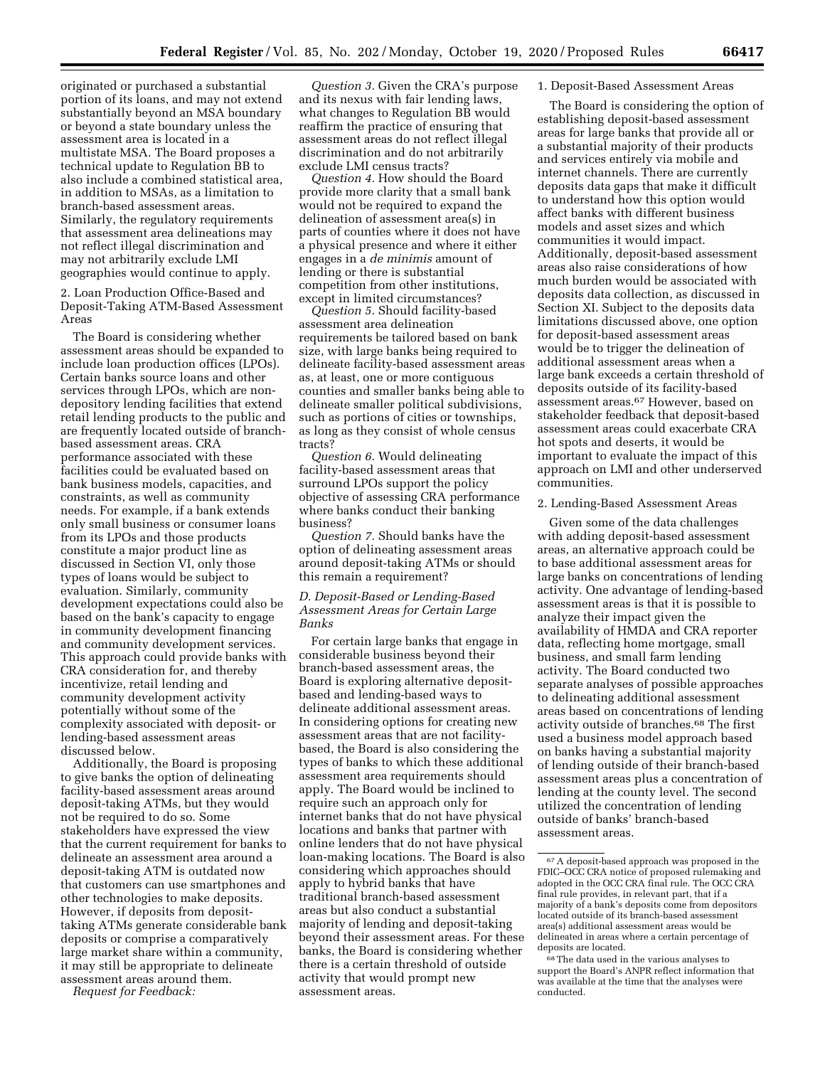originated or purchased a substantial portion of its loans, and may not extend substantially beyond an MSA boundary or beyond a state boundary unless the assessment area is located in a multistate MSA. The Board proposes a technical update to Regulation BB to also include a combined statistical area, in addition to MSAs, as a limitation to branch-based assessment areas. Similarly, the regulatory requirements that assessment area delineations may not reflect illegal discrimination and may not arbitrarily exclude LMI geographies would continue to apply.

2. Loan Production Office-Based and Deposit-Taking ATM-Based Assessment Areas

The Board is considering whether assessment areas should be expanded to include loan production offices (LPOs). Certain banks source loans and other services through LPOs, which are non-depository lending facilities that extend retail lending products to the public and are frequently located outside of branch-based assessment areas. CRA performance associated with these facilities could be evaluated based on bank business models, capacities, and constraints, as well as community needs. For example, if a bank extends only small business or consumer loans from its LPOs and those products constitute a major product line as discussed in Section VI, only those types of loans would be subject to evaluation. Similarly, community development expectations could also be based on the bank's capacity to engage in community development financing and community development services. This approach could provide banks with CRA consideration for, and thereby incentivize, retail lending and community development activity potentially without some of the complexity associated with deposit- or lending-based assessment areas discussed below.

Additionally, the Board is proposing to give banks the option of delineating facility-based assessment areas around deposit-taking ATMs, but they would not be required to do so. Some stakeholders have expressed the view that the current requirement for banks to delineate an assessment area around a deposit-taking ATM is outdated now that customers can use smartphones and other technologies to make deposits. However, if deposits from deposit-taking ATMs generate considerable bank deposits or comprise a comparatively large market share within a community, it may still be appropriate to delineate assessment areas around them.

*Request for Feedback:*

*Question 3.* Given the CRA's purpose and its nexus with fair lending laws, what changes to Regulation BB would reaffirm the practice of ensuring that assessment areas do not reflect illegal discrimination and do not arbitrarily exclude LMI census tracts?

*Question 4.* How should the Board provide more clarity that a small bank would not be required to expand the delineation of assessment area(s) in parts of counties where it does not have a physical presence and where it either engages in a *de minimis* amount of lending or there is substantial competition from other institutions, except in limited circumstances?

*Question 5.* Should facility-based assessment area delineation requirements be tailored based on bank size, with large banks being required to delineate facility-based assessment areas as, at least, one or more contiguous counties and smaller banks being able to delineate smaller political subdivisions, such as portions of cities or townships, as long as they consist of whole census tracts?

*Question 6.* Would delineating facility-based assessment areas that surround LPOs support the policy objective of assessing CRA performance where banks conduct their banking business?

*Question 7.* Should banks have the option of delineating assessment areas around deposit-taking ATMs or should this remain a requirement?

### D. Deposit-Based or Lending-Based Assessment Areas for Certain Large Banks

For certain large banks that engage in considerable business beyond their branch-based assessment areas, the Board is exploring alternative deposit-based and lending-based ways to delineate additional assessment areas. In considering options for creating new assessment areas that are not facility-based, the Board is also considering the types of banks to which these additional assessment area requirements should apply. The Board would be inclined to require such an approach only for internet banks that do not have physical locations and banks that partner with online lenders that do not have physical loan-making locations. The Board is also considering which approaches should apply to hybrid banks that have traditional branch-based assessment areas but also conduct a substantial majority of lending and deposit-taking beyond their assessment areas. For these banks, the Board is considering whether there is a certain threshold of outside activity that would prompt new assessment areas.

1. Deposit-Based Assessment Areas

The Board is considering the option of establishing deposit-based assessment areas for large banks that provide all or a substantial majority of their products and services entirely via mobile and internet channels. There are currently deposits data gaps that make it difficult to understand how this option would affect banks with different business models and asset sizes and which communities it would impact. Additionally, deposit-based assessment areas also raise considerations of how much burden would be associated with deposits data collection, as discussed in Section XI. Subject to the deposits data limitations discussed above, one option for deposit-based assessment areas would be to trigger the delineation of additional assessment areas when a large bank exceeds a certain threshold of deposits outside of its facility-based assessment areas.[67] However, based on stakeholder feedback that deposit-based assessment areas could exacerbate CRA hot spots and deserts, it would be important to evaluate the impact of this approach on LMI and other underserved communities.

2. Lending-Based Assessment Areas

Given some of the data challenges with adding deposit-based assessment areas, an alternative approach could be to base additional assessment areas for large banks on concentrations of lending activity. One advantage of lending-based assessment areas is that it is possible to analyze their impact given the availability of HMDA and CRA reporter data, reflecting home mortgage, small business, and small farm lending activity. The Board conducted two separate analyses of possible approaches to delineating additional assessment areas based on concentrations of lending activity outside of branches.[68] The first used a business model approach based on banks having a substantial majority of lending outside of their branch-based assessment areas plus a concentration of lending at the county level. The second utilized the concentration of lending outside of banks' branch-based assessment areas.

[67] A deposit-based approach was proposed in the FDIC–OCC CRA notice of proposed rulemaking and adopted in the OCC CRA final rule. The OCC CRA final rule provides, in relevant part, that if a majority of a bank's deposits come from depositors located outside of its branch-based assessment area(s) additional assessment areas would be delineated in areas where a certain percentage of deposits are located.

[68] The data used in the various analyses to support the Board's ANPR reflect information that was available at the time that the analyses were conducted.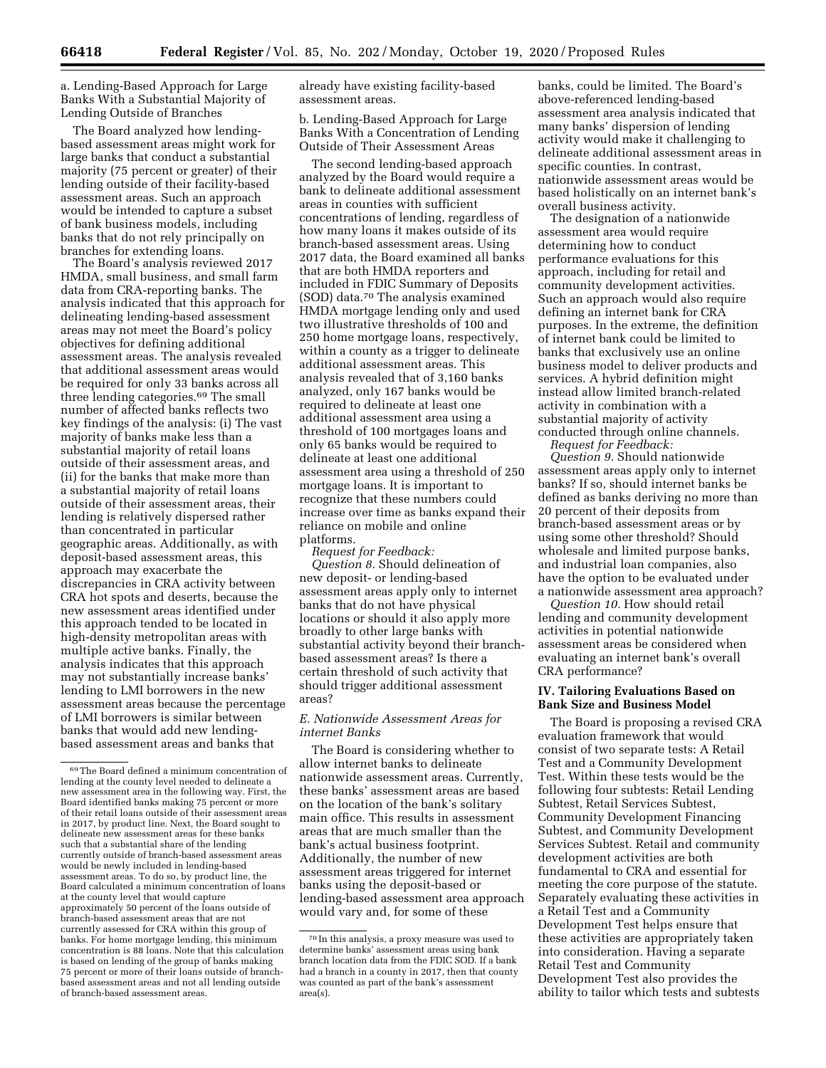a. Lending-Based Approach for Large Banks With a Substantial Majority of Lending Outside of Branches

The Board analyzed how lending-based assessment areas might work for large banks that conduct a substantial majority (75 percent or greater) of their lending outside of their facility-based assessment areas. Such an approach would be intended to capture a subset of bank business models, including banks that do not rely principally on branches for extending loans.

The Board's analysis reviewed 2017 HMDA, small business, and small farm data from CRA-reporting banks. The analysis indicated that this approach for delineating lending-based assessment areas may not meet the Board's policy objectives for defining additional assessment areas. The analysis revealed that additional assessment areas would be required for only 33 banks across all three lending categories.[69] The small number of affected banks reflects two key findings of the analysis: (i) The vast majority of banks make less than a substantial majority of retail loans outside of their assessment areas, and (ii) for the banks that make more than a substantial majority of retail loans outside of their assessment areas, their lending is relatively dispersed rather than concentrated in particular geographic areas. Additionally, as with deposit-based assessment areas, this approach may exacerbate the discrepancies in CRA activity between CRA hot spots and deserts, because the new assessment areas identified under this approach tended to be located in high-density metropolitan areas with multiple active banks. Finally, the analysis indicates that this approach may not substantially increase banks' lending to LMI borrowers in the new assessment areas because the percentage of LMI borrowers is similar between banks that would add new lending-based assessment areas and banks that already have existing facility-based assessment areas.

b. Lending-Based Approach for Large Banks With a Concentration of Lending Outside of Their Assessment Areas

The second lending-based approach analyzed by the Board would require a bank to delineate additional assessment areas in counties with sufficient concentrations of lending, regardless of how many loans it makes outside of its branch-based assessment areas. Using 2017 data, the Board examined all banks that are both HMDA reporters and included in FDIC Summary of Deposits (SOD) data.[70] The analysis examined HMDA mortgage lending only and used two illustrative thresholds of 100 and 250 home mortgage loans, respectively, within a county as a trigger to delineate additional assessment areas. This analysis revealed that of 3,160 banks analyzed, only 167 banks would be required to delineate at least one additional assessment area using a threshold of 100 mortgages loans and only 65 banks would be required to delineate at least one additional assessment area using a threshold of 250 mortgage loans. It is important to recognize that these numbers could increase over time as banks expand their reliance on mobile and online platforms.

*Request for Feedback:*

*Question 8.* Should delineation of new deposit- or lending-based assessment areas apply only to internet banks that do not have physical locations or should it also apply more broadly to other large banks with substantial activity beyond their branch-based assessment areas? Is there a certain threshold of such activity that should trigger additional assessment areas?

### *E. Nationwide Assessment Areas for internet Banks*

The Board is considering whether to allow internet banks to delineate nationwide assessment areas. Currently, these banks' assessment areas are based on the location of the bank's solitary main office. This results in assessment areas that are much smaller than the bank's actual business footprint. Additionally, the number of new assessment areas triggered for internet banks using the deposit-based or lending-based assessment area approach would vary and, for some of these banks, could be limited. The Board's above-referenced lending-based assessment area analysis indicated that many banks' dispersion of lending activity would make it challenging to delineate additional assessment areas in specific counties. In contrast, nationwide assessment areas would be based holistically on an internet bank's overall business activity.

The designation of a nationwide assessment area would require determining how to conduct performance evaluations for this approach, including for retail and community development activities. Such an approach would also require defining an internet bank for CRA purposes. In the extreme, the definition of internet bank could be limited to banks that exclusively use an online business model to deliver products and services. A hybrid definition might instead allow limited branch-related activity in combination with a substantial majority of activity conducted through online channels.

*Request for Feedback:*

*Question 9.* Should nationwide assessment areas apply only to internet banks? If so, should internet banks be defined as banks deriving no more than 20 percent of their deposits from branch-based assessment areas or by using some other threshold? Should wholesale and limited purpose banks, and industrial loan companies, also have the option to be evaluated under a nationwide assessment area approach?

*Question 10.* How should retail lending and community development activities in potential nationwide assessment areas be considered when evaluating an internet bank's overall CRA performance?

## IV. Tailoring Evaluations Based on Bank Size and Business Model

The Board is proposing a revised CRA evaluation framework that would consist of two separate tests: A Retail Test and a Community Development Test. Within these tests would be the following four subtests: Retail Lending Subtest, Retail Services Subtest, Community Development Financing Subtest, and Community Development Services Subtest. Retail and community development activities are both fundamental to CRA and essential for meeting the core purpose of the statute. Separately evaluating these activities in a Retail Test and a Community Development Test helps ensure that these activities are appropriately taken into consideration. Having a separate Retail Test and Community Development Test also provides the ability to tailor which tests and subtests

---

[69] The Board defined a minimum concentration of lending at the county level needed to delineate a new assessment area in the following way. First, the Board identified banks making 75 percent or more of their retail loans outside of their assessment areas in 2017, by product line. Next, the Board sought to delineate new assessment areas for these banks such that a substantial share of the lending currently outside of branch-based assessment areas would be newly included in lending-based assessment areas. To do so, by product line, the Board calculated a minimum concentration of loans at the county level that would capture approximately 50 percent of the loans outside of branch-based assessment areas that are not currently assessed for CRA within this group of banks. For home mortgage lending, this minimum concentration is 88 loans. Note that this calculation is based on lending of the group of banks making 75 percent or more of their loans outside of branch-based assessment areas and not all lending outside of branch-based assessment areas.

[70] In this analysis, a proxy measure was used to determine banks' assessment areas using bank branch location data from the FDIC SOD. If a bank had a branch in a county in 2017, then that county was counted as part of the bank's assessment area(s).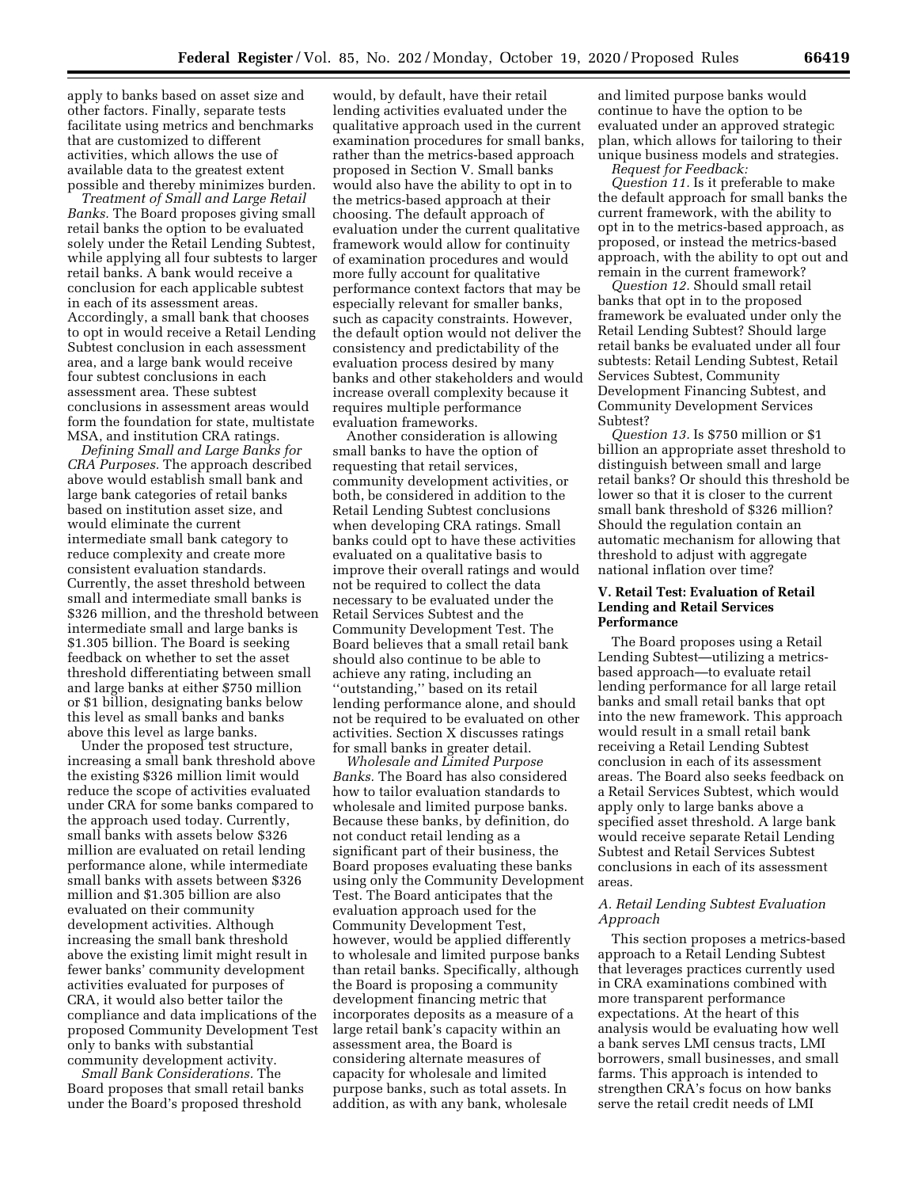apply to banks based on asset size and other factors. Finally, separate tests facilitate using metrics and benchmarks that are customized to different activities, which allows the use of available data to the greatest extent possible and thereby minimizes burden.

*Treatment of Small and Large Retail Banks.* The Board proposes giving small retail banks the option to be evaluated solely under the Retail Lending Subtest, while applying all four subtests to larger retail banks. A bank would receive a conclusion for each applicable subtest in each of its assessment areas. Accordingly, a small bank that chooses to opt in would receive a Retail Lending Subtest conclusion in each assessment area, and a large bank would receive four subtest conclusions in each assessment area. These subtest conclusions in assessment areas would form the foundation for state, multistate MSA, and institution CRA ratings.

*Defining Small and Large Banks for CRA Purposes.* The approach described above would establish small bank and large bank categories of retail banks based on institution asset size, and would eliminate the current intermediate small bank category to reduce complexity and create more consistent evaluation standards. Currently, the asset threshold between small and intermediate small banks is $326 million, and the threshold between intermediate small and large banks is $1.305 billion. The Board is seeking feedback on whether to set the asset threshold differentiating between small and large banks at either $750 million or $1 billion, designating banks below this level as small banks and banks above this level as large banks.

Under the proposed test structure, increasing a small bank threshold above the existing $326 million limit would reduce the scope of activities evaluated under CRA for some banks compared to the approach used today. Currently, small banks with assets below $326 million are evaluated on retail lending performance alone, while intermediate small banks with assets between $326 million and $1.305 billion are also evaluated on their community development activities. Although increasing the small bank threshold above the existing limit might result in fewer banks' community development activities evaluated for purposes of CRA, it would also better tailor the compliance and data implications of the proposed Community Development Test only to banks with substantial community development activity.

*Small Bank Considerations.* The Board proposes that small retail banks under the Board's proposed threshold would, by default, have their retail lending activities evaluated under the qualitative approach used in the current examination procedures for small banks, rather than the metrics-based approach proposed in Section V. Small banks would also have the ability to opt in to the metrics-based approach at their choosing. The default approach of evaluation under the current qualitative framework would allow for continuity of examination procedures and would more fully account for qualitative performance context factors that may be especially relevant for smaller banks, such as capacity constraints. However, the default option would not deliver the consistency and predictability of the evaluation process desired by many banks and other stakeholders and would increase overall complexity because it requires multiple performance evaluation frameworks.

Another consideration is allowing small banks to have the option of requesting that retail services, community development activities, or both, be considered in addition to the Retail Lending Subtest conclusions when developing CRA ratings. Small banks could opt to have these activities evaluated on a qualitative basis to improve their overall ratings and would not be required to collect the data necessary to be evaluated under the Retail Services Subtest and the Community Development Test. The Board believes that a small retail bank should also continue to be able to achieve any rating, including an "outstanding," based on its retail lending performance alone, and should not be required to be evaluated on other activities. Section X discusses ratings for small banks in greater detail.

*Wholesale and Limited Purpose Banks.* The Board has also considered how to tailor evaluation standards to wholesale and limited purpose banks. Because these banks, by definition, do not conduct retail lending as a significant part of their business, the Board proposes evaluating these banks using only the Community Development Test. The Board anticipates that the evaluation approach used for the Community Development Test, however, would be applied differently to wholesale and limited purpose banks than retail banks. Specifically, although the Board is proposing a community development financing metric that incorporates deposits as a measure of a large retail bank's capacity within an assessment area, the Board is considering alternate measures of capacity for wholesale and limited purpose banks, such as total assets. In addition, as with any bank, wholesale and limited purpose banks would continue to have the option to be evaluated under an approved strategic plan, which allows for tailoring to their unique business models and strategies.

*Request for Feedback:*

*Question 11.* Is it preferable to make the default approach for small banks the current framework, with the ability to opt in to the metrics-based approach, as proposed, or instead the metrics-based approach, with the ability to opt out and remain in the current framework?

*Question 12.* Should small retail banks that opt in to the proposed framework be evaluated under only the Retail Lending Subtest? Should large retail banks be evaluated under all four subtests: Retail Lending Subtest, Retail Services Subtest, Community Development Financing Subtest, and Community Development Services Subtest?

*Question 13.* Is $750 million or $1 billion an appropriate asset threshold to distinguish between small and large retail banks? Or should this threshold be lower so that it is closer to the current small bank threshold of $326 million? Should the regulation contain an automatic mechanism for allowing that threshold to adjust with aggregate national inflation over time?

## V. Retail Test: Evaluation of Retail Lending and Retail Services Performance

The Board proposes using a Retail Lending Subtest—utilizing a metrics-based approach—to evaluate retail lending performance for all large retail banks and small retail banks that opt into the new framework. This approach would result in a small retail bank receiving a Retail Lending Subtest conclusion in each of its assessment areas. The Board also seeks feedback on a Retail Services Subtest, which would apply only to large banks above a specified asset threshold. A large bank would receive separate Retail Lending Subtest and Retail Services Subtest conclusions in each of its assessment areas.

### A. Retail Lending Subtest Evaluation Approach

This section proposes a metrics-based approach to a Retail Lending Subtest that leverages practices currently used in CRA examinations combined with more transparent performance expectations. At the heart of this analysis would be evaluating how well a bank serves LMI census tracts, LMI borrowers, small businesses, and small farms. This approach is intended to strengthen CRA's focus on how banks serve the retail credit needs of LMI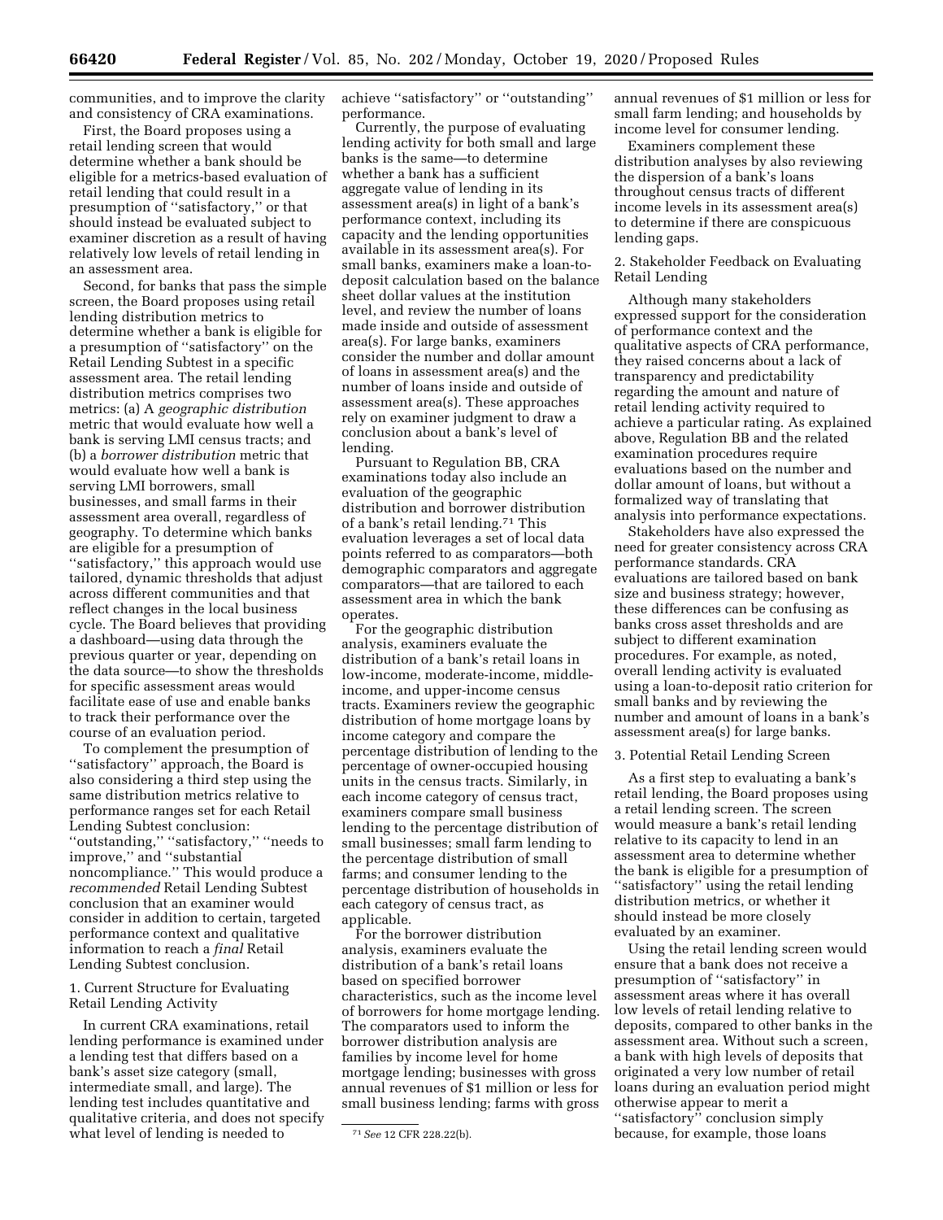communities, and to improve the clarity and consistency of CRA examinations.

First, the Board proposes using a retail lending screen that would determine whether a bank should be eligible for a metrics-based evaluation of retail lending that could result in a presumption of ''satisfactory,'' or that should instead be evaluated subject to examiner discretion as a result of having relatively low levels of retail lending in an assessment area.

Second, for banks that pass the simple screen, the Board proposes using retail lending distribution metrics to determine whether a bank is eligible for a presumption of ''satisfactory'' on the Retail Lending Subtest in a specific assessment area. The retail lending distribution metrics comprises two metrics: (a) A *geographic distribution* metric that would evaluate how well a bank is serving LMI census tracts; and (b) a *borrower distribution* metric that would evaluate how well a bank is serving LMI borrowers, small businesses, and small farms in their assessment area overall, regardless of geography. To determine which banks are eligible for a presumption of ''satisfactory,'' this approach would use tailored, dynamic thresholds that adjust across different communities and that reflect changes in the local business cycle. The Board believes that providing a dashboard—using data through the previous quarter or year, depending on the data source—to show the thresholds for specific assessment areas would facilitate ease of use and enable banks to track their performance over the course of an evaluation period.

To complement the presumption of ''satisfactory'' approach, the Board is also considering a third step using the same distribution metrics relative to performance ranges set for each Retail Lending Subtest conclusion: ''outstanding,'' ''satisfactory,'' ''needs to improve,'' and ''substantial noncompliance.'' This would produce a *recommended* Retail Lending Subtest conclusion that an examiner would consider in addition to certain, targeted performance context and qualitative information to reach a *final* Retail Lending Subtest conclusion.

1. Current Structure for Evaluating Retail Lending Activity

In current CRA examinations, retail lending performance is examined under a lending test that differs based on a bank's asset size category (small, intermediate small, and large). The lending test includes quantitative and qualitative criteria, and does not specify what level of lending is needed to achieve ''satisfactory'' or ''outstanding'' performance.

Currently, the purpose of evaluating lending activity for both small and large banks is the same—to determine whether a bank has a sufficient aggregate value of lending in its assessment area(s) in light of a bank's performance context, including its capacity and the lending opportunities available in its assessment area(s). For small banks, examiners make a loan-to-deposit calculation based on the balance sheet dollar values at the institution level, and review the number of loans made inside and outside of assessment area(s). For large banks, examiners consider the number and dollar amount of loans in assessment area(s) and the number of loans inside and outside of assessment area(s). These approaches rely on examiner judgment to draw a conclusion about a bank's level of lending.

Pursuant to Regulation BB, CRA examinations today also include an evaluation of the geographic distribution and borrower distribution of a bank's retail lending.[71] This evaluation leverages a set of local data points referred to as comparators—both demographic comparators and aggregate comparators—that are tailored to each assessment area in which the bank operates.

For the geographic distribution analysis, examiners evaluate the distribution of a bank's retail loans in low-income, moderate-income, middle-income, and upper-income census tracts. Examiners review the geographic distribution of home mortgage loans by income category and compare the percentage distribution of lending to the percentage of owner-occupied housing units in the census tracts. Similarly, in each income category of census tract, examiners compare small business lending to the percentage distribution of small businesses; small farm lending to the percentage distribution of small farms; and consumer lending to the percentage distribution of households in each category of census tract, as applicable.

For the borrower distribution analysis, examiners evaluate the distribution of a bank's retail loans based on specified borrower characteristics, such as the income level of borrowers for home mortgage lending. The comparators used to inform the borrower distribution analysis are families by income level for home mortgage lending; businesses with gross annual revenues of $1 million or less for small business lending; farms with gross annual revenues of $1 million or less for small farm lending; and households by income level for consumer lending.

Examiners complement these distribution analyses by also reviewing the dispersion of a bank's loans throughout census tracts of different income levels in its assessment area(s) to determine if there are conspicuous lending gaps.

2. Stakeholder Feedback on Evaluating Retail Lending

Although many stakeholders expressed support for the consideration of performance context and the qualitative aspects of CRA performance, they raised concerns about a lack of transparency and predictability regarding the amount and nature of retail lending activity required to achieve a particular rating. As explained above, Regulation BB and the related examination procedures require evaluations based on the number and dollar amount of loans, but without a formalized way of translating that analysis into performance expectations.

Stakeholders have also expressed the need for greater consistency across CRA performance standards. CRA evaluations are tailored based on bank size and business strategy; however, these differences can be confusing as banks cross asset thresholds and are subject to different examination procedures. For example, as noted, overall lending activity is evaluated using a loan-to-deposit ratio criterion for small banks and by reviewing the number and amount of loans in a bank's assessment area(s) for large banks.

3. Potential Retail Lending Screen

As a first step to evaluating a bank's retail lending, the Board proposes using a retail lending screen. The screen would measure a bank's retail lending relative to its capacity to lend in an assessment area to determine whether the bank is eligible for a presumption of ''satisfactory'' using the retail lending distribution metrics, or whether it should instead be more closely evaluated by an examiner.

Using the retail lending screen would ensure that a bank does not receive a presumption of ''satisfactory'' in assessment areas where it has overall low levels of retail lending relative to deposits, compared to other banks in the assessment area. Without such a screen, a bank with high levels of deposits that originated a very low number of retail loans during an evaluation period might otherwise appear to merit a ''satisfactory'' conclusion simply because, for example, those loans

[71] *See* 12 CFR 228.22(b).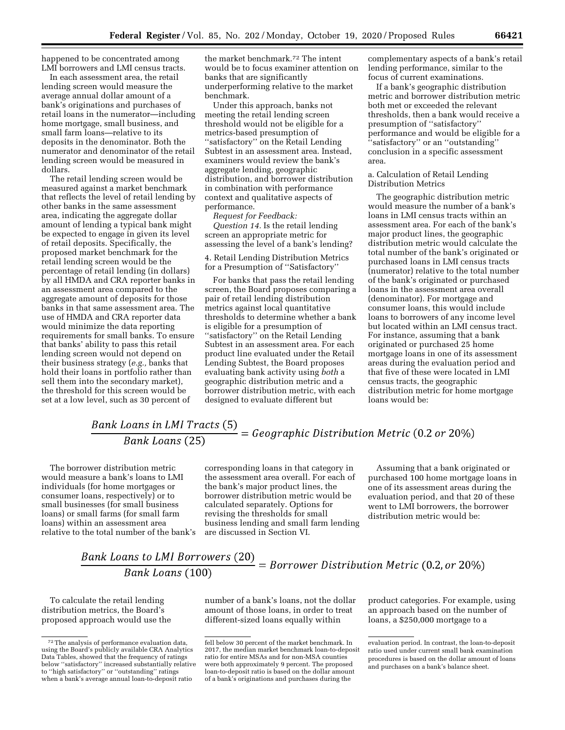happened to be concentrated among LMI borrowers and LMI census tracts.

In each assessment area, the retail lending screen would measure the average annual dollar amount of a bank's originations and purchases of retail loans in the numerator—including home mortgage, small business, and small farm loans—relative to its deposits in the denominator. Both the numerator and denominator of the retail lending screen would be measured in dollars.

The retail lending screen would be measured against a market benchmark that reflects the level of retail lending by other banks in the same assessment area, indicating the aggregate dollar amount of lending a typical bank might be expected to engage in given its level of retail deposits. Specifically, the proposed market benchmark for the retail lending screen would be the percentage of retail lending (in dollars) by all HMDA and CRA reporter banks in an assessment area compared to the aggregate amount of deposits for those banks in that same assessment area. The use of HMDA and CRA reporter data would minimize the data reporting requirements for small banks. To ensure that banks' ability to pass this retail lending screen would not depend on their business strategy (*e.g.,* banks that hold their loans in portfolio rather than sell them into the secondary market), the threshold for this screen would be set at a low level, such as 30 percent of the market benchmark.[72] The intent would be to focus examiner attention on banks that are significantly underperforming relative to the market benchmark.

Under this approach, banks not meeting the retail lending screen threshold would not be eligible for a metrics-based presumption of ''satisfactory'' on the Retail Lending Subtest in an assessment area. Instead, examiners would review the bank's aggregate lending, geographic distribution, and borrower distribution in combination with performance context and qualitative aspects of performance.

*Request for Feedback:*

*Question 14.* Is the retail lending screen an appropriate metric for assessing the level of a bank's lending?

4. Retail Lending Distribution Metrics for a Presumption of ''Satisfactory''

For banks that pass the retail lending screen, the Board proposes comparing a pair of retail lending distribution metrics against local quantitative thresholds to determine whether a bank is eligible for a presumption of ''satisfactory'' on the Retail Lending Subtest in an assessment area. For each product line evaluated under the Retail Lending Subtest, the Board proposes evaluating bank activity using *both* a geographic distribution metric and a borrower distribution metric, with each designed to evaluate different but complementary aspects of a bank's retail lending performance, similar to the focus of current examinations.

If a bank's geographic distribution metric and borrower distribution metric both met or exceeded the relevant thresholds, then a bank would receive a presumption of ''satisfactory'' performance and would be eligible for a ''satisfactory'' or an ''outstanding'' conclusion in a specific assessment area.

a. Calculation of Retail Lending Distribution Metrics

The geographic distribution metric would measure the number of a bank's loans in LMI census tracts within an assessment area. For each of the bank's major product lines, the geographic distribution metric would calculate the total number of the bank's originated or purchased loans in LMI census tracts (numerator) relative to the total number of the bank's originated or purchased loans in the assessment area overall (denominator). For mortgage and consumer loans, this would include loans to borrowers of any income level but located within an LMI census tract. For instance, assuming that a bank originated or purchased 25 home mortgage loans in one of its assessment areas during the evaluation period and that five of these were located in LMI census tracts, the geographic distribution metric for home mortgage loans would be:

$$\frac{Bank\ Loans\ in\ LMI\ Tracts\ (5)}{Bank\ Loans\ (25)} = Geographic\ Distribution\ Metric\ (0.2\ or\ 20\%)$$

The borrower distribution metric would measure a bank's loans to LMI individuals (for home mortgages or consumer loans, respectively) or to small businesses (for small business loans) or small farms (for small farm loans) within an assessment area relative to the total number of the bank's corresponding loans in that category in the assessment area overall. For each of the bank's major product lines, the borrower distribution metric would be calculated separately. Options for revising the thresholds for small business lending and small farm lending are discussed in Section VI.

Assuming that a bank originated or purchased 100 home mortgage loans in one of its assessment areas during the evaluation period, and that 20 of these went to LMI borrowers, the borrower distribution metric would be:

$$\frac{Bank\ Loans\ to\ LMI\ Borrowers\ (20)}{Bank\ Loans\ (100)} = Borrower\ Distribution\ Metric\ (0.2,\ or\ 20\%)$$

To calculate the retail lending distribution metrics, the Board's proposed approach would use the number of a bank's loans, not the dollar amount of those loans, in order to treat different-sized loans equally within product categories. For example, using an approach based on the number of loans, a $250,000 mortgage to a

[72] The analysis of performance evaluation data, using the Board's publicly available CRA Analytics Data Tables, showed that the frequency of ratings below ''satisfactory'' increased substantially relative to ''high satisfactory'' or ''outstanding'' ratings when a bank's average annual loan-to-deposit ratio fell below 30 percent of the market benchmark. In 2017, the median market benchmark loan-to-deposit ratio for entire MSAs and for non-MSA counties were both approximately 9 percent. The proposed loan-to-deposit ratio is based on the dollar amount of a bank's originations and purchases during the evaluation period. In contrast, the loan-to-deposit ratio used under current small bank examination procedures is based on the dollar amount of loans and purchases on a bank's balance sheet.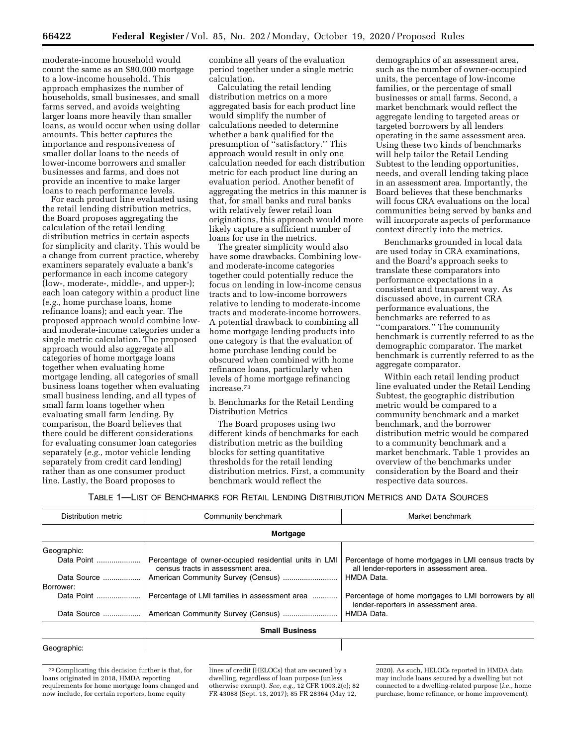moderate-income household would count the same as an $80,000 mortgage to a low-income household. This approach emphasizes the number of households, small businesses, and small farms served, and avoids weighting larger loans more heavily than smaller loans, as would occur when using dollar amounts. This better captures the importance and responsiveness of smaller dollar loans to the needs of lower-income borrowers and smaller businesses and farms, and does not provide an incentive to make larger loans to reach performance levels.

For each product line evaluated using the retail lending distribution metrics, the Board proposes aggregating the calculation of the retail lending distribution metrics in certain aspects for simplicity and clarity. This would be a change from current practice, whereby examiners separately evaluate a bank's performance in each income category (low-, moderate-, middle-, and upper-); each loan category within a product line (*e.g.,* home purchase loans, home refinance loans); and each year. The proposed approach would combine low- and moderate-income categories under a single metric calculation. The proposed approach would also aggregate all categories of home mortgage loans together when evaluating home mortgage lending, all categories of small business loans together when evaluating small business lending, and all types of small farm loans together when evaluating small farm lending. By comparison, the Board believes that there could be different considerations for evaluating consumer loan categories separately (*e.g.,* motor vehicle lending separately from credit card lending) rather than as one consumer product line. Lastly, the Board proposes to combine all years of the evaluation period together under a single metric calculation.

Calculating the retail lending distribution metrics on a more aggregated basis for each product line would simplify the number of calculations needed to determine whether a bank qualified for the presumption of "satisfactory." This approach would result in only one calculation needed for each distribution metric for each product line during an evaluation period. Another benefit of aggregating the metrics in this manner is that, for small banks and rural banks with relatively fewer retail loan originations, this approach would more likely capture a sufficient number of loans for use in the metrics.

The greater simplicity would also have some drawbacks. Combining low- and moderate-income categories together could potentially reduce the focus on lending in low-income census tracts and to low-income borrowers relative to lending to moderate-income tracts and moderate-income borrowers. A potential drawback to combining all home mortgage lending products into one category is that the evaluation of home purchase lending could be obscured when combined with home refinance loans, particularly when levels of home mortgage refinancing increase.[73]

b. Benchmarks for the Retail Lending Distribution Metrics

The Board proposes using two different kinds of benchmarks for each distribution metric as the building blocks for setting quantitative thresholds for the retail lending distribution metrics. First, a community benchmark would reflect the demographics of an assessment area, such as the number of owner-occupied units, the percentage of low-income families, or the percentage of small businesses or small farms. Second, a market benchmark would reflect the aggregate lending to targeted areas or targeted borrowers by all lenders operating in the same assessment area. Using these two kinds of benchmarks will help tailor the Retail Lending Subtest to the lending opportunities, needs, and overall lending taking place in an assessment area. Importantly, the Board believes that these benchmarks will focus CRA evaluations on the local communities being served by banks and will incorporate aspects of performance context directly into the metrics.

Benchmarks grounded in local data are used today in CRA examinations, and the Board's approach seeks to translate these comparators into performance expectations in a consistent and transparent way. As discussed above, in current CRA performance evaluations, the benchmarks are referred to as "comparators." The community benchmark is currently referred to as the demographic comparator. The market benchmark is currently referred to as the aggregate comparator.

Within each retail lending product line evaluated under the Retail Lending Subtest, the geographic distribution metric would be compared to a community benchmark and a market benchmark, and the borrower distribution metric would be compared to a community benchmark and a market benchmark. Table 1 provides an overview of the benchmarks under consideration by the Board and their respective data sources.

TABLE 1—LIST OF BENCHMARKS FOR RETAIL LENDING DISTRIBUTION METRICS AND DATA SOURCES

| Distribution metric | Community benchmark | Market benchmark |
|---|---|---|
| | **Mortgage** | |
| Geographic: | | |
| Data Point | Percentage of owner-occupied residential units in LMI census tracts in assessment area. | Percentage of home mortgages in LMI census tracts by all lender-reporters in assessment area. |
| Data Source | American Community Survey (Census) | HMDA Data. |
| Borrower: | | |
| Data Point | Percentage of LMI families in assessment area | Percentage of home mortgages to LMI borrowers by all lender-reporters in assessment area. |
| Data Source | American Community Survey (Census) | HMDA Data. |
| | **Small Business** | |
| Geographic: | | |

[73] Complicating this decision further is that, for loans originated in 2018, HMDA reporting requirements for home mortgage loans changed and now include, for certain reporters, home equity lines of credit (HELOCs) that are secured by a dwelling, regardless of loan purpose (unless otherwise exempt). *See, e.g.,* 12 CFR 1003.2(e); 82 FR 43088 (Sept. 13, 2017); 85 FR 28364 (May 12, 2020). As such, HELOCs reported in HMDA data may include loans secured by a dwelling but not connected to a dwelling-related purpose (*i.e.,* home purchase, home refinance, or home improvement).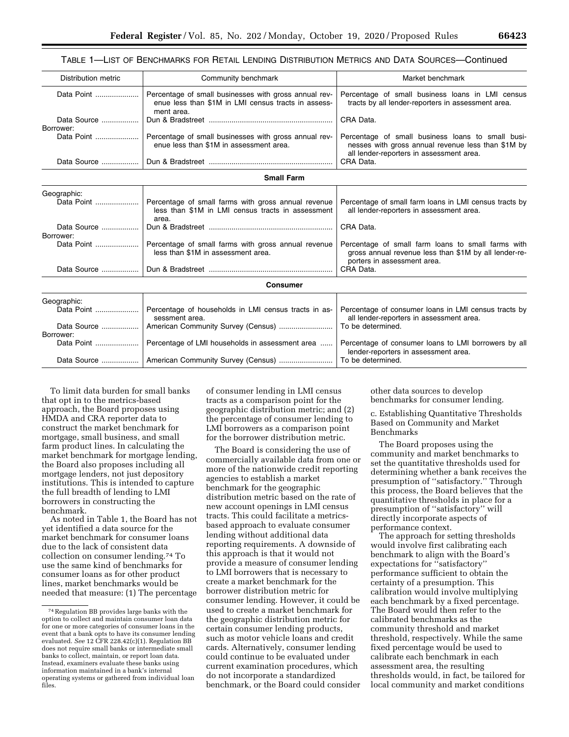TABLE 1—LIST OF BENCHMARKS FOR RETAIL LENDING DISTRIBUTION METRICS AND DATA SOURCES—Continued

| Distribution metric | Community benchmark | Market benchmark |
|---|---|---|
| Data Point | Percentage of small businesses with gross annual revenue less than $1M in LMI census tracts in assessment area. | Percentage of small business loans in LMI census tracts by all lender-reporters in assessment area. |
| Data Source | Dun & Bradstreet | CRA Data. |
| Borrower: | | |
| Data Point | Percentage of small businesses with gross annual revenue less than $1M in assessment area. | Percentage of small business loans to small businesses with gross annual revenue less than $1M by all lender-reporters in assessment area. |
| Data Source | Dun & Bradstreet | CRA Data. |
| **Small Farm** | | |
| Geographic: | | |
| Data Point | Percentage of small farms with gross annual revenue less than $1M in LMI census tracts in assessment area. | Percentage of small farm loans in LMI census tracts by all lender-reporters in assessment area. |
| Data Source | Dun & Bradstreet | CRA Data. |
| Borrower: | | |
| Data Point | Percentage of small farms with gross annual revenue less than $1M in assessment area. | Percentage of small farm loans to small farms with gross annual revenue less than $1M by all lender-reporters in assessment area. |
| Data Source | Dun & Bradstreet | CRA Data. |
| **Consumer** | | |
| Geographic: | | |
| Data Point | Percentage of households in LMI census tracts in assessment area. | Percentage of consumer loans in LMI census tracts by all lender-reporters in assessment area. |
| Data Source | American Community Survey (Census) | To be determined. |
| Borrower: | | |
| Data Point | Percentage of LMI households in assessment area | Percentage of consumer loans to LMI borrowers by all lender-reporters in assessment area. |
| Data Source | American Community Survey (Census) | To be determined. |

To limit data burden for small banks that opt in to the metrics-based approach, the Board proposes using HMDA and CRA reporter data to construct the market benchmark for mortgage, small business, and small farm product lines. In calculating the market benchmark for mortgage lending, the Board also proposes including all mortgage lenders, not just depository institutions. This is intended to capture the full breadth of lending to LMI borrowers in constructing the benchmark.

As noted in Table 1, the Board has not yet identified a data source for the market benchmark for consumer loans due to the lack of consistent data collection on consumer lending.[74] To use the same kind of benchmarks for consumer loans as for other product lines, market benchmarks would be needed that measure: (1) The percentage of consumer lending in LMI census tracts as a comparison point for the geographic distribution metric; and (2) the percentage of consumer lending to LMI borrowers as a comparison point for the borrower distribution metric.

The Board is considering the use of commercially available data from one or more of the nationwide credit reporting agencies to establish a market benchmark for the geographic distribution metric based on the rate of new account openings in LMI census tracts. This could facilitate a metrics-based approach to evaluate consumer lending without additional data reporting requirements. A downside of this approach is that it would not provide a measure of consumer lending to LMI borrowers that is necessary to create a market benchmark for the borrower distribution metric for consumer lending. However, it could be used to create a market benchmark for the geographic distribution metric for certain consumer lending products, such as motor vehicle loans and credit cards. Alternatively, consumer lending could continue to be evaluated under current examination procedures, which do not incorporate a standardized benchmark, or the Board could consider other data sources to develop benchmarks for consumer lending.

c. Establishing Quantitative Thresholds Based on Community and Market Benchmarks

The Board proposes using the community and market benchmarks to set the quantitative thresholds used for determining whether a bank receives the presumption of "satisfactory." Through this process, the Board believes that the quantitative thresholds in place for a presumption of "satisfactory" will directly incorporate aspects of performance context.

The approach for setting thresholds would involve first calibrating each benchmark to align with the Board's expectations for "satisfactory" performance sufficient to obtain the certainty of a presumption. This calibration would involve multiplying each benchmark by a fixed percentage. The Board would then refer to the calibrated benchmarks as the community threshold and market threshold, respectively. While the same fixed percentage would be used to calibrate each benchmark in each assessment area, the resulting thresholds would, in fact, be tailored for local community and market conditions

[74] Regulation BB provides large banks with the option to collect and maintain consumer loan data for one or more categories of consumer loans in the event that a bank opts to have its consumer lending evaluated. *See* 12 CFR 228.42(c)(1). Regulation BB does not require small banks or intermediate small banks to collect, maintain, or report loan data. Instead, examiners evaluate these banks using information maintained in a bank's internal operating systems or gathered from individual loan files.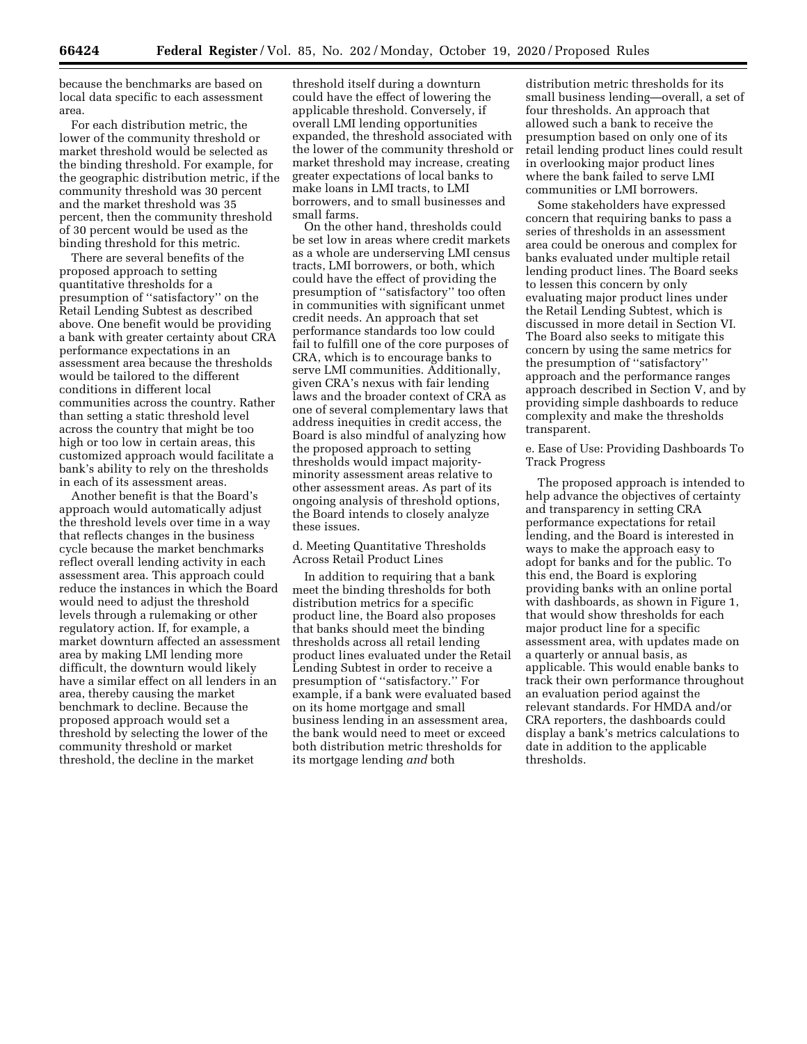because the benchmarks are based on local data specific to each assessment area.

For each distribution metric, the lower of the community threshold or market threshold would be selected as the binding threshold. For example, for the geographic distribution metric, if the community threshold was 30 percent and the market threshold was 35 percent, then the community threshold of 30 percent would be used as the binding threshold for this metric.

There are several benefits of the proposed approach to setting quantitative thresholds for a presumption of ''satisfactory'' on the Retail Lending Subtest as described above. One benefit would be providing a bank with greater certainty about CRA performance expectations in an assessment area because the thresholds would be tailored to the different conditions in different local communities across the country. Rather than setting a static threshold level across the country that might be too high or too low in certain areas, this customized approach would facilitate a bank's ability to rely on the thresholds in each of its assessment areas.

Another benefit is that the Board's approach would automatically adjust the threshold levels over time in a way that reflects changes in the business cycle because the market benchmarks reflect overall lending activity in each assessment area. This approach could reduce the instances in which the Board would need to adjust the threshold levels through a rulemaking or other regulatory action. If, for example, a market downturn affected an assessment area by making LMI lending more difficult, the downturn would likely have a similar effect on all lenders in an area, thereby causing the market benchmark to decline. Because the proposed approach would set a threshold by selecting the lower of the community threshold or market threshold, the decline in the market threshold itself during a downturn could have the effect of lowering the applicable threshold. Conversely, if overall LMI lending opportunities expanded, the threshold associated with the lower of the community threshold or market threshold may increase, creating greater expectations of local banks to make loans in LMI tracts, to LMI borrowers, and to small businesses and small farms.

On the other hand, thresholds could be set low in areas where credit markets as a whole are underserving LMI census tracts, LMI borrowers, or both, which could have the effect of providing the presumption of ''satisfactory'' too often in communities with significant unmet credit needs. An approach that set performance standards too low could fail to fulfill one of the core purposes of CRA, which is to encourage banks to serve LMI communities. Additionally, given CRA's nexus with fair lending laws and the broader context of CRA as one of several complementary laws that address inequities in credit access, the Board is also mindful of analyzing how the proposed approach to setting thresholds would impact majority-minority assessment areas relative to other assessment areas. As part of its ongoing analysis of threshold options, the Board intends to closely analyze these issues.

d. Meeting Quantitative Thresholds Across Retail Product Lines

In addition to requiring that a bank meet the binding thresholds for both distribution metrics for a specific product line, the Board also proposes that banks should meet the binding thresholds across all retail lending product lines evaluated under the Retail Lending Subtest in order to receive a presumption of ''satisfactory.'' For example, if a bank were evaluated based on its home mortgage and small business lending in an assessment area, the bank would need to meet or exceed both distribution metric thresholds for its mortgage lending *and* both distribution metric thresholds for its small business lending—overall, a set of four thresholds. An approach that allowed such a bank to receive the presumption based on only one of its retail lending product lines could result in overlooking major product lines where the bank failed to serve LMI communities or LMI borrowers.

Some stakeholders have expressed concern that requiring banks to pass a series of thresholds in an assessment area could be onerous and complex for banks evaluated under multiple retail lending product lines. The Board seeks to lessen this concern by only evaluating major product lines under the Retail Lending Subtest, which is discussed in more detail in Section VI. The Board also seeks to mitigate this concern by using the same metrics for the presumption of ''satisfactory'' approach and the performance ranges approach described in Section V, and by providing simple dashboards to reduce complexity and make the thresholds transparent.

e. Ease of Use: Providing Dashboards To Track Progress

The proposed approach is intended to help advance the objectives of certainty and transparency in setting CRA performance expectations for retail lending, and the Board is interested in ways to make the approach easy to adopt for banks and for the public. To this end, the Board is exploring providing banks with an online portal with dashboards, as shown in Figure 1, that would show thresholds for each major product line for a specific assessment area, with updates made on a quarterly or annual basis, as applicable. This would enable banks to track their own performance throughout an evaluation period against the relevant standards. For HMDA and/or CRA reporters, the dashboards could display a bank's metrics calculations to date in addition to the applicable thresholds.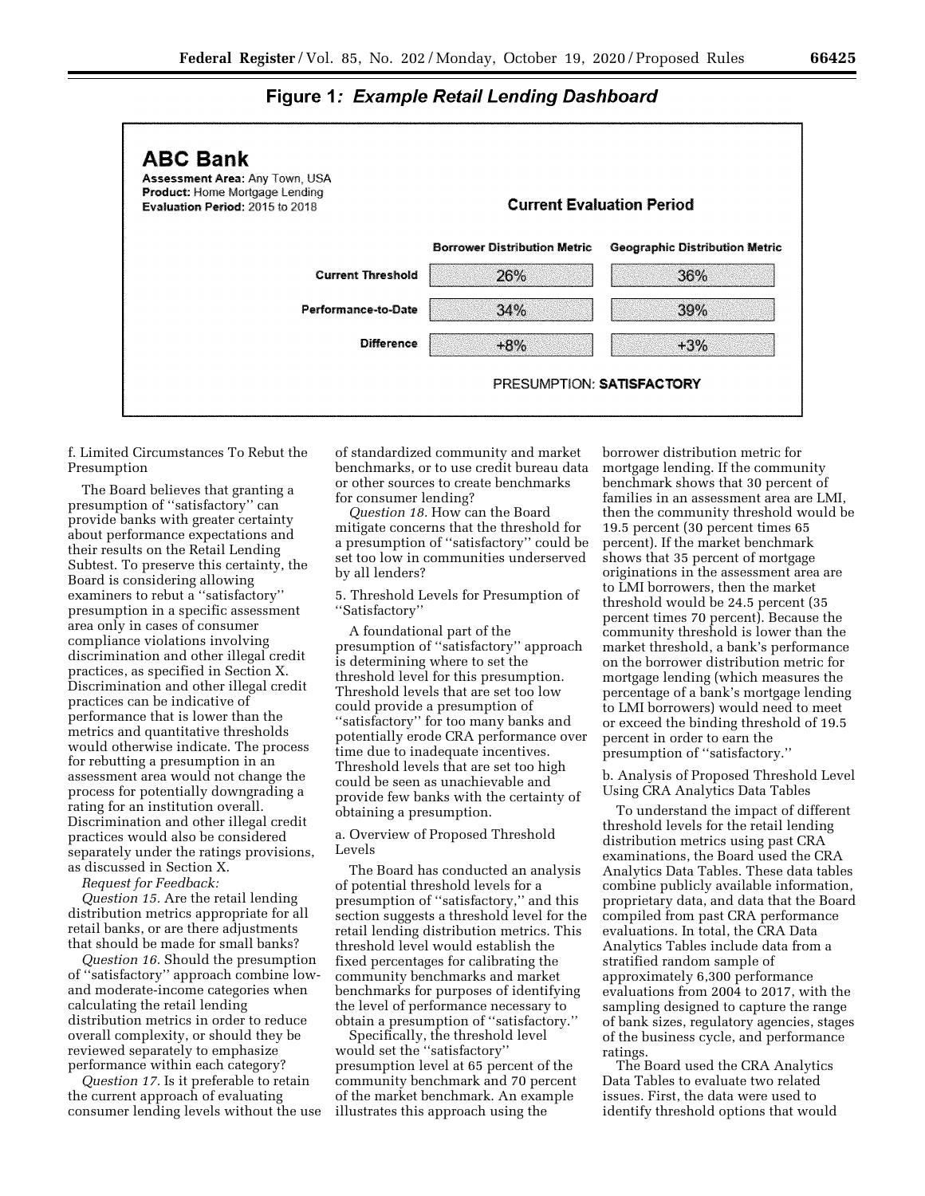**Figure 1: *Example Retail Lending Dashboard***

**ABC Bank**
**Assessment Area:** Any Town, USA
**Product:** Home Mortgage Lending
**Evaluation Period:** 2015 to 2018

**Current Evaluation Period**

| | Borrower Distribution Metric | Geographic Distribution Metric |
| --- | --- | --- |
| Current Threshold | 26% | 36% |
| Performance-to-Date | 34% | 39% |
| Difference | +8% | +3% |

PRESUMPTION: **SATISFACTORY**

f. Limited Circumstances To Rebut the Presumption

The Board believes that granting a presumption of "satisfactory" can provide banks with greater certainty about performance expectations and their results on the Retail Lending Subtest. To preserve this certainty, the Board is considering allowing examiners to rebut a "satisfactory" presumption in a specific assessment area only in cases of consumer compliance violations involving discrimination and other illegal credit practices, as specified in Section X. Discrimination and other illegal credit practices can be indicative of performance that is lower than the metrics and quantitative thresholds would otherwise indicate. The process for rebutting a presumption in an assessment area would not change the process for potentially downgrading a rating for an institution overall. Discrimination and other illegal credit practices would also be considered separately under the ratings provisions, as discussed in Section X.

*Request for Feedback:*

*Question 15.* Are the retail lending distribution metrics appropriate for all retail banks, or are there adjustments that should be made for small banks?

*Question 16.* Should the presumption of "satisfactory" approach combine low- and moderate-income categories when calculating the retail lending distribution metrics in order to reduce overall complexity, or should they be reviewed separately to emphasize performance within each category?

*Question 17.* Is it preferable to retain the current approach of evaluating consumer lending levels without the use of standardized community and market benchmarks, or to use credit bureau data or other sources to create benchmarks for consumer lending?

*Question 18.* How can the Board mitigate concerns that the threshold for a presumption of "satisfactory" could be set too low in communities underserved by all lenders?

5. Threshold Levels for Presumption of "Satisfactory"

A foundational part of the presumption of "satisfactory" approach is determining where to set the threshold level for this presumption. Threshold levels that are set too low could provide a presumption of "satisfactory" for too many banks and potentially erode CRA performance over time due to inadequate incentives. Threshold levels that are set too high could be seen as unachievable and provide few banks with the certainty of obtaining a presumption.

a. Overview of Proposed Threshold Levels

The Board has conducted an analysis of potential threshold levels for a presumption of "satisfactory," and this section suggests a threshold level for the retail lending distribution metrics. This threshold level would establish the fixed percentages for calibrating the community benchmarks and market benchmarks for purposes of identifying the level of performance necessary to obtain a presumption of "satisfactory."

Specifically, the threshold level would set the "satisfactory" presumption level at 65 percent of the community benchmark and 70 percent of the market benchmark. An example illustrates this approach using the borrower distribution metric for mortgage lending. If the community benchmark shows that 30 percent of families in an assessment area are LMI, then the community threshold would be 19.5 percent (30 percent times 65 percent). If the market benchmark shows that 35 percent of mortgage originations in the assessment area are to LMI borrowers, then the market threshold would be 24.5 percent (35 percent times 70 percent). Because the community threshold is lower than the market threshold, a bank's performance on the borrower distribution metric for mortgage lending (which measures the percentage of a bank's mortgage lending to LMI borrowers) would need to meet or exceed the binding threshold of 19.5 percent in order to earn the presumption of "satisfactory."

b. Analysis of Proposed Threshold Level Using CRA Analytics Data Tables

To understand the impact of different threshold levels for the retail lending distribution metrics using past CRA examinations, the Board used the CRA Analytics Data Tables. These data tables combine publicly available information, proprietary data, and data that the Board compiled from past CRA performance evaluations. In total, the CRA Data Analytics Tables include data from a stratified random sample of approximately 6,300 performance evaluations from 2004 to 2017, with the sampling designed to capture the range of bank sizes, regulatory agencies, stages of the business cycle, and performance ratings.

The Board used the CRA Analytics Data Tables to evaluate two related issues. First, the data were used to identify threshold options that would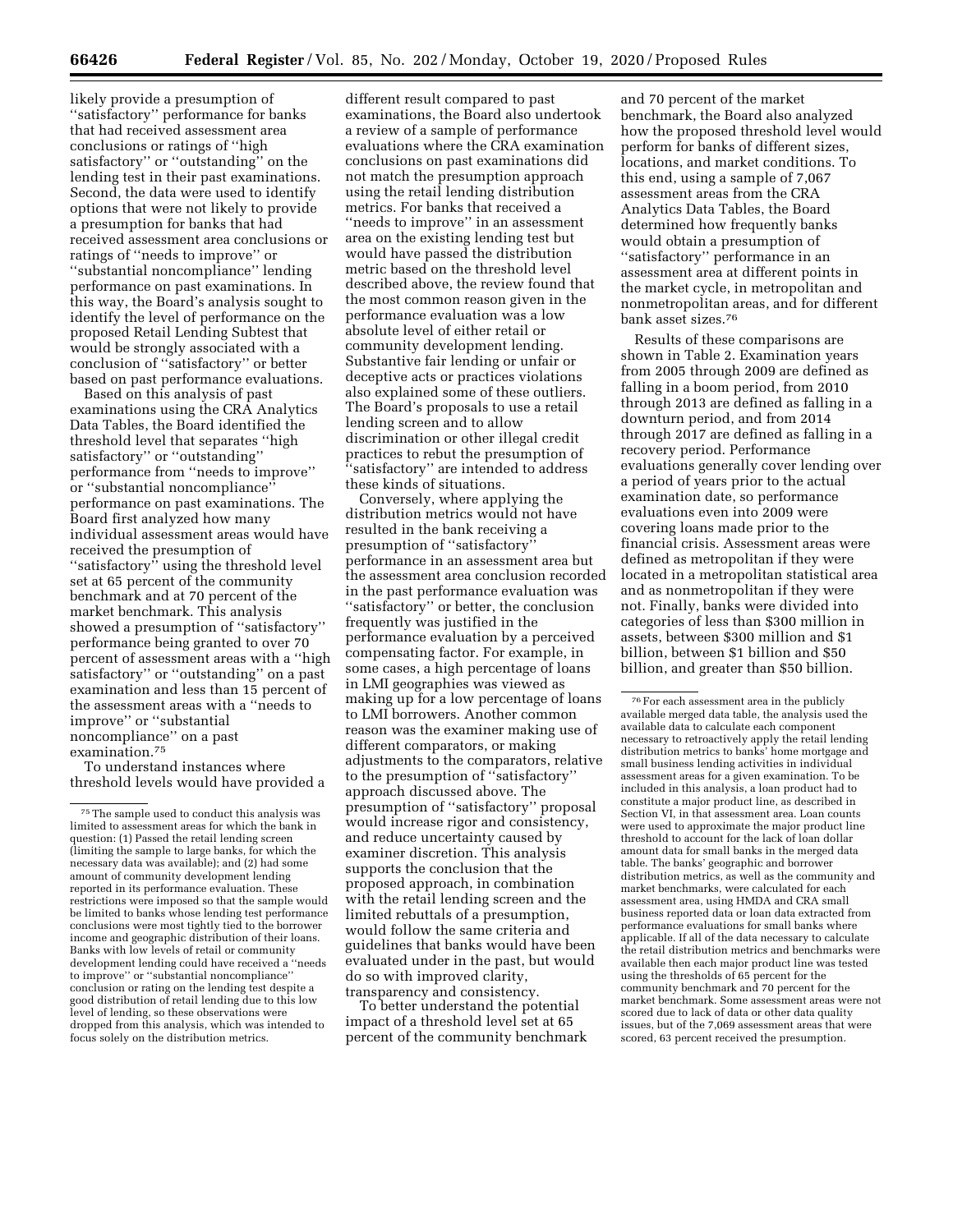likely provide a presumption of ''satisfactory'' performance for banks that had received assessment area conclusions or ratings of ''high satisfactory'' or ''outstanding'' on the lending test in their past examinations. Second, the data were used to identify options that were not likely to provide a presumption for banks that had received assessment area conclusions or ratings of ''needs to improve'' or ''substantial noncompliance'' lending performance on past examinations. In this way, the Board's analysis sought to identify the level of performance on the proposed Retail Lending Subtest that would be strongly associated with a conclusion of ''satisfactory'' or better based on past performance evaluations.

Based on this analysis of past examinations using the CRA Analytics Data Tables, the Board identified the threshold level that separates ''high satisfactory'' or ''outstanding'' performance from ''needs to improve'' or ''substantial noncompliance'' performance on past examinations. The Board first analyzed how many individual assessment areas would have received the presumption of ''satisfactory'' using the threshold level set at 65 percent of the community benchmark and at 70 percent of the market benchmark. This analysis showed a presumption of ''satisfactory'' performance being granted to over 70 percent of assessment areas with a ''high satisfactory'' or ''outstanding'' on a past examination and less than 15 percent of the assessment areas with a ''needs to improve'' or ''substantial noncompliance'' on a past examination.[75]

To understand instances where threshold levels would have provided a different result compared to past examinations, the Board also undertook a review of a sample of performance evaluations where the CRA examination conclusions on past examinations did not match the presumption approach using the retail lending distribution metrics. For banks that received a ''needs to improve'' in an assessment area on the existing lending test but would have passed the distribution metric based on the threshold level described above, the review found that the most common reason given in the performance evaluation was a low absolute level of either retail or community development lending. Substantive fair lending or unfair or deceptive acts or practices violations also explained some of these outliers. The Board's proposals to use a retail lending screen and to allow discrimination or other illegal credit practices to rebut the presumption of ''satisfactory'' are intended to address these kinds of situations.

Conversely, where applying the distribution metrics would not have resulted in the bank receiving a presumption of ''satisfactory'' performance in an assessment area but the assessment area conclusion recorded in the past performance evaluation was ''satisfactory'' or better, the conclusion frequently was justified in the performance evaluation by a perceived compensating factor. For example, in some cases, a high percentage of loans in LMI geographies was viewed as making up for a low percentage of loans to LMI borrowers. Another common reason was the examiner making use of different comparators, or making adjustments to the comparators, relative to the presumption of ''satisfactory'' approach discussed above. The presumption of ''satisfactory'' proposal would increase rigor and consistency, and reduce uncertainty caused by examiner discretion. This analysis supports the conclusion that the proposed approach, in combination with the retail lending screen and the limited rebuttals of a presumption, would follow the same criteria and guidelines that banks would have been evaluated under in the past, but would do so with improved clarity, transparency and consistency.

To better understand the potential impact of a threshold level set at 65 percent of the community benchmark and 70 percent of the market benchmark, the Board also analyzed how the proposed threshold level would perform for banks of different sizes, locations, and market conditions. To this end, using a sample of 7,067 assessment areas from the CRA Analytics Data Tables, the Board determined how frequently banks would obtain a presumption of ''satisfactory'' performance in an assessment area at different points in the market cycle, in metropolitan and nonmetropolitan areas, and for different bank asset sizes.[76]

Results of these comparisons are shown in Table 2. Examination years from 2005 through 2009 are defined as falling in a boom period, from 2010 through 2013 are defined as falling in a downturn period, and from 2014 through 2017 are defined as falling in a recovery period. Performance evaluations generally cover lending over a period of years prior to the actual examination date, so performance evaluations even into 2009 were covering loans made prior to the financial crisis. Assessment areas were defined as metropolitan if they were located in a metropolitan statistical area and as nonmetropolitan if they were not. Finally, banks were divided into categories of less than \$300 million in assets, between \$300 million and \$1 billion, between \$1 billion and \$50 billion, and greater than \$50 billion.

---

[75] The sample used to conduct this analysis was limited to assessment areas for which the bank in question: (1) Passed the retail lending screen (limiting the sample to large banks, for which the necessary data was available); and (2) had some amount of community development lending reported in its performance evaluation. These restrictions were imposed so that the sample would be limited to banks whose lending test performance conclusions were most tightly tied to the borrower income and geographic distribution of their loans. Banks with low levels of retail or community development lending could have received a ''needs to improve'' or ''substantial noncompliance'' conclusion or rating on the lending test despite a good distribution of retail lending due to this low level of lending, so these observations were dropped from this analysis, which was intended to focus solely on the distribution metrics.

[76] For each assessment area in the publicly available merged data table, the analysis used the available data to calculate each component necessary to retroactively apply the retail lending distribution metrics to banks' home mortgage and small business lending activities in individual assessment areas for a given examination. To be included in this analysis, a loan product had to constitute a major product line, as described in Section VI, in that assessment area. Loan counts were used to approximate the major product line threshold to account for the lack of loan dollar amount data for small banks in the merged data table. The banks' geographic and borrower distribution metrics, as well as the community and market benchmarks, were calculated for each assessment area, using HMDA and CRA small business reported data or loan data extracted from performance evaluations for small banks where applicable. If all of the data necessary to calculate the retail distribution metrics and benchmarks were available then each major product line was tested using the thresholds of 65 percent for the community benchmark and 70 percent for the market benchmark. Some assessment areas were not scored due to lack of data or other data quality issues, but of the 7,069 assessment areas that were scored, 63 percent received the presumption.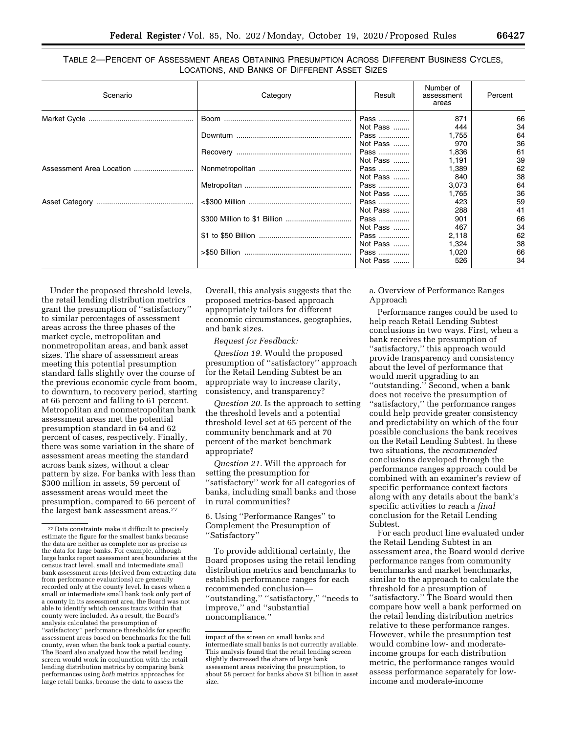TABLE 2—PERCENT OF ASSESSMENT AREAS OBTAINING PRESUMPTION ACROSS DIFFERENT BUSINESS CYCLES, LOCATIONS, AND BANKS OF DIFFERENT ASSET SIZES

| Scenario | Category | Result | Number of assessment areas | Percent |
|---|---|---|---|---|
| Market Cycle | Boom | Pass | 871 | 66 |
| | | Not Pass | 444 | 34 |
| | Downturn | Pass | 1,755 | 64 |
| | | Not Pass | 970 | 36 |
| | Recovery | Pass | 1,836 | 61 |
| | | Not Pass | 1,191 | 39 |
| Assessment Area Location | Nonmetropolitan | Pass | 1,389 | 62 |
| | | Not Pass | 840 | 38 |
| | Metropolitan | Pass | 3,073 | 64 |
| | | Not Pass | 1,765 | 36 |
| Asset Category | <$300 Million | Pass | 423 | 59 |
| | | Not Pass | 288 | 41 |
| | $300 Million to $1 Billion | Pass | 901 | 66 |
| | | Not Pass | 467 | 34 |
| | $1 to $50 Billion | Pass | 2,118 | 62 |
| | | Not Pass | 1,324 | 38 |
| | >$50 Billion | Pass | 1,020 | 66 |
| | | Not Pass | 526 | 34 |

Under the proposed threshold levels, the retail lending distribution metrics grant the presumption of ''satisfactory'' to similar percentages of assessment areas across the three phases of the market cycle, metropolitan and nonmetropolitan areas, and bank asset sizes. The share of assessment areas meeting this potential presumption standard falls slightly over the course of the previous economic cycle from boom, to downturn, to recovery period, starting at 66 percent and falling to 61 percent. Metropolitan and nonmetropolitan bank assessment areas met the potential presumption standard in 64 and 62 percent of cases, respectively. Finally, there was some variation in the share of assessment areas meeting the standard across bank sizes, without a clear pattern by size. For banks with less than $300 million in assets, 59 percent of assessment areas would meet the presumption, compared to 66 percent of the largest bank assessment areas.[77]

Overall, this analysis suggests that the proposed metrics-based approach appropriately tailors for different economic circumstances, geographies, and bank sizes.

*Request for Feedback:*

*Question 19.* Would the proposed presumption of ''satisfactory'' approach for the Retail Lending Subtest be an appropriate way to increase clarity, consistency, and transparency?

*Question 20.* Is the approach to setting the threshold levels and a potential threshold level set at 65 percent of the community benchmark and at 70 percent of the market benchmark appropriate?

*Question 21.* Will the approach for setting the presumption for ''satisfactory'' work for all categories of banks, including small banks and those in rural communities?

6. Using ''Performance Ranges'' to Complement the Presumption of ''Satisfactory''

To provide additional certainty, the Board proposes using the retail lending distribution metrics and benchmarks to establish performance ranges for each recommended conclusion—''outstanding,'' ''satisfactory,'' ''needs to improve,'' and ''substantial noncompliance.''

a. Overview of Performance Ranges Approach

Performance ranges could be used to help reach Retail Lending Subtest conclusions in two ways. First, when a bank receives the presumption of ''satisfactory,'' this approach would provide transparency and consistency about the level of performance that would merit upgrading to an ''outstanding.'' Second, when a bank does not receive the presumption of ''satisfactory,'' the performance ranges could help provide greater consistency and predictability on which of the four possible conclusions the bank receives on the Retail Lending Subtest. In these two situations, the *recommended* conclusions developed through the performance ranges approach could be combined with an examiner's review of specific performance context factors along with any details about the bank's specific activities to reach a *final* conclusion for the Retail Lending Subtest.

For each product line evaluated under the Retail Lending Subtest in an assessment area, the Board would derive performance ranges from community benchmarks and market benchmarks, similar to the approach to calculate the threshold for a presumption of ''satisfactory.'' The Board would then compare how well a bank performed on the retail lending distribution metrics relative to these performance ranges. However, while the presumption test would combine low- and moderate-income groups for each distribution metric, the performance ranges would assess performance separately for low-income and moderate-income

[77] Data constraints make it difficult to precisely estimate the figure for the smallest banks because the data are neither as complete nor as precise as the data for large banks. For example, although large banks report assessment area boundaries at the census tract level, small and intermediate small bank assessment areas (derived from extracting data from performance evaluations) are generally recorded only at the county level. In cases when a small or intermediate small bank took only part of a county in its assessment area, the Board was not able to identify which census tracts within that county were included. As a result, the Board's analysis calculated the presumption of ''satisfactory'' performance thresholds for specific assessment areas based on benchmarks for the full county, even when the bank took a partial county. The Board also analyzed how the retail lending screen would work in conjunction with the retail lending distribution metrics by comparing bank performances using *both* metrics approaches for large retail banks, because the data to assess the impact of the screen on small banks and intermediate small banks is not currently available. This analysis found that the retail lending screen slightly decreased the share of large bank assessment areas receiving the presumption, to about 58 percent for banks above $1 billion in asset size.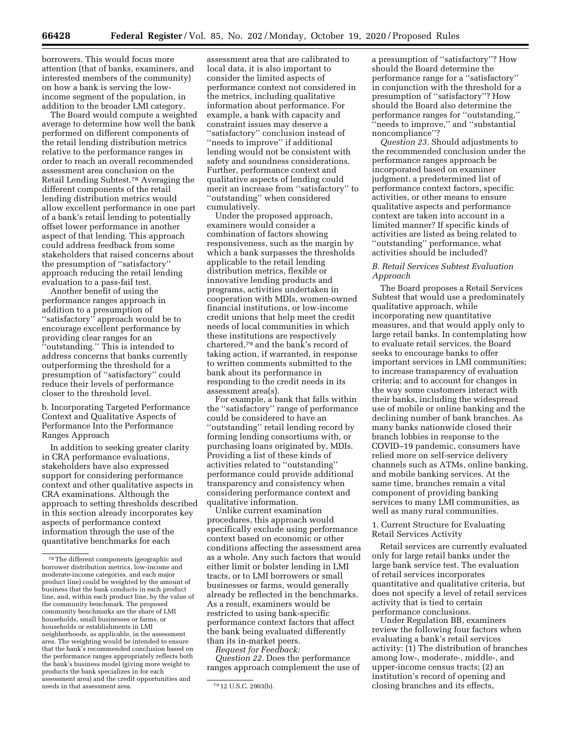borrowers. This would focus more attention (that of banks, examiners, and interested members of the community) on how a bank is serving the low-income segment of the population, in addition to the broader LMI category.

The Board would compute a weighted average to determine how well the bank performed on different components of the retail lending distribution metrics relative to the performance ranges in order to reach an overall recommended assessment area conclusion on the Retail Lending Subtest.[78] Averaging the different components of the retail lending distribution metrics would allow excellent performance in one part of a bank's retail lending to potentially offset lower performance in another aspect of that lending. This approach could address feedback from some stakeholders that raised concerns about the presumption of "satisfactory" approach reducing the retail lending evaluation to a pass-fail test.

Another benefit of using the performance ranges approach in addition to a presumption of "satisfactory" approach would be to encourage excellent performance by providing clear ranges for an "outstanding." This is intended to address concerns that banks currently outperforming the threshold for a presumption of "satisfactory" could reduce their levels of performance closer to the threshold level.

b. Incorporating Targeted Performance Context and Qualitative Aspects of Performance Into the Performance Ranges Approach

In addition to seeking greater clarity in CRA performance evaluations, stakeholders have also expressed support for considering performance context and other qualitative aspects in CRA examinations. Although the approach to setting thresholds described in this section already incorporates key aspects of performance context information through the use of the quantitative benchmarks for each assessment area that are calibrated to local data, it is also important to consider the limited aspects of performance context not considered in the metrics, including qualitative information about performance. For example, a bank with capacity and constraint issues may deserve a "satisfactory" conclusion instead of "needs to improve" if additional lending would not be consistent with safety and soundness considerations. Further, performance context and qualitative aspects of lending could merit an increase from "satisfactory" to "outstanding" when considered cumulatively.

Under the proposed approach, examiners would consider a combination of factors showing responsiveness, such as the margin by which a bank surpasses the thresholds applicable to the retail lending distribution metrics, flexible or innovative lending products and programs, activities undertaken in cooperation with MDIs, women-owned financial institutions, or low-income credit unions that help meet the credit needs of local communities in which these institutions are respectively chartered,[79] and the bank's record of taking action, if warranted, in response to written comments submitted to the bank about its performance in responding to the credit needs in its assessment area(s).

For example, a bank that falls within the "satisfactory" range of performance could be considered to have an "outstanding" retail lending record by forming lending consortiums with, or purchasing loans originated by, MDIs. Providing a list of these kinds of activities related to "outstanding" performance could provide additional transparency and consistency when considering performance context and qualitative information.

Unlike current examination procedures, this approach would specifically exclude using performance context based on economic or other conditions affecting the assessment area as a whole. Any such factors that would either limit or bolster lending in LMI tracts, or to LMI borrowers or small businesses or farms, would generally already be reflected in the benchmarks. As a result, examiners would be restricted to using bank-specific performance context factors that affect the bank being evaluated differently than its in-market peers.

*Request for Feedback:*

*Question 22.* Does the performance ranges approach complement the use of a presumption of "satisfactory"? How should the Board determine the performance range for a "satisfactory" in conjunction with the threshold for a presumption of "satisfactory"? How should the Board also determine the performance ranges for "outstanding," "needs to improve," and "substantial noncompliance"?

*Question 23.* Should adjustments to the recommended conclusion under the performance ranges approach be incorporated based on examiner judgment, a predetermined list of performance context factors, specific activities, or other means to ensure qualitative aspects and performance context are taken into account in a limited manner? If specific kinds of activities are listed as being related to "outstanding" performance, what activities should be included?

### *B. Retail Services Subtest Evaluation Approach*

The Board proposes a Retail Services Subtest that would use a predominately qualitative approach, while incorporating new quantitative measures, and that would apply only to large retail banks. In contemplating how to evaluate retail services, the Board seeks to encourage banks to offer important services in LMI communities; to increase transparency of evaluation criteria; and to account for changes in the way some customers interact with their banks, including the widespread use of mobile or online banking and the declining number of bank branches. As many banks nationwide closed their branch lobbies in response to the COVID–19 pandemic, consumers have relied more on self-service delivery channels such as ATMs, online banking, and mobile banking services. At the same time, branches remain a vital component of providing banking services to many LMI communities, as well as many rural communities.

1. Current Structure for Evaluating Retail Services Activity

Retail services are currently evaluated only for large retail banks under the large bank service test. The evaluation of retail services incorporates quantitative and qualitative criteria, but does not specify a level of retail services activity that is tied to certain performance conclusions.

Under Regulation BB, examiners review the following four factors when evaluating a bank's retail services activity: (1) The distribution of branches among low-, moderate-, middle-, and upper-income census tracts; (2) an institution's record of opening and closing branches and its effects,

---

[78] The different components (geographic and borrower distribution metrics, low-income and moderate-income categories, and each major product line) could be weighted by the amount of business that the bank conducts in each product line, and, within each product line, by the value of the community benchmark. The proposed community benchmarks are the share of LMI households, small businesses or farms, or households or establishments in LMI neighborhoods, as applicable, in the assessment area. The weighting would be intended to ensure that the bank's recommended conclusion based on the performance ranges appropriately reflects both the bank's business model (giving more weight to products the bank specializes in for each assessment area) and the credit opportunities and needs in that assessment area.

[79] 12 U.S.C. 2903(b).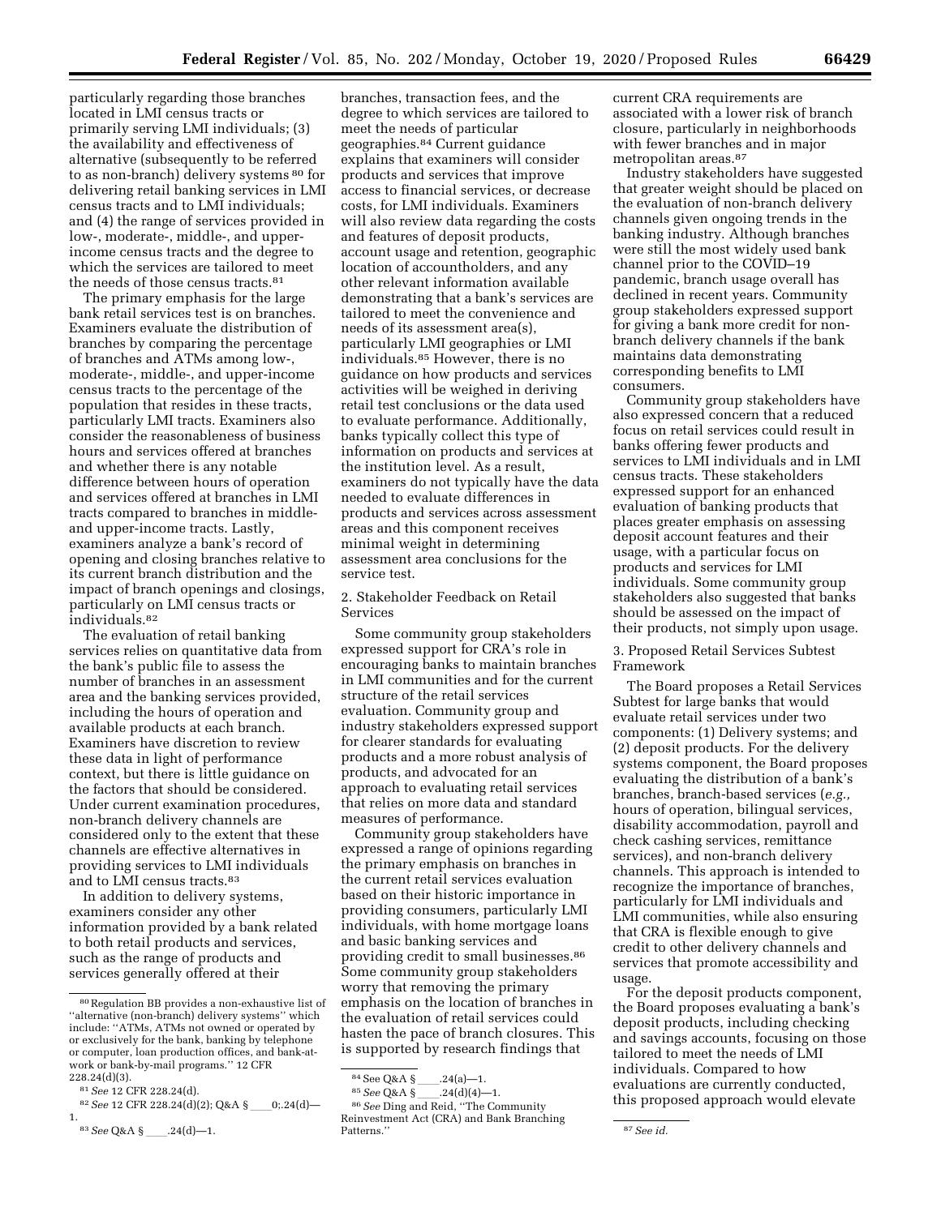particularly regarding those branches located in LMI census tracts or primarily serving LMI individuals; (3) the availability and effectiveness of alternative (subsequently to be referred to as non-branch) delivery systems [80] for delivering retail banking services in LMI census tracts and to LMI individuals; and (4) the range of services provided in low-, moderate-, middle-, and upper-income census tracts and the degree to which the services are tailored to meet the needs of those census tracts.[81]

The primary emphasis for the large bank retail services test is on branches. Examiners evaluate the distribution of branches by comparing the percentage of branches and ATMs among low-, moderate-, middle-, and upper-income census tracts to the percentage of the population that resides in these tracts, particularly LMI tracts. Examiners also consider the reasonableness of business hours and services offered at branches and whether there is any notable difference between hours of operation and services offered at branches in LMI tracts compared to branches in middle- and upper-income tracts. Lastly, examiners analyze a bank's record of opening and closing branches relative to its current branch distribution and the impact of branch openings and closings, particularly on LMI census tracts or individuals.[82]

The evaluation of retail banking services relies on quantitative data from the bank's public file to assess the number of branches in an assessment area and the banking services provided, including the hours of operation and available products at each branch. Examiners have discretion to review these data in light of performance context, but there is little guidance on the factors that should be considered. Under current examination procedures, non-branch delivery channels are considered only to the extent that these channels are effective alternatives in providing services to LMI individuals and to LMI census tracts.[83]

In addition to delivery systems, examiners consider any other information provided by a bank related to both retail products and services, such as the range of products and services generally offered at their branches, transaction fees, and the degree to which services are tailored to meet the needs of particular geographies.[84] Current guidance explains that examiners will consider products and services that improve access to financial services, or decrease costs, for LMI individuals. Examiners will also review data regarding the costs and features of deposit products, account usage and retention, geographic location of accountholders, and any other relevant information available demonstrating that a bank's services are tailored to meet the convenience and needs of its assessment area(s), particularly LMI geographies or LMI individuals.[85] However, there is no guidance on how products and services activities will be weighed in deriving retail test conclusions or the data used to evaluate performance. Additionally, banks typically collect this type of information on products and services at the institution level. As a result, examiners do not typically have the data needed to evaluate differences in products and services across assessment areas and this component receives minimal weight in determining assessment area conclusions for the service test.

## 2. Stakeholder Feedback on Retail Services

Some community group stakeholders expressed support for CRA's role in encouraging banks to maintain branches in LMI communities and for the current structure of the retail services evaluation. Community group and industry stakeholders expressed support for clearer standards for evaluating products and a more robust analysis of products, and advocated for an approach to evaluating retail services that relies on more data and standard measures of performance.

Community group stakeholders have expressed a range of opinions regarding the primary emphasis on branches in the current retail services evaluation based on their historic importance in providing consumers, particularly LMI individuals, with home mortgage loans and basic banking services and providing credit to small businesses.[86] Some community group stakeholders worry that removing the primary emphasis on the location of branches in the evaluation of retail services could hasten the pace of branch closures. This is supported by research findings that current CRA requirements are associated with a lower risk of branch closure, particularly in neighborhoods with fewer branches and in major metropolitan areas.[87]

Industry stakeholders have suggested that greater weight should be placed on the evaluation of non-branch delivery channels given ongoing trends in the banking industry. Although branches were still the most widely used bank channel prior to the COVID–19 pandemic, branch usage overall has declined in recent years. Community group stakeholders expressed support for giving a bank more credit for non-branch delivery channels if the bank maintains data demonstrating corresponding benefits to LMI consumers.

Community group stakeholders have also expressed concern that a reduced focus on retail services could result in banks offering fewer products and services to LMI individuals and in LMI census tracts. These stakeholders expressed support for an enhanced evaluation of banking products that places greater emphasis on assessing deposit account features and their usage, with a particular focus on products and services for LMI individuals. Some community group stakeholders also suggested that banks should be assessed on the impact of their products, not simply upon usage.

## 3. Proposed Retail Services Subtest Framework

The Board proposes a Retail Services Subtest for large banks that would evaluate retail services under two components: (1) Delivery systems; and (2) deposit products. For the delivery systems component, the Board proposes evaluating the distribution of a bank's branches, branch-based services (*e.g.,* hours of operation, bilingual services, disability accommodation, payroll and check cashing services, remittance services), and non-branch delivery channels. This approach is intended to recognize the importance of branches, particularly for LMI individuals and LMI communities, while also ensuring that CRA is flexible enough to give credit to other delivery channels and services that promote accessibility and usage.

For the deposit products component, the Board proposes evaluating a bank's deposit products, including checking and savings accounts, focusing on those tailored to meet the needs of LMI individuals. Compared to how evaluations are currently conducted, this proposed approach would elevate

---

[80] Regulation BB provides a non-exhaustive list of "alternative (non-branch) delivery systems" which include: "ATMs, ATMs not owned or operated by or exclusively for the bank, banking by telephone or computer, loan production offices, and bank-at-work or bank-by-mail programs." 12 CFR 228.24(d)(3).

[81] *See* 12 CFR 228.24(d).

[82] *See* 12 CFR 228.24(d)(2); Q&A § ___0;.24(d)—1.

[83] *See* Q&A § ___.24(d)—1.

[84] See Q&A § ___.24(a)—1.

[85] *See* Q&A § ___.24(d)(4)—1.

[86] *See* Ding and Reid, "The Community Reinvestment Act (CRA) and Bank Branching Patterns."

[87] *See id.*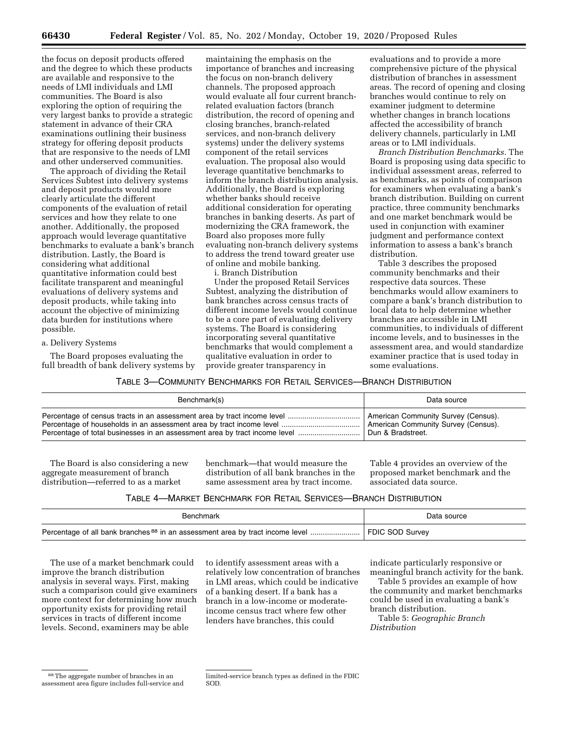the focus on deposit products offered and the degree to which these products are available and responsive to the needs of LMI individuals and LMI communities. The Board is also exploring the option of requiring the very largest banks to provide a strategic statement in advance of their CRA examinations outlining their business strategy for offering deposit products that are responsive to the needs of LMI and other underserved communities.

The approach of dividing the Retail Services Subtest into delivery systems and deposit products would more clearly articulate the different components of the evaluation of retail services and how they relate to one another. Additionally, the proposed approach would leverage quantitative benchmarks to evaluate a bank's branch distribution. Lastly, the Board is considering what additional quantitative information could best facilitate transparent and meaningful evaluations of delivery systems and deposit products, while taking into account the objective of minimizing data burden for institutions where possible.

a. Delivery Systems

The Board proposes evaluating the full breadth of bank delivery systems by maintaining the emphasis on the importance of branches and increasing the focus on non-branch delivery channels. The proposed approach would evaluate all four current branch-related evaluation factors (branch distribution, the record of opening and closing branches, branch-related services, and non-branch delivery systems) under the delivery systems component of the retail services evaluation. The proposal also would leverage quantitative benchmarks to inform the branch distribution analysis. Additionally, the Board is exploring whether banks should receive additional consideration for operating branches in banking deserts. As part of modernizing the CRA framework, the Board also proposes more fully evaluating non-branch delivery systems to address the trend toward greater use of online and mobile banking.

i. Branch Distribution

Under the proposed Retail Services Subtest, analyzing the distribution of bank branches across census tracts of different income levels would continue to be a core part of evaluating delivery systems. The Board is considering incorporating several quantitative benchmarks that would complement a qualitative evaluation in order to provide greater transparency in evaluations and to provide a more comprehensive picture of the physical distribution of branches in assessment areas. The record of opening and closing branches would continue to rely on examiner judgment to determine whether changes in branch locations affected the accessibility of branch delivery channels, particularly in LMI areas or to LMI individuals.

*Branch Distribution Benchmarks.* The Board is proposing using data specific to individual assessment areas, referred to as benchmarks, as points of comparison for examiners when evaluating a bank's branch distribution. Building on current practice, three community benchmarks and one market benchmark would be used in conjunction with examiner judgment and performance context information to assess a bank's branch distribution.

Table 3 describes the proposed community benchmarks and their respective data sources. These benchmarks would allow examiners to compare a bank's branch distribution to local data to help determine whether branches are accessible in LMI communities, to individuals of different income levels, and to businesses in the assessment area, and would standardize examiner practice that is used today in some evaluations.

TABLE 3—COMMUNITY BENCHMARKS FOR RETAIL SERVICES—BRANCH DISTRIBUTION

| Benchmark(s) | Data source |
|---|---|
| Percentage of census tracts in an assessment area by tract income level | American Community Survey (Census). |
| Percentage of households in an assessment area by tract income level | American Community Survey (Census). |
| Percentage of total businesses in an assessment area by tract income level | Dun & Bradstreet. |

The Board is also considering a new aggregate measurement of branch distribution—referred to as a market benchmark—that would measure the distribution of all bank branches in the same assessment area by tract income. Table 4 provides an overview of the proposed market benchmark and the associated data source.

TABLE 4—MARKET BENCHMARK FOR RETAIL SERVICES—BRANCH DISTRIBUTION

| Benchmark | Data source |
|---|---|
| Percentage of all bank branches [88] in an assessment area by tract income level | FDIC SOD Survey |

The use of a market benchmark could improve the branch distribution analysis in several ways. First, making such a comparison could give examiners more context for determining how much opportunity exists for providing retail services in tracts of different income levels. Second, examiners may be able to identify assessment areas with a relatively low concentration of branches in LMI areas, which could be indicative of a banking desert. If a bank has a branch in a low-income or moderate-income census tract where few other lenders have branches, this could indicate particularly responsive or meaningful branch activity for the bank.

Table 5 provides an example of how the community and market benchmarks could be used in evaluating a bank's branch distribution.

Table 5: *Geographic Branch Distribution*

[88] The aggregate number of branches in an assessment area figure includes full-service and limited-service branch types as defined in the FDIC SOD.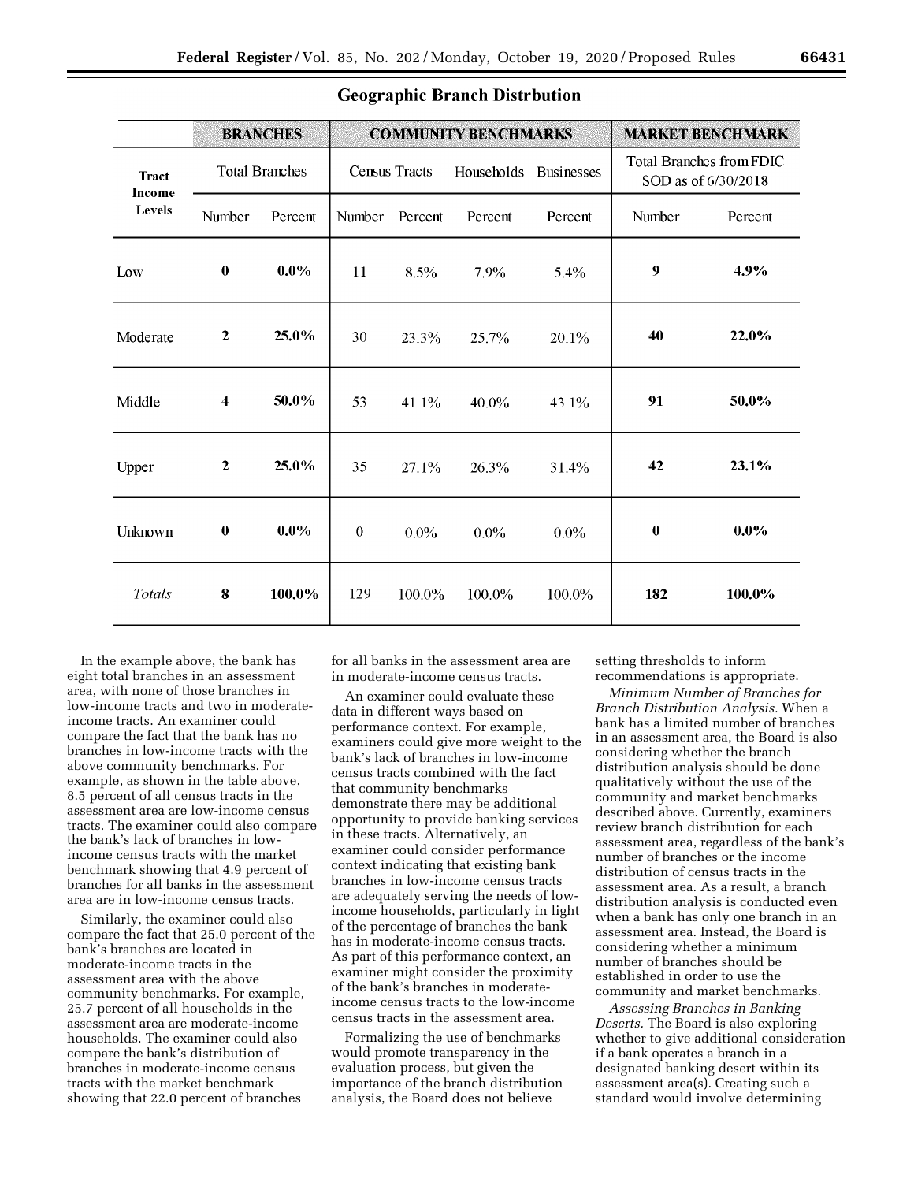### Geographic Branch Distrbution

| Tract Income Levels | BRANCHES | | COMMUNITY BENCHMARKS | | | | MARKET BENCHMARK | |
|---|---|---|---|---|---|---|---|---|
| | Total Branches | | Census Tracts | | Households | Businesses | Total Branches from FDIC SOD as of 6/30/2018 | |
| | Number | Percent | Number | Percent | Percent | Percent | Number | Percent |
| Low | **0** | **0.0%** | 11 | 8.5% | 7.9% | 5.4% | **9** | **4.9%** |
| Moderate | **2** | **25.0%** | 30 | 23.3% | 25.7% | 20.1% | **40** | **22.0%** |
| Middle | **4** | **50.0%** | 53 | 41.1% | 40.0% | 43.1% | **91** | **50.0%** |
| Upper | **2** | **25.0%** | 35 | 27.1% | 26.3% | 31.4% | **42** | **23.1%** |
| Unknown | **0** | **0.0%** | 0 | 0.0% | 0.0% | 0.0% | **0** | **0.0%** |
| *Totals* | **8** | **100.0%** | 129 | 100.0% | 100.0% | 100.0% | **182** | **100.0%** |

In the example above, the bank has eight total branches in an assessment area, with none of those branches in low-income tracts and two in moderate-income tracts. An examiner could compare the fact that the bank has no branches in low-income tracts with the above community benchmarks. For example, as shown in the table above, 8.5 percent of all census tracts in the assessment area are low-income census tracts. The examiner could also compare the bank's lack of branches in low-income census tracts with the market benchmark showing that 4.9 percent of branches for all banks in the assessment area are in low-income census tracts.

Similarly, the examiner could also compare the fact that 25.0 percent of the bank's branches are located in moderate-income tracts in the assessment area with the above community benchmarks. For example, 25.7 percent of all households in the assessment area are moderate-income households. The examiner could also compare the bank's distribution of branches in moderate-income census tracts with the market benchmark showing that 22.0 percent of branches for all banks in the assessment area are in moderate-income census tracts.

An examiner could evaluate these data in different ways based on performance context. For example, examiners could give more weight to the bank's lack of branches in low-income census tracts combined with the fact that community benchmarks demonstrate there may be additional opportunity to provide banking services in these tracts. Alternatively, an examiner could consider performance context indicating that existing bank branches in low-income census tracts are adequately serving the needs of low-income households, particularly in light of the percentage of branches the bank has in moderate-income census tracts. As part of this performance context, an examiner might consider the proximity of the bank's branches in moderate-income census tracts to the low-income census tracts in the assessment area.

Formalizing the use of benchmarks would promote transparency in the evaluation process, but given the importance of the branch distribution analysis, the Board does not believe setting thresholds to inform recommendations is appropriate.

*Minimum Number of Branches for Branch Distribution Analysis.* When a bank has a limited number of branches in an assessment area, the Board is also considering whether the branch distribution analysis should be done qualitatively without the use of the community and market benchmarks described above. Currently, examiners review branch distribution for each assessment area, regardless of the bank's number of branches or the income distribution of census tracts in the assessment area. As a result, a branch distribution analysis is conducted even when a bank has only one branch in an assessment area. Instead, the Board is considering whether a minimum number of branches should be established in order to use the community and market benchmarks.

*Assessing Branches in Banking Deserts.* The Board is also exploring whether to give additional consideration if a bank operates a branch in a designated banking desert within its assessment area(s). Creating such a standard would involve determining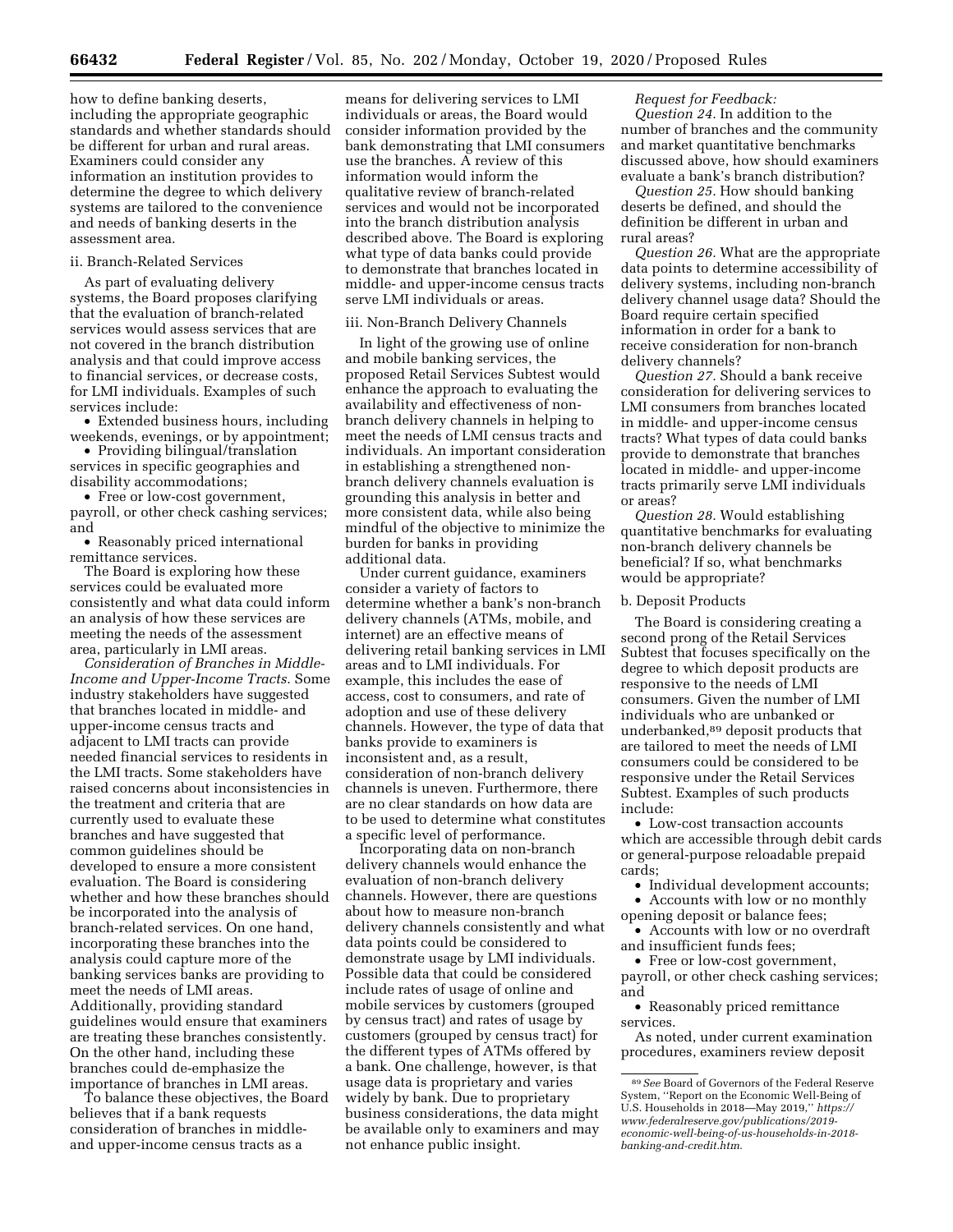how to define banking deserts, including the appropriate geographic standards and whether standards should be different for urban and rural areas. Examiners could consider any information an institution provides to determine the degree to which delivery systems are tailored to the convenience and needs of banking deserts in the assessment area.

ii. Branch-Related Services

As part of evaluating delivery systems, the Board proposes clarifying that the evaluation of branch-related services would assess services that are not covered in the branch distribution analysis and that could improve access to financial services, or decrease costs, for LMI individuals. Examples of such services include:

- Extended business hours, including weekends, evenings, or by appointment;
- Providing bilingual/translation services in specific geographies and disability accommodations;
- Free or low-cost government, payroll, or other check cashing services; and
- Reasonably priced international remittance services.

The Board is exploring how these services could be evaluated more consistently and what data could inform an analysis of how these services are meeting the needs of the assessment area, particularly in LMI areas.

*Consideration of Branches in Middle-Income and Upper-Income Tracts.* Some industry stakeholders have suggested that branches located in middle- and upper-income census tracts and adjacent to LMI tracts can provide needed financial services to residents in the LMI tracts. Some stakeholders have raised concerns about inconsistencies in the treatment and criteria that are currently used to evaluate these branches and have suggested that common guidelines should be developed to ensure a more consistent evaluation. The Board is considering whether and how these branches should be incorporated into the analysis of branch-related services. On one hand, incorporating these branches into the analysis could capture more of the banking services banks are providing to meet the needs of LMI areas. Additionally, providing standard guidelines would ensure that examiners are treating these branches consistently. On the other hand, including these branches could de-emphasize the importance of branches in LMI areas.

To balance these objectives, the Board believes that if a bank requests consideration of branches in middle- and upper-income census tracts as a means for delivering services to LMI individuals or areas, the Board would consider information provided by the bank demonstrating that LMI consumers use the branches. A review of this information would inform the qualitative review of branch-related services and would not be incorporated into the branch distribution analysis described above. The Board is exploring what type of data banks could provide to demonstrate that branches located in middle- and upper-income census tracts serve LMI individuals or areas.

iii. Non-Branch Delivery Channels

In light of the growing use of online and mobile banking services, the proposed Retail Services Subtest would enhance the approach to evaluating the availability and effectiveness of non-branch delivery channels in helping to meet the needs of LMI census tracts and individuals. An important consideration in establishing a strengthened non-branch delivery channels evaluation is grounding this analysis in better and more consistent data, while also being mindful of the objective to minimize the burden for banks in providing additional data.

Under current guidance, examiners consider a variety of factors to determine whether a bank's non-branch delivery channels (ATMs, mobile, and internet) are an effective means of delivering retail banking services in LMI areas and to LMI individuals. For example, this includes the ease of access, cost to consumers, and rate of adoption and use of these delivery channels. However, the type of data that banks provide to examiners is inconsistent and, as a result, consideration of non-branch delivery channels is uneven. Furthermore, there are no clear standards on how data are to be used to determine what constitutes a specific level of performance.

Incorporating data on non-branch delivery channels would enhance the evaluation of non-branch delivery channels. However, there are questions about how to measure non-branch delivery channels consistently and what data points could be considered to demonstrate usage by LMI individuals. Possible data that could be considered include rates of usage of online and mobile services by customers (grouped by census tract) and rates of usage by customers (grouped by census tract) for the different types of ATMs offered by a bank. One challenge, however, is that usage data is proprietary and varies widely by bank. Due to proprietary business considerations, the data might be available only to examiners and may not enhance public insight.

*Request for Feedback:*

*Question 24.* In addition to the number of branches and the community and market quantitative benchmarks discussed above, how should examiners evaluate a bank's branch distribution?

*Question 25.* How should banking deserts be defined, and should the definition be different in urban and rural areas?

*Question 26.* What are the appropriate data points to determine accessibility of delivery systems, including non-branch delivery channel usage data? Should the Board require certain specified information in order for a bank to receive consideration for non-branch delivery channels?

*Question 27.* Should a bank receive consideration for delivering services to LMI consumers from branches located in middle- and upper-income census tracts? What types of data could banks provide to demonstrate that branches located in middle- and upper-income tracts primarily serve LMI individuals or areas?

*Question 28.* Would establishing quantitative benchmarks for evaluating non-branch delivery channels be beneficial? If so, what benchmarks would be appropriate?

b. Deposit Products

The Board is considering creating a second prong of the Retail Services Subtest that focuses specifically on the degree to which deposit products are responsive to the needs of LMI consumers. Given the number of LMI individuals who are unbanked or underbanked,[89] deposit products that are tailored to meet the needs of LMI consumers could be considered to be responsive under the Retail Services Subtest. Examples of such products include:

- Low-cost transaction accounts which are accessible through debit cards or general-purpose reloadable prepaid cards;
- Individual development accounts;
- Accounts with low or no monthly opening deposit or balance fees;
- Accounts with low or no overdraft and insufficient funds fees;
- Free or low-cost government, payroll, or other check cashing services; and
- Reasonably priced remittance services.

As noted, under current examination procedures, examiners review deposit

[89] *See* Board of Governors of the Federal Reserve System, "Report on the Economic Well-Being of U.S. Households in 2018—May 2019," *https://www.federalreserve.gov/publications/2019-economic-well-being-of-us-households-in-2018-banking-and-credit.htm.*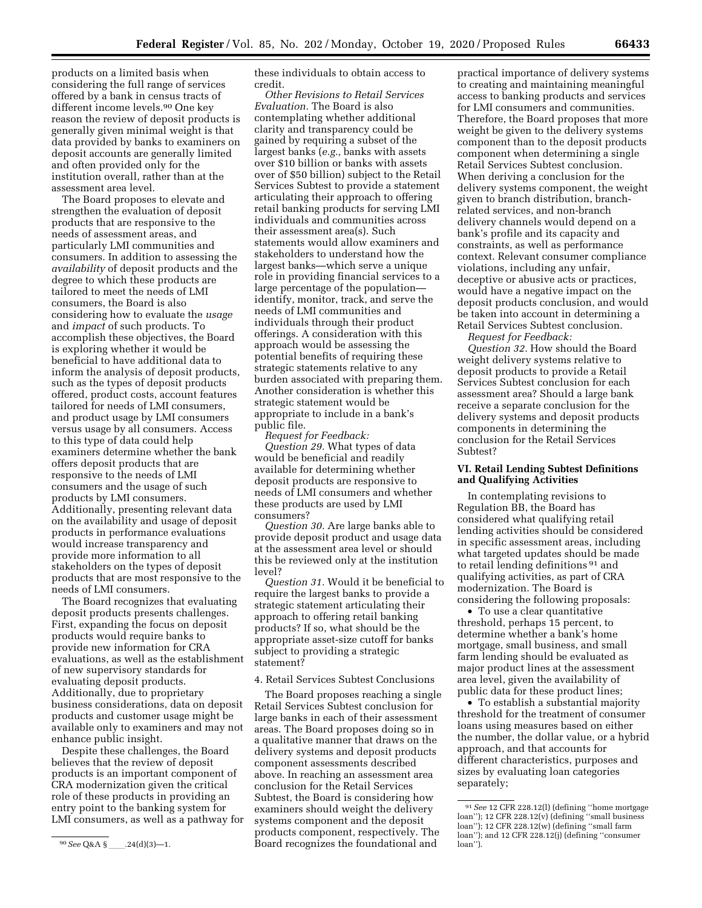products on a limited basis when considering the full range of services offered by a bank in census tracts of different income levels.[90] One key reason the review of deposit products is generally given minimal weight is that data provided by banks to examiners on deposit accounts are generally limited and often provided only for the institution overall, rather than at the assessment area level.

The Board proposes to elevate and strengthen the evaluation of deposit products that are responsive to the needs of assessment areas, and particularly LMI communities and consumers. In addition to assessing the *availability* of deposit products and the degree to which these products are tailored to meet the needs of LMI consumers, the Board is also considering how to evaluate the *usage* and *impact* of such products. To accomplish these objectives, the Board is exploring whether it would be beneficial to have additional data to inform the analysis of deposit products, such as the types of deposit products offered, product costs, account features tailored for needs of LMI consumers, and product usage by LMI consumers versus usage by all consumers. Access to this type of data could help examiners determine whether the bank offers deposit products that are responsive to the needs of LMI consumers and the usage of such products by LMI consumers. Additionally, presenting relevant data on the availability and usage of deposit products in performance evaluations would increase transparency and provide more information to all stakeholders on the types of deposit products that are most responsive to the needs of LMI consumers.

The Board recognizes that evaluating deposit products presents challenges. First, expanding the focus on deposit products would require banks to provide new information for CRA evaluations, as well as the establishment of new supervisory standards for evaluating deposit products. Additionally, due to proprietary business considerations, data on deposit products and customer usage might be available only to examiners and may not enhance public insight.

Despite these challenges, the Board believes that the review of deposit products is an important component of CRA modernization given the critical role of these products in providing an entry point to the banking system for LMI consumers, as well as a pathway for these individuals to obtain access to credit.

*Other Revisions to Retail Services Evaluation.* The Board is also contemplating whether additional clarity and transparency could be gained by requiring a subset of the largest banks (*e.g.,* banks with assets over $10 billion or banks with assets over of $50 billion) subject to the Retail Services Subtest to provide a statement articulating their approach to offering retail banking products for serving LMI individuals and communities across their assessment area(s). Such statements would allow examiners and stakeholders to understand how the largest banks—which serve a unique role in providing financial services to a large percentage of the population—identify, monitor, track, and serve the needs of LMI communities and individuals through their product offerings. A consideration with this approach would be assessing the potential benefits of requiring these strategic statements relative to any burden associated with preparing them. Another consideration is whether this strategic statement would be appropriate to include in a bank's public file.

*Request for Feedback:*

*Question 29.* What types of data would be beneficial and readily available for determining whether deposit products are responsive to needs of LMI consumers and whether these products are used by LMI consumers?

*Question 30.* Are large banks able to provide deposit product and usage data at the assessment area level or should this be reviewed only at the institution level?

*Question 31.* Would it be beneficial to require the largest banks to provide a strategic statement articulating their approach to offering retail banking products? If so, what should be the appropriate asset-size cutoff for banks subject to providing a strategic statement?

4. Retail Services Subtest Conclusions

The Board proposes reaching a single Retail Services Subtest conclusion for large banks in each of their assessment areas. The Board proposes doing so in a qualitative manner that draws on the delivery systems and deposit products component assessments described above. In reaching an assessment area conclusion for the Retail Services Subtest, the Board is considering how examiners should weight the delivery systems component and the deposit products component, respectively. The Board recognizes the foundational and practical importance of delivery systems to creating and maintaining meaningful access to banking products and services for LMI consumers and communities. Therefore, the Board proposes that more weight be given to the delivery systems component than to the deposit products component when determining a single Retail Services Subtest conclusion. When deriving a conclusion for the delivery systems component, the weight given to branch distribution, branch-related services, and non-branch delivery channels would depend on a bank's profile and its capacity and constraints, as well as performance context. Relevant consumer compliance violations, including any unfair, deceptive or abusive acts or practices, would have a negative impact on the deposit products conclusion, and would be taken into account in determining a Retail Services Subtest conclusion.

*Request for Feedback:*

*Question 32.* How should the Board weight delivery systems relative to deposit products to provide a Retail Services Subtest conclusion for each assessment area? Should a large bank receive a separate conclusion for the delivery systems and deposit products components in determining the conclusion for the Retail Services Subtest?

## VI. Retail Lending Subtest Definitions and Qualifying Activities

In contemplating revisions to Regulation BB, the Board has considered what qualifying retail lending activities should be considered in specific assessment areas, including what targeted updates should be made to retail lending definitions[91] and qualifying activities, as part of CRA modernization. The Board is considering the following proposals:

- To use a clear quantitative threshold, perhaps 15 percent, to determine whether a bank's home mortgage, small business, and small farm lending should be evaluated as major product lines at the assessment area level, given the availability of public data for these product lines;
- To establish a substantial majority threshold for the treatment of consumer loans using measures based on either the number, the dollar value, or a hybrid approach, and that accounts for different characteristics, purposes and sizes by evaluating loan categories separately;

[90] *See* Q&A § ___.24(d)(3)—1.

[91] *See* 12 CFR 228.12(l) (defining ''home mortgage loan''); 12 CFR 228.12(v) (defining ''small business loan''); 12 CFR 228.12(w) (defining ''small farm loan''); and 12 CFR 228.12(j) (defining ''consumer loan'').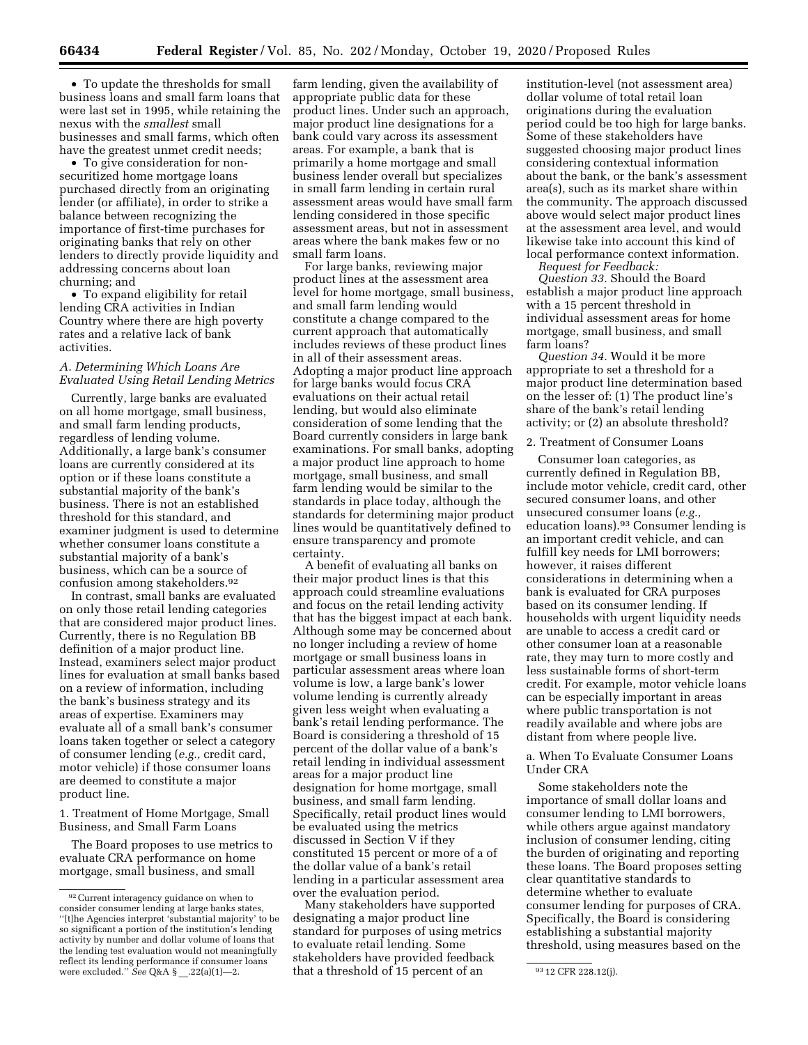• To update the thresholds for small business loans and small farm loans that were last set in 1995, while retaining the nexus with the *smallest* small businesses and small farms, which often have the greatest unmet credit needs;

• To give consideration for non-securitized home mortgage loans purchased directly from an originating lender (or affiliate), in order to strike a balance between recognizing the importance of first-time purchases for originating banks that rely on other lenders to directly provide liquidity and addressing concerns about loan churning; and

• To expand eligibility for retail lending CRA activities in Indian Country where there are high poverty rates and a relative lack of bank activities.

### A. Determining Which Loans Are Evaluated Using Retail Lending Metrics

Currently, large banks are evaluated on all home mortgage, small business, and small farm lending products, regardless of lending volume. Additionally, a large bank's consumer loans are currently considered at its option or if these loans constitute a substantial majority of the bank's business. There is not an established threshold for this standard, and examiner judgment is used to determine whether consumer loans constitute a substantial majority of a bank's business, which can be a source of confusion among stakeholders.[92]

In contrast, small banks are evaluated on only those retail lending categories that are considered major product lines. Currently, there is no Regulation BB definition of a major product line. Instead, examiners select major product lines for evaluation at small banks based on a review of information, including the bank's business strategy and its areas of expertise. Examiners may evaluate all of a small bank's consumer loans taken together or select a category of consumer lending (*e.g.,* credit card, motor vehicle) if those consumer loans are deemed to constitute a major product line.

#### 1. Treatment of Home Mortgage, Small Business, and Small Farm Loans

The Board proposes to use metrics to evaluate CRA performance on home mortgage, small business, and small farm lending, given the availability of appropriate public data for these product lines. Under such an approach, major product line designations for a bank could vary across its assessment areas. For example, a bank that is primarily a home mortgage and small business lender overall but specializes in small farm lending in certain rural assessment areas would have small farm lending considered in those specific assessment areas, but not in assessment areas where the bank makes few or no small farm loans.

For large banks, reviewing major product lines at the assessment area level for home mortgage, small business, and small farm lending would constitute a change compared to the current approach that automatically includes reviews of these product lines in all of their assessment areas. Adopting a major product line approach for large banks would focus CRA evaluations on their actual retail lending, but would also eliminate consideration of some lending that the Board currently considers in large bank examinations. For small banks, adopting a major product line approach to home mortgage, small business, and small farm lending would be similar to the standards in place today, although the standards for determining major product lines would be quantitatively defined to ensure transparency and promote certainty.

A benefit of evaluating all banks on their major product lines is that this approach could streamline evaluations and focus on the retail lending activity that has the biggest impact at each bank. Although some may be concerned about no longer including a review of home mortgage or small business loans in particular assessment areas where loan volume is low, a large bank's lower volume lending is currently already given less weight when evaluating a bank's retail lending performance. The Board is considering a threshold of 15 percent of the dollar value of a bank's retail lending in individual assessment areas for a major product line designation for home mortgage, small business, and small farm lending. Specifically, retail product lines would be evaluated using the metrics discussed in Section V if they constituted 15 percent or more of a of the dollar value of a bank's retail lending in a particular assessment area over the evaluation period.

Many stakeholders have supported designating a major product line standard for purposes of using metrics to evaluate retail lending. Some stakeholders have provided feedback that a threshold of 15 percent of an institution-level (not assessment area) dollar volume of total retail loan originations during the evaluation period could be too high for large banks. Some of these stakeholders have suggested choosing major product lines considering contextual information about the bank, or the bank's assessment area(s), such as its market share within the community. The approach discussed above would select major product lines at the assessment area level, and would likewise take into account this kind of local performance context information.

*Request for Feedback:*

*Question 33.* Should the Board establish a major product line approach with a 15 percent threshold in individual assessment areas for home mortgage, small business, and small farm loans?

*Question 34.* Would it be more appropriate to set a threshold for a major product line determination based on the lesser of: (1) The product line's share of the bank's retail lending activity; or (2) an absolute threshold?

#### 2. Treatment of Consumer Loans

Consumer loan categories, as currently defined in Regulation BB, include motor vehicle, credit card, other secured consumer loans, and other unsecured consumer loans (*e.g.,* education loans).[93] Consumer lending is an important credit vehicle, and can fulfill key needs for LMI borrowers; however, it raises different considerations in determining when a bank is evaluated for CRA purposes based on its consumer lending. If households with urgent liquidity needs are unable to access a credit card or other consumer loan at a reasonable rate, they may turn to more costly and less sustainable forms of short-term credit. For example, motor vehicle loans can be especially important in areas where public transportation is not readily available and where jobs are distant from where people live.

##### a. When To Evaluate Consumer Loans Under CRA

Some stakeholders note the importance of small dollar loans and consumer lending to LMI borrowers, while others argue against mandatory inclusion of consumer lending, citing the burden of originating and reporting these loans. The Board proposes setting clear quantitative standards to determine whether to evaluate consumer lending for purposes of CRA. Specifically, the Board is considering establishing a substantial majority threshold, using measures based on the

---

[92] Current interagency guidance on when to consider consumer lending at large banks states, "[t]he Agencies interpret 'substantial majority' to be so significant a portion of the institution's lending activity by number and dollar volume of loans that the lending test evaluation would not meaningfully reflect its lending performance if consumer loans were excluded." *See* Q&A § __.22(a)(1)—2.

[93] 12 CFR 228.12(j).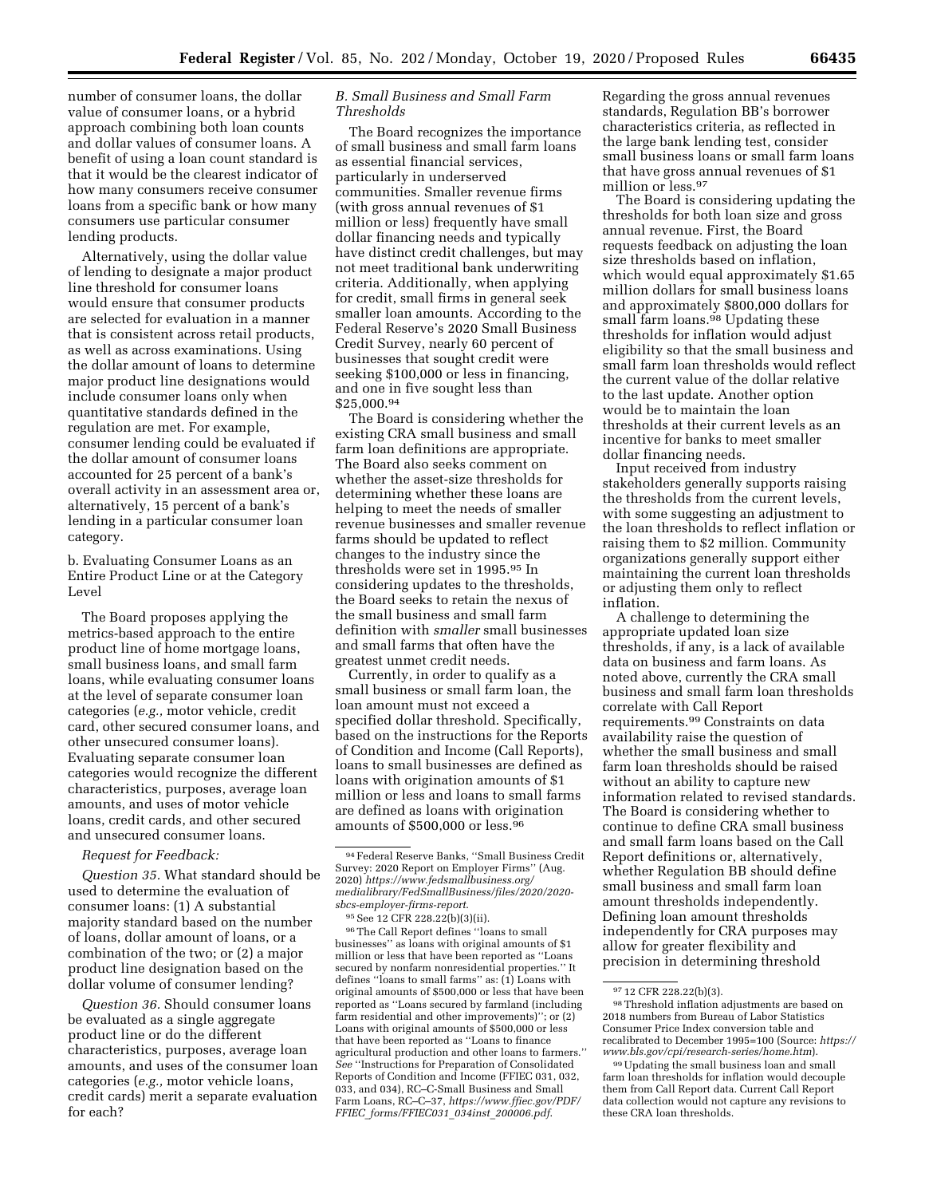number of consumer loans, the dollar value of consumer loans, or a hybrid approach combining both loan counts and dollar values of consumer loans. A benefit of using a loan count standard is that it would be the clearest indicator of how many consumers receive consumer loans from a specific bank or how many consumers use particular consumer lending products.

Alternatively, using the dollar value of lending to designate a major product line threshold for consumer loans would ensure that consumer products are selected for evaluation in a manner that is consistent across retail products, as well as across examinations. Using the dollar amount of loans to determine major product line designations would include consumer loans only when quantitative standards defined in the regulation are met. For example, consumer lending could be evaluated if the dollar amount of consumer loans accounted for 25 percent of a bank's overall activity in an assessment area or, alternatively, 15 percent of a bank's lending in a particular consumer loan category.

b. Evaluating Consumer Loans as an Entire Product Line or at the Category Level

The Board proposes applying the metrics-based approach to the entire product line of home mortgage loans, small business loans, and small farm loans, while evaluating consumer loans at the level of separate consumer loan categories (*e.g.,* motor vehicle, credit card, other secured consumer loans, and other unsecured consumer loans). Evaluating separate consumer loan categories would recognize the different characteristics, purposes, average loan amounts, and uses of motor vehicle loans, credit cards, and other secured and unsecured consumer loans.

*Request for Feedback:*

*Question 35.* What standard should be used to determine the evaluation of consumer loans: (1) A substantial majority standard based on the number of loans, dollar amount of loans, or a combination of the two; or (2) a major product line designation based on the dollar volume of consumer lending?

*Question 36.* Should consumer loans be evaluated as a single aggregate product line or do the different characteristics, purposes, average loan amounts, and uses of the consumer loan categories (*e.g.,* motor vehicle loans, credit cards) merit a separate evaluation for each?

*B. Small Business and Small Farm Thresholds*

The Board recognizes the importance of small business and small farm loans as essential financial services, particularly in underserved communities. Smaller revenue firms (with gross annual revenues of $1 million or less) frequently have small dollar financing needs and typically have distinct credit challenges, but may not meet traditional bank underwriting criteria. Additionally, when applying for credit, small firms in general seek smaller loan amounts. According to the Federal Reserve's 2020 Small Business Credit Survey, nearly 60 percent of businesses that sought credit were seeking $100,000 or less in financing, and one in five sought less than $25,000.[94]

The Board is considering whether the existing CRA small business and small farm loan definitions are appropriate. The Board also seeks comment on whether the asset-size thresholds for determining whether these loans are helping to meet the needs of smaller revenue businesses and smaller revenue farms should be updated to reflect changes to the industry since the thresholds were set in 1995.[95] In considering updates to the thresholds, the Board seeks to retain the nexus of the small business and small farm definition with *smaller* small businesses and small farms that often have the greatest unmet credit needs.

Currently, in order to qualify as a small business or small farm loan, the loan amount must not exceed a specified dollar threshold. Specifically, based on the instructions for the Reports of Condition and Income (Call Reports), loans to small businesses are defined as loans with origination amounts of $1 million or less and loans to small farms are defined as loans with origination amounts of $500,000 or less.[96]

Regarding the gross annual revenues standards, Regulation BB's borrower characteristics criteria, as reflected in the large bank lending test, consider small business loans or small farm loans that have gross annual revenues of $1 million or less.[97]

The Board is considering updating the thresholds for both loan size and gross annual revenue. First, the Board requests feedback on adjusting the loan size thresholds based on inflation, which would equal approximately $1.65 million dollars for small business loans and approximately $800,000 dollars for small farm loans.[98] Updating these thresholds for inflation would adjust eligibility so that the small business and small farm loan thresholds would reflect the current value of the dollar relative to the last update. Another option would be to maintain the loan thresholds at their current levels as an incentive for banks to meet smaller dollar financing needs.

Input received from industry stakeholders generally supports raising the thresholds from the current levels, with some suggesting an adjustment to the loan thresholds to reflect inflation or raising them to $2 million. Community organizations generally support either maintaining the current loan thresholds or adjusting them only to reflect inflation.

A challenge to determining the appropriate updated loan size thresholds, if any, is a lack of available data on business and farm loans. As noted above, currently the CRA small business and small farm loan thresholds correlate with Call Report requirements.[99] Constraints on data availability raise the question of whether the small business and small farm loan thresholds should be raised without an ability to capture new information related to revised standards. The Board is considering whether to continue to define CRA small business and small farm loans based on the Call Report definitions or, alternatively, whether Regulation BB should define small business and small farm loan amount thresholds independently. Defining loan amount thresholds independently for CRA purposes may allow for greater flexibility and precision in determining threshold

---

[94] Federal Reserve Banks, "Small Business Credit Survey: 2020 Report on Employer Firms" (Aug. 2020) *https://www.fedsmallbusiness.org/medialibrary/FedSmallBusiness/files/2020/2020-sbcs-employer-firms-report.*

[95] See 12 CFR 228.22(b)(3)(ii).

[96] The Call Report defines "loans to small businesses" as loans with original amounts of $1 million or less that have been reported as "Loans secured by nonfarm nonresidential properties." It defines "loans to small farms" as: (1) Loans with original amounts of $500,000 or less that have been reported as "Loans secured by farmland (including farm residential and other improvements)"; or (2) Loans with original amounts of $500,000 or less that have been reported as "Loans to finance agricultural production and other loans to farmers." *See* "Instructions for Preparation of Consolidated Reports of Condition and Income (FFIEC 031, 032, 033, and 034), RC–C-Small Business and Small Farm Loans, RC–C–37, *https://www.ffiec.gov/PDF/FFIEC_forms/FFIEC031_034inst_200006.pdf.*

[97] 12 CFR 228.22(b)(3).

[98] Threshold inflation adjustments are based on 2018 numbers from Bureau of Labor Statistics Consumer Price Index conversion table and recalibrated to December 1995=100 (Source: *https://www.bls.gov/cpi/research-series/home.htm*).

[99] Updating the small business loan and small farm loan thresholds for inflation would decouple them from Call Report data. Current Call Report data collection would not capture any revisions to these CRA loan thresholds.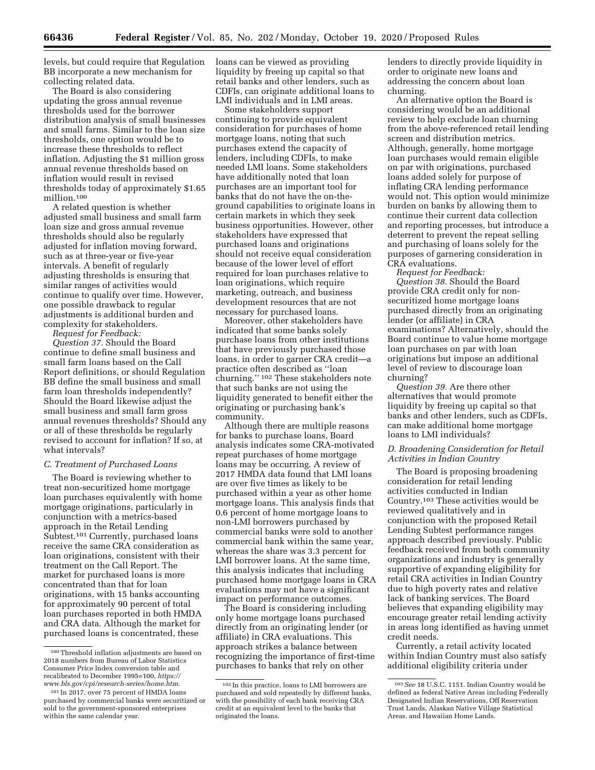levels, but could require that Regulation BB incorporate a new mechanism for collecting related data.

The Board is also considering updating the gross annual revenue thresholds used for the borrower distribution analysis of small businesses and small farms. Similar to the loan size thresholds, one option would be to increase these thresholds to reflect inflation. Adjusting the $1 million gross annual revenue thresholds based on inflation would result in revised thresholds today of approximately $1.65 million.[100]

A related question is whether adjusted small business and small farm loan size and gross annual revenue thresholds should also be regularly adjusted for inflation moving forward, such as at three-year or five-year intervals. A benefit of regularly adjusting thresholds is ensuring that similar ranges of activities would continue to qualify over time. However, one possible drawback to regular adjustments is additional burden and complexity for stakeholders.

*Request for Feedback:*

*Question 37.* Should the Board continue to define small business and small farm loans based on the Call Report definitions, or should Regulation BB define the small business and small farm loan thresholds independently? Should the Board likewise adjust the small business and small farm gross annual revenues thresholds? Should any or all of these thresholds be regularly revised to account for inflation? If so, at what intervals?

### *C. Treatment of Purchased Loans*

The Board is reviewing whether to treat non-securitized home mortgage loan purchases equivalently with home mortgage originations, particularly in conjunction with a metrics-based approach in the Retail Lending Subtest.[101] Currently, purchased loans receive the same CRA consideration as loan originations, consistent with their treatment on the Call Report. The market for purchased loans is more concentrated than that for loan originations, with 15 banks accounting for approximately 90 percent of total loan purchases reported in both HMDA and CRA data. Although the market for purchased loans is concentrated, these loans can be viewed as providing liquidity by freeing up capital so that retail banks and other lenders, such as CDFIs, can originate additional loans to LMI individuals and in LMI areas.

Some stakeholders support continuing to provide equivalent consideration for purchases of home mortgage loans, noting that such purchases extend the capacity of lenders, including CDFIs, to make needed LMI loans. Some stakeholders have additionally noted that loan purchases are an important tool for banks that do not have the on-the-ground capabilities to originate loans in certain markets in which they seek business opportunities. However, other stakeholders have expressed that purchased loans and originations should not receive equal consideration because of the lower level of effort required for loan purchases relative to loan originations, which require marketing, outreach, and business development resources that are not necessary for purchased loans.

Moreover, other stakeholders have indicated that some banks solely purchase loans from other institutions that have previously purchased those loans, in order to garner CRA credit—a practice often described as ''loan churning.'' [102] These stakeholders note that such banks are not using the liquidity generated to benefit either the originating or purchasing bank's community.

Although there are multiple reasons for banks to purchase loans, Board analysis indicates some CRA-motivated repeat purchases of home mortgage loans may be occurring. A review of 2017 HMDA data found that LMI loans are over five times as likely to be purchased within a year as other home mortgage loans. This analysis finds that 0.6 percent of home mortgage loans to non-LMI borrowers purchased by commercial banks were sold to another commercial bank within the same year, whereas the share was 3.3 percent for LMI borrower loans. At the same time, this analysis indicates that including purchased home mortgage loans in CRA evaluations may not have a significant impact on performance outcomes.

The Board is considering including only home mortgage loans purchased directly from an originating lender (or affiliate) in CRA evaluations. This approach strikes a balance between recognizing the importance of first-time purchases to banks that rely on other lenders to directly provide liquidity in order to originate new loans and addressing the concern about loan churning.

An alternative option the Board is considering would be an additional review to help exclude loan churning from the above-referenced retail lending screen and distribution metrics. Although, generally, home mortgage loan purchases would remain eligible on par with originations, purchased loans added solely for purpose of inflating CRA lending performance would not. This option would minimize burden on banks by allowing them to continue their current data collection and reporting processes, but introduce a deterrent to prevent the repeat selling and purchasing of loans solely for the purposes of garnering consideration in CRA evaluations.

*Request for Feedback:*

*Question 38.* Should the Board provide CRA credit only for non-securitized home mortgage loans purchased directly from an originating lender (or affiliate) in CRA examinations? Alternatively, should the Board continue to value home mortgage loan purchases on par with loan originations but impose an additional level of review to discourage loan churning?

*Question 39.* Are there other alternatives that would promote liquidity by freeing up capital so that banks and other lenders, such as CDFIs, can make additional home mortgage loans to LMI individuals?

### *D. Broadening Consideration for Retail Activities in Indian Country*

The Board is proposing broadening consideration for retail lending activities conducted in Indian Country.[103] These activities would be reviewed qualitatively and in conjunction with the proposed Retail Lending Subtest performance ranges approach described previously. Public feedback received from both community organizations and industry is generally supportive of expanding eligibility for retail CRA activities in Indian Country due to high poverty rates and relative lack of banking services. The Board believes that expanding eligibility may encourage greater retail lending activity in areas long identified as having unmet credit needs.

Currently, a retail activity located within Indian Country must also satisfy additional eligibility criteria under

---

[100] Threshold inflation adjustments are based on 2018 numbers from Bureau of Labor Statistics Consumer Price Index conversion table and recalibrated to December 1995=100, *https://www.bls.gov/cpi/research-series/home.htm.*

[101] In 2017, over 75 percent of HMDA loans purchased by commercial banks were securitized or sold to the government-sponsored enterprises within the same calendar year.

[102] In this practice, loans to LMI borrowers are purchased and sold repeatedly by different banks, with the possibility of each bank receiving CRA credit at an equivalent level to the banks that originated the loans.

[103] *See* 18 U.S.C. 1151. Indian Country would be defined as federal Native Areas including Federally Designated Indian Reservations, Off Reservation Trust Lands, Alaskan Native Village Statistical Areas, and Hawaiian Home Lands.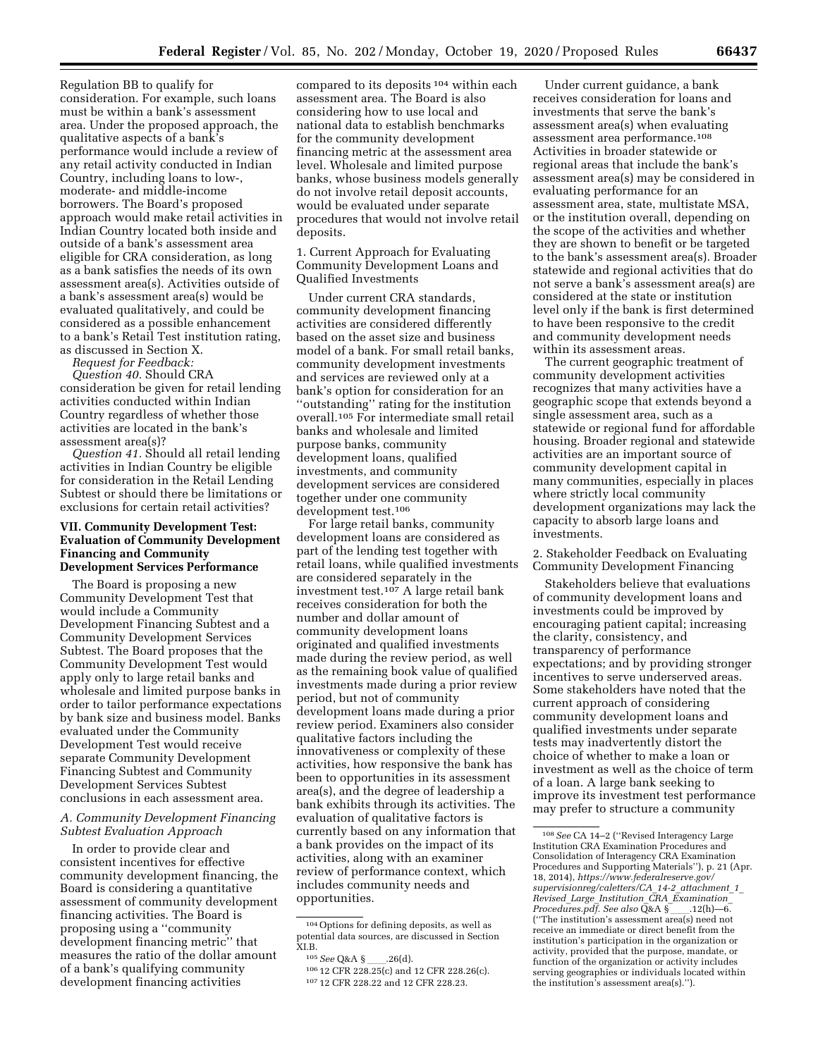Regulation BB to qualify for consideration. For example, such loans must be within a bank's assessment area. Under the proposed approach, the qualitative aspects of a bank's performance would include a review of any retail activity conducted in Indian Country, including loans to low-, moderate- and middle-income borrowers. The Board's proposed approach would make retail activities in Indian Country located both inside and outside of a bank's assessment area eligible for CRA consideration, as long as a bank satisfies the needs of its own assessment area(s). Activities outside of a bank's assessment area(s) would be evaluated qualitatively, and could be considered as a possible enhancement to a bank's Retail Test institution rating, as discussed in Section X.

*Request for Feedback:*

*Question 40.* Should CRA consideration be given for retail lending activities conducted within Indian Country regardless of whether those activities are located in the bank's assessment area(s)?

*Question 41.* Should all retail lending activities in Indian Country be eligible for consideration in the Retail Lending Subtest or should there be limitations or exclusions for certain retail activities?

## VII. Community Development Test: Evaluation of Community Development Financing and Community Development Services Performance

The Board is proposing a new Community Development Test that would include a Community Development Financing Subtest and a Community Development Services Subtest. The Board proposes that the Community Development Test would apply only to large retail banks and wholesale and limited purpose banks in order to tailor performance expectations by bank size and business model. Banks evaluated under the Community Development Test would receive separate Community Development Financing Subtest and Community Development Services Subtest conclusions in each assessment area.

### *A. Community Development Financing Subtest Evaluation Approach*

In order to provide clear and consistent incentives for effective community development financing, the Board is considering a quantitative assessment of community development financing activities. The Board is proposing using a ''community development financing metric'' that measures the ratio of the dollar amount of a bank's qualifying community development financing activities compared to its deposits [104] within each assessment area. The Board is also considering how to use local and national data to establish benchmarks for the community development financing metric at the assessment area level. Wholesale and limited purpose banks, whose business models generally do not involve retail deposit accounts, would be evaluated under separate procedures that would not involve retail deposits.

#### 1. Current Approach for Evaluating Community Development Loans and Qualified Investments

Under current CRA standards, community development financing activities are considered differently based on the asset size and business model of a bank. For small retail banks, community development investments and services are reviewed only at a bank's option for consideration for an ''outstanding'' rating for the institution overall.[105] For intermediate small retail banks and wholesale and limited purpose banks, community development loans, qualified investments, and community development services are considered together under one community development test.[106]

For large retail banks, community development loans are considered as part of the lending test together with retail loans, while qualified investments are considered separately in the investment test.[107] A large retail bank receives consideration for both the number and dollar amount of community development loans originated and qualified investments made during the review period, as well as the remaining book value of qualified investments made during a prior review period, but not of community development loans made during a prior review period. Examiners also consider qualitative factors including the innovativeness or complexity of these activities, how responsive the bank has been to opportunities in its assessment area(s), and the degree of leadership a bank exhibits through its activities. The evaluation of qualitative factors is currently based on any information that a bank provides on the impact of its activities, along with an examiner review of performance context, which includes community needs and opportunities.

Under current guidance, a bank receives consideration for loans and investments that serve the bank's assessment area(s) when evaluating assessment area performance.[108] Activities in broader statewide or regional areas that include the bank's assessment area(s) may be considered in evaluating performance for an assessment area, state, multistate MSA, or the institution overall, depending on the scope of the activities and whether they are shown to benefit or be targeted to the bank's assessment area(s). Broader statewide and regional activities that do not serve a bank's assessment area(s) are considered at the state or institution level only if the bank is first determined to have been responsive to the credit and community development needs within its assessment areas.

The current geographic treatment of community development activities recognizes that many activities have a geographic scope that extends beyond a single assessment area, such as a statewide or regional fund for affordable housing. Broader regional and statewide activities are an important source of community development capital in many communities, especially in places where strictly local community development organizations may lack the capacity to absorb large loans and investments.

#### 2. Stakeholder Feedback on Evaluating Community Development Financing

Stakeholders believe that evaluations of community development loans and investments could be improved by encouraging patient capital; increasing the clarity, consistency, and transparency of performance expectations; and by providing stronger incentives to serve underserved areas. Some stakeholders have noted that the current approach of considering community development loans and qualified investments under separate tests may inadvertently distort the choice of whether to make a loan or investment as well as the choice of term of a loan. A large bank seeking to improve its investment test performance may prefer to structure a community

---

[104] Options for defining deposits, as well as potential data sources, are discussed in Section XI.B.

[105] *See* Q&A § ____.26(d).

[106] 12 CFR 228.25(c) and 12 CFR 228.26(c).

[107] 12 CFR 228.22 and 12 CFR 228.23.

[108] *See* CA 14–2 (''Revised Interagency Large Institution CRA Examination Procedures and Consolidation of Interagency CRA Examination Procedures and Supporting Materials''), p. 21 (Apr. 18, 2014), *https://www.federalreserve.gov/supervisionreg/caletters/CA_14-2_attachment_1_Revised_Large_Institution_CRA_Examination_Procedures.pdf. See also* Q&A § ____.12(h)—6. (''The institution's assessment area(s) need not receive an immediate or direct benefit from the institution's participation in the organization or activity, provided that the purpose, mandate, or function of the organization or activity includes serving geographies or individuals located within the institution's assessment area(s).'').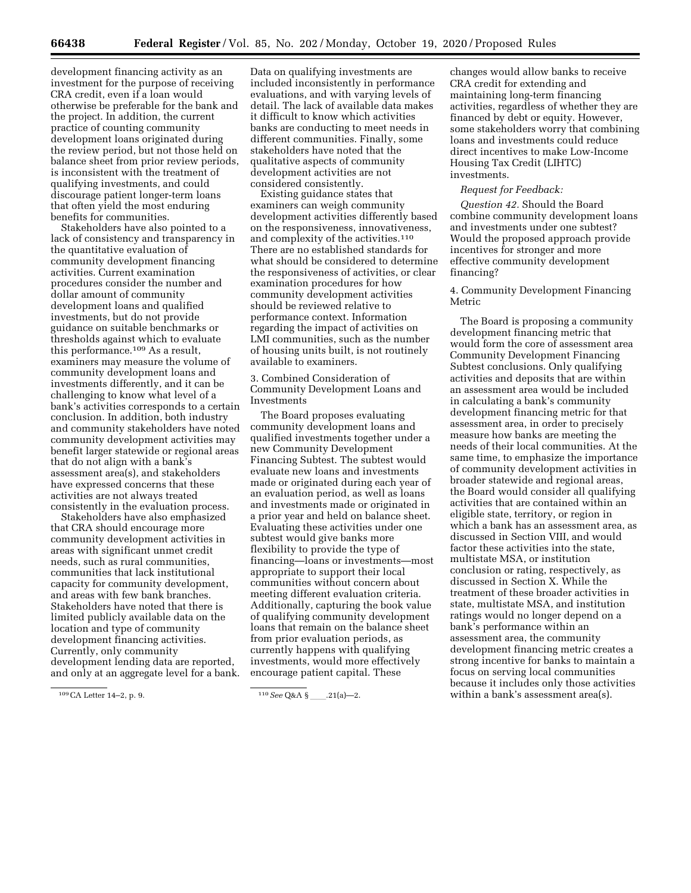development financing activity as an investment for the purpose of receiving CRA credit, even if a loan would otherwise be preferable for the bank and the project. In addition, the current practice of counting community development loans originated during the review period, but not those held on balance sheet from prior review periods, is inconsistent with the treatment of qualifying investments, and could discourage patient longer-term loans that often yield the most enduring benefits for communities.

Stakeholders have also pointed to a lack of consistency and transparency in the quantitative evaluation of community development financing activities. Current examination procedures consider the number and dollar amount of community development loans and qualified investments, but do not provide guidance on suitable benchmarks or thresholds against which to evaluate this performance.[109] As a result, examiners may measure the volume of community development loans and investments differently, and it can be challenging to know what level of a bank's activities corresponds to a certain conclusion. In addition, both industry and community stakeholders have noted community development activities may benefit larger statewide or regional areas that do not align with a bank's assessment area(s), and stakeholders have expressed concerns that these activities are not always treated consistently in the evaluation process.

Stakeholders have also emphasized that CRA should encourage more community development activities in areas with significant unmet credit needs, such as rural communities, communities that lack institutional capacity for community development, and areas with few bank branches. Stakeholders have noted that there is limited publicly available data on the location and type of community development financing activities. Currently, only community development lending data are reported, and only at an aggregate level for a bank. Data on qualifying investments are included inconsistently in performance evaluations, and with varying levels of detail. The lack of available data makes it difficult to know which activities banks are conducting to meet needs in different communities. Finally, some stakeholders have noted that the qualitative aspects of community development activities are not considered consistently.

Existing guidance states that examiners can weigh community development activities differently based on the responsiveness, innovativeness, and complexity of the activities.[110] There are no established standards for what should be considered to determine the responsiveness of activities, or clear examination procedures for how community development activities should be reviewed relative to performance context. Information regarding the impact of activities on LMI communities, such as the number of housing units built, is not routinely available to examiners.

3. Combined Consideration of Community Development Loans and Investments

The Board proposes evaluating community development loans and qualified investments together under a new Community Development Financing Subtest. The subtest would evaluate new loans and investments made or originated during each year of an evaluation period, as well as loans and investments made or originated in a prior year and held on balance sheet. Evaluating these activities under one subtest would give banks more flexibility to provide the type of financing—loans or investments—most appropriate to support their local communities without concern about meeting different evaluation criteria. Additionally, capturing the book value of qualifying community development loans that remain on the balance sheet from prior evaluation periods, as currently happens with qualifying investments, would more effectively encourage patient capital. These changes would allow banks to receive CRA credit for extending and maintaining long-term financing activities, regardless of whether they are financed by debt or equity. However, some stakeholders worry that combining loans and investments could reduce direct incentives to make Low-Income Housing Tax Credit (LIHTC) investments.

*Request for Feedback:*

*Question 42.* Should the Board combine community development loans and investments under one subtest? Would the proposed approach provide incentives for stronger and more effective community development financing?

4. Community Development Financing Metric

The Board is proposing a community development financing metric that would form the core of assessment area Community Development Financing Subtest conclusions. Only qualifying activities and deposits that are within an assessment area would be included in calculating a bank's community development financing metric for that assessment area, in order to precisely measure how banks are meeting the needs of their local communities. At the same time, to emphasize the importance of community development activities in broader statewide and regional areas, the Board would consider all qualifying activities that are contained within an eligible state, territory, or region in which a bank has an assessment area, as discussed in Section VIII, and would factor these activities into the state, multistate MSA, or institution conclusion or rating, respectively, as discussed in Section X. While the treatment of these broader activities in state, multistate MSA, and institution ratings would no longer depend on a bank's performance within an assessment area, the community development financing metric creates a strong incentive for banks to maintain a focus on serving local communities because it includes only those activities within a bank's assessment area(s).

[109] CA Letter 14–2, p. 9.

[110] *See* Q&A § ____.21(a)—2.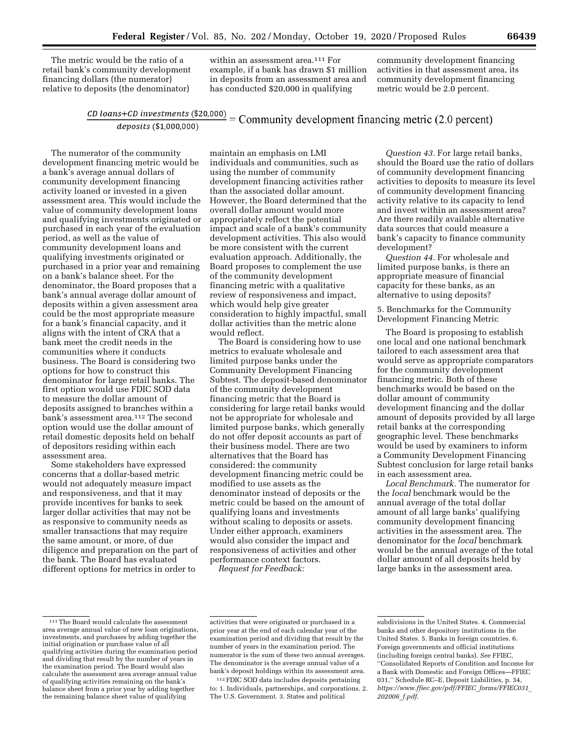The metric would be the ratio of a retail bank's community development financing dollars (the numerator) relative to deposits (the denominator) within an assessment area.[111] For example, if a bank has drawn $1 million in deposits from an assessment area and has conducted $20,000 in qualifying community development financing activities in that assessment area, its community development financing metric would be 2.0 percent.

$$\frac{\textit{CD loans+CD investments (\$20{,}000)}}{\textit{deposits (\$1{,}000{,}000)}} = \text{Community development financing metric (2.0 percent)}$$

The numerator of the community development financing metric would be a bank's average annual dollars of community development financing activity loaned or invested in a given assessment area. This would include the value of community development loans and qualifying investments originated or purchased in each year of the evaluation period, as well as the value of community development loans and qualifying investments originated or purchased in a prior year and remaining on a bank's balance sheet. For the denominator, the Board proposes that a bank's annual average dollar amount of deposits within a given assessment area could be the most appropriate measure for a bank's financial capacity, and it aligns with the intent of CRA that a bank meet the credit needs in the communities where it conducts business. The Board is considering two options for how to construct this denominator for large retail banks. The first option would use FDIC SOD data to measure the dollar amount of deposits assigned to branches within a bank's assessment area.[112] The second option would use the dollar amount of retail domestic deposits held on behalf of depositors residing within each assessment area.

Some stakeholders have expressed concerns that a dollar-based metric would not adequately measure impact and responsiveness, and that it may provide incentives for banks to seek larger dollar activities that may not be as responsive to community needs as smaller transactions that may require the same amount, or more, of due diligence and preparation on the part of the bank. The Board has evaluated different options for metrics in order to maintain an emphasis on LMI individuals and communities, such as using the number of community development financing activities rather than the associated dollar amount. However, the Board determined that the overall dollar amount would more appropriately reflect the potential impact and scale of a bank's community development activities. This also would be more consistent with the current evaluation approach. Additionally, the Board proposes to complement the use of the community development financing metric with a qualitative review of responsiveness and impact, which would help give greater consideration to highly impactful, small dollar activities than the metric alone would reflect.

The Board is considering how to use metrics to evaluate wholesale and limited purpose banks under the Community Development Financing Subtest. The deposit-based denominator of the community development financing metric that the Board is considering for large retail banks would not be appropriate for wholesale and limited purpose banks, which generally do not offer deposit accounts as part of their business model. There are two alternatives that the Board has considered: the community development financing metric could be modified to use assets as the denominator instead of deposits or the metric could be based on the amount of qualifying loans and investments without scaling to deposits or assets. Under either approach, examiners would also consider the impact and responsiveness of activities and other performance context factors.

*Request for Feedback:*

*Question 43.* For large retail banks, should the Board use the ratio of dollars of community development financing activities to deposits to measure its level of community development financing activity relative to its capacity to lend and invest within an assessment area? Are there readily available alternative data sources that could measure a bank's capacity to finance community development?

*Question 44.* For wholesale and limited purpose banks, is there an appropriate measure of financial capacity for these banks, as an alternative to using deposits?

5. Benchmarks for the Community Development Financing Metric

The Board is proposing to establish one local and one national benchmark tailored to each assessment area that would serve as appropriate comparators for the community development financing metric. Both of these benchmarks would be based on the dollar amount of community development financing and the dollar amount of deposits provided by all large retail banks at the corresponding geographic level. These benchmarks would be used by examiners to inform a Community Development Financing Subtest conclusion for large retail banks in each assessment area.

*Local Benchmark.* The numerator for the *local* benchmark would be the annual average of the total dollar amount of all large banks' qualifying community development financing activities in the assessment area. The denominator for the *local* benchmark would be the annual average of the total dollar amount of all deposits held by large banks in the assessment area.

---

[111] The Board would calculate the assessment area average annual value of new loan originations, investments, and purchases by adding together the initial origination or purchase value of all qualifying activities during the examination period and dividing that result by the number of years in the examination period. The Board would also calculate the assessment area average annual value of qualifying activities remaining on the bank's balance sheet from a prior year by adding together the remaining balance sheet value of qualifying activities that were originated or purchased in a prior year at the end of each calendar year of the examination period and dividing that result by the number of years in the examination period. The numerator is the sum of these two annual averages. The denominator is the average annual value of a bank's deposit holdings within its assessment area.

[112] FDIC SOD data includes deposits pertaining to: 1. Individuals, partnerships, and corporations. 2. The U.S. Government. 3. States and political subdivisions in the United States. 4. Commercial banks and other depository institutions in the United States. 5. Banks in foreign countries. 6. Foreign governments and official institutions (including foreign central banks). *See* FFIEC, ''Consolidated Reports of Condition and Income for a Bank with Domestic and Foreign Offices—FFIEC 031,'' Schedule RC–E, Deposit Liabilities, p. 34, *https://www.ffiec.gov/pdf/FFIEC_forms/FFIEC031_202006_f.pdf*.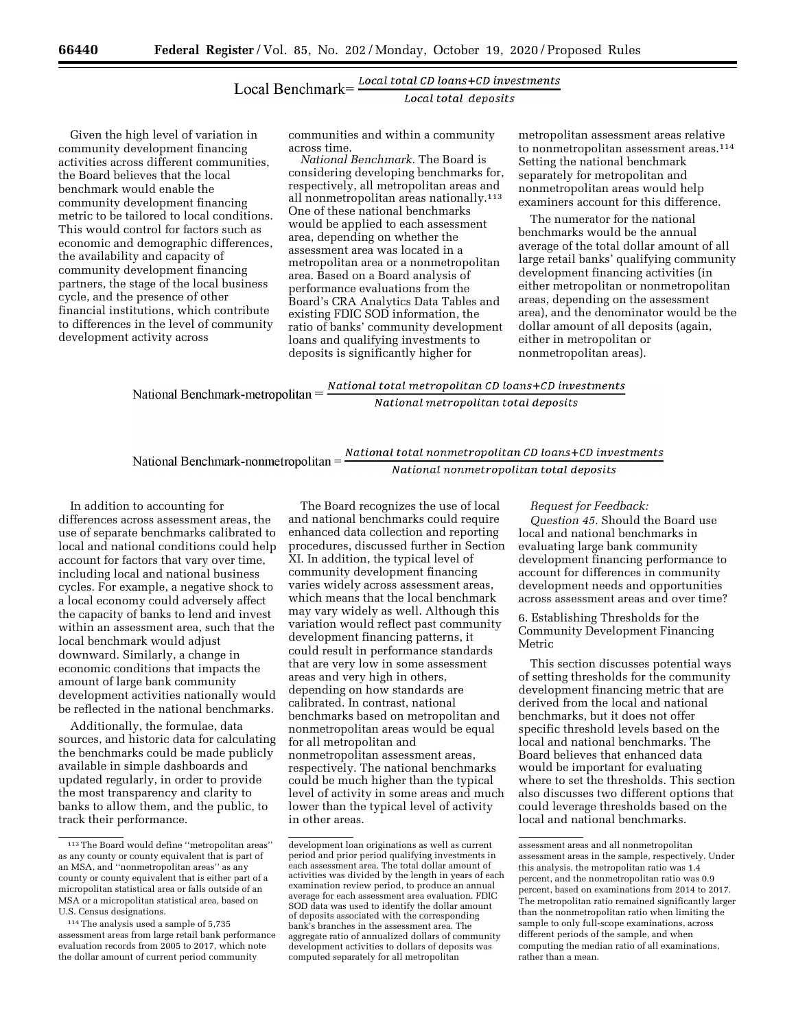$$\text{Local Benchmark} = \frac{\textit{Local total CD loans+CD investments}}{\textit{Local total deposits}}$$

Given the high level of variation in community development financing activities across different communities, the Board believes that the local benchmark would enable the community development financing metric to be tailored to local conditions. This would control for factors such as economic and demographic differences, the availability and capacity of community development financing partners, the stage of the local business cycle, and the presence of other financial institutions, which contribute to differences in the level of community development activity across communities and within a community across time.

*National Benchmark.* The Board is considering developing benchmarks for, respectively, all metropolitan areas and all nonmetropolitan areas nationally.[113] One of these national benchmarks would be applied to each assessment area, depending on whether the assessment area was located in a metropolitan area or a nonmetropolitan area. Based on a Board analysis of performance evaluations from the Board's CRA Analytics Data Tables and existing FDIC SOD information, the ratio of banks' community development loans and qualifying investments to deposits is significantly higher for metropolitan assessment areas relative to nonmetropolitan assessment areas.[114] Setting the national benchmark separately for metropolitan and nonmetropolitan areas would help examiners account for this difference.

The numerator for the national benchmarks would be the annual average of the total dollar amount of all large retail banks' qualifying community development financing activities (in either metropolitan or nonmetropolitan areas, depending on the assessment area), and the denominator would be the dollar amount of all deposits (again, either in metropolitan or nonmetropolitan areas).

$$\text{National Benchmark-metropolitan} = \frac{\textit{National total metropolitan CD loans+CD investments}}{\textit{National metropolitan total deposits}}$$

$$\text{National Benchmark-nonmetropolitan} = \frac{\textit{National total nonmetropolitan CD loans+CD investments}}{\textit{National nonmetropolitan total deposits}}$$

In addition to accounting for differences across assessment areas, the use of separate benchmarks calibrated to local and national conditions could help account for factors that vary over time, including local and national business cycles. For example, a negative shock to a local economy could adversely affect the capacity of banks to lend and invest within an assessment area, such that the local benchmark would adjust downward. Similarly, a change in economic conditions that impacts the amount of large bank community development activities nationally would be reflected in the national benchmarks.

Additionally, the formulae, data sources, and historic data for calculating the benchmarks could be made publicly available in simple dashboards and updated regularly, in order to provide the most transparency and clarity to banks to allow them, and the public, to track their performance.

The Board recognizes the use of local and national benchmarks could require enhanced data collection and reporting procedures, discussed further in Section XI. In addition, the typical level of community development financing varies widely across assessment areas, which means that the local benchmark may vary widely as well. Although this variation would reflect past community development financing patterns, it could result in performance standards that are very low in some assessment areas and very high in others, depending on how standards are calibrated. In contrast, national benchmarks based on metropolitan and nonmetropolitan areas would be equal for all metropolitan and nonmetropolitan assessment areas, respectively. The national benchmarks could be much higher than the typical level of activity in some areas and much lower than the typical level of activity in other areas.

*Request for Feedback:*

*Question 45.* Should the Board use local and national benchmarks in evaluating large bank community development financing performance to account for differences in community development needs and opportunities across assessment areas and over time?

6. Establishing Thresholds for the Community Development Financing Metric

This section discusses potential ways of setting thresholds for the community development financing metric that are derived from the local and national benchmarks, but it does not offer specific threshold levels based on the local and national benchmarks. The Board believes that enhanced data would be important for evaluating where to set the thresholds. This section also discusses two different options that could leverage thresholds based on the local and national benchmarks.

---

[113] The Board would define ''metropolitan areas'' as any county or county equivalent that is part of an MSA, and ''nonmetropolitan areas'' as any county or county equivalent that is either part of a micropolitan statistical area or falls outside of an MSA or a micropolitan statistical area, based on U.S. Census designations.

[114] The analysis used a sample of 5,735 assessment areas from large retail bank performance evaluation records from 2005 to 2017, which note the dollar amount of current period community development loan originations as well as current period and prior period qualifying investments in each assessment area. The total dollar amount of activities was divided by the length in years of each examination review period, to produce an annual average for each assessment area evaluation. FDIC SOD data was used to identify the dollar amount of deposits associated with the corresponding bank's branches in the assessment area. The aggregate ratio of annualized dollars of community development activities to dollars of deposits was computed separately for all metropolitan assessment areas and all nonmetropolitan assessment areas in the sample, respectively. Under this analysis, the metropolitan ratio was 1.4 percent, and the nonmetropolitan ratio was 0.9 percent, based on examinations from 2014 to 2017. The metropolitan ratio remained significantly larger than the nonmetropolitan ratio when limiting the sample to only full-scope examinations, across different periods of the sample, and when computing the median ratio of all examinations, rather than a mean.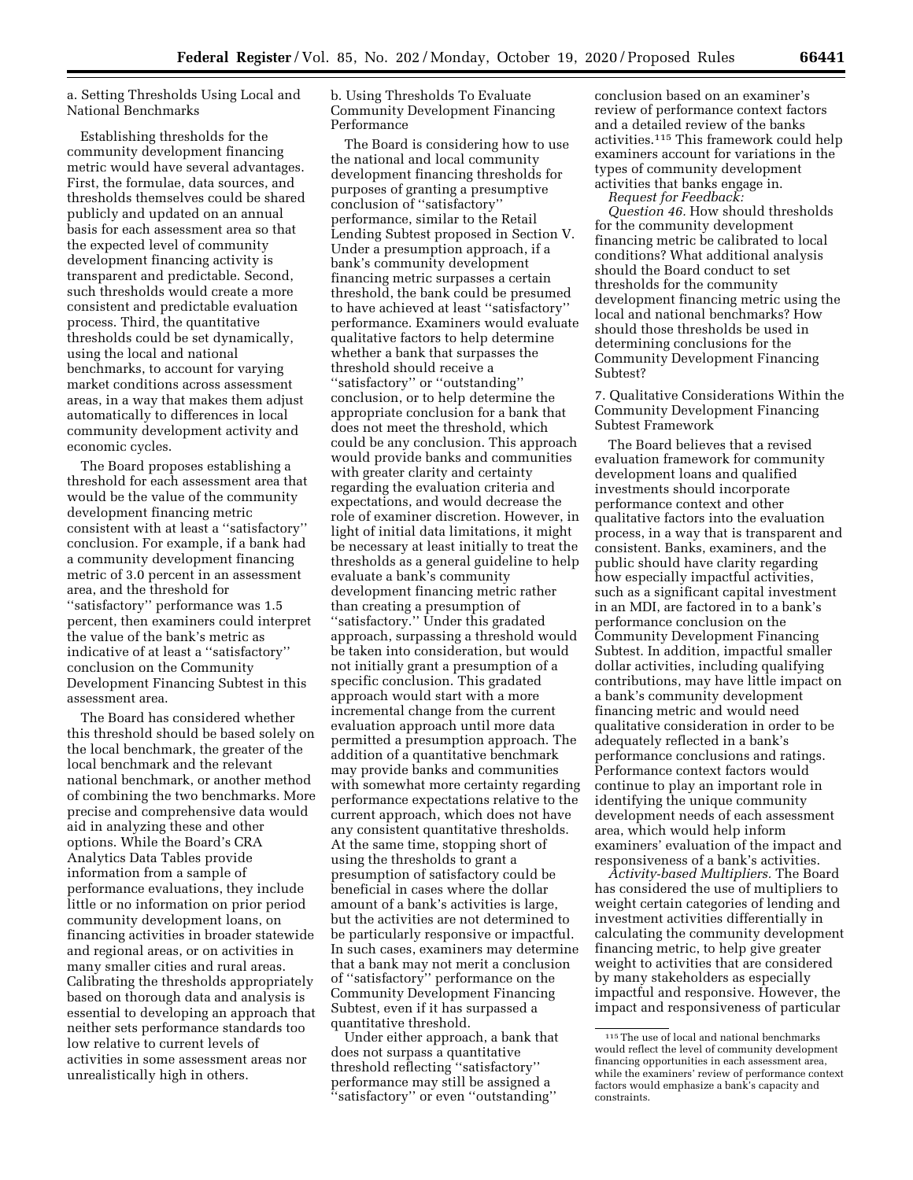### a. Setting Thresholds Using Local and National Benchmarks

Establishing thresholds for the community development financing metric would have several advantages. First, the formulae, data sources, and thresholds themselves could be shared publicly and updated on an annual basis for each assessment area so that the expected level of community development financing activity is transparent and predictable. Second, such thresholds would create a more consistent and predictable evaluation process. Third, the quantitative thresholds could be set dynamically, using the local and national benchmarks, to account for varying market conditions across assessment areas, in a way that makes them adjust automatically to differences in local community development activity and economic cycles.

The Board proposes establishing a threshold for each assessment area that would be the value of the community development financing metric consistent with at least a ''satisfactory'' conclusion. For example, if a bank had a community development financing metric of 3.0 percent in an assessment area, and the threshold for ''satisfactory'' performance was 1.5 percent, then examiners could interpret the value of the bank's metric as indicative of at least a ''satisfactory'' conclusion on the Community Development Financing Subtest in this assessment area.

The Board has considered whether this threshold should be based solely on the local benchmark, the greater of the local benchmark and the relevant national benchmark, or another method of combining the two benchmarks. More precise and comprehensive data would aid in analyzing these and other options. While the Board's CRA Analytics Data Tables provide information from a sample of performance evaluations, they include little or no information on prior period community development loans, on financing activities in broader statewide and regional areas, or on activities in many smaller cities and rural areas. Calibrating the thresholds appropriately based on thorough data and analysis is essential to developing an approach that neither sets performance standards too low relative to current levels of activities in some assessment areas nor unrealistically high in others.

### b. Using Thresholds To Evaluate Community Development Financing Performance

The Board is considering how to use the national and local community development financing thresholds for purposes of granting a presumptive conclusion of ''satisfactory'' performance, similar to the Retail Lending Subtest proposed in Section V. Under a presumption approach, if a bank's community development financing metric surpasses a certain threshold, the bank could be presumed to have achieved at least ''satisfactory'' performance. Examiners would evaluate qualitative factors to help determine whether a bank that surpasses the threshold should receive a ''satisfactory'' or ''outstanding'' conclusion, or to help determine the appropriate conclusion for a bank that does not meet the threshold, which could be any conclusion. This approach would provide banks and communities with greater clarity and certainty regarding the evaluation criteria and expectations, and would decrease the role of examiner discretion. However, in light of initial data limitations, it might be necessary at least initially to treat the thresholds as a general guideline to help evaluate a bank's community development financing metric rather than creating a presumption of ''satisfactory.'' Under this gradated approach, surpassing a threshold would be taken into consideration, but would not initially grant a presumption of a specific conclusion. This gradated approach would start with a more incremental change from the current evaluation approach until more data permitted a presumption approach. The addition of a quantitative benchmark may provide banks and communities with somewhat more certainty regarding performance expectations relative to the current approach, which does not have any consistent quantitative thresholds. At the same time, stopping short of using the thresholds to grant a presumption of satisfactory could be beneficial in cases where the dollar amount of a bank's activities is large, but the activities are not determined to be particularly responsive or impactful. In such cases, examiners may determine that a bank may not merit a conclusion of ''satisfactory'' performance on the Community Development Financing Subtest, even if it has surpassed a quantitative threshold.

Under either approach, a bank that does not surpass a quantitative threshold reflecting ''satisfactory'' performance may still be assigned a ''satisfactory'' or even ''outstanding'' conclusion based on an examiner's review of performance context factors and a detailed review of the banks activities.[115] This framework could help examiners account for variations in the types of community development activities that banks engage in.

*Request for Feedback:*

*Question 46.* How should thresholds for the community development financing metric be calibrated to local conditions? What additional analysis should the Board conduct to set thresholds for the community development financing metric using the local and national benchmarks? How should those thresholds be used in determining conclusions for the Community Development Financing Subtest?

### 7. Qualitative Considerations Within the Community Development Financing Subtest Framework

The Board believes that a revised evaluation framework for community development loans and qualified investments should incorporate performance context and other qualitative factors into the evaluation process, in a way that is transparent and consistent. Banks, examiners, and the public should have clarity regarding how especially impactful activities, such as a significant capital investment in an MDI, are factored in to a bank's performance conclusion on the Community Development Financing Subtest. In addition, impactful smaller dollar activities, including qualifying contributions, may have little impact on a bank's community development financing metric and would need qualitative consideration in order to be adequately reflected in a bank's performance conclusions and ratings. Performance context factors would continue to play an important role in identifying the unique community development needs of each assessment area, which would help inform examiners' evaluation of the impact and responsiveness of a bank's activities.

*Activity-based Multipliers.* The Board has considered the use of multipliers to weight certain categories of lending and investment activities differentially in calculating the community development financing metric, to help give greater weight to activities that are considered by many stakeholders as especially impactful and responsive. However, the impact and responsiveness of particular

[115] The use of local and national benchmarks would reflect the level of community development financing opportunities in each assessment area, while the examiners' review of performance context factors would emphasize a bank's capacity and constraints.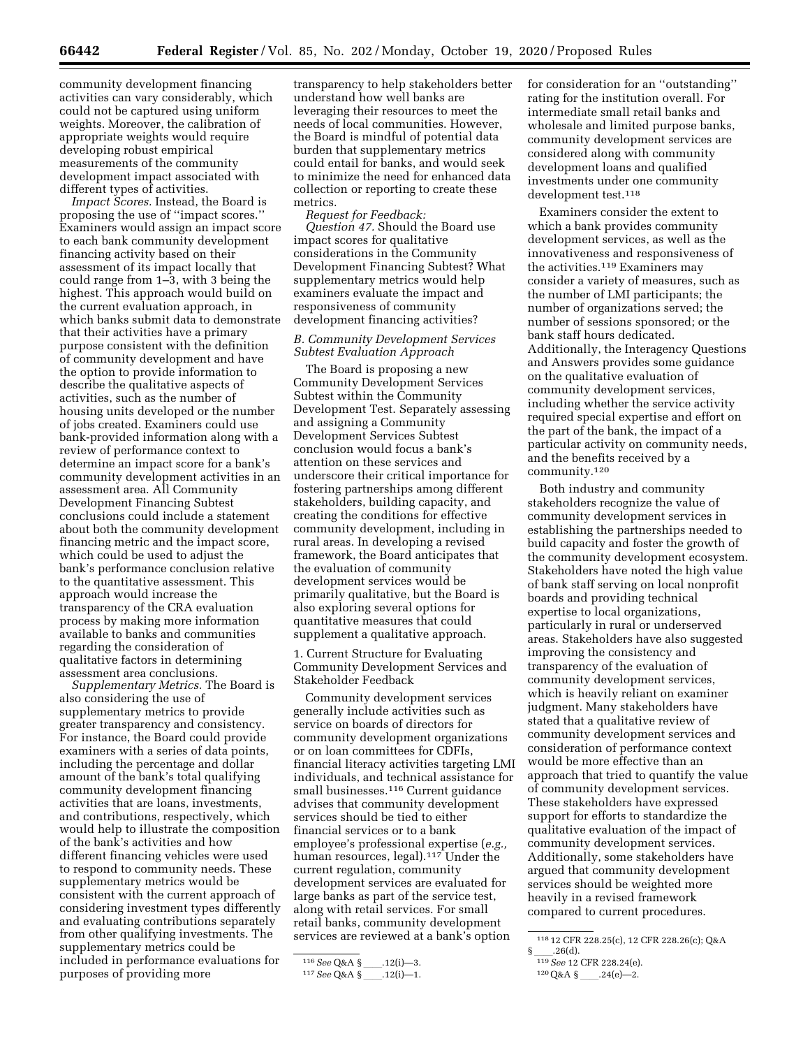community development financing activities can vary considerably, which could not be captured using uniform weights. Moreover, the calibration of appropriate weights would require developing robust empirical measurements of the community development impact associated with different types of activities.

*Impact Scores.* Instead, the Board is proposing the use of ''impact scores.'' Examiners would assign an impact score to each bank community development financing activity based on their assessment of its impact locally that could range from 1–3, with 3 being the highest. This approach would build on the current evaluation approach, in which banks submit data to demonstrate that their activities have a primary purpose consistent with the definition of community development and have the option to provide information to describe the qualitative aspects of activities, such as the number of housing units developed or the number of jobs created. Examiners could use bank-provided information along with a review of performance context to determine an impact score for a bank's community development activities in an assessment area. All Community Development Financing Subtest conclusions could include a statement about both the community development financing metric and the impact score, which could be used to adjust the bank's performance conclusion relative to the quantitative assessment. This approach would increase the transparency of the CRA evaluation process by making more information available to banks and communities regarding the consideration of qualitative factors in determining assessment area conclusions.

*Supplementary Metrics.* The Board is also considering the use of supplementary metrics to provide greater transparency and consistency. For instance, the Board could provide examiners with a series of data points, including the percentage and dollar amount of the bank's total qualifying community development financing activities that are loans, investments, and contributions, respectively, which would help to illustrate the composition of the bank's activities and how different financing vehicles were used to respond to community needs. These supplementary metrics would be consistent with the current approach of considering investment types differently and evaluating contributions separately from other qualifying investments. The supplementary metrics could be included in performance evaluations for purposes of providing more transparency to help stakeholders better understand how well banks are leveraging their resources to meet the needs of local communities. However, the Board is mindful of potential data burden that supplementary metrics could entail for banks, and would seek to minimize the need for enhanced data collection or reporting to create these metrics.

*Request for Feedback:*

*Question 47.* Should the Board use impact scores for qualitative considerations in the Community Development Financing Subtest? What supplementary metrics would help examiners evaluate the impact and responsiveness of community development financing activities?

### *B. Community Development Services Subtest Evaluation Approach*

The Board is proposing a new Community Development Services Subtest within the Community Development Test. Separately assessing and assigning a Community Development Services Subtest conclusion would focus a bank's attention on these services and underscore their critical importance for fostering partnerships among different stakeholders, building capacity, and creating the conditions for effective community development, including in rural areas. In developing a revised framework, the Board anticipates that the evaluation of community development services would be primarily qualitative, but the Board is also exploring several options for quantitative measures that could supplement a qualitative approach.

#### 1. Current Structure for Evaluating Community Development Services and Stakeholder Feedback

Community development services generally include activities such as service on boards of directors for community development organizations or on loan committees for CDFIs, financial literacy activities targeting LMI individuals, and technical assistance for small businesses.[116] Current guidance advises that community development services should be tied to either financial services or to a bank employee's professional expertise (*e.g.,* human resources, legal).[117] Under the current regulation, community development services are evaluated for large banks as part of the service test, along with retail services. For small retail banks, community development services are reviewed at a bank's option for consideration for an ''outstanding'' rating for the institution overall. For intermediate small retail banks and wholesale and limited purpose banks, community development services are considered along with community development loans and qualified investments under one community development test.[118]

Examiners consider the extent to which a bank provides community development services, as well as the innovativeness and responsiveness of the activities.[119] Examiners may consider a variety of measures, such as the number of LMI participants; the number of organizations served; the number of sessions sponsored; or the bank staff hours dedicated. Additionally, the Interagency Questions and Answers provides some guidance on the qualitative evaluation of community development services, including whether the service activity required special expertise and effort on the part of the bank, the impact of a particular activity on community needs, and the benefits received by a community.[120]

Both industry and community stakeholders recognize the value of community development services in establishing the partnerships needed to build capacity and foster the growth of the community development ecosystem. Stakeholders have noted the high value of bank staff serving on local nonprofit boards and providing technical expertise to local organizations, particularly in rural or underserved areas. Stakeholders have also suggested improving the consistency and transparency of the evaluation of community development services, which is heavily reliant on examiner judgment. Many stakeholders have stated that a qualitative review of community development services and consideration of performance context would be more effective than an approach that tried to quantify the value of community development services. These stakeholders have expressed support for efforts to standardize the qualitative evaluation of the impact of community development services. Additionally, some stakeholders have argued that community development services should be weighted more heavily in a revised framework compared to current procedures.

---

[116] *See* Q&A § ___.12(i)—3.

[117] *See* Q&A § ___.12(i)—1.

[118] 12 CFR 228.25(c), 12 CFR 228.26(c); Q&A § ___.26(d).

[119] *See* 12 CFR 228.24(e).

[120] Q&A § ___.24(e)—2.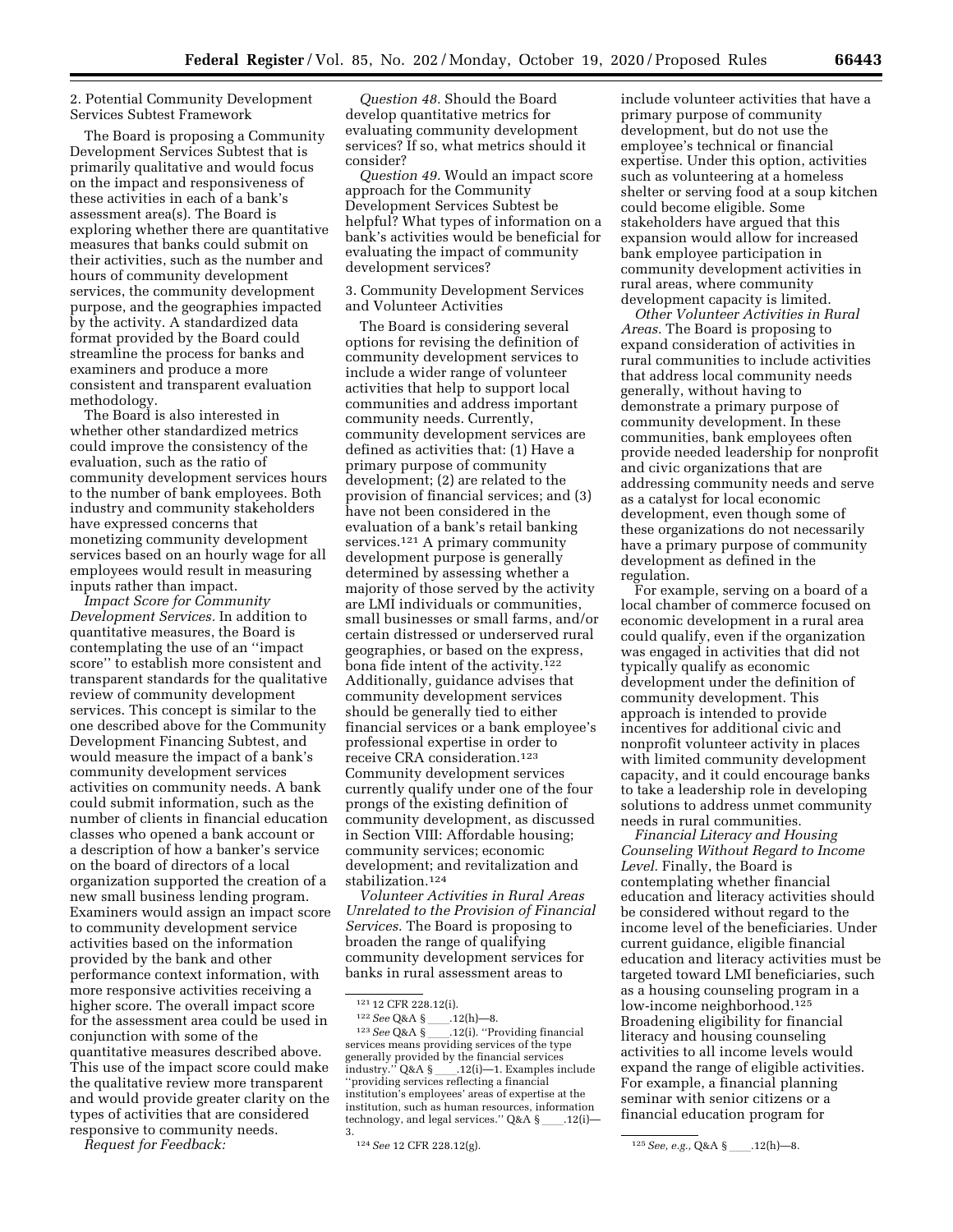2. Potential Community Development Services Subtest Framework

The Board is proposing a Community Development Services Subtest that is primarily qualitative and would focus on the impact and responsiveness of these activities in each of a bank's assessment area(s). The Board is exploring whether there are quantitative measures that banks could submit on their activities, such as the number and hours of community development services, the community development purpose, and the geographies impacted by the activity. A standardized data format provided by the Board could streamline the process for banks and examiners and produce a more consistent and transparent evaluation methodology.

The Board is also interested in whether other standardized metrics could improve the consistency of the evaluation, such as the ratio of community development services hours to the number of bank employees. Both industry and community stakeholders have expressed concerns that monetizing community development services based on an hourly wage for all employees would result in measuring inputs rather than impact.

*Impact Score for Community Development Services.* In addition to quantitative measures, the Board is contemplating the use of an "impact score" to establish more consistent and transparent standards for the qualitative review of community development services. This concept is similar to the one described above for the Community Development Financing Subtest, and would measure the impact of a bank's community development services activities on community needs. A bank could submit information, such as the number of clients in financial education classes who opened a bank account or a description of how a banker's service on the board of directors of a local organization supported the creation of a new small business lending program. Examiners would assign an impact score to community development service activities based on the information provided by the bank and other performance context information, with more responsive activities receiving a higher score. The overall impact score for the assessment area could be used in conjunction with some of the quantitative measures described above. This use of the impact score could make the qualitative review more transparent and would provide greater clarity on the types of activities that are considered responsive to community needs.

*Request for Feedback:*

*Question 48.* Should the Board develop quantitative metrics for evaluating community development services? If so, what metrics should it consider?

*Question 49.* Would an impact score approach for the Community Development Services Subtest be helpful? What types of information on a bank's activities would be beneficial for evaluating the impact of community development services?

3. Community Development Services and Volunteer Activities

The Board is considering several options for revising the definition of community development services to include a wider range of volunteer activities that help to support local communities and address important community needs. Currently, community development services are defined as activities that: (1) Have a primary purpose of community development; (2) are related to the provision of financial services; and (3) have not been considered in the evaluation of a bank's retail banking services.[121] A primary community development purpose is generally determined by assessing whether a majority of those served by the activity are LMI individuals or communities, small businesses or small farms, and/or certain distressed or underserved rural geographies, or based on the express, bona fide intent of the activity.[122] Additionally, guidance advises that community development services should be generally tied to either financial services or a bank employee's professional expertise in order to receive CRA consideration.[123] Community development services currently qualify under one of the four prongs of the existing definition of community development, as discussed in Section VIII: Affordable housing; community services; economic development; and revitalization and stabilization.[124]

*Volunteer Activities in Rural Areas Unrelated to the Provision of Financial Services.* The Board is proposing to broaden the range of qualifying community development services for banks in rural assessment areas to include volunteer activities that have a primary purpose of community development, but do not use the employee's technical or financial expertise. Under this option, activities such as volunteering at a homeless shelter or serving food at a soup kitchen could become eligible. Some stakeholders have argued that this expansion would allow for increased bank employee participation in community development activities in rural areas, where community development capacity is limited.

*Other Volunteer Activities in Rural Areas.* The Board is proposing to expand consideration of activities in rural communities to include activities that address local community needs generally, without having to demonstrate a primary purpose of community development. In these communities, bank employees often provide needed leadership for nonprofit and civic organizations that are addressing community needs and serve as a catalyst for local economic development, even though some of these organizations do not necessarily have a primary purpose of community development as defined in the regulation.

For example, serving on a board of a local chamber of commerce focused on economic development in a rural area could qualify, even if the organization was engaged in activities that did not typically qualify as economic development under the definition of community development. This approach is intended to provide incentives for additional civic and nonprofit volunteer activity in places with limited community development capacity, and it could encourage banks to take a leadership role in developing solutions to address unmet community needs in rural communities.

*Financial Literacy and Housing Counseling Without Regard to Income Level.* Finally, the Board is contemplating whether financial education and literacy activities should be considered without regard to the income level of the beneficiaries. Under current guidance, eligible financial education and literacy activities must be targeted toward LMI beneficiaries, such as a housing counseling program in a low-income neighborhood.[125] Broadening eligibility for financial literacy and housing counseling activities to all income levels would expand the range of eligible activities. For example, a financial planning seminar with senior citizens or a financial education program for

---

[121] 12 CFR 228.12(i).

[122] *See* Q&A § ___.12(h)—8.

[123] *See* Q&A § ___.12(i). "Providing financial services means providing services of the type generally provided by the financial services industry." Q&A § ___.12(i)—1. Examples include "providing services reflecting a financial institution's employees' areas of expertise at the institution, such as human resources, information technology, and legal services." Q&A § ___.12(i)—3.

[124] *See* 12 CFR 228.12(g).

[125] *See, e.g.,* Q&A § ___.12(h)—8.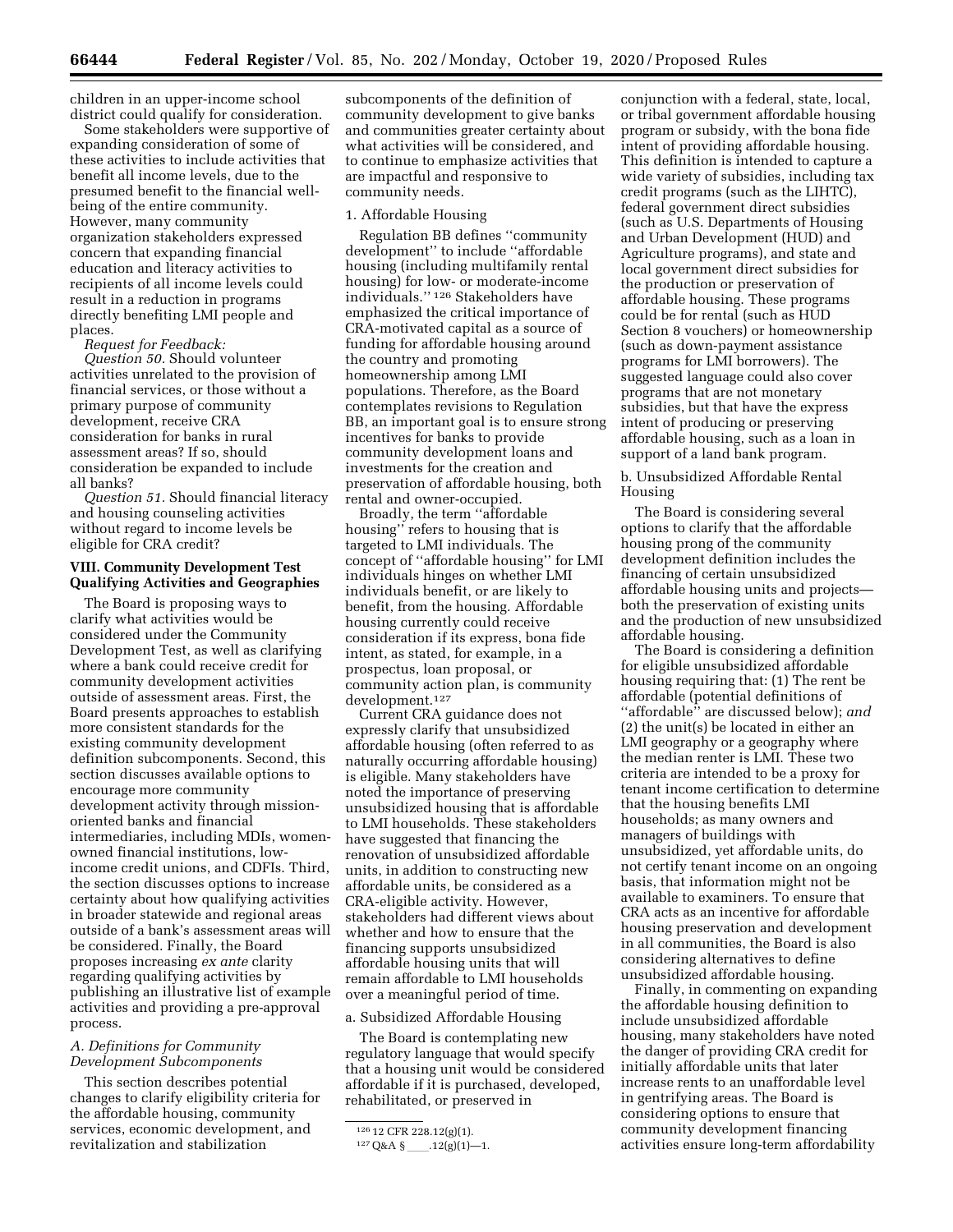children in an upper-income school district could qualify for consideration.

Some stakeholders were supportive of expanding consideration of some of these activities to include activities that benefit all income levels, due to the presumed benefit to the financial well-being of the entire community. However, many community organization stakeholders expressed concern that expanding financial education and literacy activities to recipients of all income levels could result in a reduction in programs directly benefiting LMI people and places.

*Request for Feedback:*

*Question 50.* Should volunteer activities unrelated to the provision of financial services, or those without a primary purpose of community development, receive CRA consideration for banks in rural assessment areas? If so, should consideration be expanded to include all banks?

*Question 51.* Should financial literacy and housing counseling activities without regard to income levels be eligible for CRA credit?

## VIII. Community Development Test Qualifying Activities and Geographies

The Board is proposing ways to clarify what activities would be considered under the Community Development Test, as well as clarifying where a bank could receive credit for community development activities outside of assessment areas. First, the Board presents approaches to establish more consistent standards for the existing community development definition subcomponents. Second, this section discusses available options to encourage more community development activity through mission-oriented banks and financial intermediaries, including MDIs, women-owned financial institutions, low-income credit unions, and CDFIs. Third, the section discusses options to increase certainty about how qualifying activities in broader statewide and regional areas outside of a bank's assessment areas will be considered. Finally, the Board proposes increasing *ex ante* clarity regarding qualifying activities by publishing an illustrative list of example activities and providing a pre-approval process.

### *A. Definitions for Community Development Subcomponents*

This section describes potential changes to clarify eligibility criteria for the affordable housing, community services, economic development, and revitalization and stabilization subcomponents of the definition of community development to give banks and communities greater certainty about what activities will be considered, and to continue to emphasize activities that are impactful and responsive to community needs.

#### 1. Affordable Housing

Regulation BB defines ''community development'' to include ''affordable housing (including multifamily rental housing) for low- or moderate-income individuals.'' [126] Stakeholders have emphasized the critical importance of CRA-motivated capital as a source of funding for affordable housing around the country and promoting homeownership among LMI populations. Therefore, as the Board contemplates revisions to Regulation BB, an important goal is to ensure strong incentives for banks to provide community development loans and investments for the creation and preservation of affordable housing, both rental and owner-occupied.

Broadly, the term ''affordable housing'' refers to housing that is targeted to LMI individuals. The concept of ''affordable housing'' for LMI individuals hinges on whether LMI individuals benefit, or are likely to benefit, from the housing. Affordable housing currently could receive consideration if its express, bona fide intent, as stated, for example, in a prospectus, loan proposal, or community action plan, is community development.[127]

Current CRA guidance does not expressly clarify that unsubsidized affordable housing (often referred to as naturally occurring affordable housing) is eligible. Many stakeholders have noted the importance of preserving unsubsidized housing that is affordable to LMI households. These stakeholders have suggested that financing the renovation of unsubsidized affordable units, in addition to constructing new affordable units, be considered as a CRA-eligible activity. However, stakeholders had different views about whether and how to ensure that the financing supports unsubsidized affordable housing units that will remain affordable to LMI households over a meaningful period of time.

##### a. Subsidized Affordable Housing

The Board is contemplating new regulatory language that would specify that a housing unit would be considered affordable if it is purchased, developed, rehabilitated, or preserved in conjunction with a federal, state, local, or tribal government affordable housing program or subsidy, with the bona fide intent of providing affordable housing. This definition is intended to capture a wide variety of subsidies, including tax credit programs (such as the LIHTC), federal government direct subsidies (such as U.S. Departments of Housing and Urban Development (HUD) and Agriculture programs), and state and local government direct subsidies for the production or preservation of affordable housing. These programs could be for rental (such as HUD Section 8 vouchers) or homeownership (such as down-payment assistance programs for LMI borrowers). The suggested language could also cover programs that are not monetary subsidies, but that have the express intent of producing or preserving affordable housing, such as a loan in support of a land bank program.

##### b. Unsubsidized Affordable Rental Housing

The Board is considering several options to clarify that the affordable housing prong of the community development definition includes the financing of certain unsubsidized affordable housing units and projects—both the preservation of existing units and the production of new unsubsidized affordable housing.

The Board is considering a definition for eligible unsubsidized affordable housing requiring that: (1) The rent be affordable (potential definitions of ''affordable'' are discussed below); *and* (2) the unit(s) be located in either an LMI geography or a geography where the median renter is LMI. These two criteria are intended to be a proxy for tenant income certification to determine that the housing benefits LMI households; as many owners and managers of buildings with unsubsidized, yet affordable units, do not certify tenant income on an ongoing basis, that information might not be available to examiners. To ensure that CRA acts as an incentive for affordable housing preservation and development in all communities, the Board is also considering alternatives to define unsubsidized affordable housing.

Finally, in commenting on expanding the affordable housing definition to include unsubsidized affordable housing, many stakeholders have noted the danger of providing CRA credit for initially affordable units that later increase rents to an unaffordable level in gentrifying areas. The Board is considering options to ensure that community development financing activities ensure long-term affordability

---

[126] 12 CFR 228.12(g)(1).

[127] Q&A § ____.12(g)(1)—1.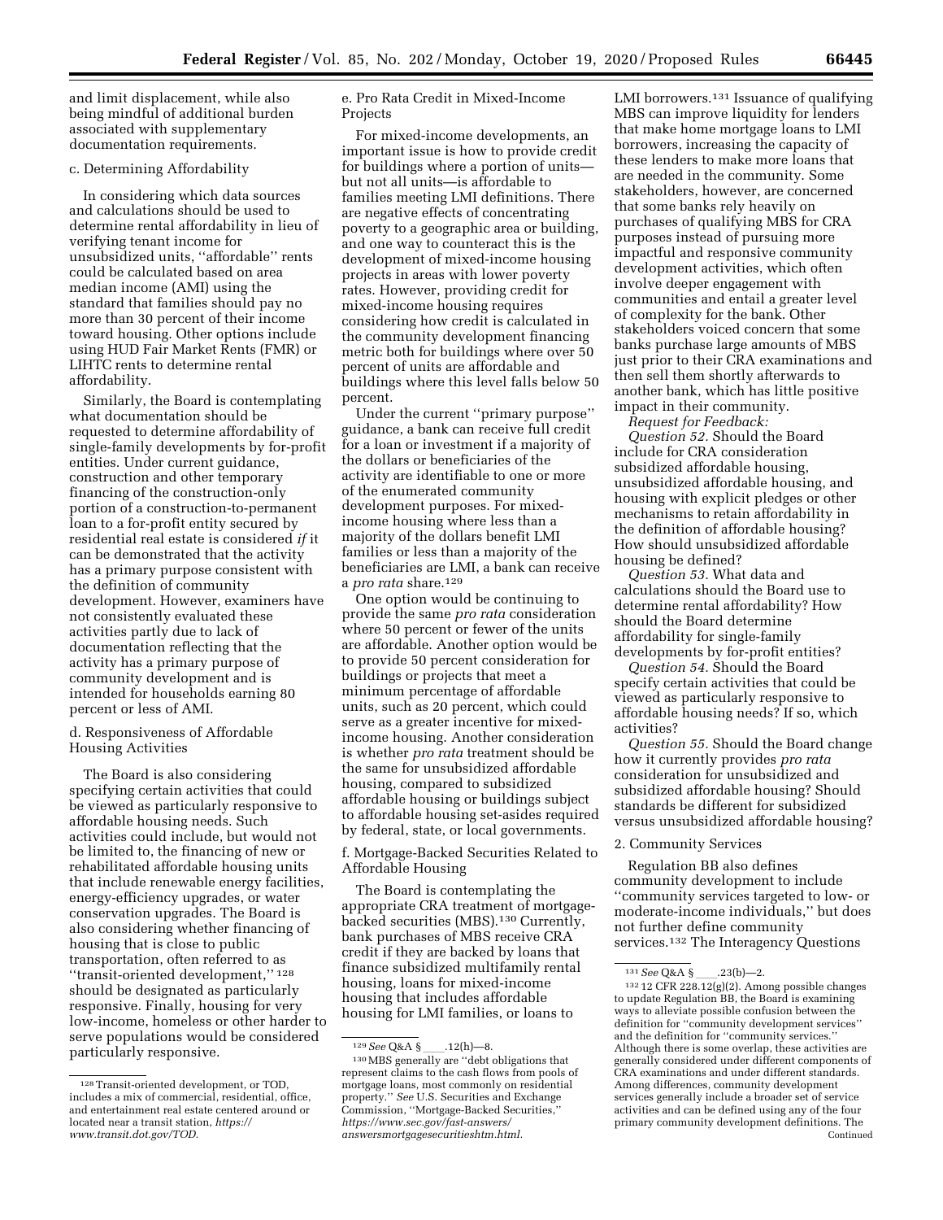and limit displacement, while also being mindful of additional burden associated with supplementary documentation requirements.

c. Determining Affordability

In considering which data sources and calculations should be used to determine rental affordability in lieu of verifying tenant income for unsubsidized units, ''affordable'' rents could be calculated based on area median income (AMI) using the standard that families should pay no more than 30 percent of their income toward housing. Other options include using HUD Fair Market Rents (FMR) or LIHTC rents to determine rental affordability.

Similarly, the Board is contemplating what documentation should be requested to determine affordability of single-family developments by for-profit entities. Under current guidance, construction and other temporary financing of the construction-only portion of a construction-to-permanent loan to a for-profit entity secured by residential real estate is considered *if* it can be demonstrated that the activity has a primary purpose consistent with the definition of community development. However, examiners have not consistently evaluated these activities partly due to lack of documentation reflecting that the activity has a primary purpose of community development and is intended for households earning 80 percent or less of AMI.

d. Responsiveness of Affordable Housing Activities

The Board is also considering specifying certain activities that could be viewed as particularly responsive to affordable housing needs. Such activities could include, but would not be limited to, the financing of new or rehabilitated affordable housing units that include renewable energy facilities, energy-efficiency upgrades, or water conservation upgrades. The Board is also considering whether financing of housing that is close to public transportation, often referred to as ''transit-oriented development,'' [128] should be designated as particularly responsive. Finally, housing for very low-income, homeless or other harder to serve populations would be considered particularly responsive.

e. Pro Rata Credit in Mixed-Income Projects

For mixed-income developments, an important issue is how to provide credit for buildings where a portion of units—but not all units—is affordable to families meeting LMI definitions. There are negative effects of concentrating poverty to a geographic area or building, and one way to counteract this is the development of mixed-income housing projects in areas with lower poverty rates. However, providing credit for mixed-income housing requires considering how credit is calculated in the community development financing metric both for buildings where over 50 percent of units are affordable and buildings where this level falls below 50 percent.

Under the current ''primary purpose'' guidance, a bank can receive full credit for a loan or investment if a majority of the dollars or beneficiaries of the activity are identifiable to one or more of the enumerated community development purposes. For mixed-income housing where less than a majority of the dollars benefit LMI families or less than a majority of the beneficiaries are LMI, a bank can receive a *pro rata* share.[129]

One option would be continuing to provide the same *pro rata* consideration where 50 percent or fewer of the units are affordable. Another option would be to provide 50 percent consideration for buildings or projects that meet a minimum percentage of affordable units, such as 20 percent, which could serve as a greater incentive for mixed-income housing. Another consideration is whether *pro rata* treatment should be the same for unsubsidized affordable housing, compared to subsidized affordable housing or buildings subject to affordable housing set-asides required by federal, state, or local governments.

f. Mortgage-Backed Securities Related to Affordable Housing

The Board is contemplating the appropriate CRA treatment of mortgage-backed securities (MBS).[130] Currently, bank purchases of MBS receive CRA credit if they are backed by loans that finance subsidized multifamily rental housing, loans for mixed-income housing that includes affordable housing for LMI families, or loans to LMI borrowers.[131] Issuance of qualifying MBS can improve liquidity for lenders that make home mortgage loans to LMI borrowers, increasing the capacity of these lenders to make more loans that are needed in the community. Some stakeholders, however, are concerned that some banks rely heavily on purchases of qualifying MBS for CRA purposes instead of pursuing more impactful and responsive community development activities, which often involve deeper engagement with communities and entail a greater level of complexity for the bank. Other stakeholders voiced concern that some banks purchase large amounts of MBS just prior to their CRA examinations and then sell them shortly afterwards to another bank, which has little positive impact in their community.

*Request for Feedback:*

*Question 52.* Should the Board include for CRA consideration subsidized affordable housing, unsubsidized affordable housing, and housing with explicit pledges or other mechanisms to retain affordability in the definition of affordable housing? How should unsubsidized affordable housing be defined?

*Question 53.* What data and calculations should the Board use to determine rental affordability? How should the Board determine affordability for single-family developments by for-profit entities?

*Question 54.* Should the Board specify certain activities that could be viewed as particularly responsive to affordable housing needs? If so, which activities?

*Question 55.* Should the Board change how it currently provides *pro rata* consideration for unsubsidized and subsidized affordable housing? Should standards be different for subsidized versus unsubsidized affordable housing?

2. Community Services

Regulation BB also defines community development to include ''community services targeted to low- or moderate-income individuals,'' but does not further define community services.[132] The Interagency Questions

---

[128] Transit-oriented development, or TOD, includes a mix of commercial, residential, office, and entertainment real estate centered around or located near a transit station, *https://www.transit.dot.gov/TOD.*

[129] *See* Q&A § \_\_\_\_.12(h)—8.

[130] MBS generally are ''debt obligations that represent claims to the cash flows from pools of mortgage loans, most commonly on residential property.'' *See* U.S. Securities and Exchange Commission, ''Mortgage-Backed Securities,'' *https://www.sec.gov/fast-answers/answersmortgagesecuritieshtm.html.*

[131] *See* Q&A § \_\_\_\_.23(b)—2.

[132] 12 CFR 228.12(g)(2). Among possible changes to update Regulation BB, the Board is examining ways to alleviate possible confusion between the definition for ''community development services'' and the definition for ''community services.'' Although there is some overlap, these activities are generally considered under different components of CRA examinations and under different standards. Among differences, community development services generally include a broader set of service activities and can be defined using any of the four primary community development definitions. The
Continued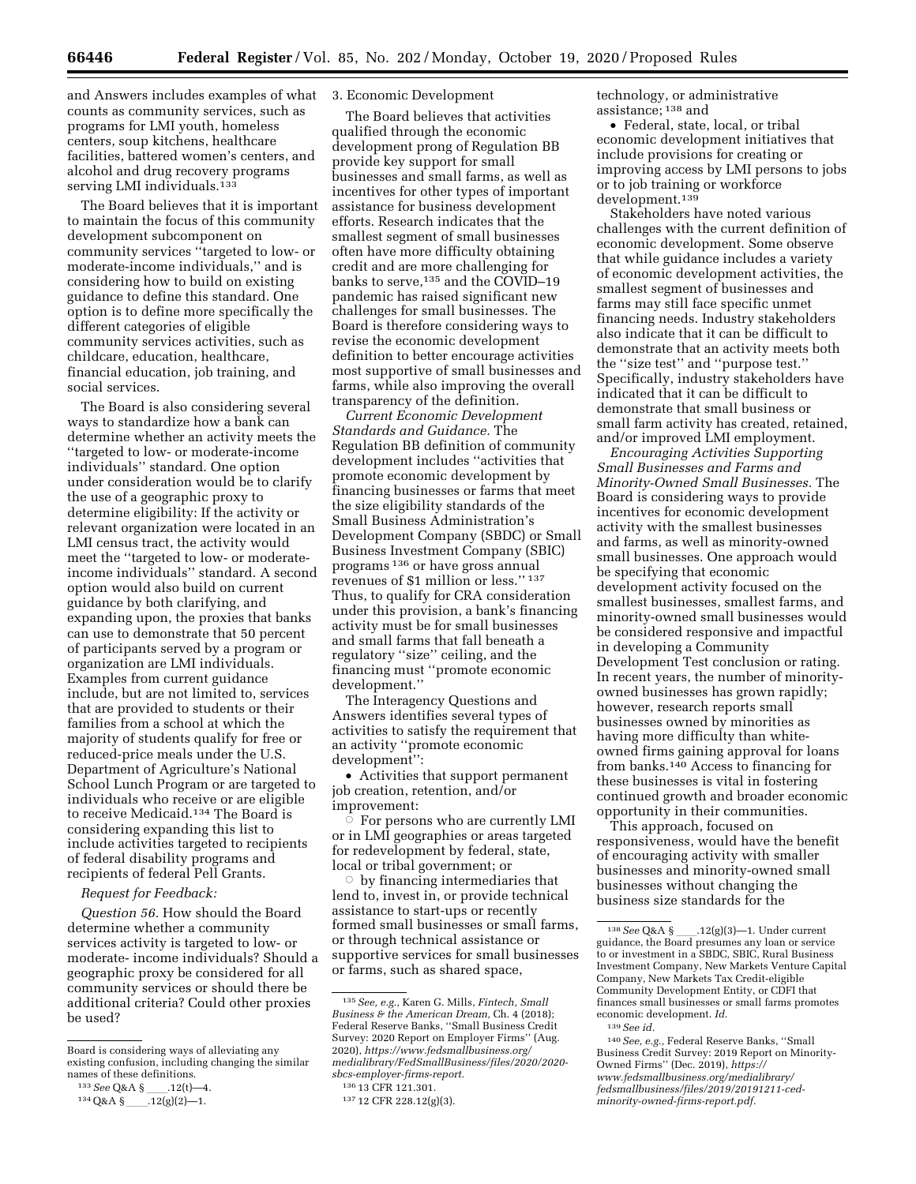and Answers includes examples of what counts as community services, such as programs for LMI youth, homeless centers, soup kitchens, healthcare facilities, battered women's centers, and alcohol and drug recovery programs serving LMI individuals.[133]

The Board believes that it is important to maintain the focus of this community development subcomponent on community services ''targeted to low- or moderate-income individuals,'' and is considering how to build on existing guidance to define this standard. One option is to define more specifically the different categories of eligible community services activities, such as childcare, education, healthcare, financial education, job training, and social services.

The Board is also considering several ways to standardize how a bank can determine whether an activity meets the ''targeted to low- or moderate-income individuals'' standard. One option under consideration would be to clarify the use of a geographic proxy to determine eligibility: If the activity or relevant organization were located in an LMI census tract, the activity would meet the ''targeted to low- or moderate-income individuals'' standard. A second option would also build on current guidance by both clarifying, and expanding upon, the proxies that banks can use to demonstrate that 50 percent of participants served by a program or organization are LMI individuals. Examples from current guidance include, but are not limited to, services that are provided to students or their families from a school at which the majority of students qualify for free or reduced-price meals under the U.S. Department of Agriculture's National School Lunch Program or are targeted to individuals who receive or are eligible to receive Medicaid.[134] The Board is considering expanding this list to include activities targeted to recipients of federal disability programs and recipients of federal Pell Grants.

*Request for Feedback:*

*Question 56.* How should the Board determine whether a community services activity is targeted to low- or moderate- income individuals? Should a geographic proxy be considered for all community services or should there be additional criteria? Could other proxies be used?

3. Economic Development

The Board believes that activities qualified through the economic development prong of Regulation BB provide key support for small businesses and small farms, as well as incentives for other types of important assistance for business development efforts. Research indicates that the smallest segment of small businesses often have more difficulty obtaining credit and are more challenging for banks to serve,[135] and the COVID–19 pandemic has raised significant new challenges for small businesses. The Board is therefore considering ways to revise the economic development definition to better encourage activities most supportive of small businesses and farms, while also improving the overall transparency of the definition.

*Current Economic Development Standards and Guidance.* The Regulation BB definition of community development includes ''activities that promote economic development by financing businesses or farms that meet the size eligibility standards of the Small Business Administration's Development Company (SBDC) or Small Business Investment Company (SBIC) programs[136] or have gross annual revenues of $1 million or less.''[137] Thus, to qualify for CRA consideration under this provision, a bank's financing activity must be for small businesses and small farms that fall beneath a regulatory ''size'' ceiling, and the financing must ''promote economic development.''

The Interagency Questions and Answers identifies several types of activities to satisfy the requirement that an activity ''promote economic development'':

- Activities that support permanent job creation, retention, and/or improvement:
  - For persons who are currently LMI or in LMI geographies or areas targeted for redevelopment by federal, state, local or tribal government; or
  - by financing intermediaries that lend to, invest in, or provide technical assistance to start-ups or recently formed small businesses or small farms, or through technical assistance or supportive services for small businesses or farms, such as shared space, technology, or administrative assistance;[138] and
- Federal, state, local, or tribal economic development initiatives that include provisions for creating or improving access by LMI persons to jobs or to job training or workforce development.[139]

Stakeholders have noted various challenges with the current definition of economic development. Some observe that while guidance includes a variety of economic development activities, the smallest segment of businesses and farms may still face specific unmet financing needs. Industry stakeholders also indicate that it can be difficult to demonstrate that an activity meets both the ''size test'' and ''purpose test.'' Specifically, industry stakeholders have indicated that it can be difficult to demonstrate that small business or small farm activity has created, retained, and/or improved LMI employment.

*Encouraging Activities Supporting Small Businesses and Farms and Minority-Owned Small Businesses.* The Board is considering ways to provide incentives for economic development activity with the smallest businesses and farms, as well as minority-owned small businesses. One approach would be specifying that economic development activity focused on the smallest businesses, smallest farms, and minority-owned small businesses would be considered responsive and impactful in developing a Community Development Test conclusion or rating. In recent years, the number of minority-owned businesses has grown rapidly; however, research reports small businesses owned by minorities as having more difficulty than white-owned firms gaining approval for loans from banks.[140] Access to financing for these businesses is vital in fostering continued growth and broader economic opportunity in their communities.

This approach, focused on responsiveness, would have the benefit of encouraging activity with smaller businesses and minority-owned small businesses without changing the business size standards for the

---

Board is considering ways of alleviating any existing confusion, including changing the similar names of these definitions.

[133] *See* Q&A § ___.12(t)—4.

[134] Q&A § ___.12(g)(2)—1.

[135] *See, e.g.,* Karen G. Mills, *Fintech, Small Business & the American Dream,* Ch. 4 (2018); Federal Reserve Banks, ''Small Business Credit Survey: 2020 Report on Employer Firms'' (Aug. 2020), *https://www.fedsmallbusiness.org/medialibrary/FedSmallBusiness/files/2020/2020-sbcs-employer-firms-report.*

[136] 13 CFR 121.301.

[137] 12 CFR 228.12(g)(3).

[138] *See* Q&A § ___.12(g)(3)—1. Under current guidance, the Board presumes any loan or service to or investment in a SBDC, SBIC, Rural Business Investment Company, New Markets Venture Capital Company, New Markets Tax Credit-eligible Community Development Entity, or CDFI that finances small businesses or small farms promotes economic development. *Id.*

[139] *See id.*

[140] *See, e.g.,* Federal Reserve Banks, ''Small Business Credit Survey: 2019 Report on Minority-Owned Firms'' (Dec. 2019), *https://www.fedsmallbusiness.org/medialibrary/fedsmallbusiness/files/2019/20191211-ced-minority-owned-firms-report.pdf.*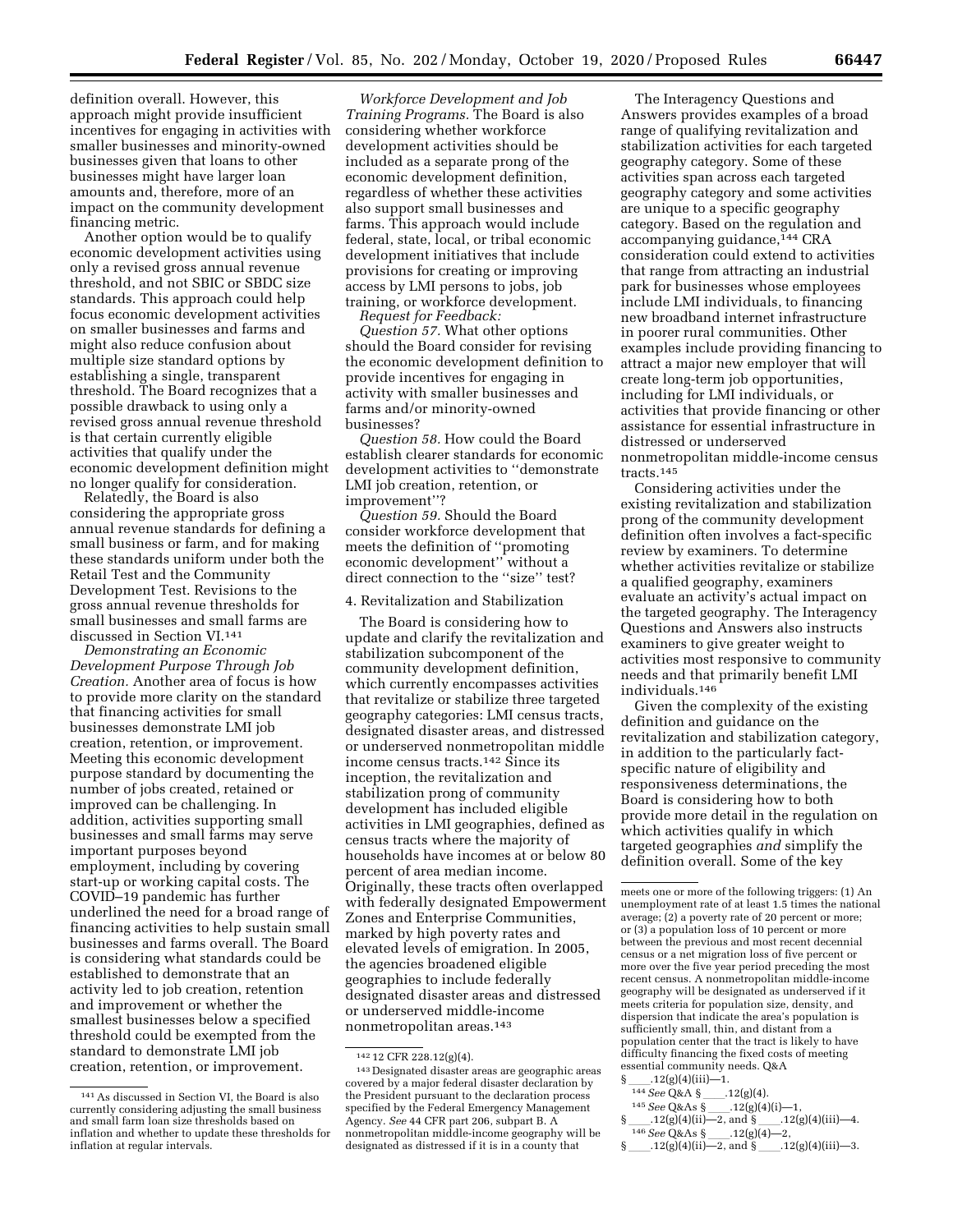definition overall. However, this approach might provide insufficient incentives for engaging in activities with smaller businesses and minority-owned businesses given that loans to other businesses might have larger loan amounts and, therefore, more of an impact on the community development financing metric.

Another option would be to qualify economic development activities using only a revised gross annual revenue threshold, and not SBIC or SBDC size standards. This approach could help focus economic development activities on smaller businesses and farms and might also reduce confusion about multiple size standard options by establishing a single, transparent threshold. The Board recognizes that a possible drawback to using only a revised gross annual revenue threshold is that certain currently eligible activities that qualify under the economic development definition might no longer qualify for consideration.

Relatedly, the Board is also considering the appropriate gross annual revenue standards for defining a small business or farm, and for making these standards uniform under both the Retail Test and the Community Development Test. Revisions to the gross annual revenue thresholds for small businesses and small farms are discussed in Section VI.[141]

*Demonstrating an Economic Development Purpose Through Job Creation.* Another area of focus is how to provide more clarity on the standard that financing activities for small businesses demonstrate LMI job creation, retention, or improvement. Meeting this economic development purpose standard by documenting the number of jobs created, retained or improved can be challenging. In addition, activities supporting small businesses and small farms may serve important purposes beyond employment, including by covering start-up or working capital costs. The COVID–19 pandemic has further underlined the need for a broad range of financing activities to help sustain small businesses and farms overall. The Board is considering what standards could be established to demonstrate that an activity led to job creation, retention and improvement or whether the smallest businesses below a specified threshold could be exempted from the standard to demonstrate LMI job creation, retention, or improvement.

*Workforce Development and Job Training Programs.* The Board is also considering whether workforce development activities should be included as a separate prong of the economic development definition, regardless of whether these activities also support small businesses and farms. This approach would include federal, state, local, or tribal economic development initiatives that include provisions for creating or improving access by LMI persons to jobs, job training, or workforce development.

*Request for Feedback:*

*Question 57.* What other options should the Board consider for revising the economic development definition to provide incentives for engaging in activity with smaller businesses and farms and/or minority-owned businesses?

*Question 58.* How could the Board establish clearer standards for economic development activities to "demonstrate LMI job creation, retention, or improvement"?

*Question 59.* Should the Board consider workforce development that meets the definition of "promoting economic development" without a direct connection to the "size" test?

4. Revitalization and Stabilization

The Board is considering how to update and clarify the revitalization and stabilization subcomponent of the community development definition, which currently encompasses activities that revitalize or stabilize three targeted geography categories: LMI census tracts, designated disaster areas, and distressed or underserved nonmetropolitan middle income census tracts.[142] Since its inception, the revitalization and stabilization prong of community development has included eligible activities in LMI geographies, defined as census tracts where the majority of households have incomes at or below 80 percent of area median income. Originally, these tracts often overlapped with federally designated Empowerment Zones and Enterprise Communities, marked by high poverty rates and elevated levels of emigration. In 2005, the agencies broadened eligible geographies to include federally designated disaster areas and distressed or underserved middle-income nonmetropolitan areas.[143]

The Interagency Questions and Answers provides examples of a broad range of qualifying revitalization and stabilization activities for each targeted geography category. Some of these activities span across each targeted geography category and some activities are unique to a specific geography category. Based on the regulation and accompanying guidance,[144] CRA consideration could extend to activities that range from attracting an industrial park for businesses whose employees include LMI individuals, to financing new broadband internet infrastructure in poorer rural communities. Other examples include providing financing to attract a major new employer that will create long-term job opportunities, including for LMI individuals, or activities that provide financing or other assistance for essential infrastructure in distressed or underserved nonmetropolitan middle-income census tracts.[145]

Considering activities under the existing revitalization and stabilization prong of the community development definition often involves a fact-specific review by examiners. To determine whether activities revitalize or stabilize a qualified geography, examiners evaluate an activity's actual impact on the targeted geography. The Interagency Questions and Answers also instructs examiners to give greater weight to activities most responsive to community needs and that primarily benefit LMI individuals.[146]

Given the complexity of the existing definition and guidance on the revitalization and stabilization category, in addition to the particularly fact-specific nature of eligibility and responsiveness determinations, the Board is considering how to both provide more detail in the regulation on which activities qualify in which targeted geographies *and* simplify the definition overall. Some of the key

---

[141] As discussed in Section VI, the Board is also currently considering adjusting the small business and small farm loan size thresholds based on inflation and whether to update these thresholds for inflation at regular intervals.

[142] 12 CFR 228.12(g)(4).

[143] Designated disaster areas are geographic areas covered by a major federal disaster declaration by the President pursuant to the declaration process specified by the Federal Emergency Management Agency. *See* 44 CFR part 206, subpart B. A nonmetropolitan middle-income geography will be designated as distressed if it is in a county that meets one or more of the following triggers: (1) An unemployment rate of at least 1.5 times the national average; (2) a poverty rate of 20 percent or more; or (3) a population loss of 10 percent or more between the previous and most recent decennial census or a net migration loss of five percent or more over the five year period preceding the most recent census. A nonmetropolitan middle-income geography will be designated as underserved if it meets criteria for population size, density, and dispersion that indicate the area's population is sufficiently small, thin, and distant from a population center that the tract is likely to have difficulty financing the fixed costs of meeting essential community needs. Q&A § ___.12(g)(4)(iii)—1.

[144] *See* Q&A § ___.12(g)(4).

[145] *See* Q&As § ___.12(g)(4)(i)—1, § ___.12(g)(4)(ii)—2, and § ___.12(g)(4)(iii)—4.

[146] *See* Q&As § ___.12(g)(4)—2, § ___.12(g)(4)(ii)—2, and § ___.12(g)(4)(iii)—3.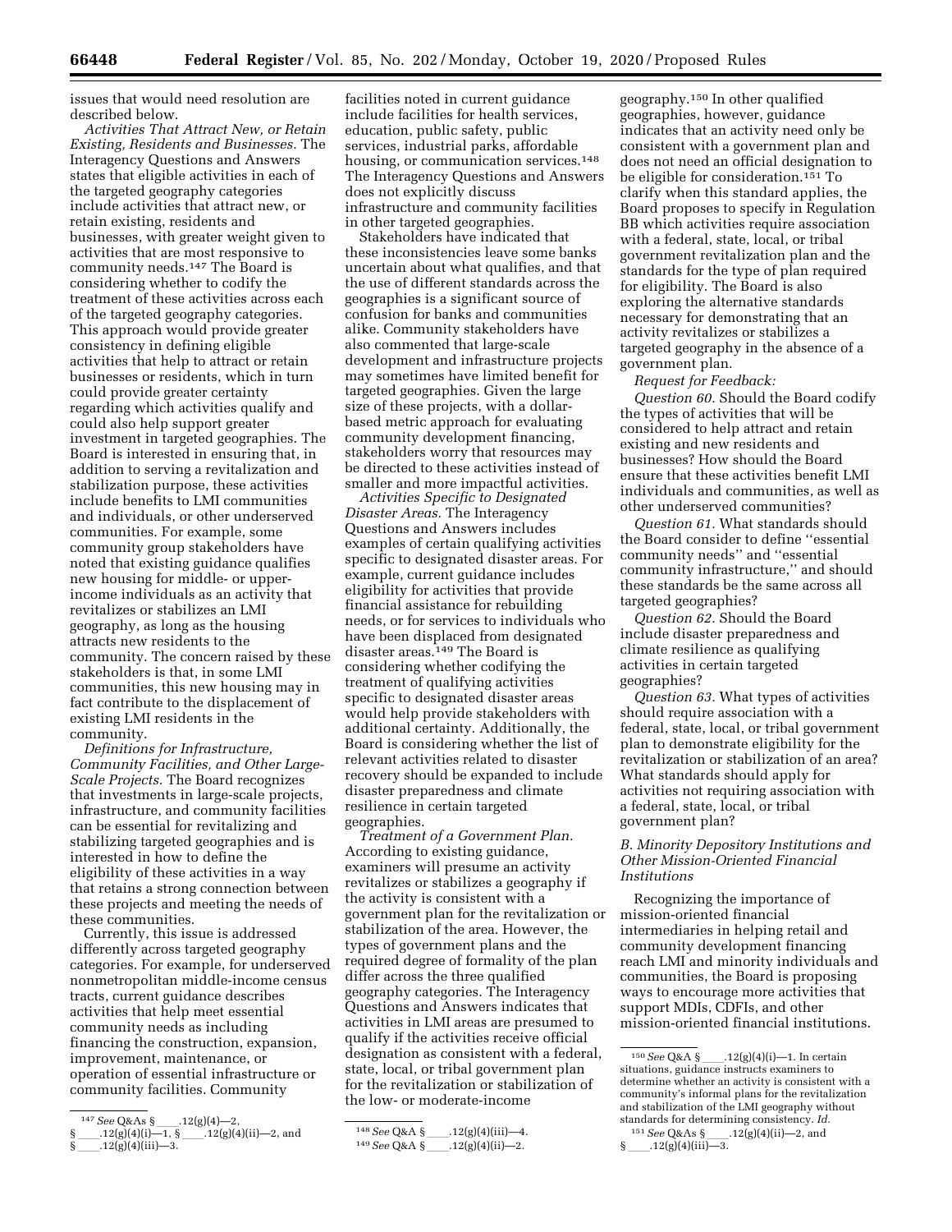issues that would need resolution are described below.

*Activities That Attract New, or Retain Existing, Residents and Businesses.* The Interagency Questions and Answers states that eligible activities in each of the targeted geography categories include activities that attract new, or retain existing, residents and businesses, with greater weight given to activities that are most responsive to community needs.[147] The Board is considering whether to codify the treatment of these activities across each of the targeted geography categories. This approach would provide greater consistency in defining eligible activities that help to attract or retain businesses or residents, which in turn could provide greater certainty regarding which activities qualify and could also help support greater investment in targeted geographies. The Board is interested in ensuring that, in addition to serving a revitalization and stabilization purpose, these activities include benefits to LMI communities and individuals, or other underserved communities. For example, some community group stakeholders have noted that existing guidance qualifies new housing for middle- or upper-income individuals as an activity that revitalizes or stabilizes an LMI geography, as long as the housing attracts new residents to the community. The concern raised by these stakeholders is that, in some LMI communities, this new housing may in fact contribute to the displacement of existing LMI residents in the community.

*Definitions for Infrastructure, Community Facilities, and Other Large-Scale Projects.* The Board recognizes that investments in large-scale projects, infrastructure, and community facilities can be essential for revitalizing and stabilizing targeted geographies and is interested in how to define the eligibility of these activities in a way that retains a strong connection between these projects and meeting the needs of these communities.

Currently, this issue is addressed differently across targeted geography categories. For example, for underserved nonmetropolitan middle-income census tracts, current guidance describes activities that help meet essential community needs as including financing the construction, expansion, improvement, maintenance, or operation of essential infrastructure or community facilities. Community facilities noted in current guidance include facilities for health services, education, public safety, public services, industrial parks, affordable housing, or communication services.[148] The Interagency Questions and Answers does not explicitly discuss infrastructure and community facilities in other targeted geographies.

Stakeholders have indicated that these inconsistencies leave some banks uncertain about what qualifies, and that the use of different standards across the geographies is a significant source of confusion for banks and communities alike. Community stakeholders have also commented that large-scale development and infrastructure projects may sometimes have limited benefit for targeted geographies. Given the large size of these projects, with a dollar-based metric approach for evaluating community development financing, stakeholders worry that resources may be directed to these activities instead of smaller and more impactful activities.

*Activities Specific to Designated Disaster Areas.* The Interagency Questions and Answers includes examples of certain qualifying activities specific to designated disaster areas. For example, current guidance includes eligibility for activities that provide financial assistance for rebuilding needs, or for services to individuals who have been displaced from designated disaster areas.[149] The Board is considering whether codifying the treatment of qualifying activities specific to designated disaster areas would help provide stakeholders with additional certainty. Additionally, the Board is considering whether the list of relevant activities related to disaster recovery should be expanded to include disaster preparedness and climate resilience in certain targeted geographies.

*Treatment of a Government Plan.* According to existing guidance, examiners will presume an activity revitalizes or stabilizes a geography if the activity is consistent with a government plan for the revitalization or stabilization of the area. However, the types of government plans and the required degree of formality of the plan differ across the three qualified geography categories. The Interagency Questions and Answers indicates that activities in LMI areas are presumed to qualify if the activities receive official designation as consistent with a federal, state, local, or tribal government plan for the revitalization or stabilization of the low- or moderate-income geography.[150] In other qualified geographies, however, guidance indicates that an activity need only be consistent with a government plan and does not need an official designation to be eligible for consideration.[151] To clarify when this standard applies, the Board proposes to specify in Regulation BB which activities require association with a federal, state, local, or tribal government revitalization plan and the standards for the type of plan required for eligibility. The Board is also exploring the alternative standards necessary for demonstrating that an activity revitalizes or stabilizes a targeted geography in the absence of a government plan.

*Request for Feedback:*

*Question 60.* Should the Board codify the types of activities that will be considered to help attract and retain existing and new residents and businesses? How should the Board ensure that these activities benefit LMI individuals and communities, as well as other underserved communities?

*Question 61.* What standards should the Board consider to define ''essential community needs'' and ''essential community infrastructure,'' and should these standards be the same across all targeted geographies?

*Question 62.* Should the Board include disaster preparedness and climate resilience as qualifying activities in certain targeted geographies?

*Question 63.* What types of activities should require association with a federal, state, local, or tribal government plan to demonstrate eligibility for the revitalization or stabilization of an area? What standards should apply for activities not requiring association with a federal, state, local, or tribal government plan?

### *B. Minority Depository Institutions and Other Mission-Oriented Financial Institutions*

Recognizing the importance of mission-oriented financial intermediaries in helping retail and community development financing reach LMI and minority individuals and communities, the Board is proposing ways to encourage more activities that support MDIs, CDFIs, and other mission-oriented financial institutions.

---

[147] *See* Q&As § ___.12(g)(4)—2, § ___.12(g)(4)(i)—1, § ___.12(g)(4)(ii)—2, and § ___.12(g)(4)(iii)—3.

[148] *See* Q&A § ___.12(g)(4)(iii)—4.

[149] *See* Q&A § ___.12(g)(4)(ii)—2.

[150] *See* Q&A § ___.12(g)(4)(i)—1. In certain situations, guidance instructs examiners to determine whether an activity is consistent with a community's informal plans for the revitalization and stabilization of the LMI geography without standards for determining consistency. *Id.*

[151] *See* Q&As § ___.12(g)(4)(ii)—2, and § ___.12(g)(4)(iii)—3.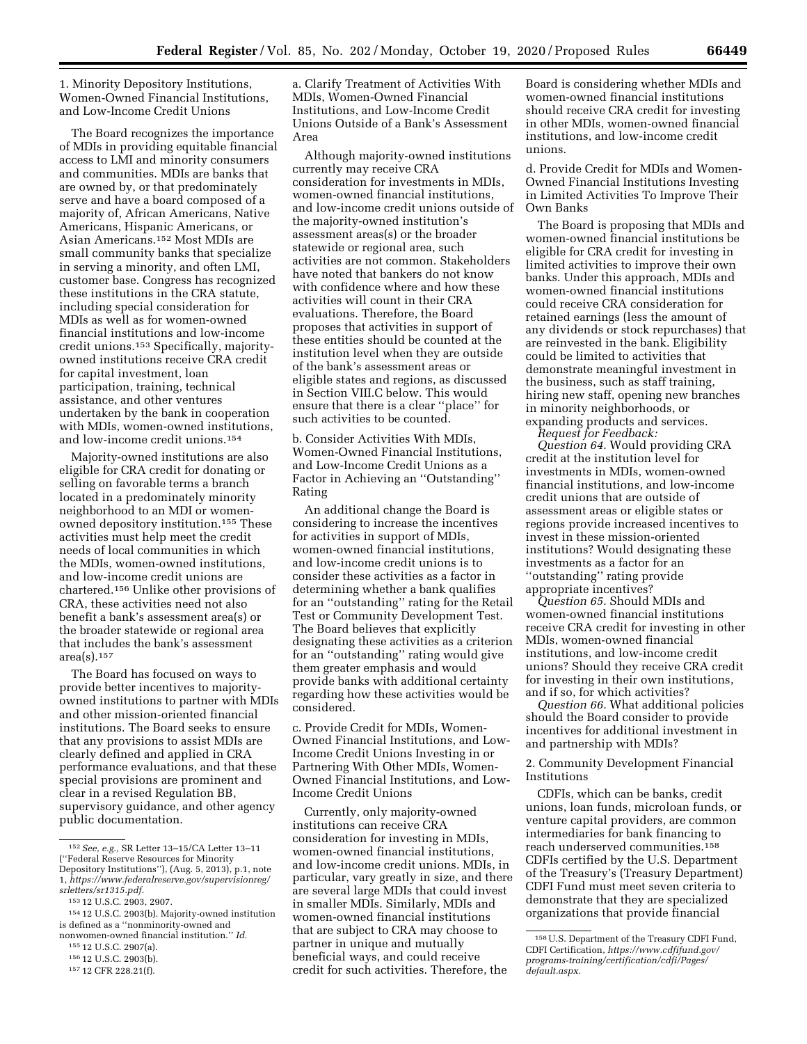1. Minority Depository Institutions, Women-Owned Financial Institutions, and Low-Income Credit Unions

The Board recognizes the importance of MDIs in providing equitable financial access to LMI and minority consumers and communities. MDIs are banks that are owned by, or that predominately serve and have a board composed of a majority of, African Americans, Native Americans, Hispanic Americans, or Asian Americans.[152] Most MDIs are small community banks that specialize in serving a minority, and often LMI, customer base. Congress has recognized these institutions in the CRA statute, including special consideration for MDIs as well as for women-owned financial institutions and low-income credit unions.[153] Specifically, majority-owned institutions receive CRA credit for capital investment, loan participation, training, technical assistance, and other ventures undertaken by the bank in cooperation with MDIs, women-owned institutions, and low-income credit unions.[154]

Majority-owned institutions are also eligible for CRA credit for donating or selling on favorable terms a branch located in a predominately minority neighborhood to an MDI or women-owned depository institution.[155] These activities must help meet the credit needs of local communities in which the MDIs, women-owned institutions, and low-income credit unions are chartered.[156] Unlike other provisions of CRA, these activities need not also benefit a bank's assessment area(s) or the broader statewide or regional area that includes the bank's assessment area(s).[157]

The Board has focused on ways to provide better incentives to majority-owned institutions to partner with MDIs and other mission-oriented financial institutions. The Board seeks to ensure that any provisions to assist MDIs are clearly defined and applied in CRA performance evaluations, and that these special provisions are prominent and clear in a revised Regulation BB, supervisory guidance, and other agency public documentation.

a. Clarify Treatment of Activities With MDIs, Women-Owned Financial Institutions, and Low-Income Credit Unions Outside of a Bank's Assessment Area

Although majority-owned institutions currently may receive CRA consideration for investments in MDIs, women-owned financial institutions, and low-income credit unions outside of the majority-owned institution's assessment areas(s) or the broader statewide or regional area, such activities are not common. Stakeholders have noted that bankers do not know with confidence where and how these activities will count in their CRA evaluations. Therefore, the Board proposes that activities in support of these entities should be counted at the institution level when they are outside of the bank's assessment areas or eligible states and regions, as discussed in Section VIII.C below. This would ensure that there is a clear "place" for such activities to be counted.

b. Consider Activities With MDIs, Women-Owned Financial Institutions, and Low-Income Credit Unions as a Factor in Achieving an "Outstanding" Rating

An additional change the Board is considering to increase the incentives for activities in support of MDIs, women-owned financial institutions, and low-income credit unions is to consider these activities as a factor in determining whether a bank qualifies for an "outstanding" rating for the Retail Test or Community Development Test. The Board believes that explicitly designating these activities as a criterion for an "outstanding" rating would give them greater emphasis and would provide banks with additional certainty regarding how these activities would be considered.

c. Provide Credit for MDIs, Women-Owned Financial Institutions, and Low-Income Credit Unions Investing in or Partnering With Other MDIs, Women-Owned Financial Institutions, and Low-Income Credit Unions

Currently, only majority-owned institutions can receive CRA consideration for investing in MDIs, women-owned financial institutions, and low-income credit unions. MDIs, in particular, vary greatly in size, and there are several large MDIs that could invest in smaller MDIs. Similarly, MDIs and women-owned financial institutions that are subject to CRA may choose to partner in unique and mutually beneficial ways, and could receive credit for such activities. Therefore, the Board is considering whether MDIs and women-owned financial institutions should receive CRA credit for investing in other MDIs, women-owned financial institutions, and low-income credit unions.

d. Provide Credit for MDIs and Women-Owned Financial Institutions Investing in Limited Activities To Improve Their Own Banks

The Board is proposing that MDIs and women-owned financial institutions be eligible for CRA credit for investing in limited activities to improve their own banks. Under this approach, MDIs and women-owned financial institutions could receive CRA consideration for retained earnings (less the amount of any dividends or stock repurchases) that are reinvested in the bank. Eligibility could be limited to activities that demonstrate meaningful investment in the business, such as staff training, hiring new staff, opening new branches in minority neighborhoods, or expanding products and services.

*Request for Feedback:*

*Question 64.* Would providing CRA credit at the institution level for investments in MDIs, women-owned financial institutions, and low-income credit unions that are outside of assessment areas or eligible states or regions provide increased incentives to invest in these mission-oriented institutions? Would designating these investments as a factor for an "outstanding" rating provide appropriate incentives?

*Question 65.* Should MDIs and women-owned financial institutions receive CRA credit for investing in other MDIs, women-owned financial institutions, and low-income credit unions? Should they receive CRA credit for investing in their own institutions, and if so, for which activities?

*Question 66.* What additional policies should the Board consider to provide incentives for additional investment in and partnership with MDIs?

2. Community Development Financial Institutions

CDFIs, which can be banks, credit unions, loan funds, microloan funds, or venture capital providers, are common intermediaries for bank financing to reach underserved communities.[158] CDFIs certified by the U.S. Department of the Treasury's (Treasury Department) CDFI Fund must meet seven criteria to demonstrate that they are specialized organizations that provide financial

---

[152] *See, e.g.,* SR Letter 13–15/CA Letter 13–11 ("Federal Reserve Resources for Minority Depository Institutions"), (Aug. 5, 2013), p.1, note 1, *https://www.federalreserve.gov/supervisionreg/srletters/sr1315.pdf.*

[153] 12 U.S.C. 2903, 2907.

[154] 12 U.S.C. 2903(b). Majority-owned institution is defined as a "nonminority-owned and nonwomen-owned financial institution." *Id.*

[155] 12 U.S.C. 2907(a).

[156] 12 U.S.C. 2903(b).

[157] 12 CFR 228.21(f).

[158] U.S. Department of the Treasury CDFI Fund, CDFI Certification, *https://www.cdfifund.gov/programs-training/certification/cdfi/Pages/default.aspx.*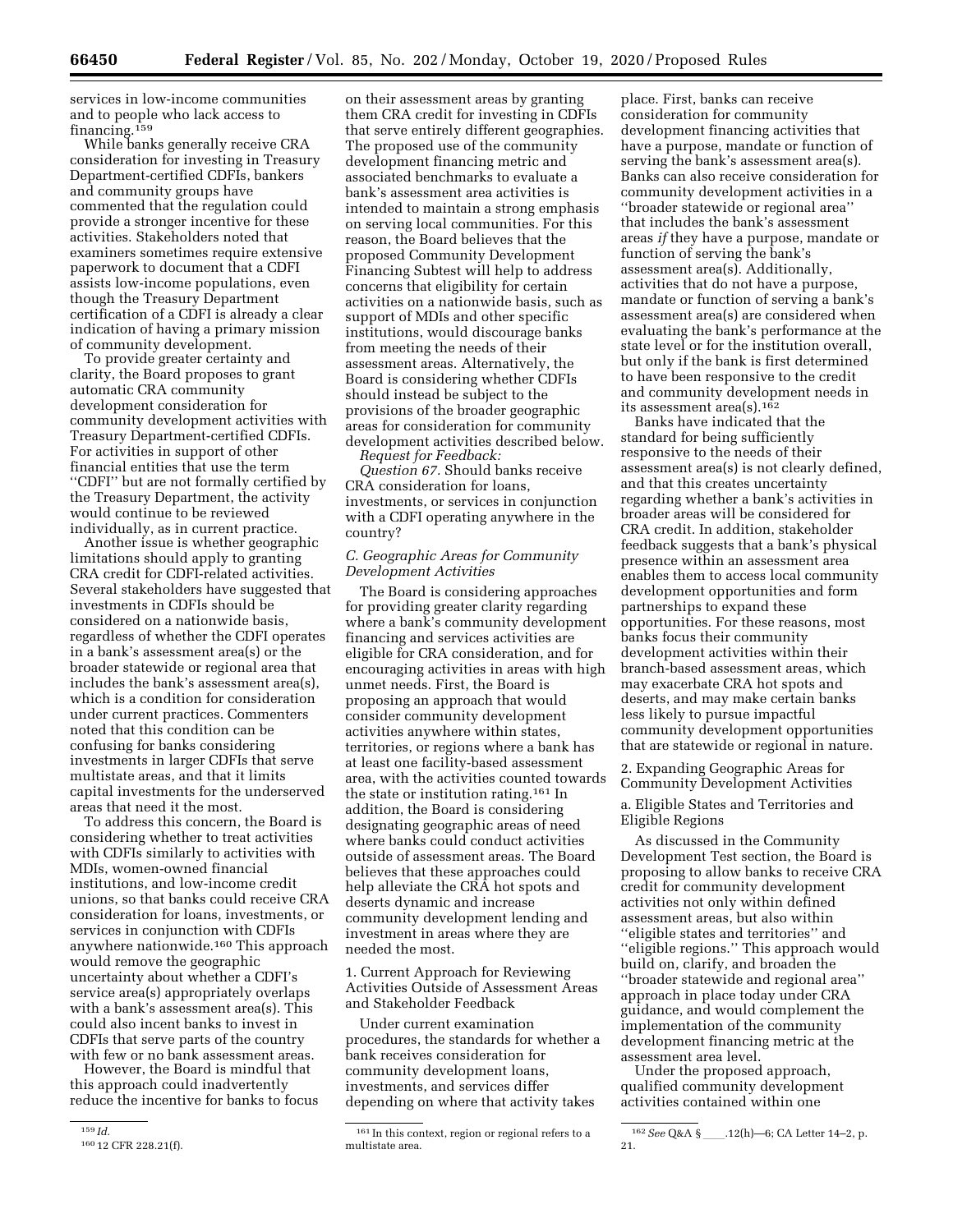services in low-income communities and to people who lack access to financing.[159]

While banks generally receive CRA consideration for investing in Treasury Department-certified CDFIs, bankers and community groups have commented that the regulation could provide a stronger incentive for these activities. Stakeholders noted that examiners sometimes require extensive paperwork to document that a CDFI assists low-income populations, even though the Treasury Department certification of a CDFI is already a clear indication of having a primary mission of community development.

To provide greater certainty and clarity, the Board proposes to grant automatic CRA community development consideration for community development activities with Treasury Department-certified CDFIs. For activities in support of other financial entities that use the term ''CDFI'' but are not formally certified by the Treasury Department, the activity would continue to be reviewed individually, as in current practice.

Another issue is whether geographic limitations should apply to granting CRA credit for CDFI-related activities. Several stakeholders have suggested that investments in CDFIs should be considered on a nationwide basis, regardless of whether the CDFI operates in a bank's assessment area(s) or the broader statewide or regional area that includes the bank's assessment area(s), which is a condition for consideration under current practices. Commenters noted that this condition can be confusing for banks considering investments in larger CDFIs that serve multistate areas, and that it limits capital investments for the underserved areas that need it the most.

To address this concern, the Board is considering whether to treat activities with CDFIs similarly to activities with MDIs, women-owned financial institutions, and low-income credit unions, so that banks could receive CRA consideration for loans, investments, or services in conjunction with CDFIs anywhere nationwide.[160] This approach would remove the geographic uncertainty about whether a CDFI's service area(s) appropriately overlaps with a bank's assessment area(s). This could also incent banks to invest in CDFIs that serve parts of the country with few or no bank assessment areas.

However, the Board is mindful that this approach could inadvertently reduce the incentive for banks to focus on their assessment areas by granting them CRA credit for investing in CDFIs that serve entirely different geographies. The proposed use of the community development financing metric and associated benchmarks to evaluate a bank's assessment area activities is intended to maintain a strong emphasis on serving local communities. For this reason, the Board believes that the proposed Community Development Financing Subtest will help to address concerns that eligibility for certain activities on a nationwide basis, such as support of MDIs and other specific institutions, would discourage banks from meeting the needs of their assessment areas. Alternatively, the Board is considering whether CDFIs should instead be subject to the provisions of the broader geographic areas for consideration for community development activities described below.

*Request for Feedback:*

*Question 67.* Should banks receive CRA consideration for loans, investments, or services in conjunction with a CDFI operating anywhere in the country?

### *C. Geographic Areas for Community Development Activities*

The Board is considering approaches for providing greater clarity regarding where a bank's community development financing and services activities are eligible for CRA consideration, and for encouraging activities in areas with high unmet needs. First, the Board is proposing an approach that would consider community development activities anywhere within states, territories, or regions where a bank has at least one facility-based assessment area, with the activities counted towards the state or institution rating.[161] In addition, the Board is considering designating geographic areas of need where banks could conduct activities outside of assessment areas. The Board believes that these approaches could help alleviate the CRA hot spots and deserts dynamic and increase community development lending and investment in areas where they are needed the most.

#### 1. Current Approach for Reviewing Activities Outside of Assessment Areas and Stakeholder Feedback

Under current examination procedures, the standards for whether a bank receives consideration for community development loans, investments, and services differ depending on where that activity takes place. First, banks can receive consideration for community development financing activities that have a purpose, mandate or function of serving the bank's assessment area(s). Banks can also receive consideration for community development activities in a ''broader statewide or regional area'' that includes the bank's assessment areas *if* they have a purpose, mandate or function of serving the bank's assessment area(s). Additionally, activities that do not have a purpose, mandate or function of serving a bank's assessment area(s) are considered when evaluating the bank's performance at the state level or for the institution overall, but only if the bank is first determined to have been responsive to the credit and community development needs in its assessment area(s).[162]

Banks have indicated that the standard for being sufficiently responsive to the needs of their assessment area(s) is not clearly defined, and that this creates uncertainty regarding whether a bank's activities in broader areas will be considered for CRA credit. In addition, stakeholder feedback suggests that a bank's physical presence within an assessment area enables them to access local community development opportunities and form partnerships to expand these opportunities. For these reasons, most banks focus their community development activities within their branch-based assessment areas, which may exacerbate CRA hot spots and deserts, and may make certain banks less likely to pursue impactful community development opportunities that are statewide or regional in nature.

#### 2. Expanding Geographic Areas for Community Development Activities

##### a. Eligible States and Territories and Eligible Regions

As discussed in the Community Development Test section, the Board is proposing to allow banks to receive CRA credit for community development activities not only within defined assessment areas, but also within ''eligible states and territories'' and ''eligible regions.'' This approach would build on, clarify, and broaden the ''broader statewide and regional area'' approach in place today under CRA guidance, and would complement the implementation of the community development financing metric at the assessment area level.

Under the proposed approach, qualified community development activities contained within one

---

[159] *Id.*

[160] 12 CFR 228.21(f).

[161] In this context, region or regional refers to a multistate area.

[162] *See* Q&A § ___.12(h)—6; CA Letter 14–2, p. 21.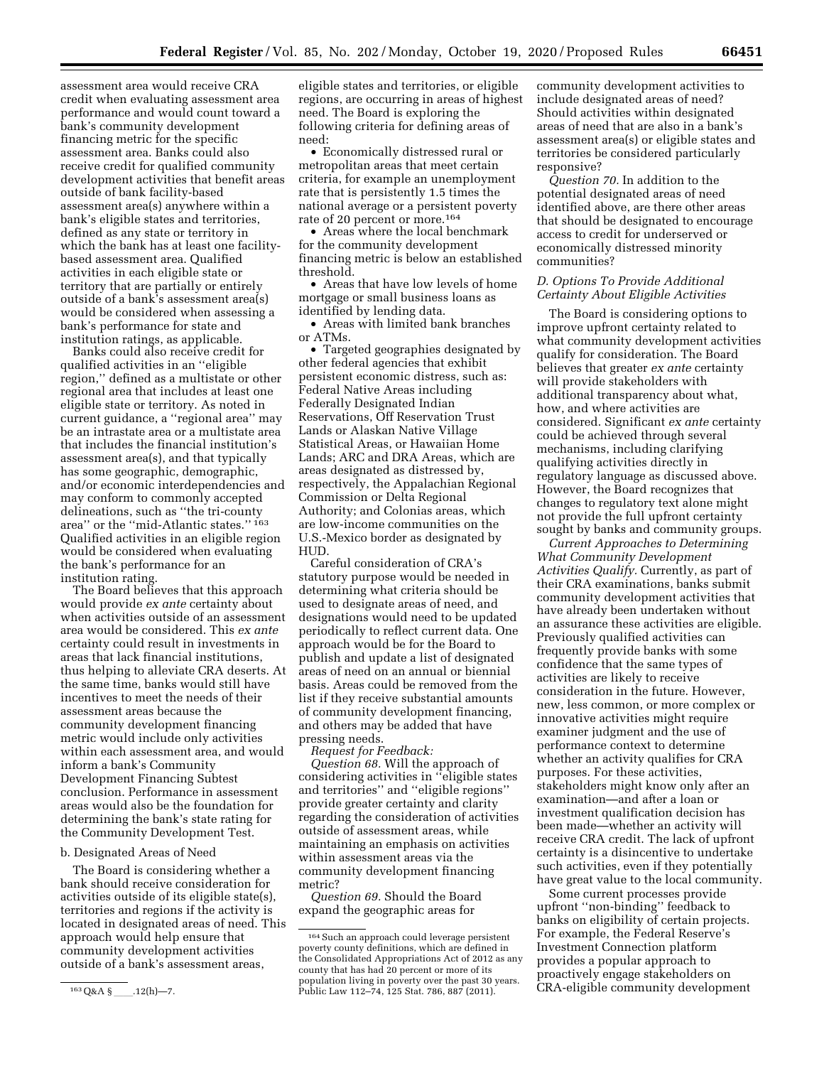assessment area would receive CRA credit when evaluating assessment area performance and would count toward a bank's community development financing metric for the specific assessment area. Banks could also receive credit for qualified community development activities that benefit areas outside of bank facility-based assessment area(s) anywhere within a bank's eligible states and territories, defined as any state or territory in which the bank has at least one facility-based assessment area. Qualified activities in each eligible state or territory that are partially or entirely outside of a bank's assessment area(s) would be considered when assessing a bank's performance for state and institution ratings, as applicable.

Banks could also receive credit for qualified activities in an "eligible region," defined as a multistate or other regional area that includes at least one eligible state or territory. As noted in current guidance, a "regional area" may be an intrastate area or a multistate area that includes the financial institution's assessment area(s), and that typically has some geographic, demographic, and/or economic interdependencies and may conform to commonly accepted delineations, such as "the tri-county area" or the "mid-Atlantic states."[163] Qualified activities in an eligible region would be considered when evaluating the bank's performance for an institution rating.

The Board believes that this approach would provide *ex ante* certainty about when activities outside of an assessment area would be considered. This *ex ante* certainty could result in investments in areas that lack financial institutions, thus helping to alleviate CRA deserts. At the same time, banks would still have incentives to meet the needs of their assessment areas because the community development financing metric would include only activities within each assessment area, and would inform a bank's Community Development Financing Subtest conclusion. Performance in assessment areas would also be the foundation for determining the bank's state rating for the Community Development Test.

b. Designated Areas of Need

The Board is considering whether a bank should receive consideration for activities outside of its eligible state(s), territories and regions if the activity is located in designated areas of need. This approach would help ensure that community development activities outside of a bank's assessment areas, eligible states and territories, or eligible regions, are occurring in areas of highest need. The Board is exploring the following criteria for defining areas of need:

- Economically distressed rural or metropolitan areas that meet certain criteria, for example an unemployment rate that is persistently 1.5 times the national average or a persistent poverty rate of 20 percent or more.[164]
- Areas where the local benchmark for the community development financing metric is below an established threshold.
- Areas that have low levels of home mortgage or small business loans as identified by lending data.
- Areas with limited bank branches or ATMs.
- Targeted geographies designated by other federal agencies that exhibit persistent economic distress, such as: Federal Native Areas including Federally Designated Indian Reservations, Off Reservation Trust Lands or Alaskan Native Village Statistical Areas, or Hawaiian Home Lands; ARC and DRA Areas, which are areas designated as distressed by, respectively, the Appalachian Regional Commission or Delta Regional Authority; and Colonias areas, which are low-income communities on the U.S.-Mexico border as designated by HUD.

Careful consideration of CRA's statutory purpose would be needed in determining what criteria should be used to designate areas of need, and designations would need to be updated periodically to reflect current data. One approach would be for the Board to publish and update a list of designated areas of need on an annual or biennial basis. Areas could be removed from the list if they receive substantial amounts of community development financing, and others may be added that have pressing needs.

*Request for Feedback:*

*Question 68.* Will the approach of considering activities in "eligible states and territories" and "eligible regions" provide greater certainty and clarity regarding the consideration of activities outside of assessment areas, while maintaining an emphasis on activities within assessment areas via the community development financing metric?

*Question 69.* Should the Board expand the geographic areas for community development activities to include designated areas of need? Should activities within designated areas of need that are also in a bank's assessment area(s) or eligible states and territories be considered particularly responsive?

*Question 70.* In addition to the potential designated areas of need identified above, are there other areas that should be designated to encourage access to credit for underserved or economically distressed minority communities?

### *D. Options To Provide Additional Certainty About Eligible Activities*

The Board is considering options to improve upfront certainty related to what community development activities qualify for consideration. The Board believes that greater *ex ante* certainty will provide stakeholders with additional transparency about what, how, and where activities are considered. Significant *ex ante* certainty could be achieved through several mechanisms, including clarifying qualifying activities directly in regulatory language as discussed above. However, the Board recognizes that changes to regulatory text alone might not provide the full upfront certainty sought by banks and community groups.

*Current Approaches to Determining What Community Development Activities Qualify.* Currently, as part of their CRA examinations, banks submit community development activities that have already been undertaken without an assurance these activities are eligible. Previously qualified activities can frequently provide banks with some confidence that the same types of activities are likely to receive consideration in the future. However, new, less common, or more complex or innovative activities might require examiner judgment and the use of performance context to determine whether an activity qualifies for CRA purposes. For these activities, stakeholders might know only after an examination—and after a loan or investment qualification decision has been made—whether an activity will receive CRA credit. The lack of upfront certainty is a disincentive to undertake such activities, even if they potentially have great value to the local community.

Some current processes provide upfront "non-binding" feedback to banks on eligibility of certain projects. For example, the Federal Reserve's Investment Connection platform provides a popular approach to proactively engage stakeholders on CRA-eligible community development

---

[163] Q&A § \_\_\_\_.12(h)—7.

[164] Such an approach could leverage persistent poverty county definitions, which are defined in the Consolidated Appropriations Act of 2012 as any county that has had 20 percent or more of its population living in poverty over the past 30 years. Public Law 112–74, 125 Stat. 786, 887 (2011).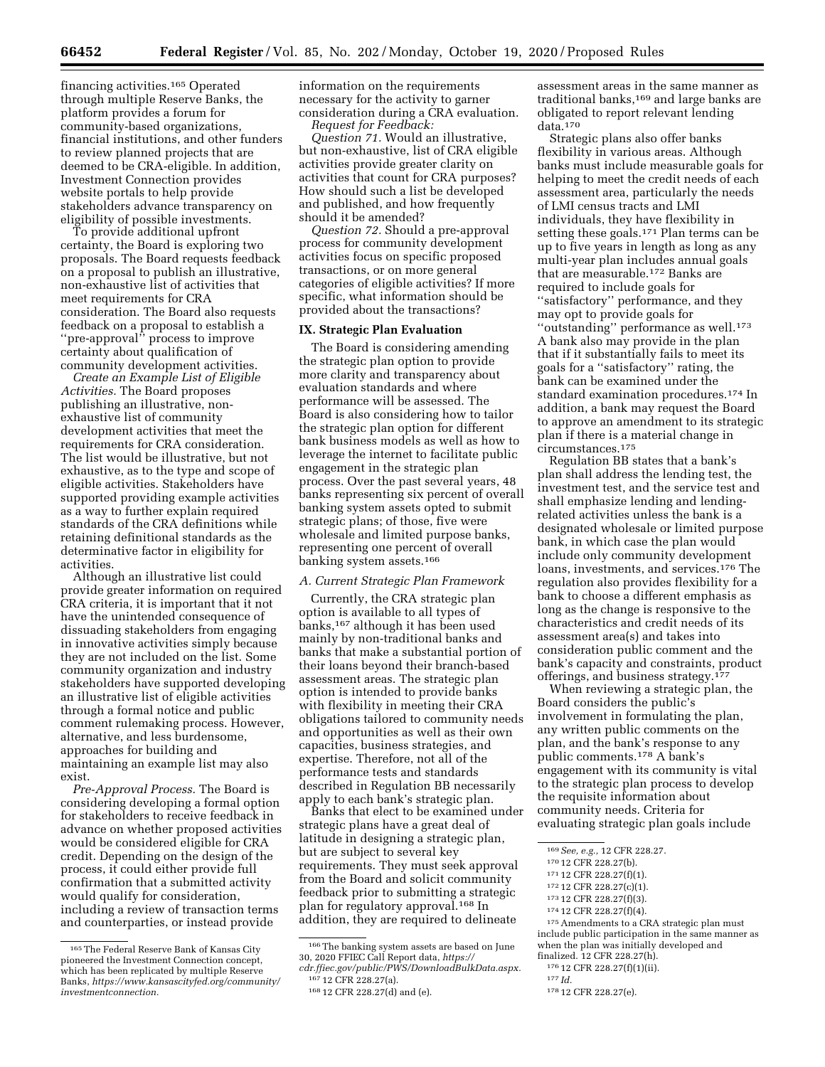financing activities.[165] Operated through multiple Reserve Banks, the platform provides a forum for community-based organizations, financial institutions, and other funders to review planned projects that are deemed to be CRA-eligible. In addition, Investment Connection provides website portals to help provide stakeholders advance transparency on eligibility of possible investments.

To provide additional upfront certainty, the Board is exploring two proposals. The Board requests feedback on a proposal to publish an illustrative, non-exhaustive list of activities that meet requirements for CRA consideration. The Board also requests feedback on a proposal to establish a "pre-approval" process to improve certainty about qualification of community development activities.

*Create an Example List of Eligible Activities.* The Board proposes publishing an illustrative, non-exhaustive list of community development activities that meet the requirements for CRA consideration. The list would be illustrative, but not exhaustive, as to the type and scope of eligible activities. Stakeholders have supported providing example activities as a way to further explain required standards of the CRA definitions while retaining definitional standards as the determinative factor in eligibility for activities.

Although an illustrative list could provide greater information on required CRA criteria, it is important that it not have the unintended consequence of dissuading stakeholders from engaging in innovative activities simply because they are not included on the list. Some community organization and industry stakeholders have supported developing an illustrative list of eligible activities through a formal notice and public comment rulemaking process. However, alternative, and less burdensome, approaches for building and maintaining an example list may also exist.

*Pre-Approval Process.* The Board is considering developing a formal option for stakeholders to receive feedback in advance on whether proposed activities would be considered eligible for CRA credit. Depending on the design of the process, it could either provide full confirmation that a submitted activity would qualify for consideration, including a review of transaction terms and counterparties, or instead provide information on the requirements necessary for the activity to garner consideration during a CRA evaluation.

*Request for Feedback:*

*Question 71.* Would an illustrative, but non-exhaustive, list of CRA eligible activities provide greater clarity on activities that count for CRA purposes? How should such a list be developed and published, and how frequently should it be amended?

*Question 72.* Should a pre-approval process for community development activities focus on specific proposed transactions, or on more general categories of eligible activities? If more specific, what information should be provided about the transactions?

## IX. Strategic Plan Evaluation

The Board is considering amending the strategic plan option to provide more clarity and transparency about evaluation standards and where performance will be assessed. The Board is also considering how to tailor the strategic plan option for different bank business models as well as how to leverage the internet to facilitate public engagement in the strategic plan process. Over the past several years, 48 banks representing six percent of overall banking system assets opted to submit strategic plans; of those, five were wholesale and limited purpose banks, representing one percent of overall banking system assets.[166]

### A. Current Strategic Plan Framework

Currently, the CRA strategic plan option is available to all types of banks,[167] although it has been used mainly by non-traditional banks and banks that make a substantial portion of their loans beyond their branch-based assessment areas. The strategic plan option is intended to provide banks with flexibility in meeting their CRA obligations tailored to community needs and opportunities as well as their own capacities, business strategies, and expertise. Therefore, not all of the performance tests and standards described in Regulation BB necessarily apply to each bank's strategic plan.

Banks that elect to be examined under strategic plans have a great deal of latitude in designing a strategic plan, but are subject to several key requirements. They must seek approval from the Board and solicit community feedback prior to submitting a strategic plan for regulatory approval.[168] In addition, they are required to delineate assessment areas in the same manner as traditional banks,[169] and large banks are obligated to report relevant lending data.[170]

Strategic plans also offer banks flexibility in various areas. Although banks must include measurable goals for helping to meet the credit needs of each assessment area, particularly the needs of LMI census tracts and LMI individuals, they have flexibility in setting these goals.[171] Plan terms can be up to five years in length as long as any multi-year plan includes annual goals that are measurable.[172] Banks are required to include goals for "satisfactory" performance, and they may opt to provide goals for "outstanding" performance as well.[173] A bank also may provide in the plan that if it substantially fails to meet its goals for a "satisfactory" rating, the bank can be examined under the standard examination procedures.[174] In addition, a bank may request the Board to approve an amendment to its strategic plan if there is a material change in circumstances.[175]

Regulation BB states that a bank's plan shall address the lending test, the investment test, and the service test and shall emphasize lending and lending-related activities unless the bank is a designated wholesale or limited purpose bank, in which case the plan would include only community development loans, investments, and services.[176] The regulation also provides flexibility for a bank to choose a different emphasis as long as the change is responsive to the characteristics and credit needs of its assessment area(s) and takes into consideration public comment and the bank's capacity and constraints, product offerings, and business strategy.[177]

When reviewing a strategic plan, the Board considers the public's involvement in formulating the plan, any written public comments on the plan, and the bank's response to any public comments.[178] A bank's engagement with its community is vital to the strategic plan process to develop the requisite information about community needs. Criteria for evaluating strategic plan goals include

---

[165] The Federal Reserve Bank of Kansas City pioneered the Investment Connection concept, which has been replicated by multiple Reserve Banks, *https://www.kansascityfed.org/community/investmentconnection*.

[166] The banking system assets are based on June 30, 2020 FFIEC Call Report data, *https://cdr.ffiec.gov/public/PWS/DownloadBulkData.aspx*.

[167] 12 CFR 228.27(a).

[168] 12 CFR 228.27(d) and (e).

[169] *See, e.g.,* 12 CFR 228.27.

[170] 12 CFR 228.27(b).

[171] 12 CFR 228.27(f)(1).

[172] 12 CFR 228.27(c)(1).

[173] 12 CFR 228.27(f)(3).

[174] 12 CFR 228.27(f)(4).

[175] Amendments to a CRA strategic plan must include public participation in the same manner as when the plan was initially developed and finalized. 12 CFR 228.27(h).

[176] 12 CFR 228.27(f)(1)(ii).

[177] *Id.*

[178] 12 CFR 228.27(e).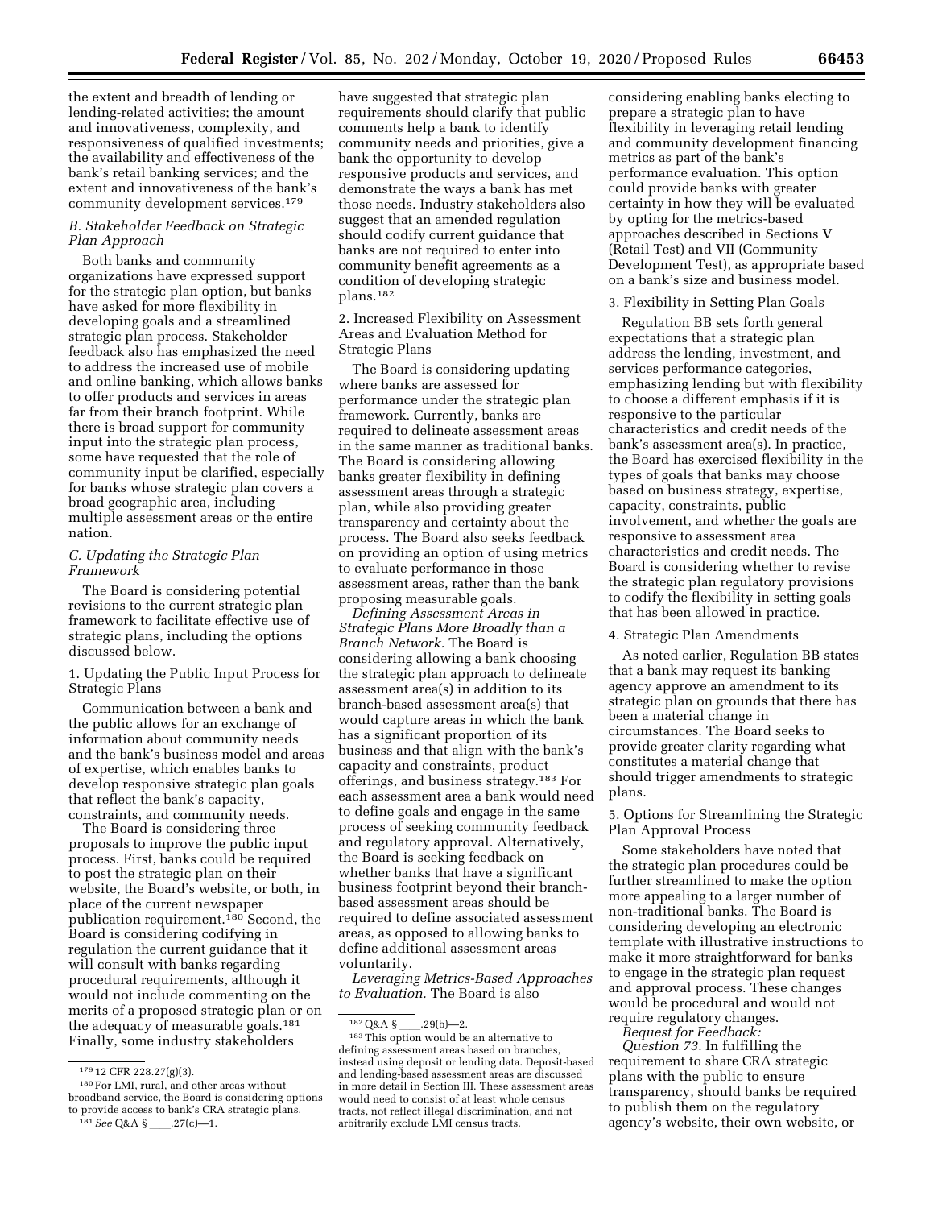the extent and breadth of lending or lending-related activities; the amount and innovativeness, complexity, and responsiveness of qualified investments; the availability and effectiveness of the bank's retail banking services; and the extent and innovativeness of the bank's community development services.[179]

### B. Stakeholder Feedback on Strategic Plan Approach

Both banks and community organizations have expressed support for the strategic plan option, but banks have asked for more flexibility in developing goals and a streamlined strategic plan process. Stakeholder feedback also has emphasized the need to address the increased use of mobile and online banking, which allows banks to offer products and services in areas far from their branch footprint. While there is broad support for community input into the strategic plan process, some have requested that the role of community input be clarified, especially for banks whose strategic plan covers a broad geographic area, including multiple assessment areas or the entire nation.

### C. Updating the Strategic Plan Framework

The Board is considering potential revisions to the current strategic plan framework to facilitate effective use of strategic plans, including the options discussed below.

1. Updating the Public Input Process for Strategic Plans

Communication between a bank and the public allows for an exchange of information about community needs and the bank's business model and areas of expertise, which enables banks to develop responsive strategic plan goals that reflect the bank's capacity, constraints, and community needs.

The Board is considering three proposals to improve the public input process. First, banks could be required to post the strategic plan on their website, the Board's website, or both, in place of the current newspaper publication requirement.[180] Second, the Board is considering codifying in regulation the current guidance that it will consult with banks regarding procedural requirements, although it would not include commenting on the merits of a proposed strategic plan or on the adequacy of measurable goals.[181] Finally, some industry stakeholders have suggested that strategic plan requirements should clarify that public comments help a bank to identify community needs and priorities, give a bank the opportunity to develop responsive products and services, and demonstrate the ways a bank has met those needs. Industry stakeholders also suggest that an amended regulation should codify current guidance that banks are not required to enter into community benefit agreements as a condition of developing strategic plans.[182]

2. Increased Flexibility on Assessment Areas and Evaluation Method for Strategic Plans

The Board is considering updating where banks are assessed for performance under the strategic plan framework. Currently, banks are required to delineate assessment areas in the same manner as traditional banks. The Board is considering allowing banks greater flexibility in defining assessment areas through a strategic plan, while also providing greater transparency and certainty about the process. The Board also seeks feedback on providing an option of using metrics to evaluate performance in those assessment areas, rather than the bank proposing measurable goals.

*Defining Assessment Areas in Strategic Plans More Broadly than a Branch Network.* The Board is considering allowing a bank choosing the strategic plan approach to delineate assessment area(s) in addition to its branch-based assessment area(s) that would capture areas in which the bank has a significant proportion of its business and that align with the bank's capacity and constraints, product offerings, and business strategy.[183] For each assessment area a bank would need to define goals and engage in the same process of seeking community feedback and regulatory approval. Alternatively, the Board is seeking feedback on whether banks that have a significant business footprint beyond their branch-based assessment areas should be required to define associated assessment areas, as opposed to allowing banks to define additional assessment areas voluntarily.

*Leveraging Metrics-Based Approaches to Evaluation.* The Board is also considering enabling banks electing to prepare a strategic plan to have flexibility in leveraging retail lending and community development financing metrics as part of the bank's performance evaluation. This option could provide banks with greater certainty in how they will be evaluated by opting for the metrics-based approaches described in Sections V (Retail Test) and VII (Community Development Test), as appropriate based on a bank's size and business model.

3. Flexibility in Setting Plan Goals

Regulation BB sets forth general expectations that a strategic plan address the lending, investment, and services performance categories, emphasizing lending but with flexibility to choose a different emphasis if it is responsive to the particular characteristics and credit needs of the bank's assessment area(s). In practice, the Board has exercised flexibility in the types of goals that banks may choose based on business strategy, expertise, capacity, constraints, public involvement, and whether the goals are responsive to assessment area characteristics and credit needs. The Board is considering whether to revise the strategic plan regulatory provisions to codify the flexibility in setting goals that has been allowed in practice.

4. Strategic Plan Amendments

As noted earlier, Regulation BB states that a bank may request its banking agency approve an amendment to its strategic plan on grounds that there has been a material change in circumstances. The Board seeks to provide greater clarity regarding what constitutes a material change that should trigger amendments to strategic plans.

5. Options for Streamlining the Strategic Plan Approval Process

Some stakeholders have noted that the strategic plan procedures could be further streamlined to make the option more appealing to a larger number of non-traditional banks. The Board is considering developing an electronic template with illustrative instructions to make it more straightforward for banks to engage in the strategic plan request and approval process. These changes would be procedural and would not require regulatory changes.

*Request for Feedback:*

*Question 73.* In fulfilling the requirement to share CRA strategic plans with the public to ensure transparency, should banks be required to publish them on the regulatory agency's website, their own website, or

---

[179] 12 CFR 228.27(g)(3).

[180] For LMI, rural, and other areas without broadband service, the Board is considering options to provide access to bank's CRA strategic plans.

[181] *See* Q&A § \_\_\_\_.27(c)—1.

[182] Q&A § \_\_\_\_.29(b)—2.

[183] This option would be an alternative to defining assessment areas based on branches, instead using deposit or lending data. Deposit-based and lending-based assessment areas are discussed in more detail in Section III. These assessment areas would need to consist of at least whole census tracts, not reflect illegal discrimination, and not arbitrarily exclude LMI census tracts.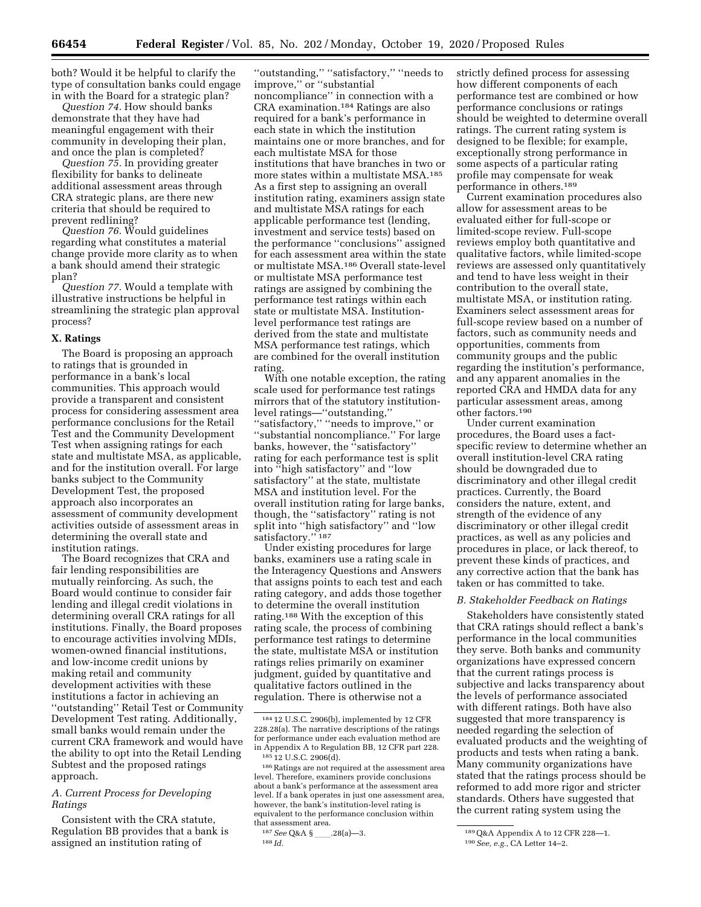both? Would it be helpful to clarify the type of consultation banks could engage in with the Board for a strategic plan?

*Question 74.* How should banks demonstrate that they have had meaningful engagement with their community in developing their plan, and once the plan is completed?

*Question 75.* In providing greater flexibility for banks to delineate additional assessment areas through CRA strategic plans, are there new criteria that should be required to prevent redlining?

*Question 76.* Would guidelines regarding what constitutes a material change provide more clarity as to when a bank should amend their strategic plan?

*Question 77.* Would a template with illustrative instructions be helpful in streamlining the strategic plan approval process?

## X. Ratings

The Board is proposing an approach to ratings that is grounded in performance in a bank's local communities. This approach would provide a transparent and consistent process for considering assessment area performance conclusions for the Retail Test and the Community Development Test when assigning ratings for each state and multistate MSA, as applicable, and for the institution overall. For large banks subject to the Community Development Test, the proposed approach also incorporates an assessment of community development activities outside of assessment areas in determining the overall state and institution ratings.

The Board recognizes that CRA and fair lending responsibilities are mutually reinforcing. As such, the Board would continue to consider fair lending and illegal credit violations in determining overall CRA ratings for all institutions. Finally, the Board proposes to encourage activities involving MDIs, women-owned financial institutions, and low-income credit unions by making retail and community development activities with these institutions a factor in achieving an "outstanding" Retail Test or Community Development Test rating. Additionally, small banks would remain under the current CRA framework and would have the ability to opt into the Retail Lending Subtest and the proposed ratings approach.

### *A. Current Process for Developing Ratings*

Consistent with the CRA statute, Regulation BB provides that a bank is assigned an institution rating of "outstanding," "satisfactory," "needs to improve," or "substantial noncompliance" in connection with a CRA examination.[184] Ratings are also required for a bank's performance in each state in which the institution maintains one or more branches, and for each multistate MSA for those institutions that have branches in two or more states within a multistate MSA.[185] As a first step to assigning an overall institution rating, examiners assign state and multistate MSA ratings for each applicable performance test (lending, investment and service tests) based on the performance "conclusions" assigned for each assessment area within the state or multistate MSA.[186] Overall state-level or multistate MSA performance test ratings are assigned by combining the performance test ratings within each state or multistate MSA. Institution-level performance test ratings are derived from the state and multistate MSA performance test ratings, which are combined for the overall institution rating.

With one notable exception, the rating scale used for performance test ratings mirrors that of the statutory institution-level ratings—"outstanding," "satisfactory," "needs to improve," or "substantial noncompliance." For large banks, however, the "satisfactory" rating for each performance test is split into "high satisfactory" and "low satisfactory" at the state, multistate MSA and institution level. For the overall institution rating for large banks, though, the "satisfactory" rating is not split into "high satisfactory" and "low satisfactory."[187]

Under existing procedures for large banks, examiners use a rating scale in the Interagency Questions and Answers that assigns points to each test and each rating category, and adds those together to determine the overall institution rating.[188] With the exception of this rating scale, the process of combining performance test ratings to determine the state, multistate MSA or institution ratings relies primarily on examiner judgment, guided by quantitative and qualitative factors outlined in the regulation. There is otherwise not a strictly defined process for assessing how different components of each performance test are combined or how performance conclusions or ratings should be weighted to determine overall ratings. The current rating system is designed to be flexible; for example, exceptionally strong performance in some aspects of a particular rating profile may compensate for weak performance in others.[189]

Current examination procedures also allow for assessment areas to be evaluated either for full-scope or limited-scope review. Full-scope reviews employ both quantitative and qualitative factors, while limited-scope reviews are assessed only quantitatively and tend to have less weight in their contribution to the overall state, multistate MSA, or institution rating. Examiners select assessment areas for full-scope review based on a number of factors, such as community needs and opportunities, comments from community groups and the public regarding the institution's performance, and any apparent anomalies in the reported CRA and HMDA data for any particular assessment areas, among other factors.[190]

Under current examination procedures, the Board uses a fact-specific review to determine whether an overall institution-level CRA rating should be downgraded due to discriminatory and other illegal credit practices. Currently, the Board considers the nature, extent, and strength of the evidence of any discriminatory or other illegal credit practices, as well as any policies and procedures in place, or lack thereof, to prevent these kinds of practices, and any corrective action that the bank has taken or has committed to take.

### *B. Stakeholder Feedback on Ratings*

Stakeholders have consistently stated that CRA ratings should reflect a bank's performance in the local communities they serve. Both banks and community organizations have expressed concern that the current ratings process is subjective and lacks transparency about the levels of performance associated with different ratings. Both have also suggested that more transparency is needed regarding the selection of evaluated products and the weighting of products and tests when rating a bank. Many community organizations have stated that the ratings process should be reformed to add more rigor and stricter standards. Others have suggested that the current rating system using the

---

[184] 12 U.S.C. 2906(b), implemented by 12 CFR 228.28(a). The narrative descriptions of the ratings for performance under each evaluation method are in Appendix A to Regulation BB, 12 CFR part 228.

[185] 12 U.S.C. 2906(d).

[186] Ratings are not required at the assessment area level. Therefore, examiners provide conclusions about a bank's performance at the assessment area level. If a bank operates in just one assessment area, however, the bank's institution-level rating is equivalent to the performance conclusion within that assessment area.

[187] *See* Q&A § \_\_\_\_.28(a)—3.

[188] *Id.*

[189] Q&A Appendix A to 12 CFR 228—1.

[190] *See, e.g.,* CA Letter 14–2.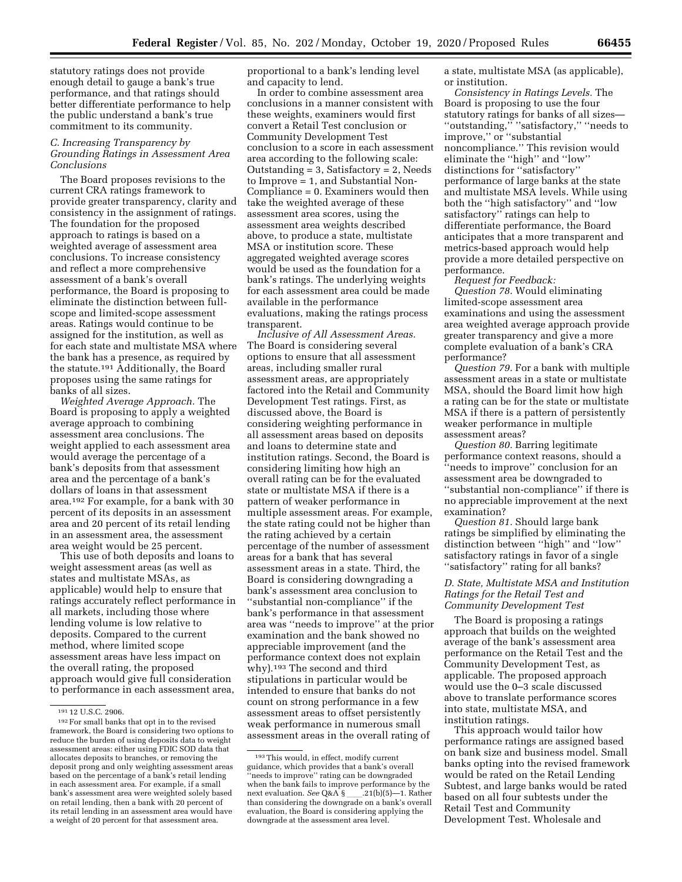statutory ratings does not provide enough detail to gauge a bank's true performance, and that ratings should better differentiate performance to help the public understand a bank's true commitment to its community.

### C. Increasing Transparency by Grounding Ratings in Assessment Area Conclusions

The Board proposes revisions to the current CRA ratings framework to provide greater transparency, clarity and consistency in the assignment of ratings. The foundation for the proposed approach to ratings is based on a weighted average of assessment area conclusions. To increase consistency and reflect a more comprehensive assessment of a bank's overall performance, the Board is proposing to eliminate the distinction between full-scope and limited-scope assessment areas. Ratings would continue to be assigned for the institution, as well as for each state and multistate MSA where the bank has a presence, as required by the statute.[191] Additionally, the Board proposes using the same ratings for banks of all sizes.

*Weighted Average Approach.* The Board is proposing to apply a weighted average approach to combining assessment area conclusions. The weight applied to each assessment area would average the percentage of a bank's deposits from that assessment area and the percentage of a bank's dollars of loans in that assessment area.[192] For example, for a bank with 30 percent of its deposits in an assessment area and 20 percent of its retail lending in an assessment area, the assessment area weight would be 25 percent.

This use of both deposits and loans to weight assessment areas (as well as states and multistate MSAs, as applicable) would help to ensure that ratings accurately reflect performance in all markets, including those where lending volume is low relative to deposits. Compared to the current method, where limited scope assessment areas have less impact on the overall rating, the proposed approach would give full consideration to performance in each assessment area, proportional to a bank's lending level and capacity to lend.

In order to combine assessment area conclusions in a manner consistent with these weights, examiners would first convert a Retail Test conclusion or Community Development Test conclusion to a score in each assessment area according to the following scale: Outstanding = 3, Satisfactory = 2, Needs to Improve = 1, and Substantial Non-Compliance = 0. Examiners would then take the weighted average of these assessment area scores, using the assessment area weights described above, to produce a state, multistate MSA or institution score. These aggregated weighted average scores would be used as the foundation for a bank's ratings. The underlying weights for each assessment area could be made available in the performance evaluations, making the ratings process transparent.

*Inclusive of All Assessment Areas.* The Board is considering several options to ensure that all assessment areas, including smaller rural assessment areas, are appropriately factored into the Retail and Community Development Test ratings. First, as discussed above, the Board is considering weighting performance in all assessment areas based on deposits and loans to determine state and institution ratings. Second, the Board is considering limiting how high an overall rating can be for the evaluated state or multistate MSA if there is a pattern of weaker performance in multiple assessment areas. For example, the state rating could not be higher than the rating achieved by a certain percentage of the number of assessment areas for a bank that has several assessment areas in a state. Third, the Board is considering downgrading a bank's assessment area conclusion to ''substantial non-compliance'' if the bank's performance in that assessment area was ''needs to improve'' at the prior examination and the bank showed no appreciable improvement (and the performance context does not explain why).[193] The second and third stipulations in particular would be intended to ensure that banks do not count on strong performance in a few assessment areas to offset persistently weak performance in numerous small assessment areas in the overall rating of a state, multistate MSA (as applicable), or institution.

*Consistency in Ratings Levels.* The Board is proposing to use the four statutory ratings for banks of all sizes— ''outstanding,'' ''satisfactory,'' ''needs to improve,'' or ''substantial noncompliance.'' This revision would eliminate the ''high'' and ''low'' distinctions for ''satisfactory'' performance of large banks at the state and multistate MSA levels. While using both the ''high satisfactory'' and ''low satisfactory'' ratings can help to differentiate performance, the Board anticipates that a more transparent and metrics-based approach would help provide a more detailed perspective on performance.

*Request for Feedback:*

*Question 78.* Would eliminating limited-scope assessment area examinations and using the assessment area weighted average approach provide greater transparency and give a more complete evaluation of a bank's CRA performance?

*Question 79.* For a bank with multiple assessment areas in a state or multistate MSA, should the Board limit how high a rating can be for the state or multistate MSA if there is a pattern of persistently weaker performance in multiple assessment areas?

*Question 80.* Barring legitimate performance context reasons, should a ''needs to improve'' conclusion for an assessment area be downgraded to ''substantial non-compliance'' if there is no appreciable improvement at the next examination?

*Question 81.* Should large bank ratings be simplified by eliminating the distinction between ''high'' and ''low'' satisfactory ratings in favor of a single ''satisfactory'' rating for all banks?

### D. State, Multistate MSA and Institution Ratings for the Retail Test and Community Development Test

The Board is proposing a ratings approach that builds on the weighted average of the bank's assessment area performance on the Retail Test and the Community Development Test, as applicable. The proposed approach would use the 0–3 scale discussed above to translate performance scores into state, multistate MSA, and institution ratings.

This approach would tailor how performance ratings are assigned based on bank size and business model. Small banks opting into the revised framework would be rated on the Retail Lending Subtest, and large banks would be rated based on all four subtests under the Retail Test and Community Development Test. Wholesale and

---

[191] 12 U.S.C. 2906.

[192] For small banks that opt in to the revised framework, the Board is considering two options to reduce the burden of using deposits data to weight assessment areas: either using FDIC SOD data that allocates deposits to branches, or removing the deposit prong and only weighting assessment areas based on the percentage of a bank's retail lending in each assessment area. For example, if a small bank's assessment area were weighted solely based on retail lending, then a bank with 20 percent of its retail lending in an assessment area would have a weight of 20 percent for that assessment area.

[193] This would, in effect, modify current guidance, which provides that a bank's overall ''needs to improve'' rating can be downgraded when the bank fails to improve performance by the next evaluation. *See* Q&A § \_\_\_\_.21(b)(5)—1. Rather than considering the downgrade on a bank's overall evaluation, the Board is considering applying the downgrade at the assessment area level.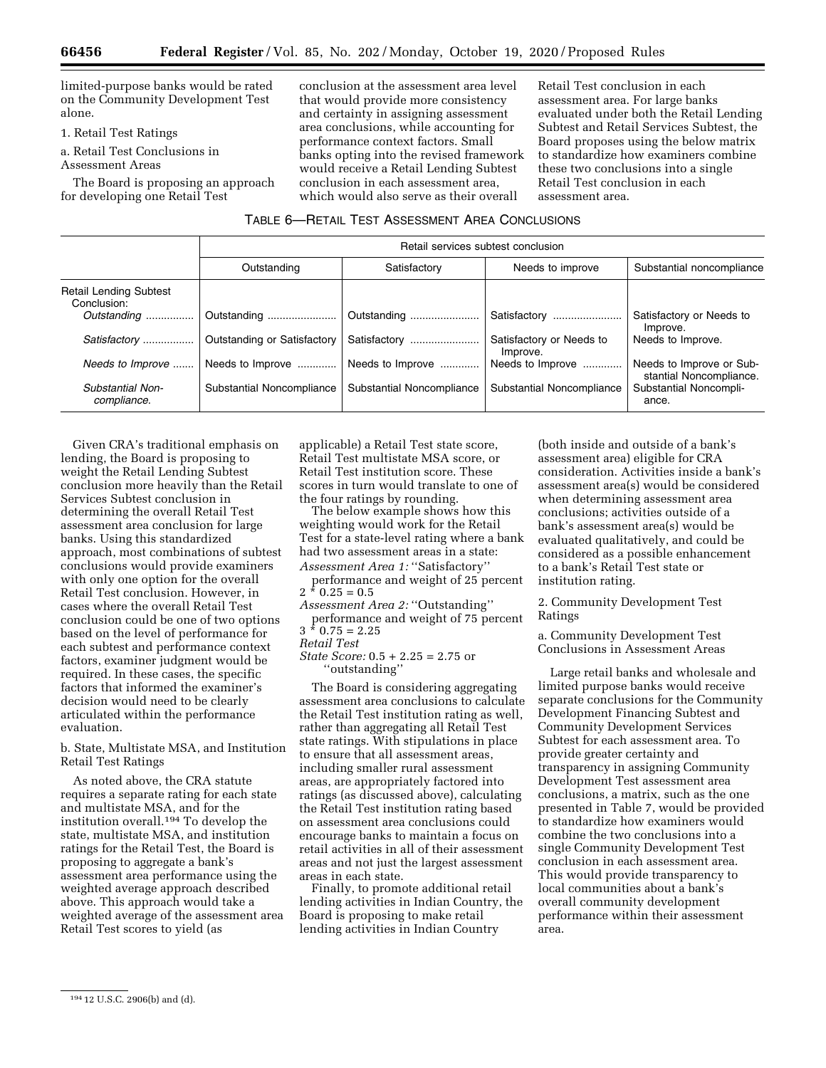limited-purpose banks would be rated on the Community Development Test alone.

1. Retail Test Ratings

a. Retail Test Conclusions in Assessment Areas

The Board is proposing an approach for developing one Retail Test conclusion at the assessment area level that would provide more consistency and certainty in assigning assessment area conclusions, while accounting for performance context factors. Small banks opting into the revised framework would receive a Retail Lending Subtest conclusion in each assessment area, which would also serve as their overall Retail Test conclusion in each assessment area. For large banks evaluated under both the Retail Lending Subtest and Retail Services Subtest, the Board proposes using the below matrix to standardize how examiners combine these two conclusions into a single Retail Test conclusion in each assessment area.

TABLE 6—RETAIL TEST ASSESSMENT AREA CONCLUSIONS

| | Retail services subtest conclusion | | | |
|---|---|---|---|---|
| | Outstanding | Satisfactory | Needs to improve | Substantial noncompliance |
| Retail Lending Subtest Conclusion: | | | | |
| *Outstanding* | Outstanding | Outstanding | Satisfactory | Satisfactory or Needs to Improve. |
| *Satisfactory* | Outstanding or Satisfactory | Satisfactory | Satisfactory or Needs to Improve. | Needs to Improve. |
| *Needs to Improve* | Needs to Improve | Needs to Improve | Needs to Improve | Needs to Improve or Substantial Noncompliance. |
| *Substantial Noncompliance.* | Substantial Noncompliance | Substantial Noncompliance | Substantial Noncompliance | Substantial Noncompliance. |

Given CRA's traditional emphasis on lending, the Board is proposing to weight the Retail Lending Subtest conclusion more heavily than the Retail Services Subtest conclusion in determining the overall Retail Test assessment area conclusion for large banks. Using this standardized approach, most combinations of subtest conclusions would provide examiners with only one option for the overall Retail Test conclusion. However, in cases where the overall Retail Test conclusion could be one of two options based on the level of performance for each subtest and performance context factors, examiner judgment would be required. In these cases, the specific factors that informed the examiner's decision would need to be clearly articulated within the performance evaluation.

b. State, Multistate MSA, and Institution Retail Test Ratings

As noted above, the CRA statute requires a separate rating for each state and multistate MSA, and for the institution overall.[194] To develop the state, multistate MSA, and institution ratings for the Retail Test, the Board is proposing to aggregate a bank's assessment area performance using the weighted average approach described above. This approach would take a weighted average of the assessment area Retail Test scores to yield (as applicable) a Retail Test state score, Retail Test multistate MSA score, or Retail Test institution score. These scores in turn would translate to one of the four ratings by rounding.

The below example shows how this weighting would work for the Retail Test for a state-level rating where a bank had two assessment areas in a state:

*Assessment Area 1:* ''Satisfactory'' performance and weight of 25 percent $2 * 0.25 = 0.5$

*Assessment Area 2:* ''Outstanding'' performance and weight of 75 percent $3 * 0.75 = 2.25$

*Retail Test*

*State Score:* $0.5 + 2.25 = 2.75$ or ''outstanding''

The Board is considering aggregating assessment area conclusions to calculate the Retail Test institution rating as well, rather than aggregating all Retail Test state ratings. With stipulations in place to ensure that all assessment areas, including smaller rural assessment areas, are appropriately factored into ratings (as discussed above), calculating the Retail Test institution rating based on assessment area conclusions could encourage banks to maintain a focus on retail activities in all of their assessment areas and not just the largest assessment areas in each state.

Finally, to promote additional retail lending activities in Indian Country, the Board is proposing to make retail lending activities in Indian Country (both inside and outside of a bank's assessment area) eligible for CRA consideration. Activities inside a bank's assessment area(s) would be considered when determining assessment area conclusions; activities outside of a bank's assessment area(s) would be evaluated qualitatively, and could be considered as a possible enhancement to a bank's Retail Test state or institution rating.

2. Community Development Test Ratings

a. Community Development Test Conclusions in Assessment Areas

Large retail banks and wholesale and limited purpose banks would receive separate conclusions for the Community Development Financing Subtest and Community Development Services Subtest for each assessment area. To provide greater certainty and transparency in assigning Community Development Test assessment area conclusions, a matrix, such as the one presented in Table 7, would be provided to standardize how examiners would combine the two conclusions into a single Community Development Test conclusion in each assessment area. This would provide transparency to local communities about a bank's overall community development performance within their assessment area.

[194] 12 U.S.C. 2906(b) and (d).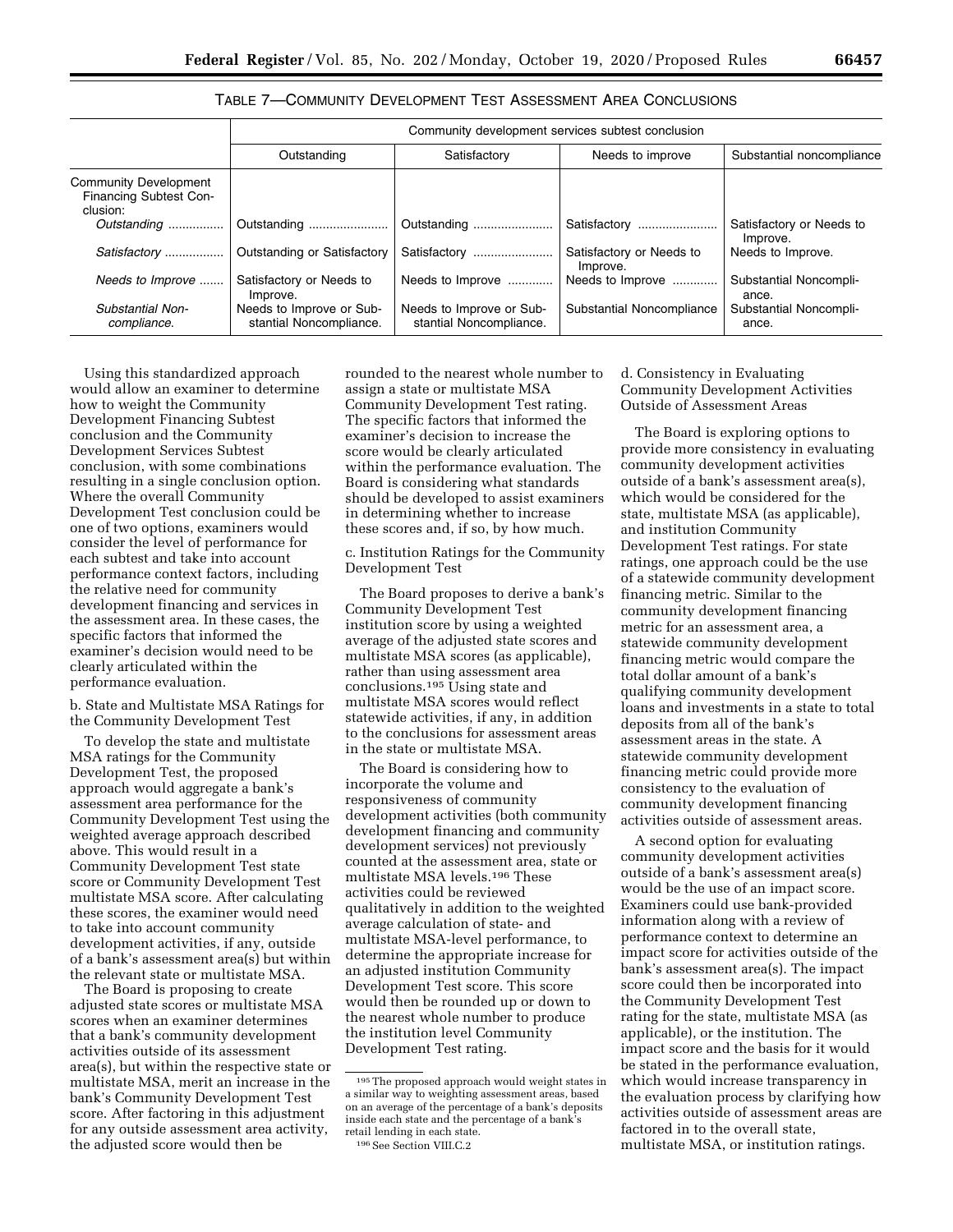TABLE 7—COMMUNITY DEVELOPMENT TEST ASSESSMENT AREA CONCLUSIONS

| | Community development services subtest conclusion | | | |
|---|---|---|---|---|
| | Outstanding | Satisfactory | Needs to improve | Substantial noncompliance |
| Community Development Financing Subtest Conclusion: | | | | |
| *Outstanding* | Outstanding | Outstanding | Satisfactory | Satisfactory or Needs to Improve. |
| *Satisfactory* | Outstanding or Satisfactory | Satisfactory | Satisfactory or Needs to Improve. | Needs to Improve. |
| *Needs to Improve* | Satisfactory or Needs to Improve. | Needs to Improve | Needs to Improve | Substantial Noncompliance. |
| *Substantial Noncompliance.* | Needs to Improve or Substantial Noncompliance. | Needs to Improve or Substantial Noncompliance. | Substantial Noncompliance | Substantial Noncompliance. |

Using this standardized approach would allow an examiner to determine how to weight the Community Development Financing Subtest conclusion and the Community Development Services Subtest conclusion, with some combinations resulting in a single conclusion option. Where the overall Community Development Test conclusion could be one of two options, examiners would consider the level of performance for each subtest and take into account performance context factors, including the relative need for community development financing and services in the assessment area. In these cases, the specific factors that informed the examiner's decision would need to be clearly articulated within the performance evaluation.

b. State and Multistate MSA Ratings for the Community Development Test

To develop the state and multistate MSA ratings for the Community Development Test, the proposed approach would aggregate a bank's assessment area performance for the Community Development Test using the weighted average approach described above. This would result in a Community Development Test state score or Community Development Test multistate MSA score. After calculating these scores, the examiner would need to take into account community development activities, if any, outside of a bank's assessment area(s) but within the relevant state or multistate MSA.

The Board is proposing to create adjusted state scores or multistate MSA scores when an examiner determines that a bank's community development activities outside of its assessment area(s), but within the respective state or multistate MSA, merit an increase in the bank's Community Development Test score. After factoring in this adjustment for any outside assessment area activity, the adjusted score would then be rounded to the nearest whole number to assign a state or multistate MSA Community Development Test rating. The specific factors that informed the examiner's decision to increase the score would be clearly articulated within the performance evaluation. The Board is considering what standards should be developed to assist examiners in determining whether to increase these scores and, if so, by how much.

c. Institution Ratings for the Community Development Test

The Board proposes to derive a bank's Community Development Test institution score by using a weighted average of the adjusted state scores and multistate MSA scores (as applicable), rather than using assessment area conclusions.[195] Using state and multistate MSA scores would reflect statewide activities, if any, in addition to the conclusions for assessment areas in the state or multistate MSA.

The Board is considering how to incorporate the volume and responsiveness of community development activities (both community development financing and community development services) not previously counted at the assessment area, state or multistate MSA levels.[196] These activities could be reviewed qualitatively in addition to the weighted average calculation of state- and multistate MSA-level performance, to determine the appropriate increase for an adjusted institution Community Development Test score. This score would then be rounded up or down to the nearest whole number to produce the institution level Community Development Test rating.

d. Consistency in Evaluating Community Development Activities Outside of Assessment Areas

The Board is exploring options to provide more consistency in evaluating community development activities outside of a bank's assessment area(s), which would be considered for the state, multistate MSA (as applicable), and institution Community Development Test ratings. For state ratings, one approach could be the use of a statewide community development financing metric. Similar to the community development financing metric for an assessment area, a statewide community development financing metric would compare the total dollar amount of a bank's qualifying community development loans and investments in a state to total deposits from all of the bank's assessment areas in the state. A statewide community development financing metric could provide more consistency to the evaluation of community development financing activities outside of assessment areas.

A second option for evaluating community development activities outside of a bank's assessment area(s) would be the use of an impact score. Examiners could use bank-provided information along with a review of performance context to determine an impact score for activities outside of the bank's assessment area(s). The impact score could then be incorporated into the Community Development Test rating for the state, multistate MSA (as applicable), or the institution. The impact score and the basis for it would be stated in the performance evaluation, which would increase transparency in the evaluation process by clarifying how activities outside of assessment areas are factored in to the overall state, multistate MSA, or institution ratings.

[195] The proposed approach would weight states in a similar way to weighting assessment areas, based on an average of the percentage of a bank's deposits inside each state and the percentage of a bank's retail lending in each state.

[196] See Section VIII.C.2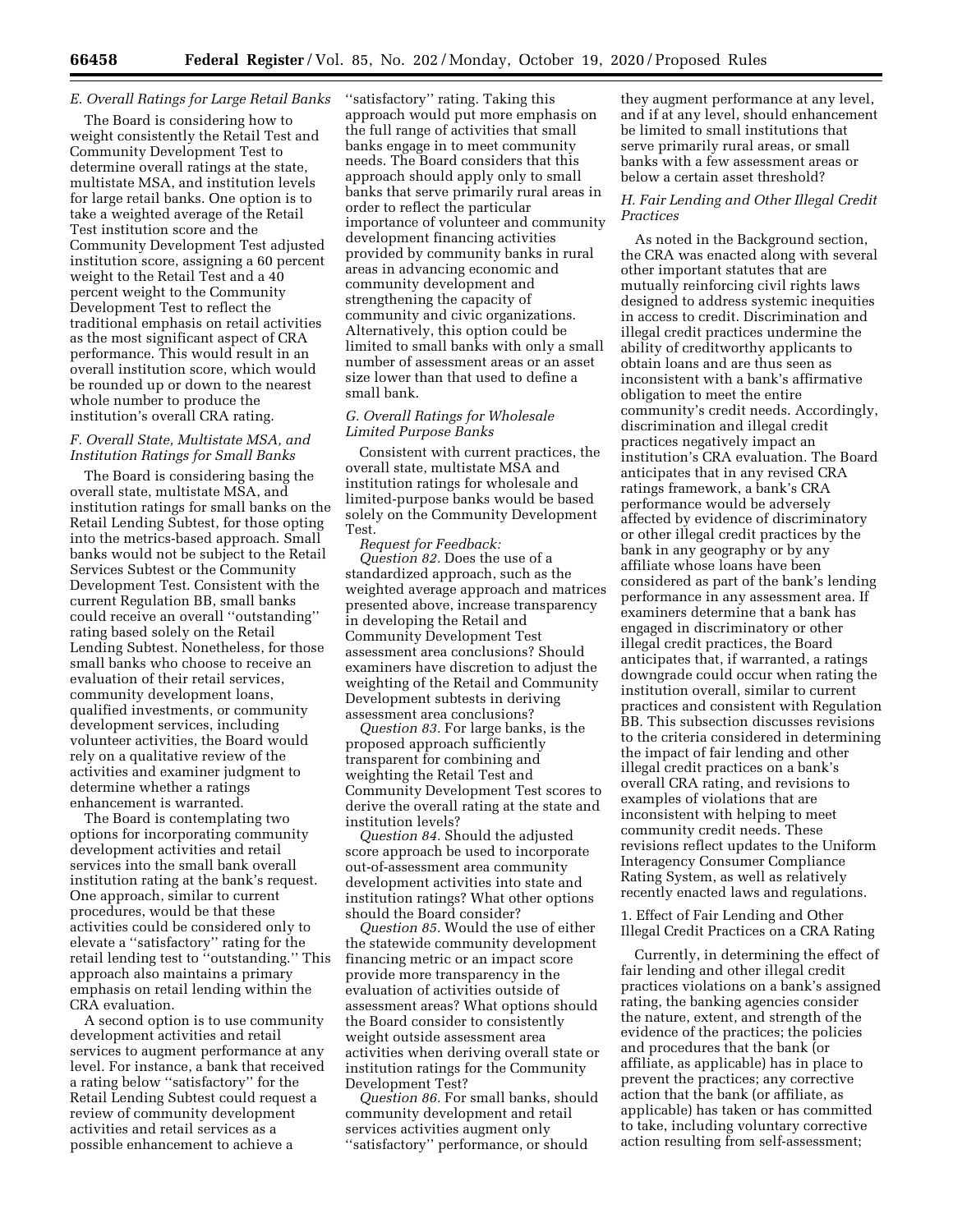### E. Overall Ratings for Large Retail Banks

The Board is considering how to weight consistently the Retail Test and Community Development Test to determine overall ratings at the state, multistate MSA, and institution levels for large retail banks. One option is to take a weighted average of the Retail Test institution score and the Community Development Test adjusted institution score, assigning a 60 percent weight to the Retail Test and a 40 percent weight to the Community Development Test to reflect the traditional emphasis on retail activities as the most significant aspect of CRA performance. This would result in an overall institution score, which would be rounded up or down to the nearest whole number to produce the institution's overall CRA rating.

### F. Overall State, Multistate MSA, and Institution Ratings for Small Banks

The Board is considering basing the overall state, multistate MSA, and institution ratings for small banks on the Retail Lending Subtest, for those opting into the metrics-based approach. Small banks would not be subject to the Retail Services Subtest or the Community Development Test. Consistent with the current Regulation BB, small banks could receive an overall ''outstanding'' rating based solely on the Retail Lending Subtest. Nonetheless, for those small banks who choose to receive an evaluation of their retail services, community development loans, qualified investments, or community development services, including volunteer activities, the Board would rely on a qualitative review of the activities and examiner judgment to determine whether a ratings enhancement is warranted.

The Board is contemplating two options for incorporating community development activities and retail services into the small bank overall institution rating at the bank's request. One approach, similar to current procedures, would be that these activities could be considered only to elevate a ''satisfactory'' rating for the retail lending test to ''outstanding.'' This approach also maintains a primary emphasis on retail lending within the CRA evaluation.

A second option is to use community development activities and retail services to augment performance at any level. For instance, a bank that received a rating below ''satisfactory'' for the Retail Lending Subtest could request a review of community development activities and retail services as a possible enhancement to achieve a ''satisfactory'' rating. Taking this approach would put more emphasis on the full range of activities that small banks engage in to meet community needs. The Board considers that this approach should apply only to small banks that serve primarily rural areas in order to reflect the particular importance of volunteer and community development financing activities provided by community banks in rural areas in advancing economic and community development and strengthening the capacity of community and civic organizations. Alternatively, this option could be limited to small banks with only a small number of assessment areas or an asset size lower than that used to define a small bank.

### G. Overall Ratings for Wholesale Limited Purpose Banks

Consistent with current practices, the overall state, multistate MSA and institution ratings for wholesale and limited-purpose banks would be based solely on the Community Development Test.

*Request for Feedback:*

*Question 82.* Does the use of a standardized approach, such as the weighted average approach and matrices presented above, increase transparency in developing the Retail and Community Development Test assessment area conclusions? Should examiners have discretion to adjust the weighting of the Retail and Community Development subtests in deriving assessment area conclusions?

*Question 83.* For large banks, is the proposed approach sufficiently transparent for combining and weighting the Retail Test and Community Development Test scores to derive the overall rating at the state and institution levels?

*Question 84.* Should the adjusted score approach be used to incorporate out-of-assessment area community development activities into state and institution ratings? What other options should the Board consider?

*Question 85.* Would the use of either the statewide community development financing metric or an impact score provide more transparency in the evaluation of activities outside of assessment areas? What options should the Board consider to consistently weight outside assessment area activities when deriving overall state or institution ratings for the Community Development Test?

*Question 86.* For small banks, should community development and retail services activities augment only ''satisfactory'' performance, or should they augment performance at any level, and if at any level, should enhancement be limited to small institutions that serve primarily rural areas, or small banks with a few assessment areas or below a certain asset threshold?

### H. Fair Lending and Other Illegal Credit Practices

As noted in the Background section, the CRA was enacted along with several other important statutes that are mutually reinforcing civil rights laws designed to address systemic inequities in access to credit. Discrimination and illegal credit practices undermine the ability of creditworthy applicants to obtain loans and are thus seen as inconsistent with a bank's affirmative obligation to meet the entire community's credit needs. Accordingly, discrimination and illegal credit practices negatively impact an institution's CRA evaluation. The Board anticipates that in any revised CRA ratings framework, a bank's CRA performance would be adversely affected by evidence of discriminatory or other illegal credit practices by the bank in any geography or by any affiliate whose loans have been considered as part of the bank's lending performance in any assessment area. If examiners determine that a bank has engaged in discriminatory or other illegal credit practices, the Board anticipates that, if warranted, a ratings downgrade could occur when rating the institution overall, similar to current practices and consistent with Regulation BB. This subsection discusses revisions to the criteria considered in determining the impact of fair lending and other illegal credit practices on a bank's overall CRA rating, and revisions to examples of violations that are inconsistent with helping to meet community credit needs. These revisions reflect updates to the Uniform Interagency Consumer Compliance Rating System, as well as relatively recently enacted laws and regulations.

#### 1. Effect of Fair Lending and Other Illegal Credit Practices on a CRA Rating

Currently, in determining the effect of fair lending and other illegal credit practices violations on a bank's assigned rating, the banking agencies consider the nature, extent, and strength of the evidence of the practices; the policies and procedures that the bank (or affiliate, as applicable) has in place to prevent the practices; any corrective action that the bank (or affiliate, as applicable) has taken or has committed to take, including voluntary corrective action resulting from self-assessment;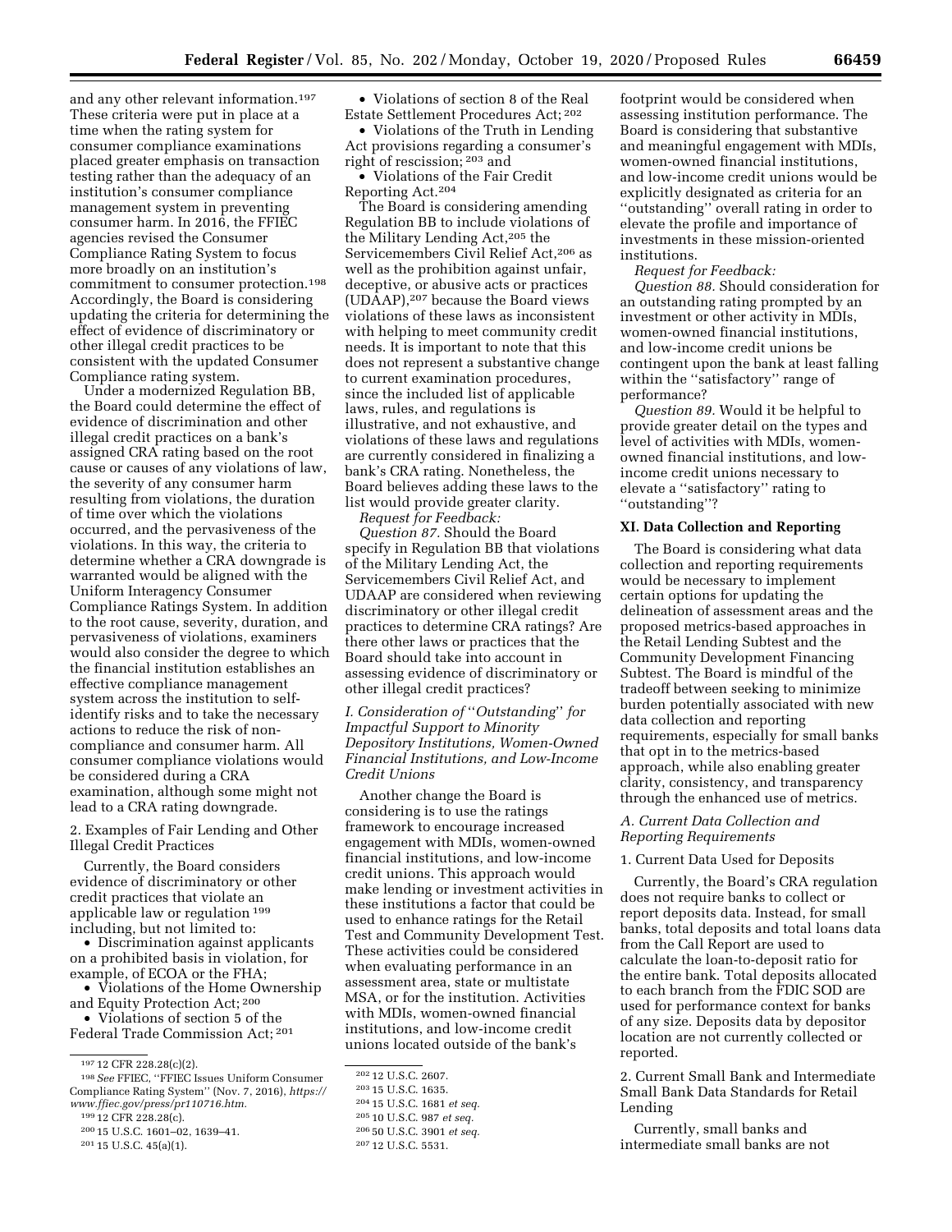and any other relevant information.[197] These criteria were put in place at a time when the rating system for consumer compliance examinations placed greater emphasis on transaction testing rather than the adequacy of an institution's consumer compliance management system in preventing consumer harm. In 2016, the FFIEC agencies revised the Consumer Compliance Rating System to focus more broadly on an institution's commitment to consumer protection.[198] Accordingly, the Board is considering updating the criteria for determining the effect of evidence of discriminatory or other illegal credit practices to be consistent with the updated Consumer Compliance rating system.

Under a modernized Regulation BB, the Board could determine the effect of evidence of discrimination and other illegal credit practices on a bank's assigned CRA rating based on the root cause or causes of any violations of law, the severity of any consumer harm resulting from violations, the duration of time over which the violations occurred, and the pervasiveness of the violations. In this way, the criteria to determine whether a CRA downgrade is warranted would be aligned with the Uniform Interagency Consumer Compliance Ratings System. In addition to the root cause, severity, duration, and pervasiveness of violations, examiners would also consider the degree to which the financial institution establishes an effective compliance management system across the institution to self-identify risks and to take the necessary actions to reduce the risk of non-compliance and consumer harm. All consumer compliance violations would be considered during a CRA examination, although some might not lead to a CRA rating downgrade.

2. Examples of Fair Lending and Other Illegal Credit Practices

Currently, the Board considers evidence of discriminatory or other credit practices that violate an applicable law or regulation[199] including, but not limited to:

- Discrimination against applicants on a prohibited basis in violation, for example, of ECOA or the FHA;
- Violations of the Home Ownership and Equity Protection Act;[200]
- Violations of section 5 of the Federal Trade Commission Act;[201]
- Violations of section 8 of the Real Estate Settlement Procedures Act;[202]
- Violations of the Truth in Lending Act provisions regarding a consumer's right of rescission;[203] and
- Violations of the Fair Credit Reporting Act.[204]

The Board is considering amending Regulation BB to include violations of the Military Lending Act,[205] the Servicemembers Civil Relief Act,[206] as well as the prohibition against unfair, deceptive, or abusive acts or practices (UDAAP),[207] because the Board views violations of these laws as inconsistent with helping to meet community credit needs. It is important to note that this does not represent a substantive change to current examination procedures, since the included list of applicable laws, rules, and regulations is illustrative, and not exhaustive, and violations of these laws and regulations are currently considered in finalizing a bank's CRA rating. Nonetheless, the Board believes adding these laws to the list would provide greater clarity.

*Request for Feedback:*

*Question 87.* Should the Board specify in Regulation BB that violations of the Military Lending Act, the Servicemembers Civil Relief Act, and UDAAP are considered when reviewing discriminatory or other illegal credit practices to determine CRA ratings? Are there other laws or practices that the Board should take into account in assessing evidence of discriminatory or other illegal credit practices?

### *I. Consideration of ''Outstanding'' for Impactful Support to Minority Depository Institutions, Women-Owned Financial Institutions, and Low-Income Credit Unions*

Another change the Board is considering is to use the ratings framework to encourage increased engagement with MDIs, women-owned financial institutions, and low-income credit unions. This approach would make lending or investment activities in these institutions a factor that could be used to enhance ratings for the Retail Test and Community Development Test. These activities could be considered when evaluating performance in an assessment area, state or multistate MSA, or for the institution. Activities with MDIs, women-owned financial institutions, and low-income credit unions located outside of the bank's footprint would be considered when assessing institution performance. The Board is considering that substantive and meaningful engagement with MDIs, women-owned financial institutions, and low-income credit unions would be explicitly designated as criteria for an ''outstanding'' overall rating in order to elevate the profile and importance of investments in these mission-oriented institutions.

*Request for Feedback:*

*Question 88.* Should consideration for an outstanding rating prompted by an investment or other activity in MDIs, women-owned financial institutions, and low-income credit unions be contingent upon the bank at least falling within the ''satisfactory'' range of performance?

*Question 89.* Would it be helpful to provide greater detail on the types and level of activities with MDIs, women-owned financial institutions, and low-income credit unions necessary to elevate a ''satisfactory'' rating to ''outstanding''?

## XI. Data Collection and Reporting

The Board is considering what data collection and reporting requirements would be necessary to implement certain options for updating the delineation of assessment areas and the proposed metrics-based approaches in the Retail Lending Subtest and the Community Development Financing Subtest. The Board is mindful of the tradeoff between seeking to minimize burden potentially associated with new data collection and reporting requirements, especially for small banks that opt in to the metrics-based approach, while also enabling greater clarity, consistency, and transparency through the enhanced use of metrics.

### *A. Current Data Collection and Reporting Requirements*

1. Current Data Used for Deposits

Currently, the Board's CRA regulation does not require banks to collect or report deposits data. Instead, for small banks, total deposits and total loans data from the Call Report are used to calculate the loan-to-deposit ratio for the entire bank. Total deposits allocated to each branch from the FDIC SOD are used for performance context for banks of any size. Deposits data by depositor location are not currently collected or reported.

2. Current Small Bank and Intermediate Small Bank Data Standards for Retail Lending

Currently, small banks and intermediate small banks are not

---

[197] 12 CFR 228.28(c)(2).

[198] *See* FFIEC, ''FFIEC Issues Uniform Consumer Compliance Rating System'' (Nov. 7, 2016), *https://www.ffiec.gov/press/pr110716.htm.*

[199] 12 CFR 228.28(c).

[200] 15 U.S.C. 1601–02, 1639–41.

[201] 15 U.S.C. 45(a)(1).

[202] 12 U.S.C. 2607.

[203] 15 U.S.C. 1635.

[204] 15 U.S.C. 1681 *et seq.*

[205] 10 U.S.C. 987 *et seq.*

[206] 50 U.S.C. 3901 *et seq.*

[207] 12 U.S.C. 5531.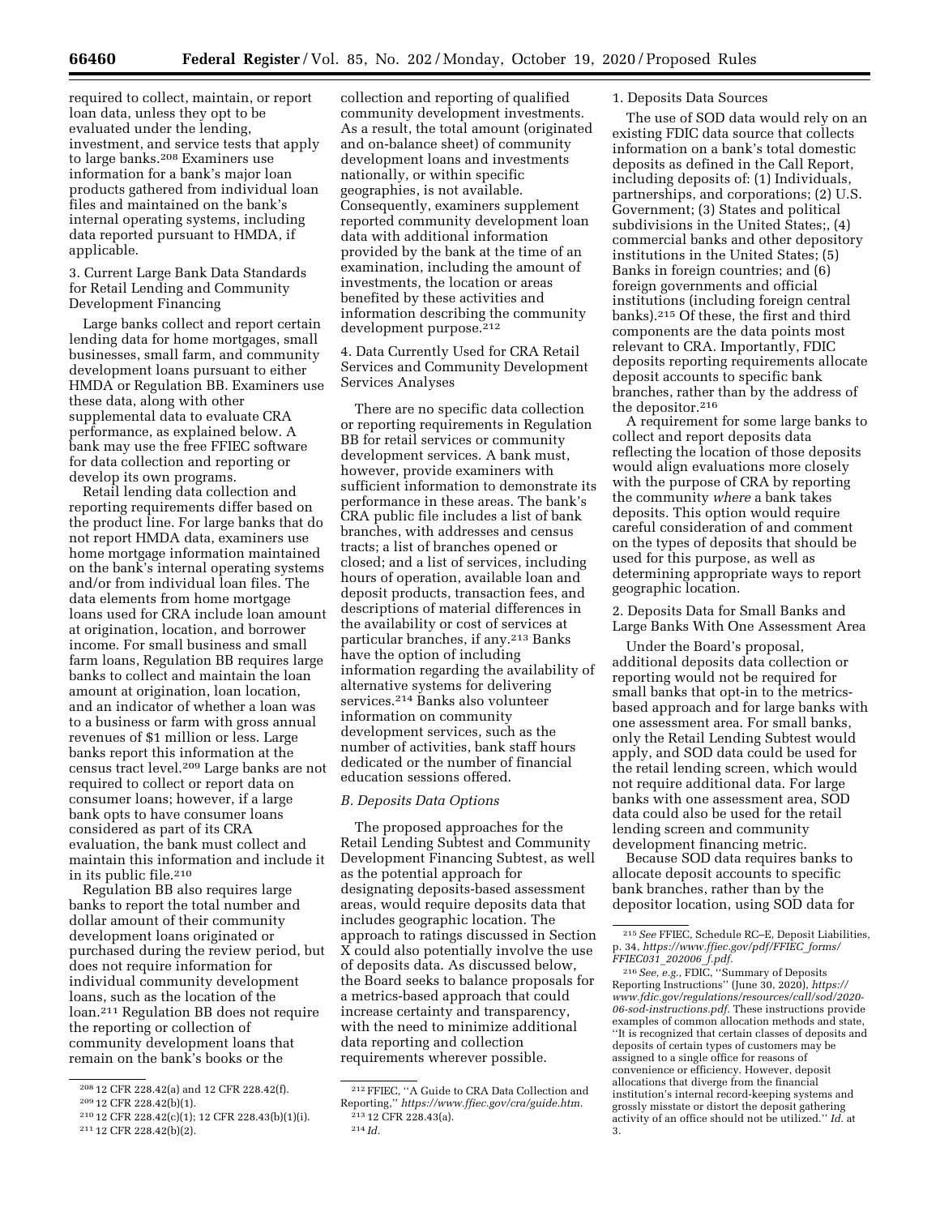required to collect, maintain, or report loan data, unless they opt to be evaluated under the lending, investment, and service tests that apply to large banks.[208] Examiners use information for a bank's major loan products gathered from individual loan files and maintained on the bank's internal operating systems, including data reported pursuant to HMDA, if applicable.

3. Current Large Bank Data Standards for Retail Lending and Community Development Financing

Large banks collect and report certain lending data for home mortgages, small businesses, small farm, and community development loans pursuant to either HMDA or Regulation BB. Examiners use these data, along with other supplemental data to evaluate CRA performance, as explained below. A bank may use the free FFIEC software for data collection and reporting or develop its own programs.

Retail lending data collection and reporting requirements differ based on the product line. For large banks that do not report HMDA data, examiners use home mortgage information maintained on the bank's internal operating systems and/or from individual loan files. The data elements from home mortgage loans used for CRA include loan amount at origination, location, and borrower income. For small business and small farm loans, Regulation BB requires large banks to collect and maintain the loan amount at origination, loan location, and an indicator of whether a loan was to a business or farm with gross annual revenues of $1 million or less. Large banks report this information at the census tract level.[209] Large banks are not required to collect or report data on consumer loans; however, if a large bank opts to have consumer loans considered as part of its CRA evaluation, the bank must collect and maintain this information and include it in its public file.[210]

Regulation BB also requires large banks to report the total number and dollar amount of their community development loans originated or purchased during the review period, but does not require information for individual community development loans, such as the location of the loan.[211] Regulation BB does not require the reporting or collection of community development loans that remain on the bank's books or the collection and reporting of qualified community development investments. As a result, the total amount (originated and on-balance sheet) of community development loans and investments nationally, or within specific geographies, is not available. Consequently, examiners supplement reported community development loan data with additional information provided by the bank at the time of an examination, including the amount of investments, the location or areas benefited by these activities and information describing the community development purpose.[212]

4. Data Currently Used for CRA Retail Services and Community Development Services Analyses

There are no specific data collection or reporting requirements in Regulation BB for retail services or community development services. A bank must, however, provide examiners with sufficient information to demonstrate its performance in these areas. The bank's CRA public file includes a list of bank branches, with addresses and census tracts; a list of branches opened or closed; and a list of services, including hours of operation, available loan and deposit products, transaction fees, and descriptions of material differences in the availability or cost of services at particular branches, if any.[213] Banks have the option of including information regarding the availability of alternative systems for delivering services.[214] Banks also volunteer information on community development services, such as the number of activities, bank staff hours dedicated or the number of financial education sessions offered.

### *B. Deposits Data Options*

The proposed approaches for the Retail Lending Subtest and Community Development Financing Subtest, as well as the potential approach for designating deposits-based assessment areas, would require deposits data that includes geographic location. The approach to ratings discussed in Section X could also potentially involve the use of deposits data. As discussed below, the Board seeks to balance proposals for a metrics-based approach that could increase certainty and transparency, with the need to minimize additional data reporting and collection requirements wherever possible.

1. Deposits Data Sources

The use of SOD data would rely on an existing FDIC data source that collects information on a bank's total domestic deposits as defined in the Call Report, including deposits of: (1) Individuals, partnerships, and corporations; (2) U.S. Government; (3) States and political subdivisions in the United States;, (4) commercial banks and other depository institutions in the United States; (5) Banks in foreign countries; and (6) foreign governments and official institutions (including foreign central banks).[215] Of these, the first and third components are the data points most relevant to CRA. Importantly, FDIC deposits reporting requirements allocate deposit accounts to specific bank branches, rather than by the address of the depositor.[216]

A requirement for some large banks to collect and report deposits data reflecting the location of those deposits would align evaluations more closely with the purpose of CRA by reporting the community *where* a bank takes deposits. This option would require careful consideration of and comment on the types of deposits that should be used for this purpose, as well as determining appropriate ways to report geographic location.

2. Deposits Data for Small Banks and Large Banks With One Assessment Area

Under the Board's proposal, additional deposits data collection or reporting would not be required for small banks that opt-in to the metrics-based approach and for large banks with one assessment area. For small banks, only the Retail Lending Subtest would apply, and SOD data could be used for the retail lending screen, which would not require additional data. For large banks with one assessment area, SOD data could also be used for the retail lending screen and community development financing metric.

Because SOD data requires banks to allocate deposit accounts to specific bank branches, rather than by the depositor location, using SOD data for

---

[208] 12 CFR 228.42(a) and 12 CFR 228.42(f).

[209] 12 CFR 228.42(b)(1).

[210] 12 CFR 228.42(c)(1); 12 CFR 228.43(b)(1)(i).

[211] 12 CFR 228.42(b)(2).

[212] FFIEC, "A Guide to CRA Data Collection and Reporting," *https://www.ffiec.gov/cra/guide.htm.*

[213] 12 CFR 228.43(a).

[214] *Id.*

[215] *See* FFIEC, Schedule RC–E, Deposit Liabilities, p. 34, *https://www.ffiec.gov/pdf/FFIEC_forms/FFIEC031_202006_f.pdf.*

[216] *See, e.g.,* FDIC, "Summary of Deposits Reporting Instructions" (June 30, 2020), *https://www.fdic.gov/regulations/resources/call/sod/2020-06-sod-instructions.pdf.* These instructions provide examples of common allocation methods and state, "It is recognized that certain classes of deposits and deposits of certain types of customers may be assigned to a single office for reasons of convenience or efficiency. However, deposit allocations that diverge from the financial institution's internal record-keeping systems and grossly misstate or distort the deposit gathering activity of an office should not be utilized." *Id.* at 3.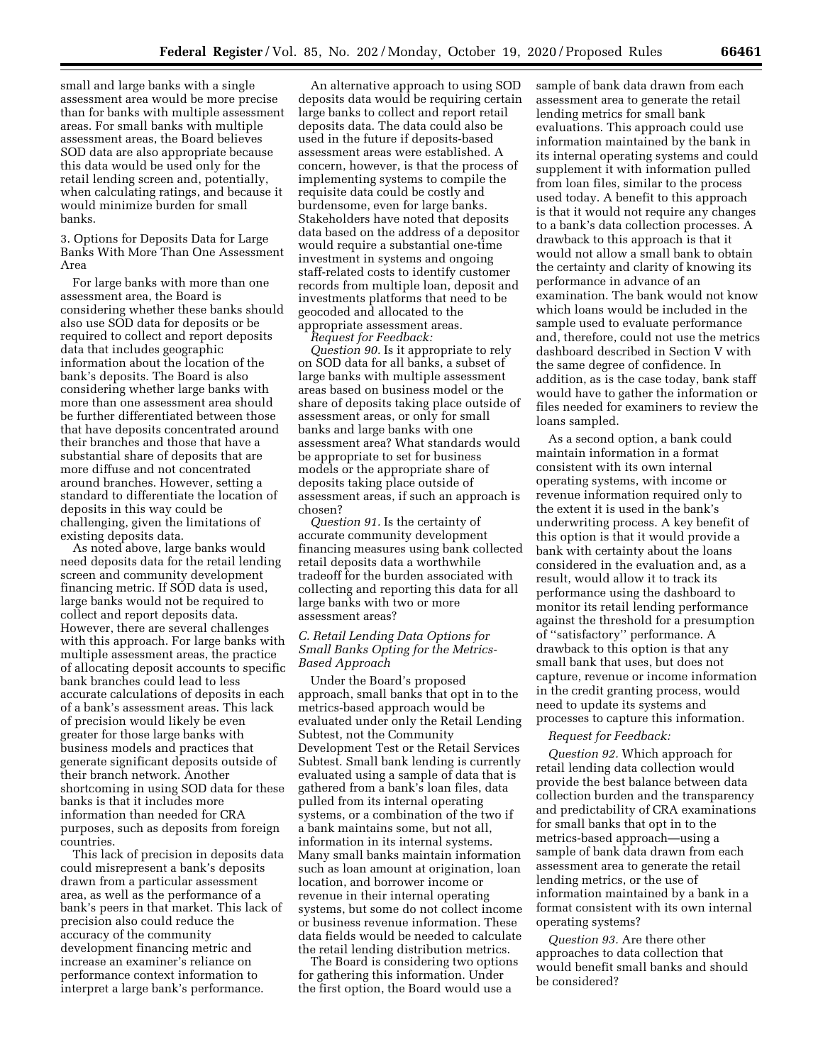small and large banks with a single assessment area would be more precise than for banks with multiple assessment areas. For small banks with multiple assessment areas, the Board believes SOD data are also appropriate because this data would be used only for the retail lending screen and, potentially, when calculating ratings, and because it would minimize burden for small banks.

3. Options for Deposits Data for Large Banks With More Than One Assessment Area

For large banks with more than one assessment area, the Board is considering whether these banks should also use SOD data for deposits or be required to collect and report deposits data that includes geographic information about the location of the bank's deposits. The Board is also considering whether large banks with more than one assessment area should be further differentiated between those that have deposits concentrated around their branches and those that have a substantial share of deposits that are more diffuse and not concentrated around branches. However, setting a standard to differentiate the location of deposits in this way could be challenging, given the limitations of existing deposits data.

As noted above, large banks would need deposits data for the retail lending screen and community development financing metric. If SOD data is used, large banks would not be required to collect and report deposits data. However, there are several challenges with this approach. For large banks with multiple assessment areas, the practice of allocating deposit accounts to specific bank branches could lead to less accurate calculations of deposits in each of a bank's assessment areas. This lack of precision would likely be even greater for those large banks with business models and practices that generate significant deposits outside of their branch network. Another shortcoming in using SOD data for these banks is that it includes more information than needed for CRA purposes, such as deposits from foreign countries.

This lack of precision in deposits data could misrepresent a bank's deposits drawn from a particular assessment area, as well as the performance of a bank's peers in that market. This lack of precision also could reduce the accuracy of the community development financing metric and increase an examiner's reliance on performance context information to interpret a large bank's performance.

An alternative approach to using SOD deposits data would be requiring certain large banks to collect and report retail deposits data. The data could also be used in the future if deposits-based assessment areas were established. A concern, however, is that the process of implementing systems to compile the requisite data could be costly and burdensome, even for large banks. Stakeholders have noted that deposits data based on the address of a depositor would require a substantial one-time investment in systems and ongoing staff-related costs to identify customer records from multiple loan, deposit and investments platforms that need to be geocoded and allocated to the appropriate assessment areas.

*Request for Feedback:*

*Question 90.* Is it appropriate to rely on SOD data for all banks, a subset of large banks with multiple assessment areas based on business model or the share of deposits taking place outside of assessment areas, or only for small banks and large banks with one assessment area? What standards would be appropriate to set for business models or the appropriate share of deposits taking place outside of assessment areas, if such an approach is chosen?

*Question 91.* Is the certainty of accurate community development financing measures using bank collected retail deposits data a worthwhile tradeoff for the burden associated with collecting and reporting this data for all large banks with two or more assessment areas?

### *C. Retail Lending Data Options for Small Banks Opting for the Metrics-Based Approach*

Under the Board's proposed approach, small banks that opt in to the metrics-based approach would be evaluated under only the Retail Lending Subtest, not the Community Development Test or the Retail Services Subtest. Small bank lending is currently evaluated using a sample of data that is gathered from a bank's loan files, data pulled from its internal operating systems, or a combination of the two if a bank maintains some, but not all, information in its internal systems. Many small banks maintain information such as loan amount at origination, loan location, and borrower income or revenue in their internal operating systems, but some do not collect income or business revenue information. These data fields would be needed to calculate the retail lending distribution metrics.

The Board is considering two options for gathering this information. Under the first option, the Board would use a sample of bank data drawn from each assessment area to generate the retail lending metrics for small bank evaluations. This approach could use information maintained by the bank in its internal operating systems and could supplement it with information pulled from loan files, similar to the process used today. A benefit to this approach is that it would not require any changes to a bank's data collection processes. A drawback to this approach is that it would not allow a small bank to obtain the certainty and clarity of knowing its performance in advance of an examination. The bank would not know which loans would be included in the sample used to evaluate performance and, therefore, could not use the metrics dashboard described in Section V with the same degree of confidence. In addition, as is the case today, bank staff would have to gather the information or files needed for examiners to review the loans sampled.

As a second option, a bank could maintain information in a format consistent with its own internal operating systems, with income or revenue information required only to the extent it is used in the bank's underwriting process. A key benefit of this option is that it would provide a bank with certainty about the loans considered in the evaluation and, as a result, would allow it to track its performance using the dashboard to monitor its retail lending performance against the threshold for a presumption of "satisfactory" performance. A drawback to this option is that any small bank that uses, but does not capture, revenue or income information in the credit granting process, would need to update its systems and processes to capture this information.

*Request for Feedback:*

*Question 92.* Which approach for retail lending data collection would provide the best balance between data collection burden and the transparency and predictability of CRA examinations for small banks that opt in to the metrics-based approach—using a sample of bank data drawn from each assessment area to generate the retail lending metrics, or the use of information maintained by a bank in a format consistent with its own internal operating systems?

*Question 93.* Are there other approaches to data collection that would benefit small banks and should be considered?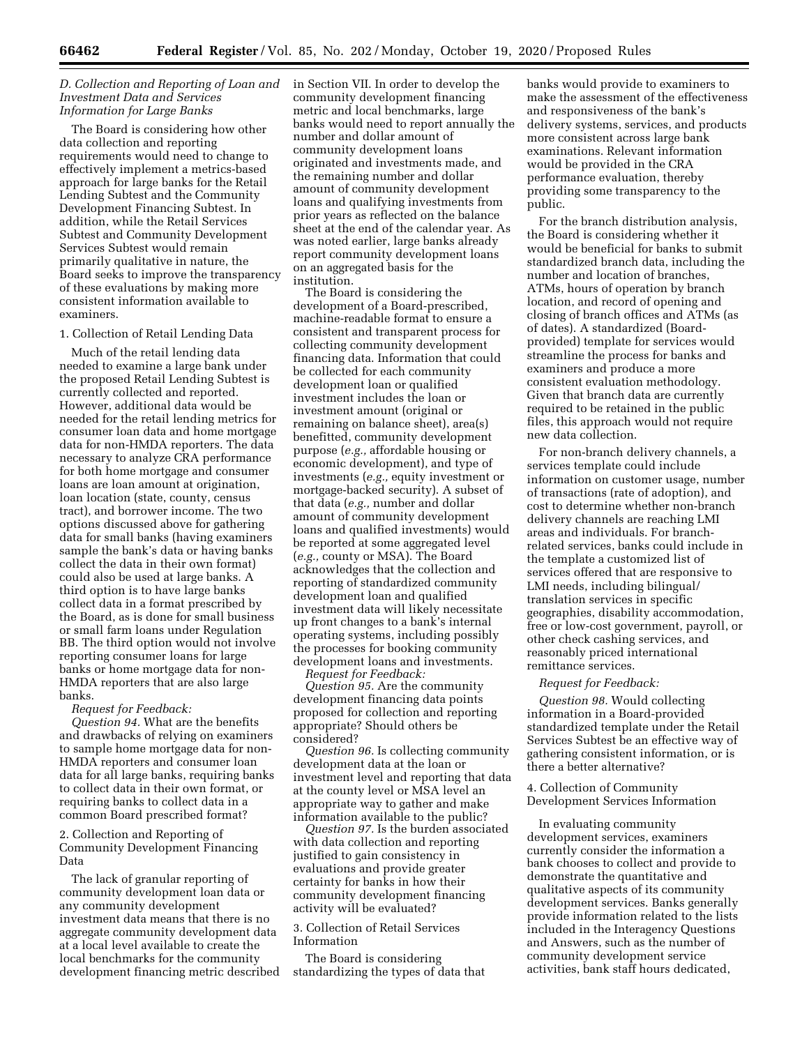### D. Collection and Reporting of Loan and Investment Data and Services Information for Large Banks

The Board is considering how other data collection and reporting requirements would need to change to effectively implement a metrics-based approach for large banks for the Retail Lending Subtest and the Community Development Financing Subtest. In addition, while the Retail Services Subtest and Community Development Services Subtest would remain primarily qualitative in nature, the Board seeks to improve the transparency of these evaluations by making more consistent information available to examiners.

#### 1. Collection of Retail Lending Data

Much of the retail lending data needed to examine a large bank under the proposed Retail Lending Subtest is currently collected and reported. However, additional data would be needed for the retail lending metrics for consumer loan data and home mortgage data for non-HMDA reporters. The data necessary to analyze CRA performance for both home mortgage and consumer loans are loan amount at origination, loan location (state, county, census tract), and borrower income. The two options discussed above for gathering data for small banks (having examiners sample the bank's data or having banks collect the data in their own format) could also be used at large banks. A third option is to have large banks collect data in a format prescribed by the Board, as is done for small business or small farm loans under Regulation BB. The third option would not involve reporting consumer loans for large banks or home mortgage data for non-HMDA reporters that are also large banks.

*Request for Feedback:*

*Question 94.* What are the benefits and drawbacks of relying on examiners to sample home mortgage data for non-HMDA reporters and consumer loan data for all large banks, requiring banks to collect data in their own format, or requiring banks to collect data in a common Board prescribed format?

#### 2. Collection and Reporting of Community Development Financing Data

The lack of granular reporting of community development loan data or any community development investment data means that there is no aggregate community development data at a local level available to create the local benchmarks for the community development financing metric described in Section VII. In order to develop the community development financing metric and local benchmarks, large banks would need to report annually the number and dollar amount of community development loans originated and investments made, and the remaining number and dollar amount of community development loans and qualifying investments from prior years as reflected on the balance sheet at the end of the calendar year. As was noted earlier, large banks already report community development loans on an aggregated basis for the institution.

The Board is considering the development of a Board-prescribed, machine-readable format to ensure a consistent and transparent process for collecting community development financing data. Information that could be collected for each community development loan or qualified investment includes the loan or investment amount (original or remaining on balance sheet), area(s) benefitted, community development purpose (*e.g.,* affordable housing or economic development), and type of investments (*e.g.,* equity investment or mortgage-backed security). A subset of that data (*e.g.,* number and dollar amount of community development loans and qualified investments) would be reported at some aggregated level (*e.g.,* county or MSA). The Board acknowledges that the collection and reporting of standardized community development loan and qualified investment data will likely necessitate up front changes to a bank's internal operating systems, including possibly the processes for booking community development loans and investments.

*Request for Feedback:*

*Question 95.* Are the community development financing data points proposed for collection and reporting appropriate? Should others be considered?

*Question 96.* Is collecting community development data at the loan or investment level and reporting that data at the county level or MSA level an appropriate way to gather and make information available to the public?

*Question 97.* Is the burden associated with data collection and reporting justified to gain consistency in evaluations and provide greater certainty for banks in how their community development financing activity will be evaluated?

#### 3. Collection of Retail Services Information

The Board is considering standardizing the types of data that banks would provide to examiners to make the assessment of the effectiveness and responsiveness of the bank's delivery systems, services, and products more consistent across large bank examinations. Relevant information would be provided in the CRA performance evaluation, thereby providing some transparency to the public.

For the branch distribution analysis, the Board is considering whether it would be beneficial for banks to submit standardized branch data, including the number and location of branches, ATMs, hours of operation by branch location, and record of opening and closing of branch offices and ATMs (as of dates). A standardized (Board-provided) template for services would streamline the process for banks and examiners and produce a more consistent evaluation methodology. Given that branch data are currently required to be retained in the public files, this approach would not require new data collection.

For non-branch delivery channels, a services template could include information on customer usage, number of transactions (rate of adoption), and cost to determine whether non-branch delivery channels are reaching LMI areas and individuals. For branch-related services, banks could include in the template a customized list of services offered that are responsive to LMI needs, including bilingual/translation services in specific geographies, disability accommodation, free or low-cost government, payroll, or other check cashing services, and reasonably priced international remittance services.

*Request for Feedback:*

*Question 98.* Would collecting information in a Board-provided standardized template under the Retail Services Subtest be an effective way of gathering consistent information, or is there a better alternative?

#### 4. Collection of Community Development Services Information

In evaluating community development services, examiners currently consider the information a bank chooses to collect and provide to demonstrate the quantitative and qualitative aspects of its community development services. Banks generally provide information related to the lists included in the Interagency Questions and Answers, such as the number of community development service activities, bank staff hours dedicated,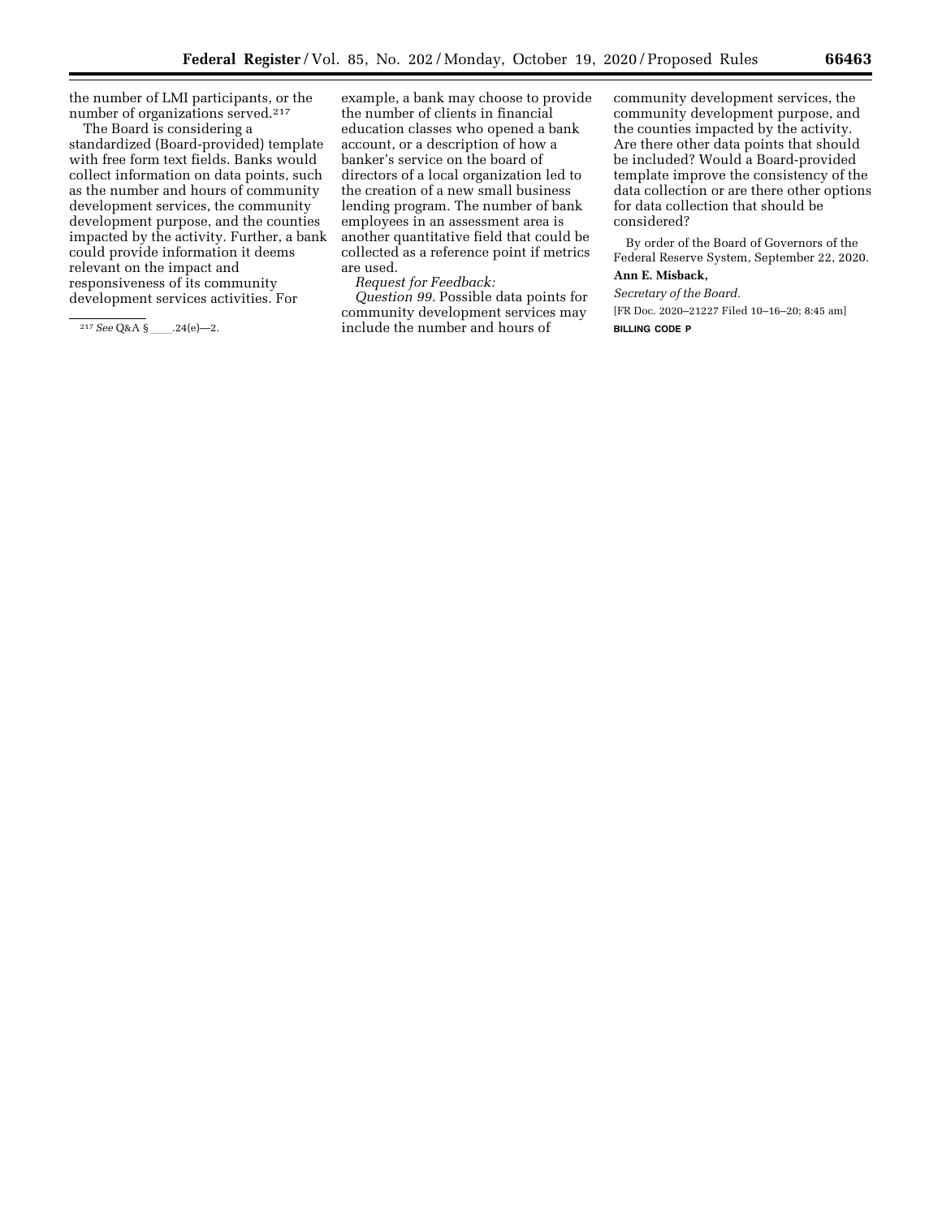the number of LMI participants, or the number of organizations served.[217]

The Board is considering a standardized (Board-provided) template with free form text fields. Banks would collect information on data points, such as the number and hours of community development services, the community development purpose, and the counties impacted by the activity. Further, a bank could provide information it deems relevant on the impact and responsiveness of its community development services activities. For example, a bank may choose to provide the number of clients in financial education classes who opened a bank account, or a description of how a banker's service on the board of directors of a local organization led to the creation of a new small business lending program. The number of bank employees in an assessment area is another quantitative field that could be collected as a reference point if metrics are used.

*Request for Feedback:*

*Question 99.* Possible data points for community development services may include the number and hours of community development services, the community development purpose, and the counties impacted by the activity. Are there other data points that should be included? Would a Board-provided template improve the consistency of the data collection or are there other options for data collection that should be considered?

By order of the Board of Governors of the Federal Reserve System, September 22, 2020.

**Ann E. Misback,**

*Secretary of the Board.*

[FR Doc. 2020–21227 Filed 10–16–20; 8:45 am]

BILLING CODE P

---

[217] *See* Q&A § ____.24(e)—2.